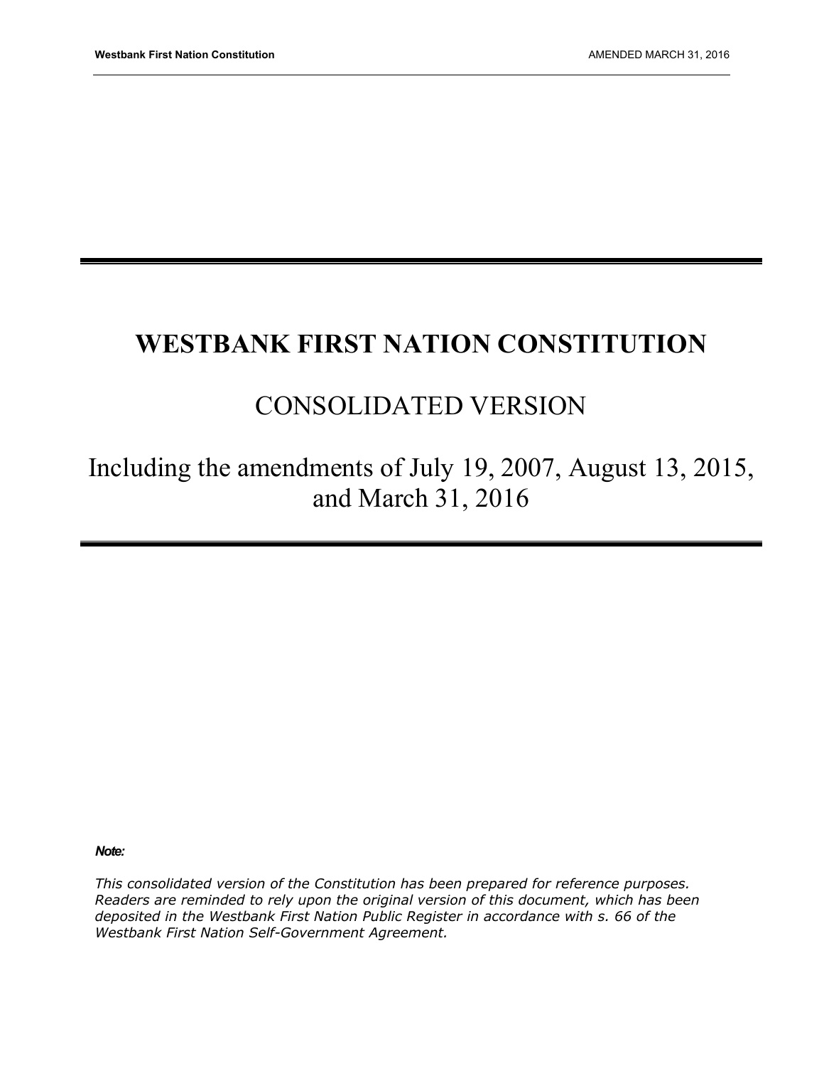# WESTBANK FIRST NATION CONSTITUTION

## CONSOLIDATED VERSION

## Including the amendments of July 19, 2007, August 13, 2015, and March 31, 2016

***Note:***

*This consolidated version of the Constitution has been prepared for reference purposes. Readers are reminded to rely upon the original version of this document, which has been deposited in the Westbank First Nation Public Register in accordance with s. 66 of the Westbank First Nation Self-Government Agreement.*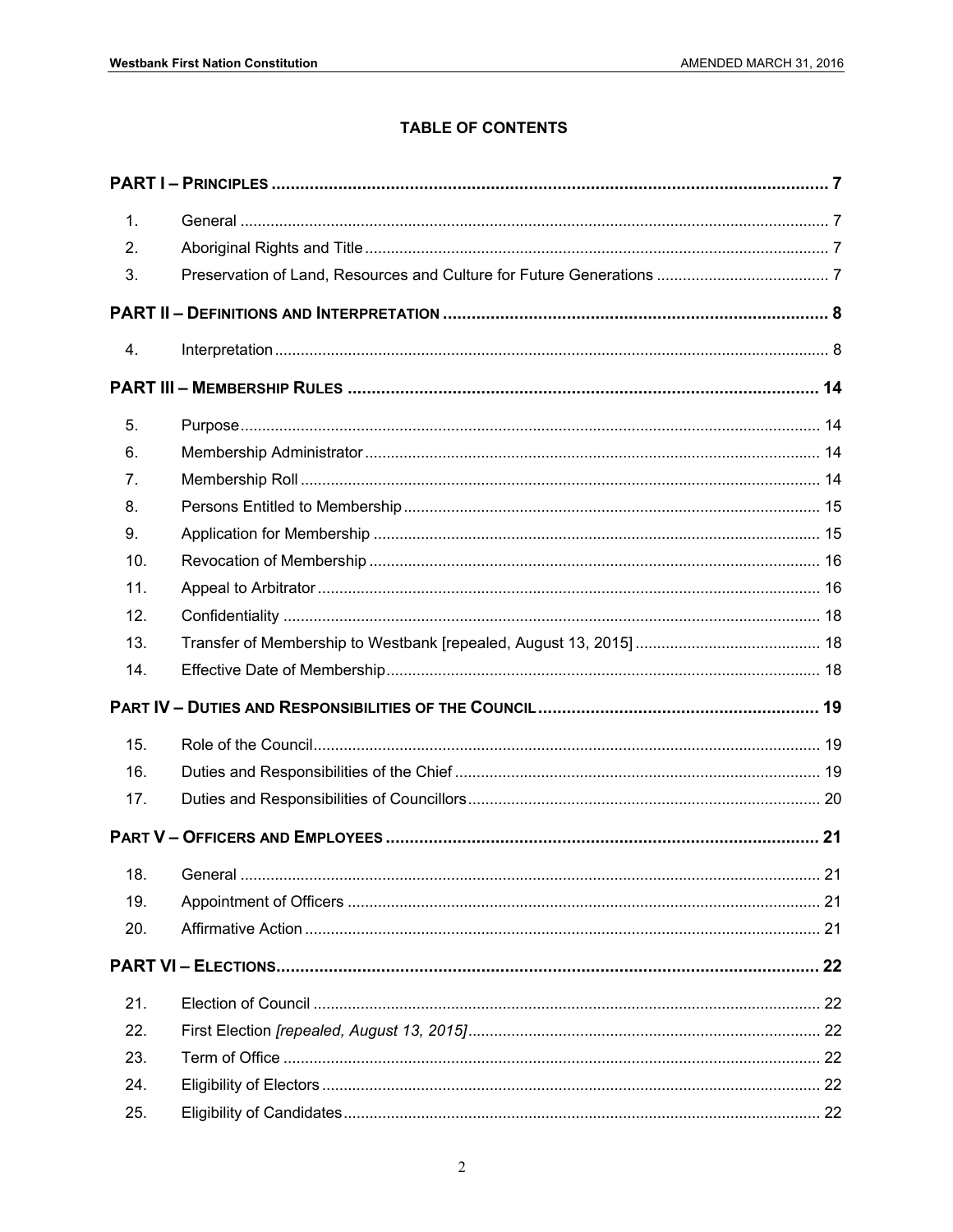## TABLE OF CONTENTS

**PART I – PRINCIPLES** ........ 7

| | | |
|---|---|---|
| 1. | General | 7 |
| 2. | Aboriginal Rights and Title | 7 |
| 3. | Preservation of Land, Resources and Culture for Future Generations | 7 |

**PART II – DEFINITIONS AND INTERPRETATION** ........ 8

| | | |
|---|---|---|
| 4. | Interpretation | 8 |

**PART III – MEMBERSHIP RULES** ........ 14

| | | |
|---|---|---|
| 5. | Purpose | 14 |
| 6. | Membership Administrator | 14 |
| 7. | Membership Roll | 14 |
| 8. | Persons Entitled to Membership | 15 |
| 9. | Application for Membership | 15 |
| 10. | Revocation of Membership | 16 |
| 11. | Appeal to Arbitrator | 16 |
| 12. | Confidentiality | 18 |
| 13. | Transfer of Membership to Westbank [repealed, August 13, 2015] | 18 |
| 14. | Effective Date of Membership | 18 |

**PART IV – DUTIES AND RESPONSIBILITIES OF THE COUNCIL** ........ 19

| | | |
|---|---|---|
| 15. | Role of the Council | 19 |
| 16. | Duties and Responsibilities of the Chief | 19 |
| 17. | Duties and Responsibilities of Councillors | 20 |

**PART V – OFFICERS AND EMPLOYEES** ........ 21

| | | |
|---|---|---|
| 18. | General | 21 |
| 19. | Appointment of Officers | 21 |
| 20. | Affirmative Action | 21 |

**PART VI – ELECTIONS** ........ 22

| | | |
|---|---|---|
| 21. | Election of Council | 22 |
| 22. | First Election *[repealed, August 13, 2015]* | 22 |
| 23. | Term of Office | 22 |
| 24. | Eligibility of Electors | 22 |
| 25. | Eligibility of Candidates | 22 |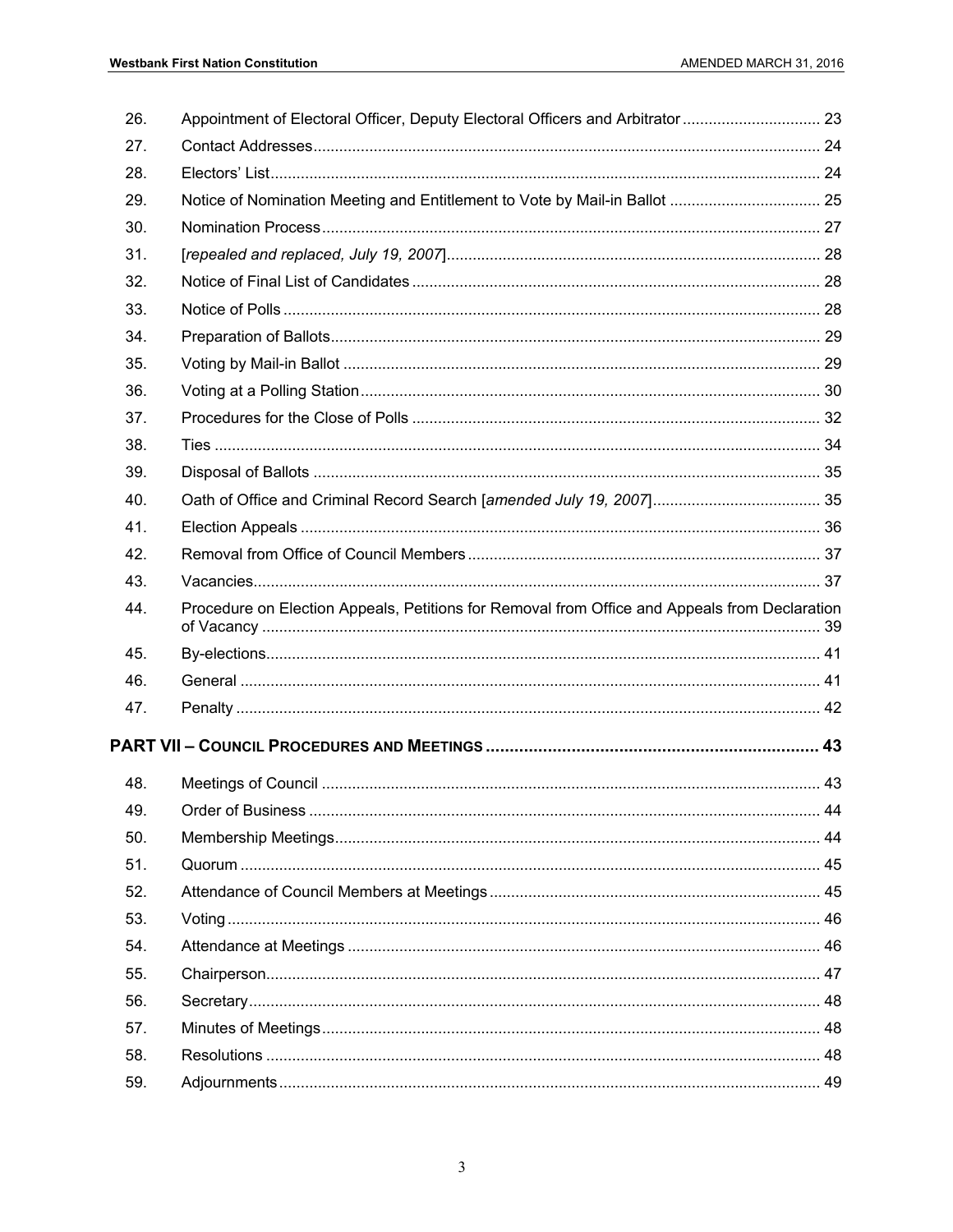| | | |
|---|---|---|
| 26. | Appointment of Electoral Officer, Deputy Electoral Officers and Arbitrator | 23 |
| 27. | Contact Addresses | 24 |
| 28. | Electors' List | 24 |
| 29. | Notice of Nomination Meeting and Entitlement to Vote by Mail-in Ballot | 25 |
| 30. | Nomination Process | 27 |
| 31. | [*repealed and replaced, July 19, 2007*] | 28 |
| 32. | Notice of Final List of Candidates | 28 |
| 33. | Notice of Polls | 28 |
| 34. | Preparation of Ballots | 29 |
| 35. | Voting by Mail-in Ballot | 29 |
| 36. | Voting at a Polling Station | 30 |
| 37. | Procedures for the Close of Polls | 32 |
| 38. | Ties | 34 |
| 39. | Disposal of Ballots | 35 |
| 40. | Oath of Office and Criminal Record Search [*amended July 19, 2007*] | 35 |
| 41. | Election Appeals | 36 |
| 42. | Removal from Office of Council Members | 37 |
| 43. | Vacancies | 37 |
| 44. | Procedure on Election Appeals, Petitions for Removal from Office and Appeals from Declaration of Vacancy | 39 |
| 45. | By-elections | 41 |
| 46. | General | 41 |
| 47. | Penalty | 42 |

**PART VII – COUNCIL PROCEDURES AND MEETINGS** ..... **43**

| | | |
|---|---|---|
| 48. | Meetings of Council | 43 |
| 49. | Order of Business | 44 |
| 50. | Membership Meetings | 44 |
| 51. | Quorum | 45 |
| 52. | Attendance of Council Members at Meetings | 45 |
| 53. | Voting | 46 |
| 54. | Attendance at Meetings | 46 |
| 55. | Chairperson | 47 |
| 56. | Secretary | 48 |
| 57. | Minutes of Meetings | 48 |
| 58. | Resolutions | 48 |
| 59. | Adjournments | 49 |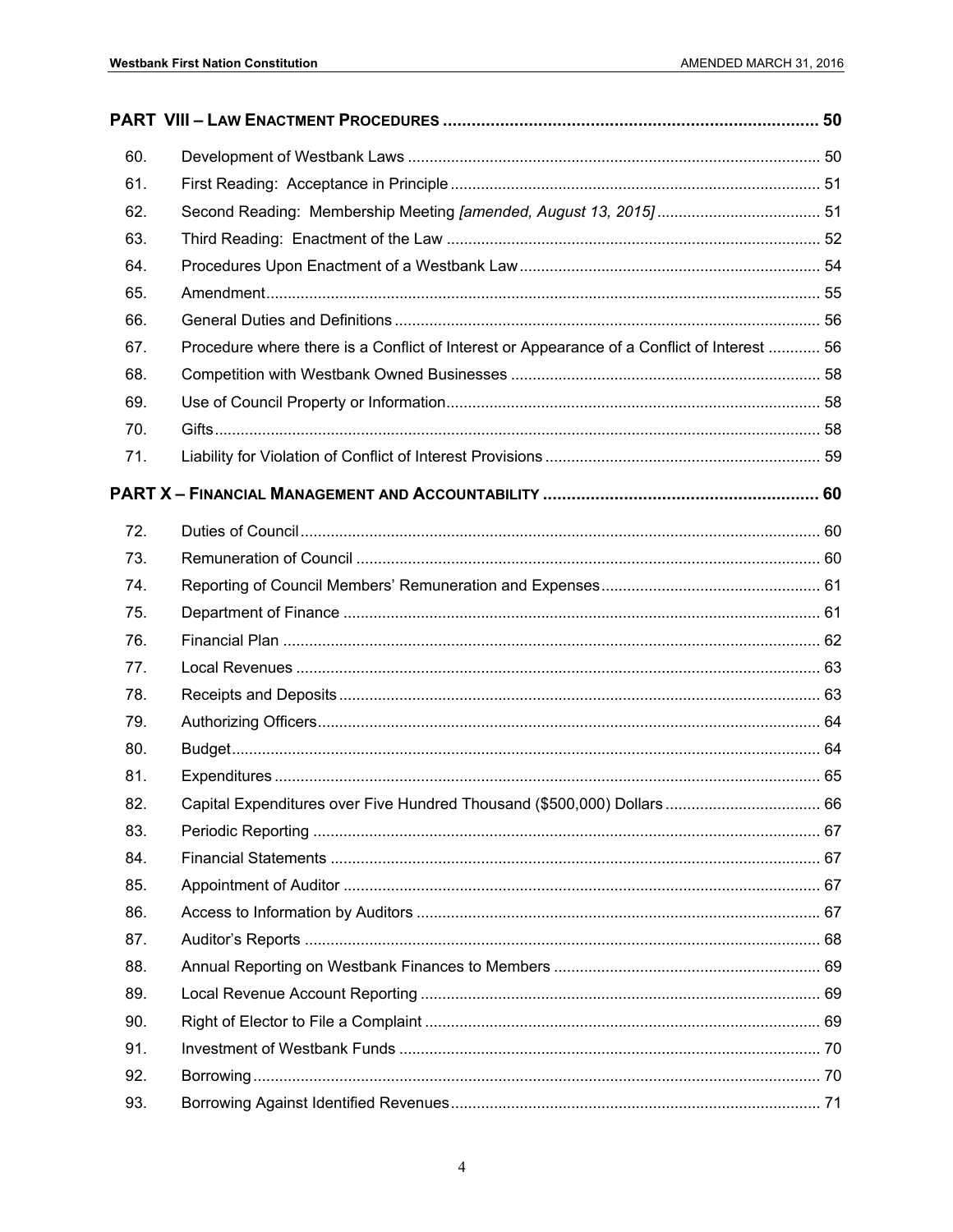| PART VIII – LAW ENACTMENT PROCEDURES | | 50 |
|---|---|---|
| 60. | Development of Westbank Laws | 50 |
| 61. | First Reading: Acceptance in Principle | 51 |
| 62. | Second Reading: Membership Meeting *[amended, August 13, 2015]* | 51 |
| 63. | Third Reading: Enactment of the Law | 52 |
| 64. | Procedures Upon Enactment of a Westbank Law | 54 |
| 65. | Amendment | 55 |
| 66. | General Duties and Definitions | 56 |
| 67. | Procedure where there is a Conflict of Interest or Appearance of a Conflict of Interest | 56 |
| 68. | Competition with Westbank Owned Businesses | 58 |
| 69. | Use of Council Property or Information | 58 |
| 70. | Gifts | 58 |
| 71. | Liability for Violation of Conflict of Interest Provisions | 59 |
| **PART X – FINANCIAL MANAGEMENT AND ACCOUNTABILITY** | | **60** |
| 72. | Duties of Council | 60 |
| 73. | Remuneration of Council | 60 |
| 74. | Reporting of Council Members' Remuneration and Expenses | 61 |
| 75. | Department of Finance | 61 |
| 76. | Financial Plan | 62 |
| 77. | Local Revenues | 63 |
| 78. | Receipts and Deposits | 63 |
| 79. | Authorizing Officers | 64 |
| 80. | Budget | 64 |
| 81. | Expenditures | 65 |
| 82. | Capital Expenditures over Five Hundred Thousand ($500,000) Dollars | 66 |
| 83. | Periodic Reporting | 67 |
| 84. | Financial Statements | 67 |
| 85. | Appointment of Auditor | 67 |
| 86. | Access to Information by Auditors | 67 |
| 87. | Auditor's Reports | 68 |
| 88. | Annual Reporting on Westbank Finances to Members | 69 |
| 89. | Local Revenue Account Reporting | 69 |
| 90. | Right of Elector to File a Complaint | 69 |
| 91. | Investment of Westbank Funds | 70 |
| 92. | Borrowing | 70 |
| 93. | Borrowing Against Identified Revenues | 71 |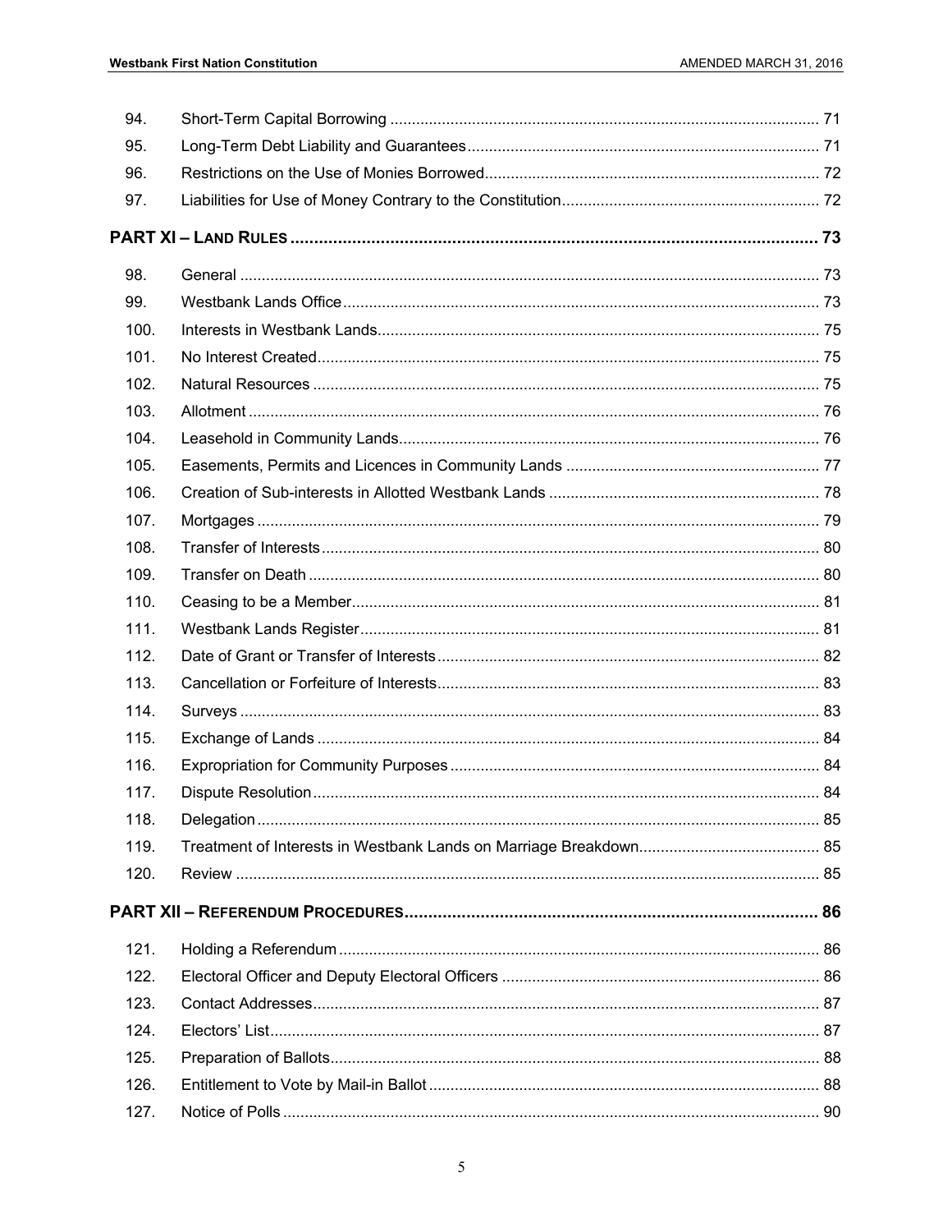| | | |
|---|---|---|
| 94. | Short-Term Capital Borrowing | 71 |
| 95. | Long-Term Debt Liability and Guarantees | 71 |
| 96. | Restrictions on the Use of Monies Borrowed | 72 |
| 97. | Liabilities for Use of Money Contrary to the Constitution | 72 |

**PART XI – LAND RULES** ..... 73

| | | |
|---|---|---|
| 98. | General | 73 |
| 99. | Westbank Lands Office | 73 |
| 100. | Interests in Westbank Lands | 75 |
| 101. | No Interest Created | 75 |
| 102. | Natural Resources | 75 |
| 103. | Allotment | 76 |
| 104. | Leasehold in Community Lands | 76 |
| 105. | Easements, Permits and Licences in Community Lands | 77 |
| 106. | Creation of Sub-interests in Allotted Westbank Lands | 78 |
| 107. | Mortgages | 79 |
| 108. | Transfer of Interests | 80 |
| 109. | Transfer on Death | 80 |
| 110. | Ceasing to be a Member | 81 |
| 111. | Westbank Lands Register | 81 |
| 112. | Date of Grant or Transfer of Interests | 82 |
| 113. | Cancellation or Forfeiture of Interests | 83 |
| 114. | Surveys | 83 |
| 115. | Exchange of Lands | 84 |
| 116. | Expropriation for Community Purposes | 84 |
| 117. | Dispute Resolution | 84 |
| 118. | Delegation | 85 |
| 119. | Treatment of Interests in Westbank Lands on Marriage Breakdown | 85 |
| 120. | Review | 85 |

**PART XII – REFERENDUM PROCEDURES** ..... 86

| | | |
|---|---|---|
| 121. | Holding a Referendum | 86 |
| 122. | Electoral Officer and Deputy Electoral Officers | 86 |
| 123. | Contact Addresses | 87 |
| 124. | Electors' List | 87 |
| 125. | Preparation of Ballots | 88 |
| 126. | Entitlement to Vote by Mail-in Ballot | 88 |
| 127. | Notice of Polls | 90 |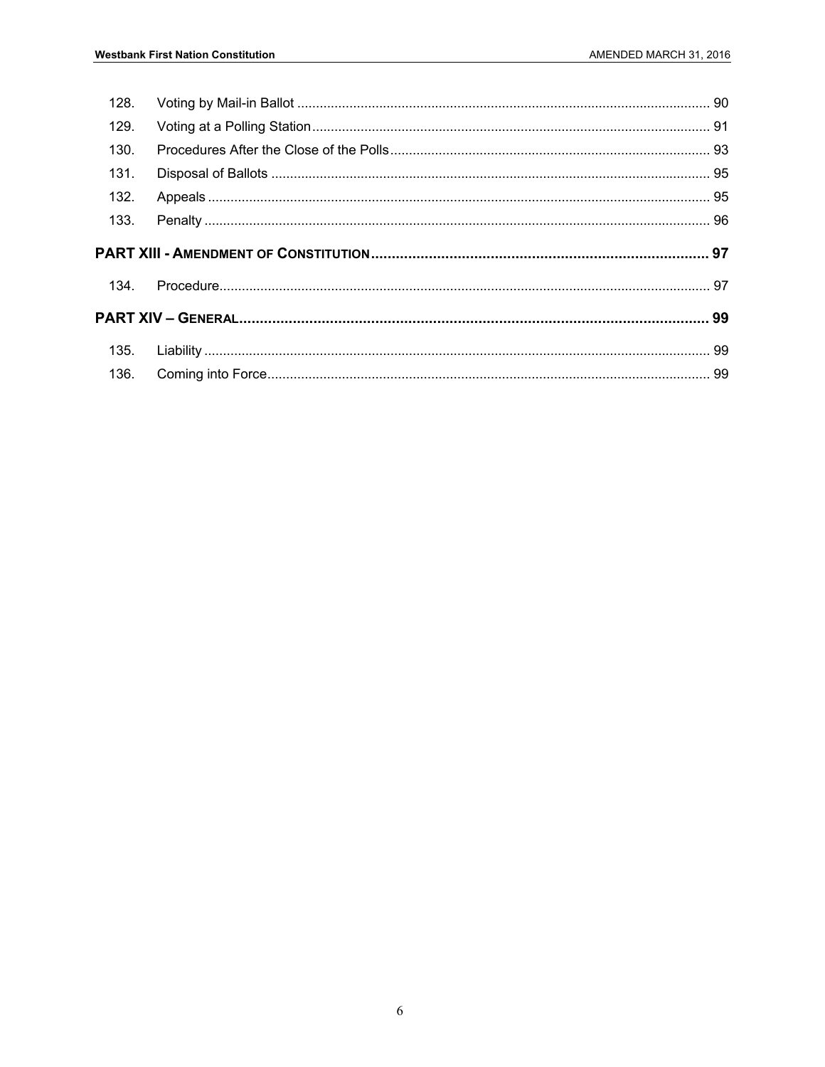128. Voting by Mail-in Ballot ............................................................................................................. 90

129. Voting at a Polling Station.......................................................................................................... 91

130. Procedures After the Close of the Polls.................................................................................... 93

131. Disposal of Ballots ..................................................................................................................... 95

132. Appeals ....................................................................................................................................... 95

133. Penalty ........................................................................................................................................ 96

**PART XIII - AMENDMENT OF CONSTITUTION.................................................................................. 97**

134. Procedure.................................................................................................................................... 97

**PART XIV – GENERAL................................................................................................................. 99**

135. Liability ........................................................................................................................................ 99

136. Coming into Force....................................................................................................................... 99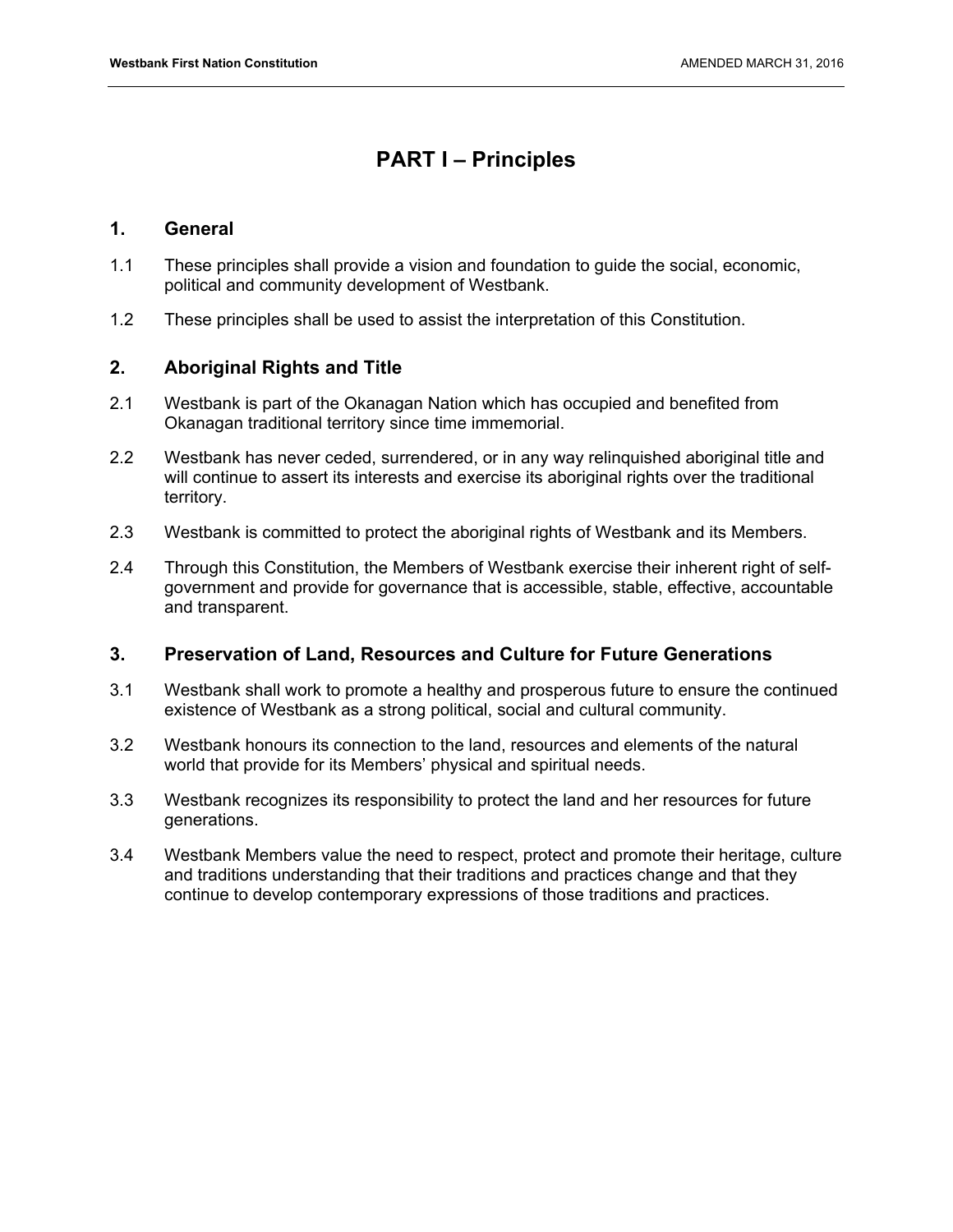# PART I – Principles

## 1. General

1.1 These principles shall provide a vision and foundation to guide the social, economic, political and community development of Westbank.

1.2 These principles shall be used to assist the interpretation of this Constitution.

## 2. Aboriginal Rights and Title

2.1 Westbank is part of the Okanagan Nation which has occupied and benefited from Okanagan traditional territory since time immemorial.

2.2 Westbank has never ceded, surrendered, or in any way relinquished aboriginal title and will continue to assert its interests and exercise its aboriginal rights over the traditional territory.

2.3 Westbank is committed to protect the aboriginal rights of Westbank and its Members.

2.4 Through this Constitution, the Members of Westbank exercise their inherent right of self-government and provide for governance that is accessible, stable, effective, accountable and transparent.

## 3. Preservation of Land, Resources and Culture for Future Generations

3.1 Westbank shall work to promote a healthy and prosperous future to ensure the continued existence of Westbank as a strong political, social and cultural community.

3.2 Westbank honours its connection to the land, resources and elements of the natural world that provide for its Members' physical and spiritual needs.

3.3 Westbank recognizes its responsibility to protect the land and her resources for future generations.

3.4 Westbank Members value the need to respect, protect and promote their heritage, culture and traditions understanding that their traditions and practices change and that they continue to develop contemporary expressions of those traditions and practices.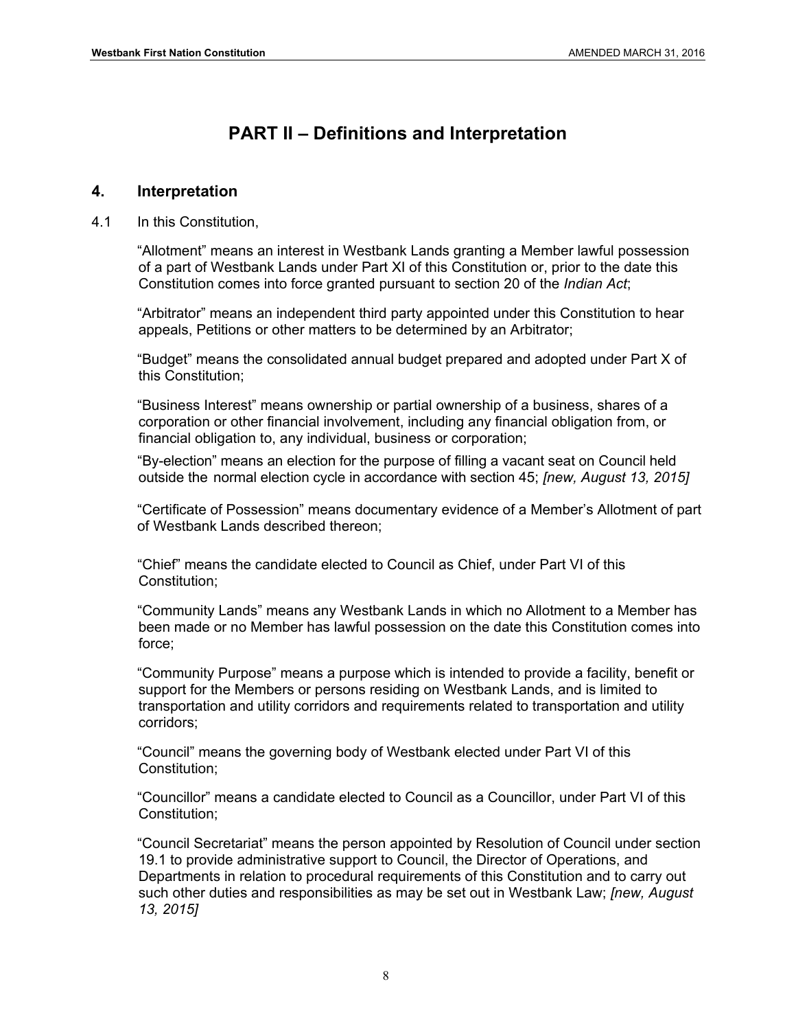# PART II – Definitions and Interpretation

## 4. Interpretation

4.1 In this Constitution,

"Allotment" means an interest in Westbank Lands granting a Member lawful possession of a part of Westbank Lands under Part XI of this Constitution or, prior to the date this Constitution comes into force granted pursuant to section 20 of the *Indian Act*;

"Arbitrator" means an independent third party appointed under this Constitution to hear appeals, Petitions or other matters to be determined by an Arbitrator;

"Budget" means the consolidated annual budget prepared and adopted under Part X of this Constitution;

"Business Interest" means ownership or partial ownership of a business, shares of a corporation or other financial involvement, including any financial obligation from, or financial obligation to, any individual, business or corporation;

"By-election" means an election for the purpose of filling a vacant seat on Council held outside the normal election cycle in accordance with section 45; *[new, August 13, 2015]*

"Certificate of Possession" means documentary evidence of a Member's Allotment of part of Westbank Lands described thereon;

"Chief" means the candidate elected to Council as Chief, under Part VI of this Constitution;

"Community Lands" means any Westbank Lands in which no Allotment to a Member has been made or no Member has lawful possession on the date this Constitution comes into force;

"Community Purpose" means a purpose which is intended to provide a facility, benefit or support for the Members or persons residing on Westbank Lands, and is limited to transportation and utility corridors and requirements related to transportation and utility corridors;

"Council" means the governing body of Westbank elected under Part VI of this Constitution;

"Councillor" means a candidate elected to Council as a Councillor, under Part VI of this Constitution;

"Council Secretariat" means the person appointed by Resolution of Council under section 19.1 to provide administrative support to Council, the Director of Operations, and Departments in relation to procedural requirements of this Constitution and to carry out such other duties and responsibilities as may be set out in Westbank Law; *[new, August 13, 2015]*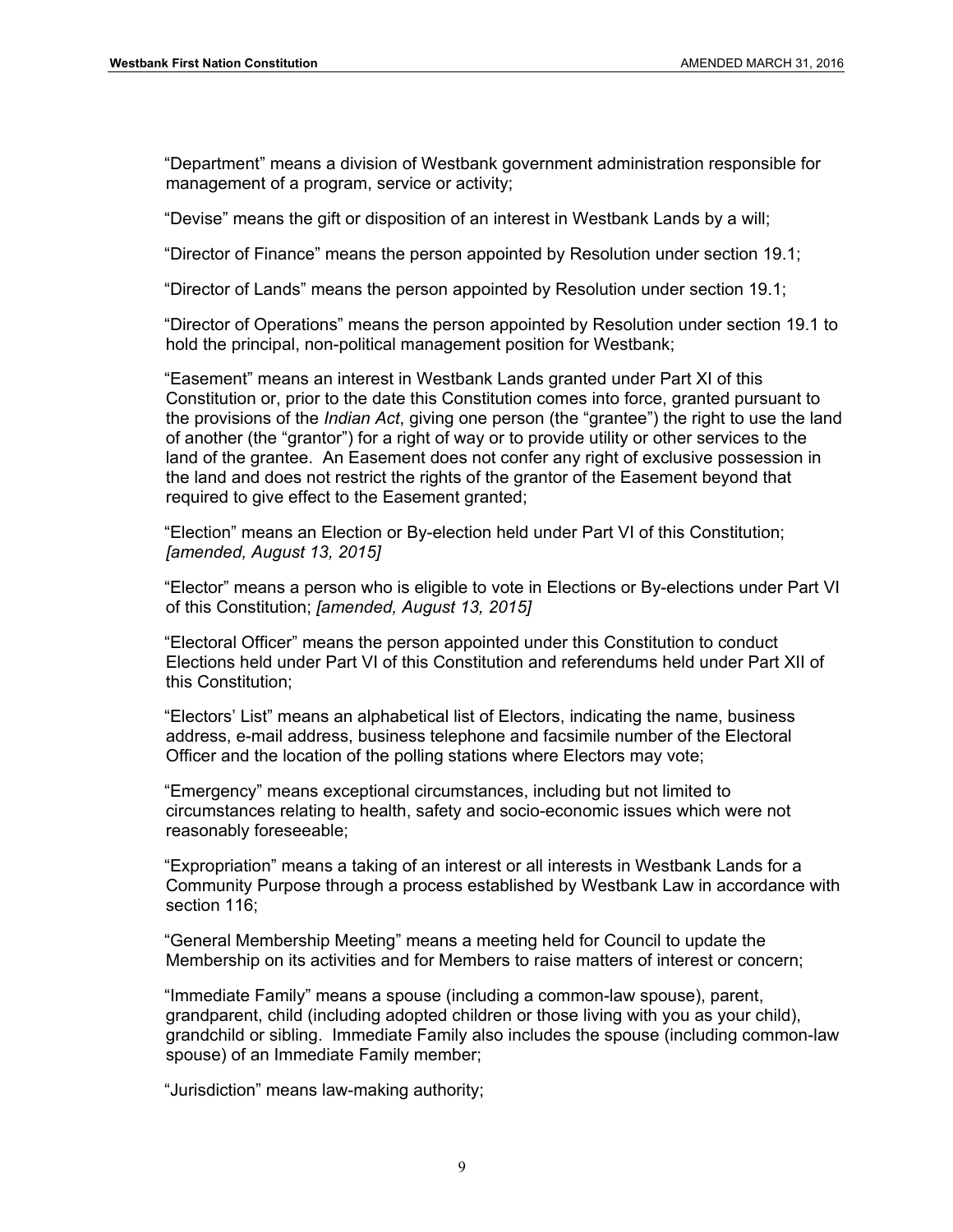"Department" means a division of Westbank government administration responsible for management of a program, service or activity;

"Devise" means the gift or disposition of an interest in Westbank Lands by a will;

"Director of Finance" means the person appointed by Resolution under section 19.1;

"Director of Lands" means the person appointed by Resolution under section 19.1;

"Director of Operations" means the person appointed by Resolution under section 19.1 to hold the principal, non-political management position for Westbank;

"Easement" means an interest in Westbank Lands granted under Part XI of this Constitution or, prior to the date this Constitution comes into force, granted pursuant to the provisions of the *Indian Act*, giving one person (the "grantee") the right to use the land of another (the "grantor") for a right of way or to provide utility or other services to the land of the grantee. An Easement does not confer any right of exclusive possession in the land and does not restrict the rights of the grantor of the Easement beyond that required to give effect to the Easement granted;

"Election" means an Election or By-election held under Part VI of this Constitution; *[amended, August 13, 2015]*

"Elector" means a person who is eligible to vote in Elections or By-elections under Part VI of this Constitution; *[amended, August 13, 2015]*

"Electoral Officer" means the person appointed under this Constitution to conduct Elections held under Part VI of this Constitution and referendums held under Part XII of this Constitution;

"Electors' List" means an alphabetical list of Electors, indicating the name, business address, e-mail address, business telephone and facsimile number of the Electoral Officer and the location of the polling stations where Electors may vote;

"Emergency" means exceptional circumstances, including but not limited to circumstances relating to health, safety and socio-economic issues which were not reasonably foreseeable;

"Expropriation" means a taking of an interest or all interests in Westbank Lands for a Community Purpose through a process established by Westbank Law in accordance with section 116;

"General Membership Meeting" means a meeting held for Council to update the Membership on its activities and for Members to raise matters of interest or concern;

"Immediate Family" means a spouse (including a common-law spouse), parent, grandparent, child (including adopted children or those living with you as your child), grandchild or sibling. Immediate Family also includes the spouse (including common-law spouse) of an Immediate Family member;

"Jurisdiction" means law-making authority;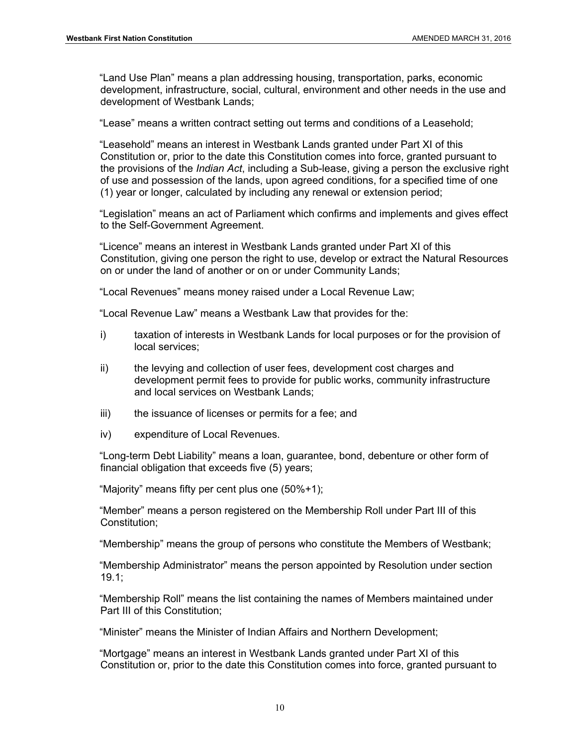"Land Use Plan" means a plan addressing housing, transportation, parks, economic development, infrastructure, social, cultural, environment and other needs in the use and development of Westbank Lands;

"Lease" means a written contract setting out terms and conditions of a Leasehold;

"Leasehold" means an interest in Westbank Lands granted under Part XI of this Constitution or, prior to the date this Constitution comes into force, granted pursuant to the provisions of the *Indian Act*, including a Sub-lease, giving a person the exclusive right of use and possession of the lands, upon agreed conditions, for a specified time of one (1) year or longer, calculated by including any renewal or extension period;

"Legislation" means an act of Parliament which confirms and implements and gives effect to the Self-Government Agreement.

"Licence" means an interest in Westbank Lands granted under Part XI of this Constitution, giving one person the right to use, develop or extract the Natural Resources on or under the land of another or on or under Community Lands;

"Local Revenues" means money raised under a Local Revenue Law;

"Local Revenue Law" means a Westbank Law that provides for the:

i) taxation of interests in Westbank Lands for local purposes or for the provision of local services;

ii) the levying and collection of user fees, development cost charges and development permit fees to provide for public works, community infrastructure and local services on Westbank Lands;

iii) the issuance of licenses or permits for a fee; and

iv) expenditure of Local Revenues.

"Long-term Debt Liability" means a loan, guarantee, bond, debenture or other form of financial obligation that exceeds five (5) years;

"Majority" means fifty per cent plus one (50%+1);

"Member" means a person registered on the Membership Roll under Part III of this Constitution;

"Membership" means the group of persons who constitute the Members of Westbank;

"Membership Administrator" means the person appointed by Resolution under section 19.1;

"Membership Roll" means the list containing the names of Members maintained under Part III of this Constitution;

"Minister" means the Minister of Indian Affairs and Northern Development;

"Mortgage" means an interest in Westbank Lands granted under Part XI of this Constitution or, prior to the date this Constitution comes into force, granted pursuant to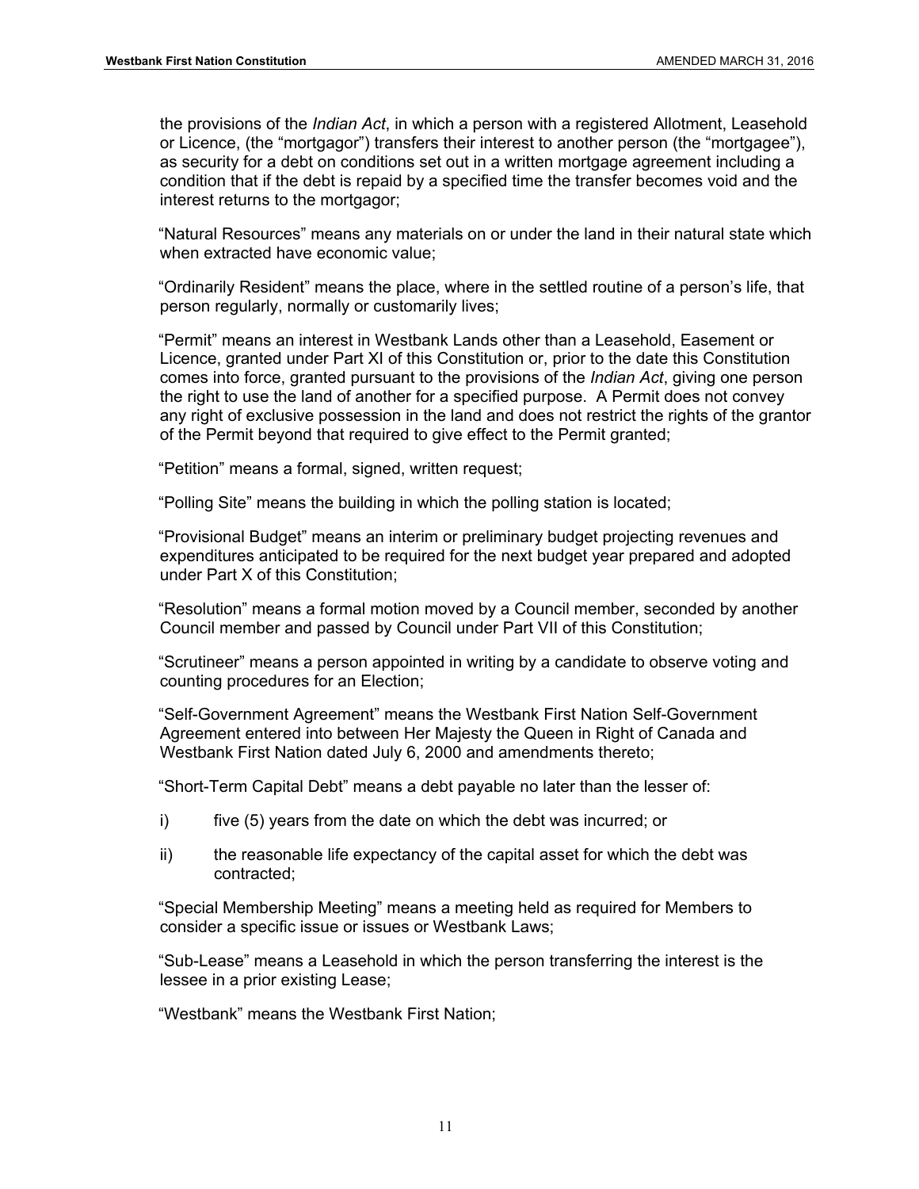the provisions of the *Indian Act*, in which a person with a registered Allotment, Leasehold or Licence, (the "mortgagor") transfers their interest to another person (the "mortgagee"), as security for a debt on conditions set out in a written mortgage agreement including a condition that if the debt is repaid by a specified time the transfer becomes void and the interest returns to the mortgagor;

"Natural Resources" means any materials on or under the land in their natural state which when extracted have economic value;

"Ordinarily Resident" means the place, where in the settled routine of a person's life, that person regularly, normally or customarily lives;

"Permit" means an interest in Westbank Lands other than a Leasehold, Easement or Licence, granted under Part XI of this Constitution or, prior to the date this Constitution comes into force, granted pursuant to the provisions of the *Indian Act*, giving one person the right to use the land of another for a specified purpose. A Permit does not convey any right of exclusive possession in the land and does not restrict the rights of the grantor of the Permit beyond that required to give effect to the Permit granted;

"Petition" means a formal, signed, written request;

"Polling Site" means the building in which the polling station is located;

"Provisional Budget" means an interim or preliminary budget projecting revenues and expenditures anticipated to be required for the next budget year prepared and adopted under Part X of this Constitution;

"Resolution" means a formal motion moved by a Council member, seconded by another Council member and passed by Council under Part VII of this Constitution;

"Scrutineer" means a person appointed in writing by a candidate to observe voting and counting procedures for an Election;

"Self-Government Agreement" means the Westbank First Nation Self-Government Agreement entered into between Her Majesty the Queen in Right of Canada and Westbank First Nation dated July 6, 2000 and amendments thereto;

"Short-Term Capital Debt" means a debt payable no later than the lesser of:

i) five (5) years from the date on which the debt was incurred; or

ii) the reasonable life expectancy of the capital asset for which the debt was contracted;

"Special Membership Meeting" means a meeting held as required for Members to consider a specific issue or issues or Westbank Laws;

"Sub-Lease" means a Leasehold in which the person transferring the interest is the lessee in a prior existing Lease;

"Westbank" means the Westbank First Nation;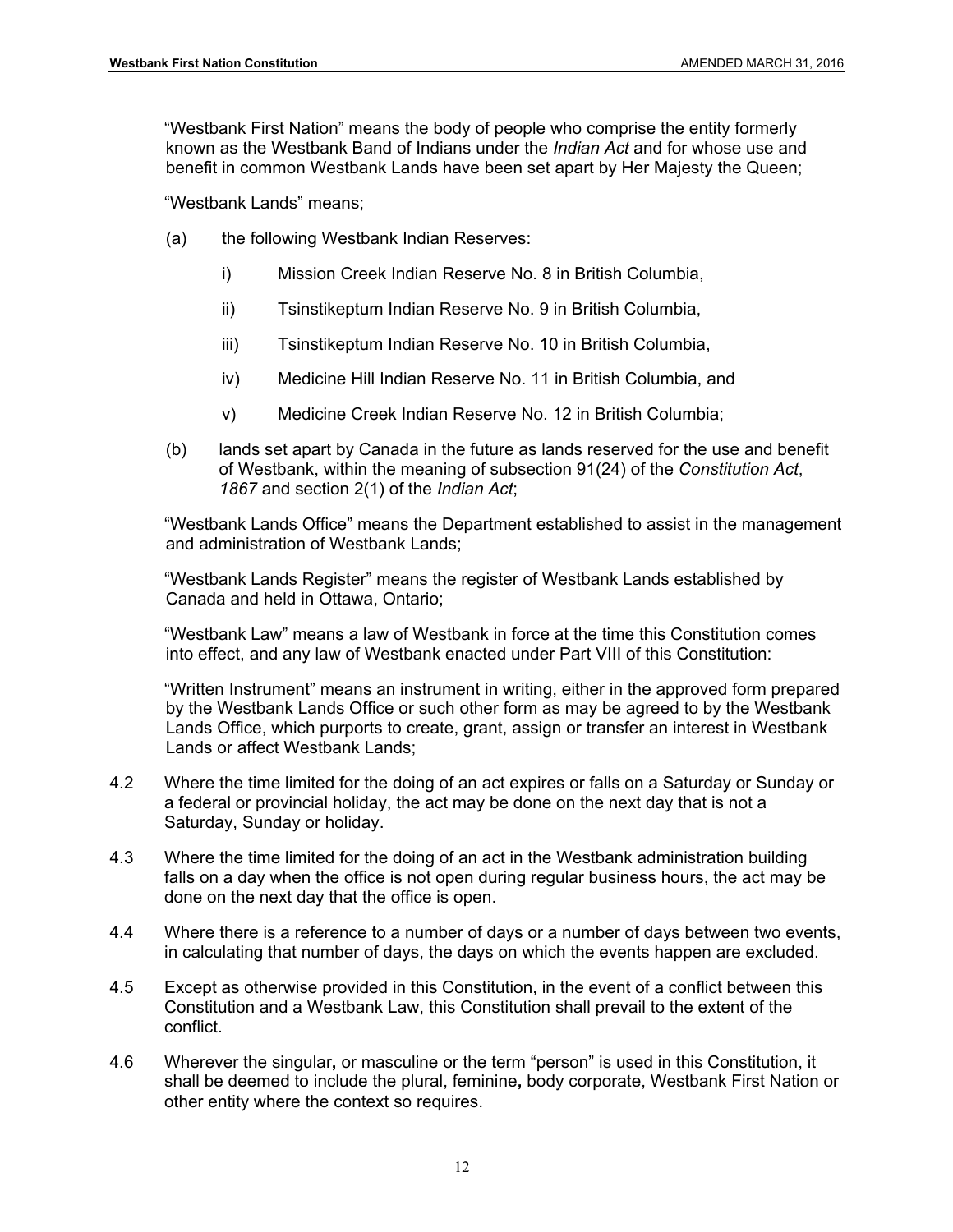"Westbank First Nation" means the body of people who comprise the entity formerly known as the Westbank Band of Indians under the *Indian Act* and for whose use and benefit in common Westbank Lands have been set apart by Her Majesty the Queen;

"Westbank Lands" means;

(a) the following Westbank Indian Reserves:

i) Mission Creek Indian Reserve No. 8 in British Columbia,

ii) Tsinstikeptum Indian Reserve No. 9 in British Columbia,

iii) Tsinstikeptum Indian Reserve No. 10 in British Columbia,

iv) Medicine Hill Indian Reserve No. 11 in British Columbia, and

v) Medicine Creek Indian Reserve No. 12 in British Columbia;

(b) lands set apart by Canada in the future as lands reserved for the use and benefit of Westbank, within the meaning of subsection 91(24) of the *Constitution Act, 1867* and section 2(1) of the *Indian Act*;

"Westbank Lands Office" means the Department established to assist in the management and administration of Westbank Lands;

"Westbank Lands Register" means the register of Westbank Lands established by Canada and held in Ottawa, Ontario;

"Westbank Law" means a law of Westbank in force at the time this Constitution comes into effect, and any law of Westbank enacted under Part VIII of this Constitution:

"Written Instrument" means an instrument in writing, either in the approved form prepared by the Westbank Lands Office or such other form as may be agreed to by the Westbank Lands Office, which purports to create, grant, assign or transfer an interest in Westbank Lands or affect Westbank Lands;

4.2 Where the time limited for the doing of an act expires or falls on a Saturday or Sunday or a federal or provincial holiday, the act may be done on the next day that is not a Saturday, Sunday or holiday.

4.3 Where the time limited for the doing of an act in the Westbank administration building falls on a day when the office is not open during regular business hours, the act may be done on the next day that the office is open.

4.4 Where there is a reference to a number of days or a number of days between two events, in calculating that number of days, the days on which the events happen are excluded.

4.5 Except as otherwise provided in this Constitution, in the event of a conflict between this Constitution and a Westbank Law, this Constitution shall prevail to the extent of the conflict.

4.6 Wherever the singular**,** or masculine or the term "person" is used in this Constitution, it shall be deemed to include the plural, feminine**,** body corporate, Westbank First Nation or other entity where the context so requires.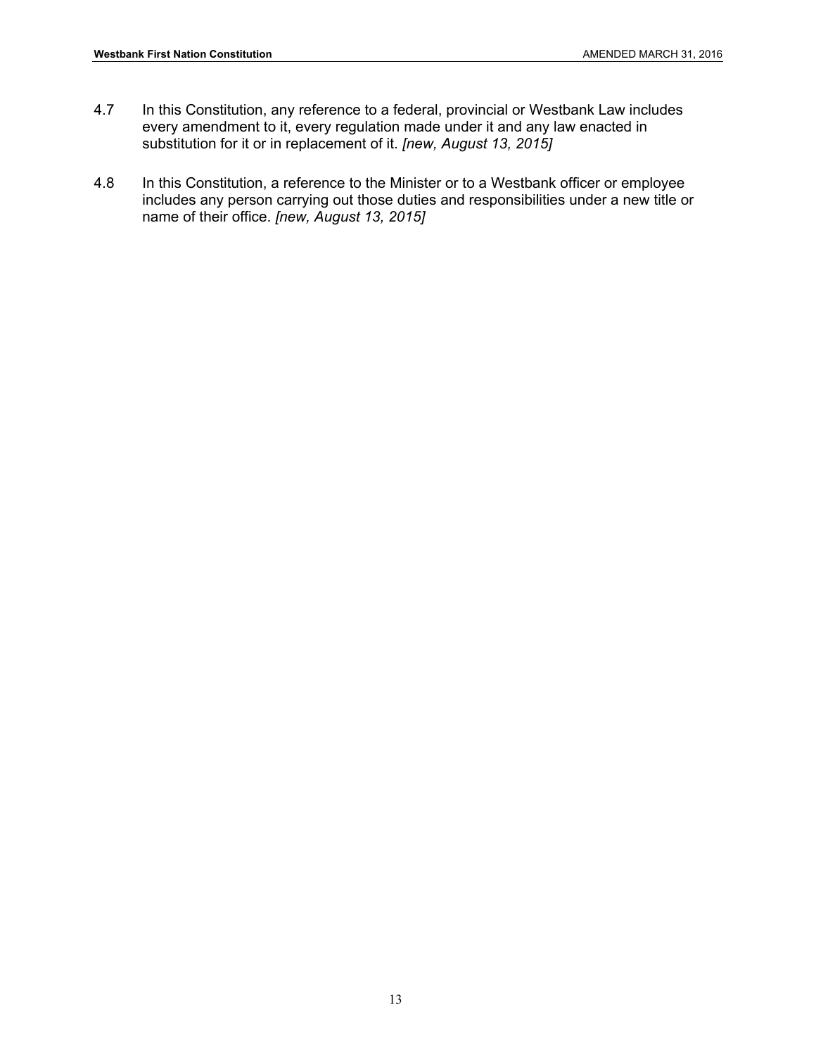4.7 In this Constitution, any reference to a federal, provincial or Westbank Law includes every amendment to it, every regulation made under it and any law enacted in substitution for it or in replacement of it. *[new, August 13, 2015]*

4.8 In this Constitution, a reference to the Minister or to a Westbank officer or employee includes any person carrying out those duties and responsibilities under a new title or name of their office. *[new, August 13, 2015]*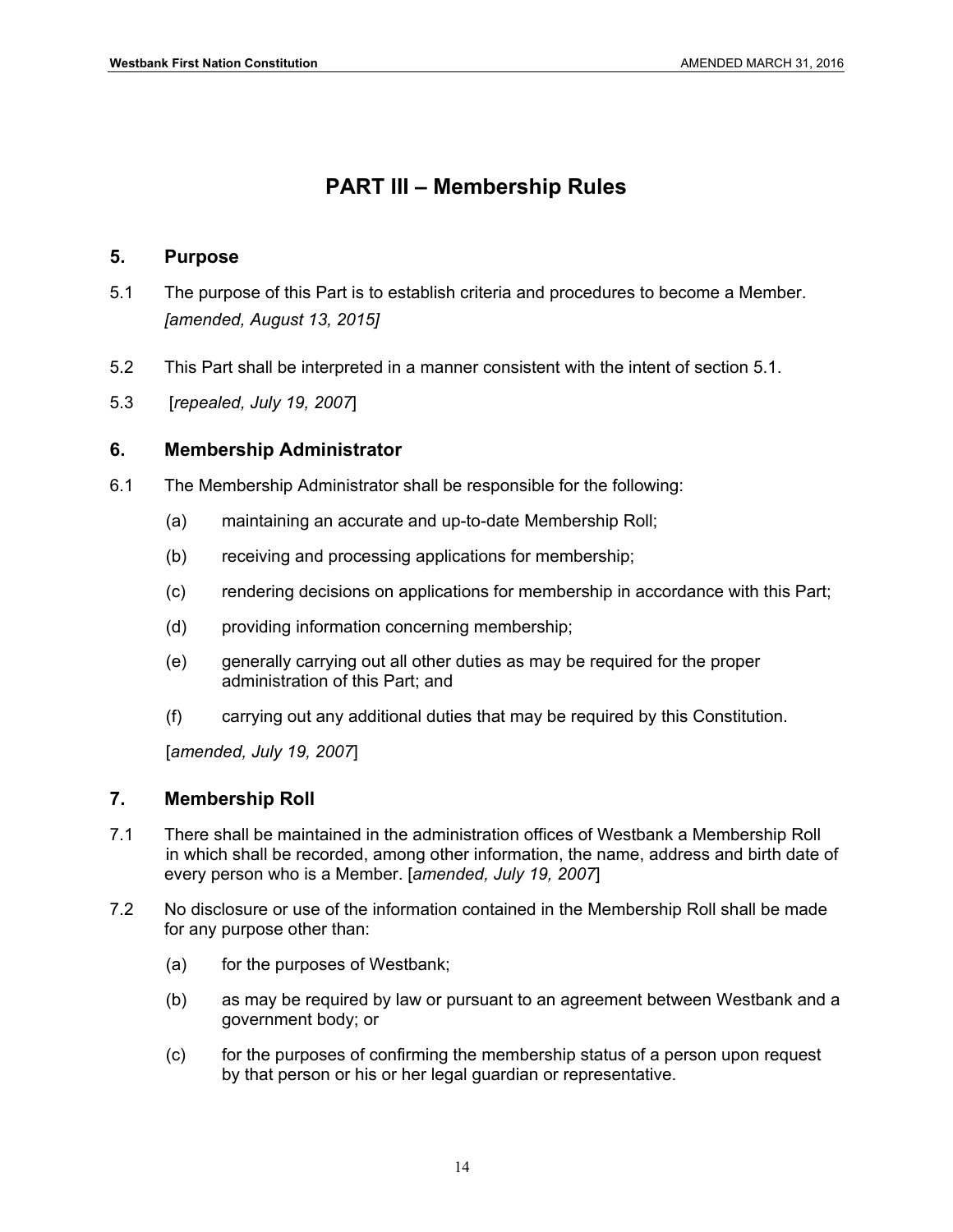# PART III – Membership Rules

## 5. Purpose

5.1 The purpose of this Part is to establish criteria and procedures to become a Member. *[amended, August 13, 2015]*

5.2 This Part shall be interpreted in a manner consistent with the intent of section 5.1.

5.3 [*repealed, July 19, 2007*]

## 6. Membership Administrator

6.1 The Membership Administrator shall be responsible for the following:

(a) maintaining an accurate and up-to-date Membership Roll;

(b) receiving and processing applications for membership;

(c) rendering decisions on applications for membership in accordance with this Part;

(d) providing information concerning membership;

(e) generally carrying out all other duties as may be required for the proper administration of this Part; and

(f) carrying out any additional duties that may be required by this Constitution.

[*amended, July 19, 2007*]

## 7. Membership Roll

7.1 There shall be maintained in the administration offices of Westbank a Membership Roll in which shall be recorded, among other information, the name, address and birth date of every person who is a Member. [*amended, July 19, 2007*]

7.2 No disclosure or use of the information contained in the Membership Roll shall be made for any purpose other than:

(a) for the purposes of Westbank;

(b) as may be required by law or pursuant to an agreement between Westbank and a government body; or

(c) for the purposes of confirming the membership status of a person upon request by that person or his or her legal guardian or representative.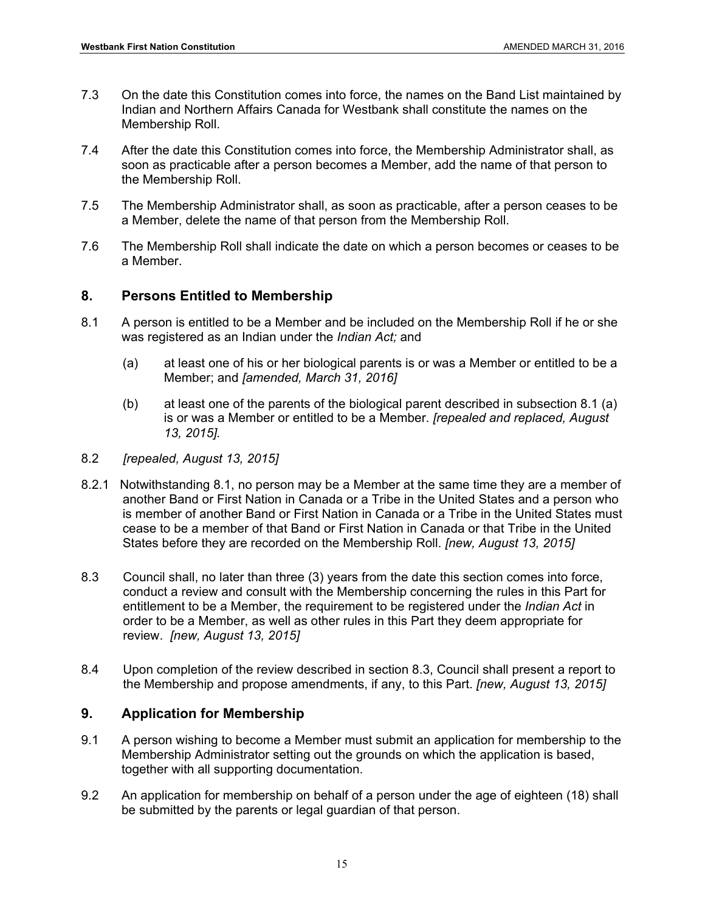7.3 On the date this Constitution comes into force, the names on the Band List maintained by Indian and Northern Affairs Canada for Westbank shall constitute the names on the Membership Roll.

7.4 After the date this Constitution comes into force, the Membership Administrator shall, as soon as practicable after a person becomes a Member, add the name of that person to the Membership Roll.

7.5 The Membership Administrator shall, as soon as practicable, after a person ceases to be a Member, delete the name of that person from the Membership Roll.

7.6 The Membership Roll shall indicate the date on which a person becomes or ceases to be a Member.

## 8. Persons Entitled to Membership

8.1 A person is entitled to be a Member and be included on the Membership Roll if he or she was registered as an Indian under the *Indian Act;* and

> (a) at least one of his or her biological parents is or was a Member or entitled to be a Member; and *[amended, March 31, 2016]*
>
> (b) at least one of the parents of the biological parent described in subsection 8.1 (a) is or was a Member or entitled to be a Member. *[repealed and replaced, August 13, 2015].*

8.2 *[repealed, August 13, 2015]*

8.2.1 Notwithstanding 8.1, no person may be a Member at the same time they are a member of another Band or First Nation in Canada or a Tribe in the United States and a person who is member of another Band or First Nation in Canada or a Tribe in the United States must cease to be a member of that Band or First Nation in Canada or that Tribe in the United States before they are recorded on the Membership Roll. *[new, August 13, 2015]*

8.3 Council shall, no later than three (3) years from the date this section comes into force, conduct a review and consult with the Membership concerning the rules in this Part for entitlement to be a Member, the requirement to be registered under the *Indian Act* in order to be a Member, as well as other rules in this Part they deem appropriate for review. *[new, August 13, 2015]*

8.4 Upon completion of the review described in section 8.3, Council shall present a report to the Membership and propose amendments, if any, to this Part. *[new, August 13, 2015]*

## 9. Application for Membership

9.1 A person wishing to become a Member must submit an application for membership to the Membership Administrator setting out the grounds on which the application is based, together with all supporting documentation.

9.2 An application for membership on behalf of a person under the age of eighteen (18) shall be submitted by the parents or legal guardian of that person.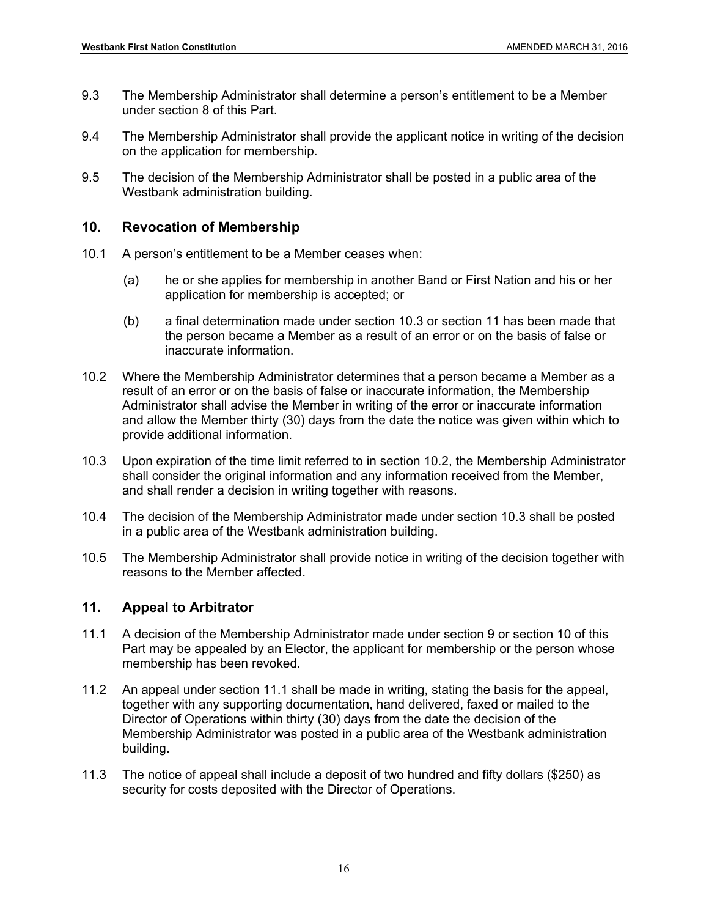9.3 The Membership Administrator shall determine a person's entitlement to be a Member under section 8 of this Part.

9.4 The Membership Administrator shall provide the applicant notice in writing of the decision on the application for membership.

9.5 The decision of the Membership Administrator shall be posted in a public area of the Westbank administration building.

## 10. Revocation of Membership

10.1 A person's entitlement to be a Member ceases when:

- (a) he or she applies for membership in another Band or First Nation and his or her application for membership is accepted; or
- (b) a final determination made under section 10.3 or section 11 has been made that the person became a Member as a result of an error or on the basis of false or inaccurate information.

10.2 Where the Membership Administrator determines that a person became a Member as a result of an error or on the basis of false or inaccurate information, the Membership Administrator shall advise the Member in writing of the error or inaccurate information and allow the Member thirty (30) days from the date the notice was given within which to provide additional information.

10.3 Upon expiration of the time limit referred to in section 10.2, the Membership Administrator shall consider the original information and any information received from the Member, and shall render a decision in writing together with reasons.

10.4 The decision of the Membership Administrator made under section 10.3 shall be posted in a public area of the Westbank administration building.

10.5 The Membership Administrator shall provide notice in writing of the decision together with reasons to the Member affected.

## 11. Appeal to Arbitrator

11.1 A decision of the Membership Administrator made under section 9 or section 10 of this Part may be appealed by an Elector, the applicant for membership or the person whose membership has been revoked.

11.2 An appeal under section 11.1 shall be made in writing, stating the basis for the appeal, together with any supporting documentation, hand delivered, faxed or mailed to the Director of Operations within thirty (30) days from the date the decision of the Membership Administrator was posted in a public area of the Westbank administration building.

11.3 The notice of appeal shall include a deposit of two hundred and fifty dollars ($250) as security for costs deposited with the Director of Operations.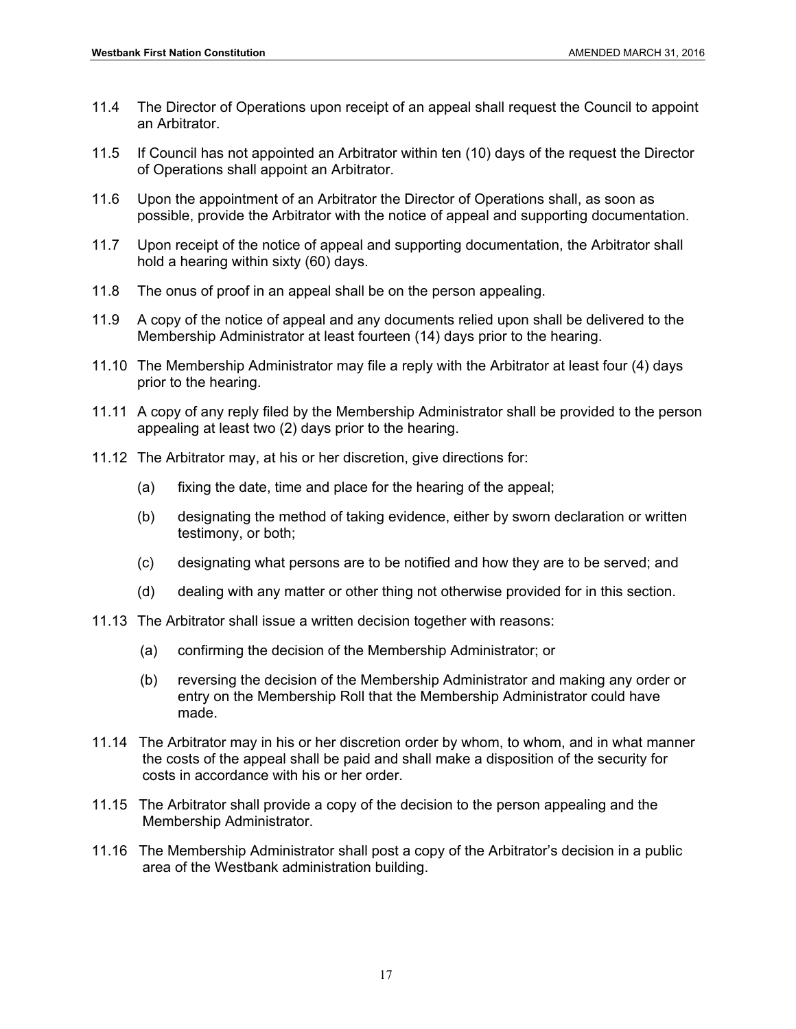11.4 The Director of Operations upon receipt of an appeal shall request the Council to appoint an Arbitrator.

11.5 If Council has not appointed an Arbitrator within ten (10) days of the request the Director of Operations shall appoint an Arbitrator.

11.6 Upon the appointment of an Arbitrator the Director of Operations shall, as soon as possible, provide the Arbitrator with the notice of appeal and supporting documentation.

11.7 Upon receipt of the notice of appeal and supporting documentation, the Arbitrator shall hold a hearing within sixty (60) days.

11.8 The onus of proof in an appeal shall be on the person appealing.

11.9 A copy of the notice of appeal and any documents relied upon shall be delivered to the Membership Administrator at least fourteen (14) days prior to the hearing.

11.10 The Membership Administrator may file a reply with the Arbitrator at least four (4) days prior to the hearing.

11.11 A copy of any reply filed by the Membership Administrator shall be provided to the person appealing at least two (2) days prior to the hearing.

11.12 The Arbitrator may, at his or her discretion, give directions for:

(a) fixing the date, time and place for the hearing of the appeal;

(b) designating the method of taking evidence, either by sworn declaration or written testimony, or both;

(c) designating what persons are to be notified and how they are to be served; and

(d) dealing with any matter or other thing not otherwise provided for in this section.

11.13 The Arbitrator shall issue a written decision together with reasons:

(a) confirming the decision of the Membership Administrator; or

(b) reversing the decision of the Membership Administrator and making any order or entry on the Membership Roll that the Membership Administrator could have made.

11.14 The Arbitrator may in his or her discretion order by whom, to whom, and in what manner the costs of the appeal shall be paid and shall make a disposition of the security for costs in accordance with his or her order.

11.15 The Arbitrator shall provide a copy of the decision to the person appealing and the Membership Administrator.

11.16 The Membership Administrator shall post a copy of the Arbitrator's decision in a public area of the Westbank administration building.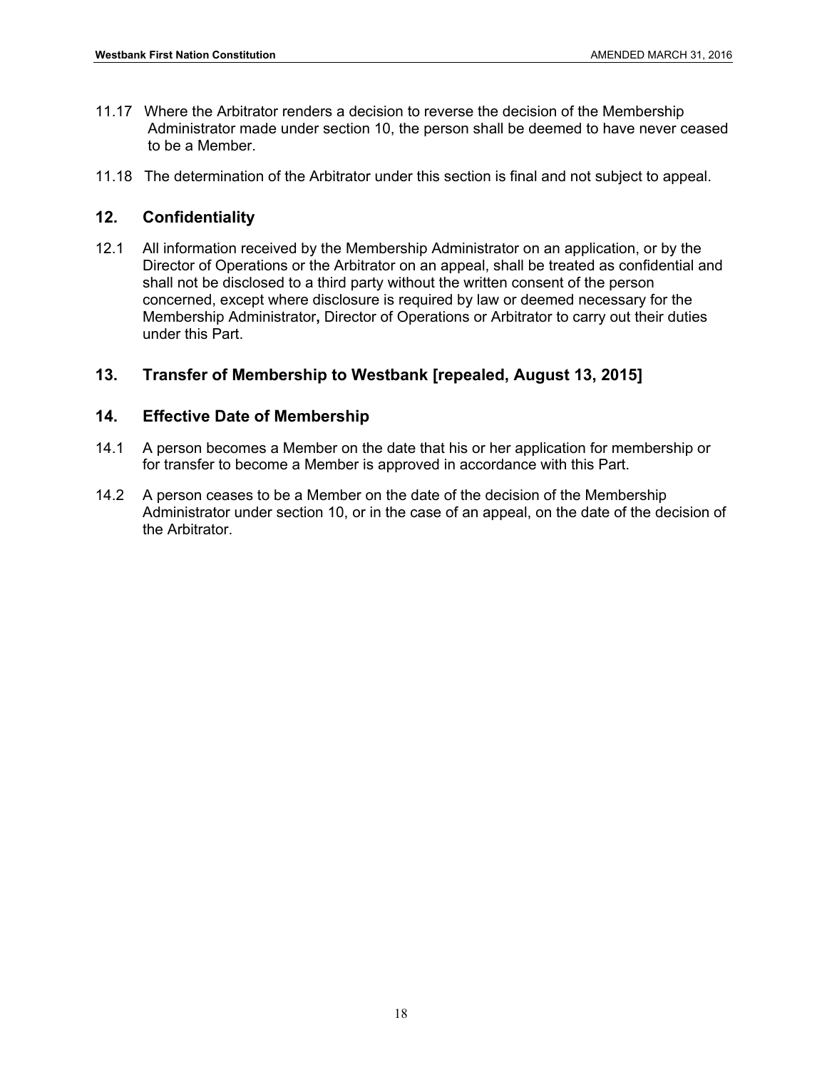11.17 Where the Arbitrator renders a decision to reverse the decision of the Membership Administrator made under section 10, the person shall be deemed to have never ceased to be a Member.

11.18 The determination of the Arbitrator under this section is final and not subject to appeal.

## 12. Confidentiality

12.1 All information received by the Membership Administrator on an application, or by the Director of Operations or the Arbitrator on an appeal, shall be treated as confidential and shall not be disclosed to a third party without the written consent of the person concerned, except where disclosure is required by law or deemed necessary for the Membership Administrator**,** Director of Operations or Arbitrator to carry out their duties under this Part.

## 13. Transfer of Membership to Westbank [repealed, August 13, 2015]

## 14. Effective Date of Membership

14.1 A person becomes a Member on the date that his or her application for membership or for transfer to become a Member is approved in accordance with this Part.

14.2 A person ceases to be a Member on the date of the decision of the Membership Administrator under section 10, or in the case of an appeal, on the date of the decision of the Arbitrator.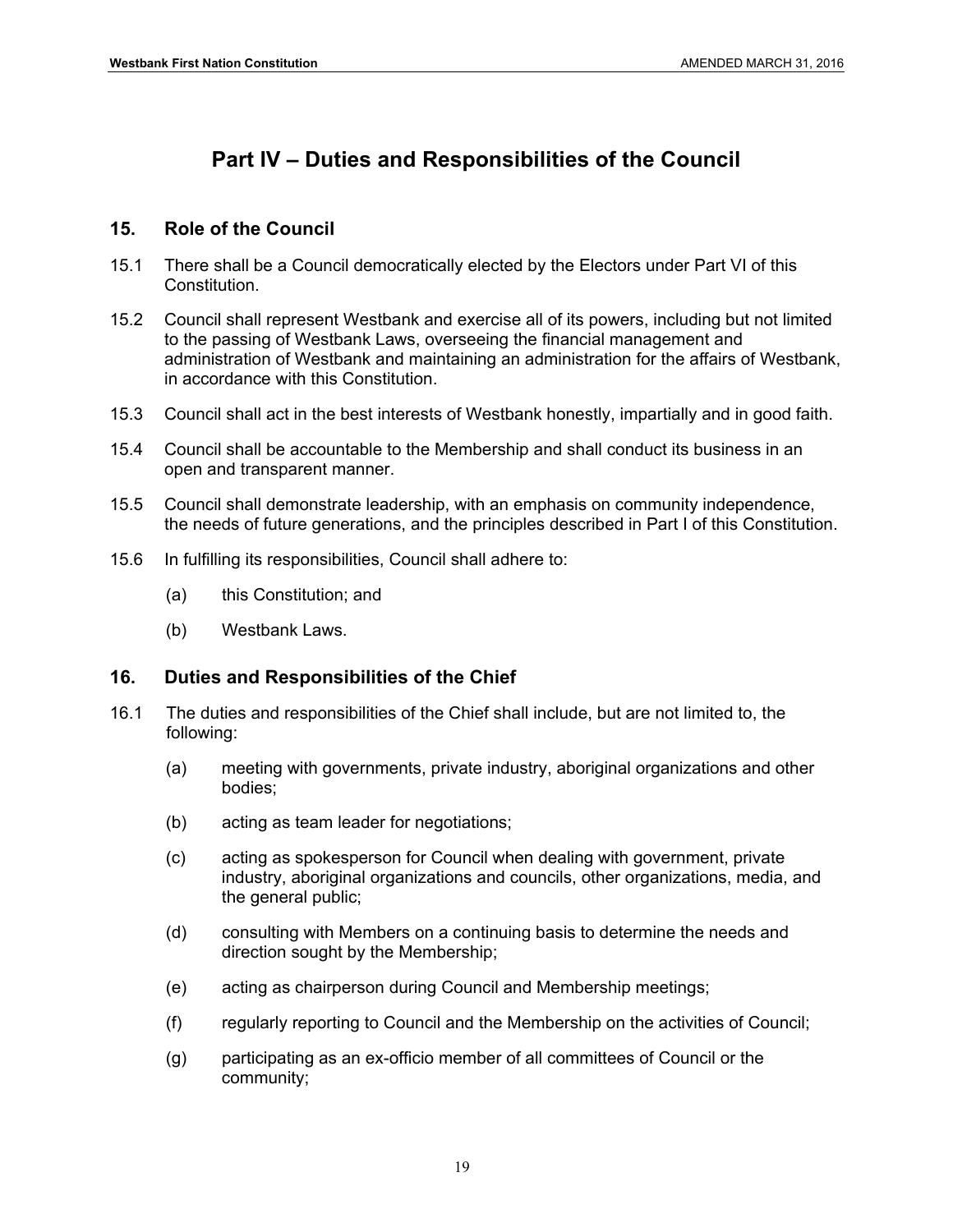# Part IV – Duties and Responsibilities of the Council

## 15. Role of the Council

15.1 There shall be a Council democratically elected by the Electors under Part VI of this Constitution.

15.2 Council shall represent Westbank and exercise all of its powers, including but not limited to the passing of Westbank Laws, overseeing the financial management and administration of Westbank and maintaining an administration for the affairs of Westbank, in accordance with this Constitution.

15.3 Council shall act in the best interests of Westbank honestly, impartially and in good faith.

15.4 Council shall be accountable to the Membership and shall conduct its business in an open and transparent manner.

15.5 Council shall demonstrate leadership, with an emphasis on community independence, the needs of future generations, and the principles described in Part I of this Constitution.

15.6 In fulfilling its responsibilities, Council shall adhere to:

- (a) this Constitution; and
- (b) Westbank Laws.

## 16. Duties and Responsibilities of the Chief

16.1 The duties and responsibilities of the Chief shall include, but are not limited to, the following:

- (a) meeting with governments, private industry, aboriginal organizations and other bodies;
- (b) acting as team leader for negotiations;
- (c) acting as spokesperson for Council when dealing with government, private industry, aboriginal organizations and councils, other organizations, media, and the general public;
- (d) consulting with Members on a continuing basis to determine the needs and direction sought by the Membership;
- (e) acting as chairperson during Council and Membership meetings;
- (f) regularly reporting to Council and the Membership on the activities of Council;
- (g) participating as an ex-officio member of all committees of Council or the community;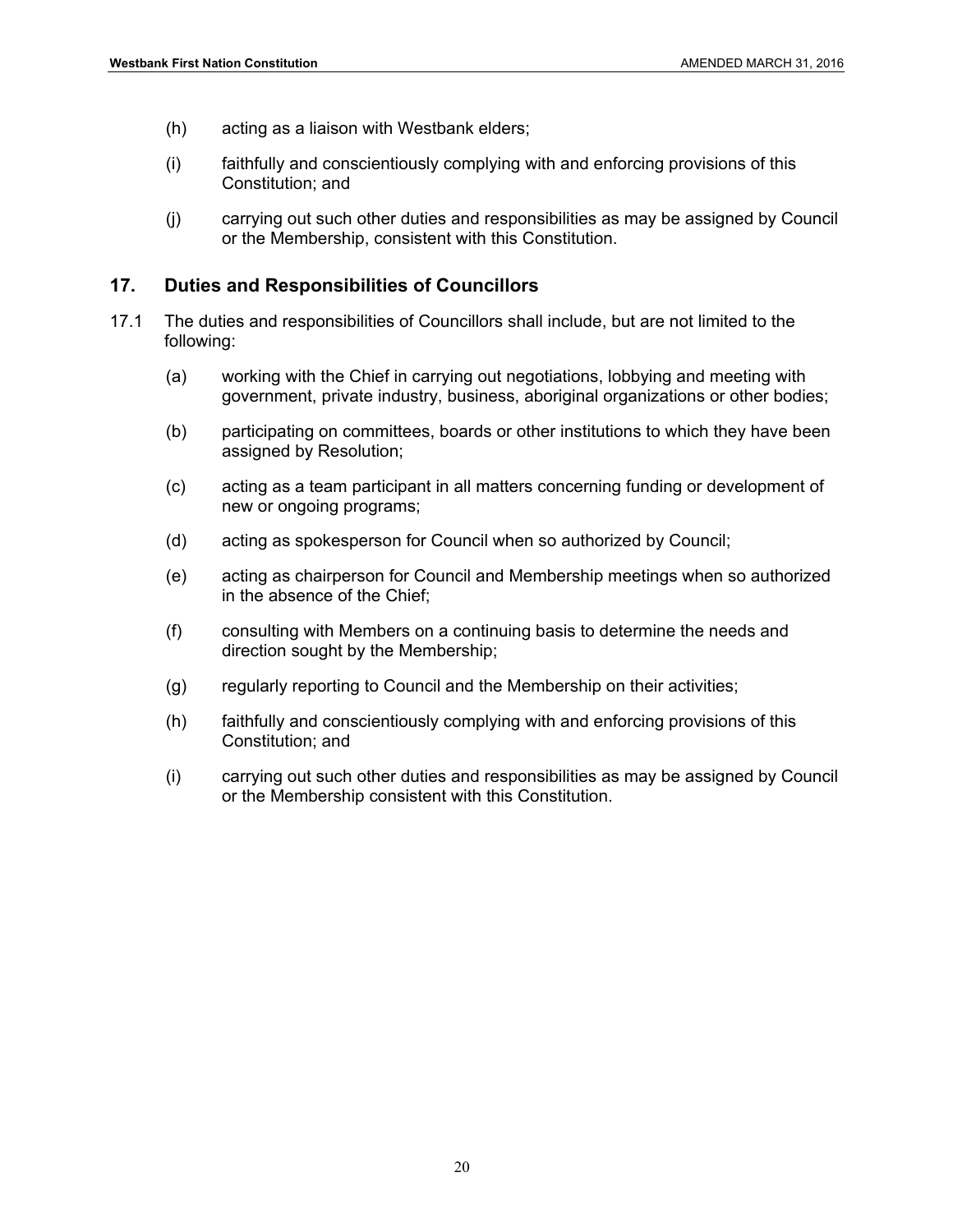(h) acting as a liaison with Westbank elders;

(i) faithfully and conscientiously complying with and enforcing provisions of this Constitution; and

(j) carrying out such other duties and responsibilities as may be assigned by Council or the Membership, consistent with this Constitution.

## 17. Duties and Responsibilities of Councillors

17.1 The duties and responsibilities of Councillors shall include, but are not limited to the following:

(a) working with the Chief in carrying out negotiations, lobbying and meeting with government, private industry, business, aboriginal organizations or other bodies;

(b) participating on committees, boards or other institutions to which they have been assigned by Resolution;

(c) acting as a team participant in all matters concerning funding or development of new or ongoing programs;

(d) acting as spokesperson for Council when so authorized by Council;

(e) acting as chairperson for Council and Membership meetings when so authorized in the absence of the Chief;

(f) consulting with Members on a continuing basis to determine the needs and direction sought by the Membership;

(g) regularly reporting to Council and the Membership on their activities;

(h) faithfully and conscientiously complying with and enforcing provisions of this Constitution; and

(i) carrying out such other duties and responsibilities as may be assigned by Council or the Membership consistent with this Constitution.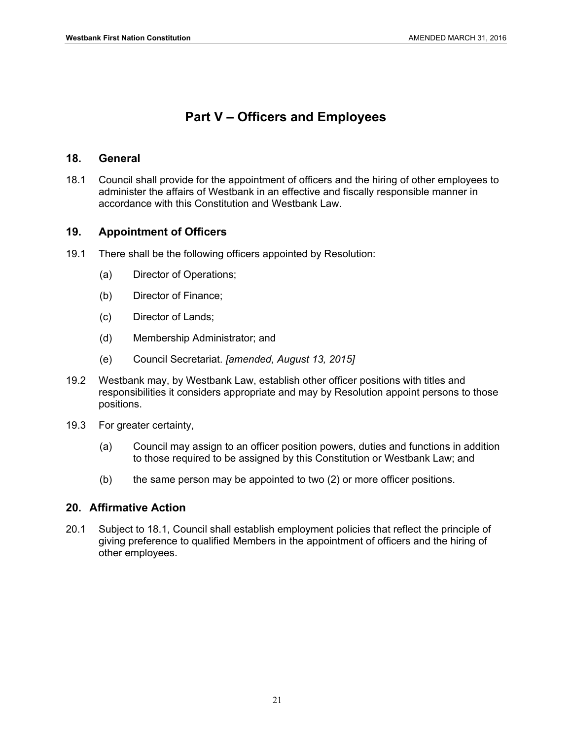# Part V – Officers and Employees

## 18. General

18.1 Council shall provide for the appointment of officers and the hiring of other employees to administer the affairs of Westbank in an effective and fiscally responsible manner in accordance with this Constitution and Westbank Law.

## 19. Appointment of Officers

19.1 There shall be the following officers appointed by Resolution:

(a) Director of Operations;

(b) Director of Finance;

(c) Director of Lands;

(d) Membership Administrator; and

(e) Council Secretariat. *[amended, August 13, 2015]*

19.2 Westbank may, by Westbank Law, establish other officer positions with titles and responsibilities it considers appropriate and may by Resolution appoint persons to those positions.

19.3 For greater certainty,

(a) Council may assign to an officer position powers, duties and functions in addition to those required to be assigned by this Constitution or Westbank Law; and

(b) the same person may be appointed to two (2) or more officer positions.

## 20. Affirmative Action

20.1 Subject to 18.1, Council shall establish employment policies that reflect the principle of giving preference to qualified Members in the appointment of officers and the hiring of other employees.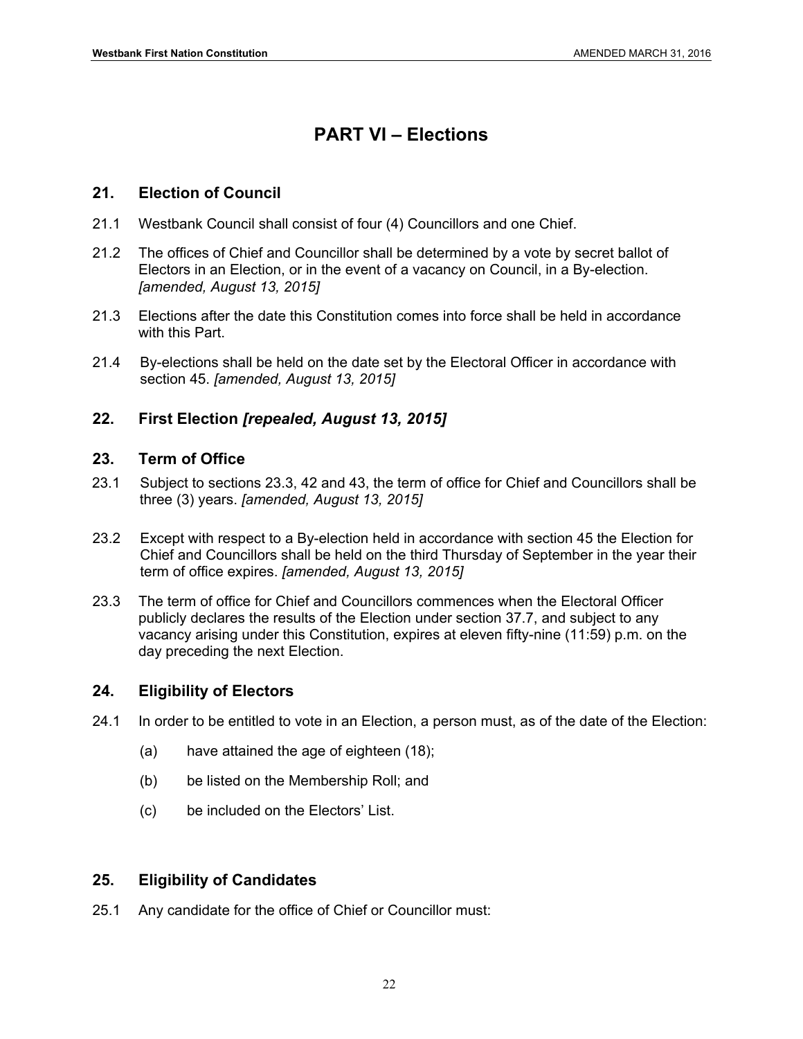# PART VI – Elections

## 21. Election of Council

21.1 Westbank Council shall consist of four (4) Councillors and one Chief.

21.2 The offices of Chief and Councillor shall be determined by a vote by secret ballot of Electors in an Election, or in the event of a vacancy on Council, in a By-election. *[amended, August 13, 2015]*

21.3 Elections after the date this Constitution comes into force shall be held in accordance with this Part.

21.4 By-elections shall be held on the date set by the Electoral Officer in accordance with section 45. *[amended, August 13, 2015]*

## 22. First Election *[repealed, August 13, 2015]*

## 23. Term of Office

23.1 Subject to sections 23.3, 42 and 43, the term of office for Chief and Councillors shall be three (3) years. *[amended, August 13, 2015]*

23.2 Except with respect to a By-election held in accordance with section 45 the Election for Chief and Councillors shall be held on the third Thursday of September in the year their term of office expires. *[amended, August 13, 2015]*

23.3 The term of office for Chief and Councillors commences when the Electoral Officer publicly declares the results of the Election under section 37.7, and subject to any vacancy arising under this Constitution, expires at eleven fifty-nine (11:59) p.m. on the day preceding the next Election.

## 24. Eligibility of Electors

24.1 In order to be entitled to vote in an Election, a person must, as of the date of the Election:

(a) have attained the age of eighteen (18);

(b) be listed on the Membership Roll; and

(c) be included on the Electors' List.

## 25. Eligibility of Candidates

25.1 Any candidate for the office of Chief or Councillor must: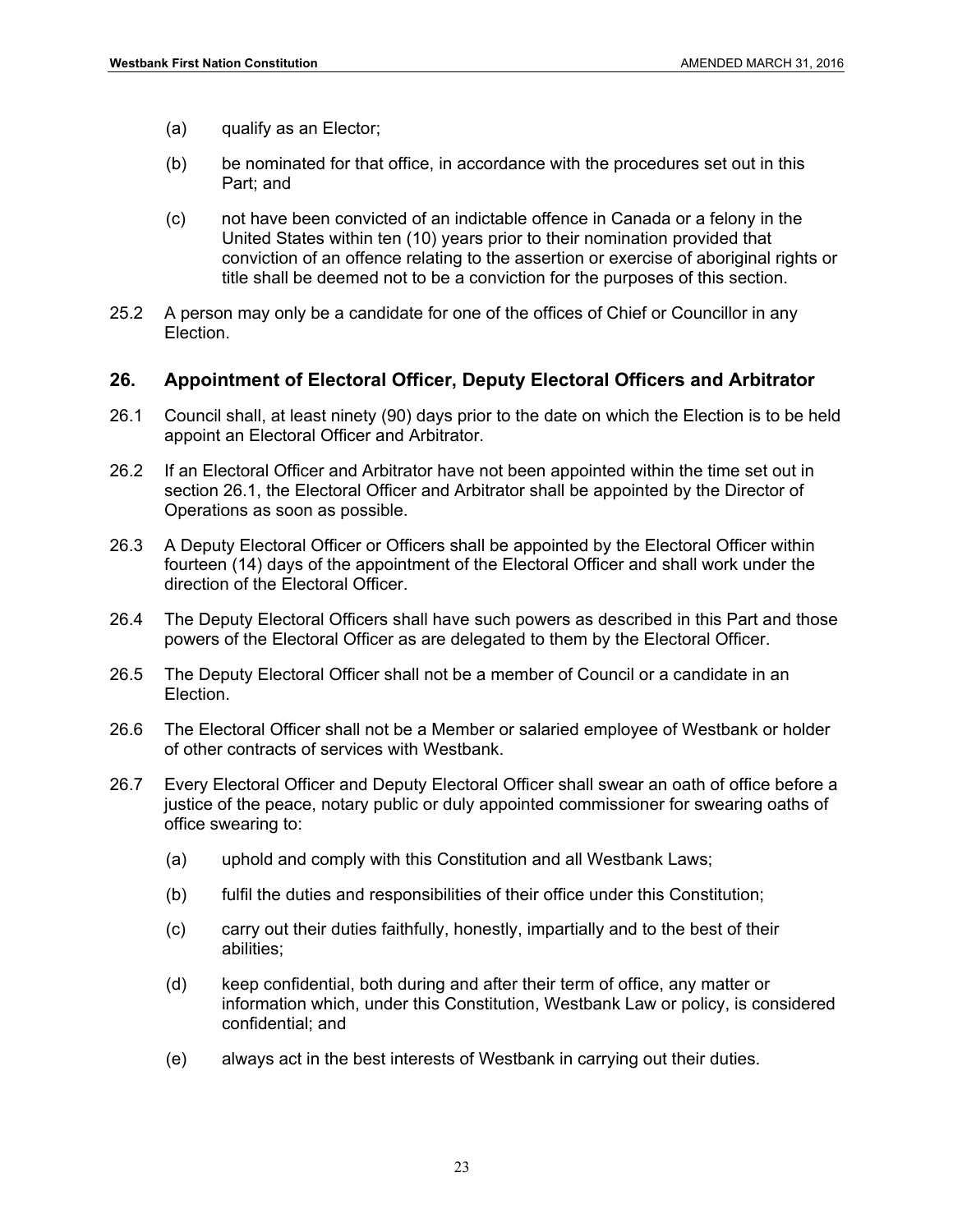(a) qualify as an Elector;

(b) be nominated for that office, in accordance with the procedures set out in this Part; and

(c) not have been convicted of an indictable offence in Canada or a felony in the United States within ten (10) years prior to their nomination provided that conviction of an offence relating to the assertion or exercise of aboriginal rights or title shall be deemed not to be a conviction for the purposes of this section.

25.2 A person may only be a candidate for one of the offices of Chief or Councillor in any Election.

## 26. Appointment of Electoral Officer, Deputy Electoral Officers and Arbitrator

26.1 Council shall, at least ninety (90) days prior to the date on which the Election is to be held appoint an Electoral Officer and Arbitrator.

26.2 If an Electoral Officer and Arbitrator have not been appointed within the time set out in section 26.1, the Electoral Officer and Arbitrator shall be appointed by the Director of Operations as soon as possible.

26.3 A Deputy Electoral Officer or Officers shall be appointed by the Electoral Officer within fourteen (14) days of the appointment of the Electoral Officer and shall work under the direction of the Electoral Officer.

26.4 The Deputy Electoral Officers shall have such powers as described in this Part and those powers of the Electoral Officer as are delegated to them by the Electoral Officer.

26.5 The Deputy Electoral Officer shall not be a member of Council or a candidate in an Election.

26.6 The Electoral Officer shall not be a Member or salaried employee of Westbank or holder of other contracts of services with Westbank.

26.7 Every Electoral Officer and Deputy Electoral Officer shall swear an oath of office before a justice of the peace, notary public or duly appointed commissioner for swearing oaths of office swearing to:

(a) uphold and comply with this Constitution and all Westbank Laws;

(b) fulfil the duties and responsibilities of their office under this Constitution;

(c) carry out their duties faithfully, honestly, impartially and to the best of their abilities;

(d) keep confidential, both during and after their term of office, any matter or information which, under this Constitution, Westbank Law or policy, is considered confidential; and

(e) always act in the best interests of Westbank in carrying out their duties.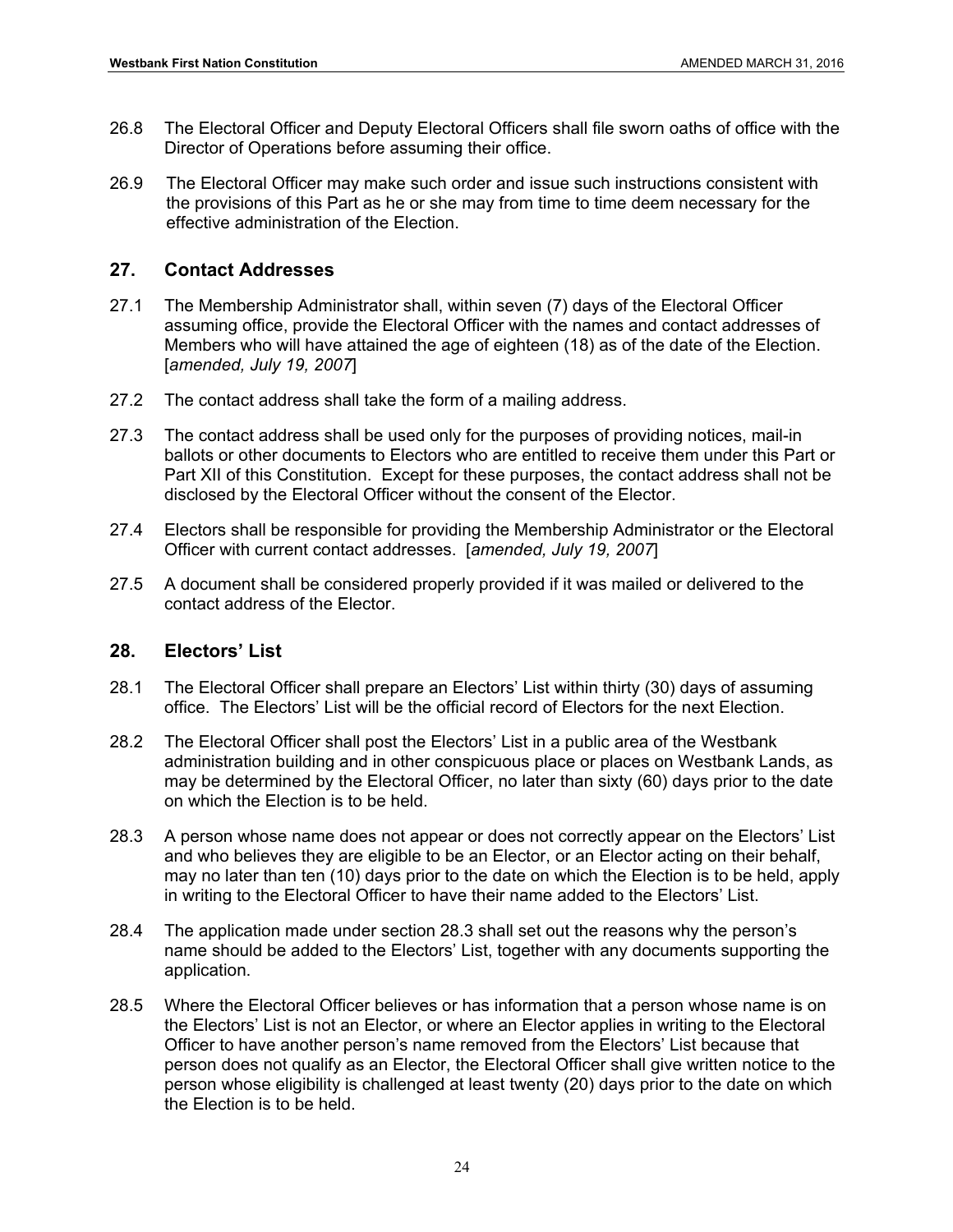26.8 The Electoral Officer and Deputy Electoral Officers shall file sworn oaths of office with the Director of Operations before assuming their office.

26.9 The Electoral Officer may make such order and issue such instructions consistent with the provisions of this Part as he or she may from time to time deem necessary for the effective administration of the Election.

## 27. Contact Addresses

27.1 The Membership Administrator shall, within seven (7) days of the Electoral Officer assuming office, provide the Electoral Officer with the names and contact addresses of Members who will have attained the age of eighteen (18) as of the date of the Election. [*amended, July 19, 2007*]

27.2 The contact address shall take the form of a mailing address.

27.3 The contact address shall be used only for the purposes of providing notices, mail-in ballots or other documents to Electors who are entitled to receive them under this Part or Part XII of this Constitution. Except for these purposes, the contact address shall not be disclosed by the Electoral Officer without the consent of the Elector.

27.4 Electors shall be responsible for providing the Membership Administrator or the Electoral Officer with current contact addresses. [*amended, July 19, 2007*]

27.5 A document shall be considered properly provided if it was mailed or delivered to the contact address of the Elector.

## 28. Electors' List

28.1 The Electoral Officer shall prepare an Electors' List within thirty (30) days of assuming office. The Electors' List will be the official record of Electors for the next Election.

28.2 The Electoral Officer shall post the Electors' List in a public area of the Westbank administration building and in other conspicuous place or places on Westbank Lands, as may be determined by the Electoral Officer, no later than sixty (60) days prior to the date on which the Election is to be held.

28.3 A person whose name does not appear or does not correctly appear on the Electors' List and who believes they are eligible to be an Elector, or an Elector acting on their behalf, may no later than ten (10) days prior to the date on which the Election is to be held, apply in writing to the Electoral Officer to have their name added to the Electors' List.

28.4 The application made under section 28.3 shall set out the reasons why the person's name should be added to the Electors' List, together with any documents supporting the application.

28.5 Where the Electoral Officer believes or has information that a person whose name is on the Electors' List is not an Elector, or where an Elector applies in writing to the Electoral Officer to have another person's name removed from the Electors' List because that person does not qualify as an Elector, the Electoral Officer shall give written notice to the person whose eligibility is challenged at least twenty (20) days prior to the date on which the Election is to be held.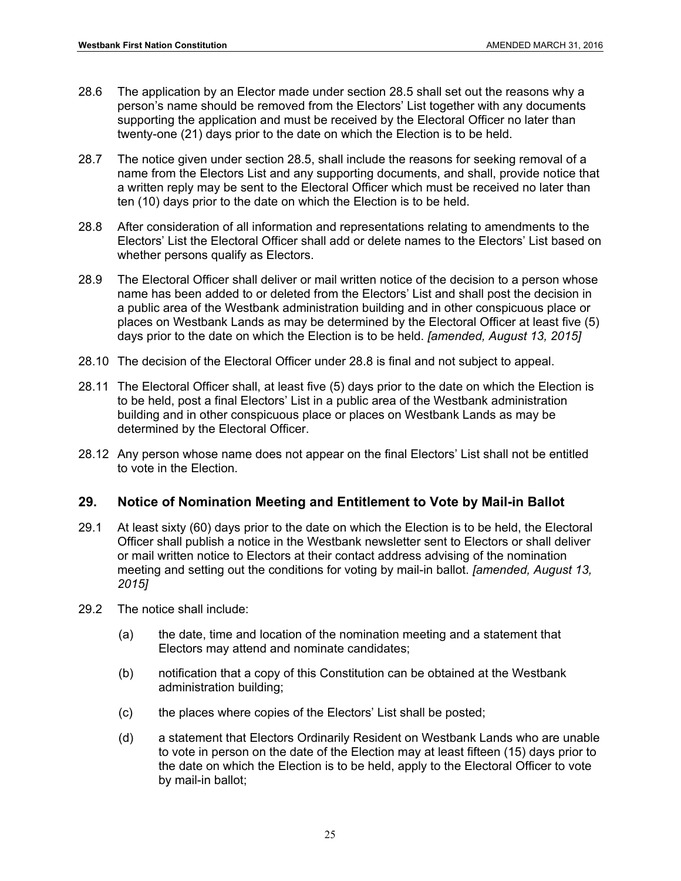28.6 The application by an Elector made under section 28.5 shall set out the reasons why a person's name should be removed from the Electors' List together with any documents supporting the application and must be received by the Electoral Officer no later than twenty-one (21) days prior to the date on which the Election is to be held.

28.7 The notice given under section 28.5, shall include the reasons for seeking removal of a name from the Electors List and any supporting documents, and shall, provide notice that a written reply may be sent to the Electoral Officer which must be received no later than ten (10) days prior to the date on which the Election is to be held.

28.8 After consideration of all information and representations relating to amendments to the Electors' List the Electoral Officer shall add or delete names to the Electors' List based on whether persons qualify as Electors.

28.9 The Electoral Officer shall deliver or mail written notice of the decision to a person whose name has been added to or deleted from the Electors' List and shall post the decision in a public area of the Westbank administration building and in other conspicuous place or places on Westbank Lands as may be determined by the Electoral Officer at least five (5) days prior to the date on which the Election is to be held. *[amended, August 13, 2015]*

28.10 The decision of the Electoral Officer under 28.8 is final and not subject to appeal.

28.11 The Electoral Officer shall, at least five (5) days prior to the date on which the Election is to be held, post a final Electors' List in a public area of the Westbank administration building and in other conspicuous place or places on Westbank Lands as may be determined by the Electoral Officer.

28.12 Any person whose name does not appear on the final Electors' List shall not be entitled to vote in the Election.

## 29. Notice of Nomination Meeting and Entitlement to Vote by Mail-in Ballot

29.1 At least sixty (60) days prior to the date on which the Election is to be held, the Electoral Officer shall publish a notice in the Westbank newsletter sent to Electors or shall deliver or mail written notice to Electors at their contact address advising of the nomination meeting and setting out the conditions for voting by mail-in ballot. *[amended, August 13, 2015]*

29.2 The notice shall include:

(a) the date, time and location of the nomination meeting and a statement that Electors may attend and nominate candidates;

(b) notification that a copy of this Constitution can be obtained at the Westbank administration building;

(c) the places where copies of the Electors' List shall be posted;

(d) a statement that Electors Ordinarily Resident on Westbank Lands who are unable to vote in person on the date of the Election may at least fifteen (15) days prior to the date on which the Election is to be held, apply to the Electoral Officer to vote by mail-in ballot;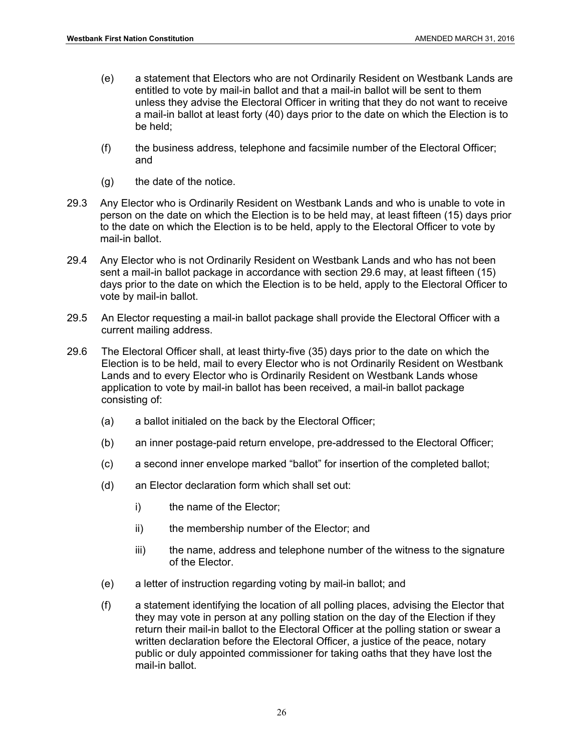(e) a statement that Electors who are not Ordinarily Resident on Westbank Lands are entitled to vote by mail-in ballot and that a mail-in ballot will be sent to them unless they advise the Electoral Officer in writing that they do not want to receive a mail-in ballot at least forty (40) days prior to the date on which the Election is to be held;

(f) the business address, telephone and facsimile number of the Electoral Officer; and

(g) the date of the notice.

29.3 Any Elector who is Ordinarily Resident on Westbank Lands and who is unable to vote in person on the date on which the Election is to be held may, at least fifteen (15) days prior to the date on which the Election is to be held, apply to the Electoral Officer to vote by mail-in ballot.

29.4 Any Elector who is not Ordinarily Resident on Westbank Lands and who has not been sent a mail-in ballot package in accordance with section 29.6 may, at least fifteen (15) days prior to the date on which the Election is to be held, apply to the Electoral Officer to vote by mail-in ballot.

29.5 An Elector requesting a mail-in ballot package shall provide the Electoral Officer with a current mailing address.

29.6 The Electoral Officer shall, at least thirty-five (35) days prior to the date on which the Election is to be held, mail to every Elector who is not Ordinarily Resident on Westbank Lands and to every Elector who is Ordinarily Resident on Westbank Lands whose application to vote by mail-in ballot has been received, a mail-in ballot package consisting of:

(a) a ballot initialed on the back by the Electoral Officer;

(b) an inner postage-paid return envelope, pre-addressed to the Electoral Officer;

(c) a second inner envelope marked “ballot” for insertion of the completed ballot;

(d) an Elector declaration form which shall set out:

i) the name of the Elector;

ii) the membership number of the Elector; and

iii) the name, address and telephone number of the witness to the signature of the Elector.

(e) a letter of instruction regarding voting by mail-in ballot; and

(f) a statement identifying the location of all polling places, advising the Elector that they may vote in person at any polling station on the day of the Election if they return their mail-in ballot to the Electoral Officer at the polling station or swear a written declaration before the Electoral Officer, a justice of the peace, notary public or duly appointed commissioner for taking oaths that they have lost the mail-in ballot.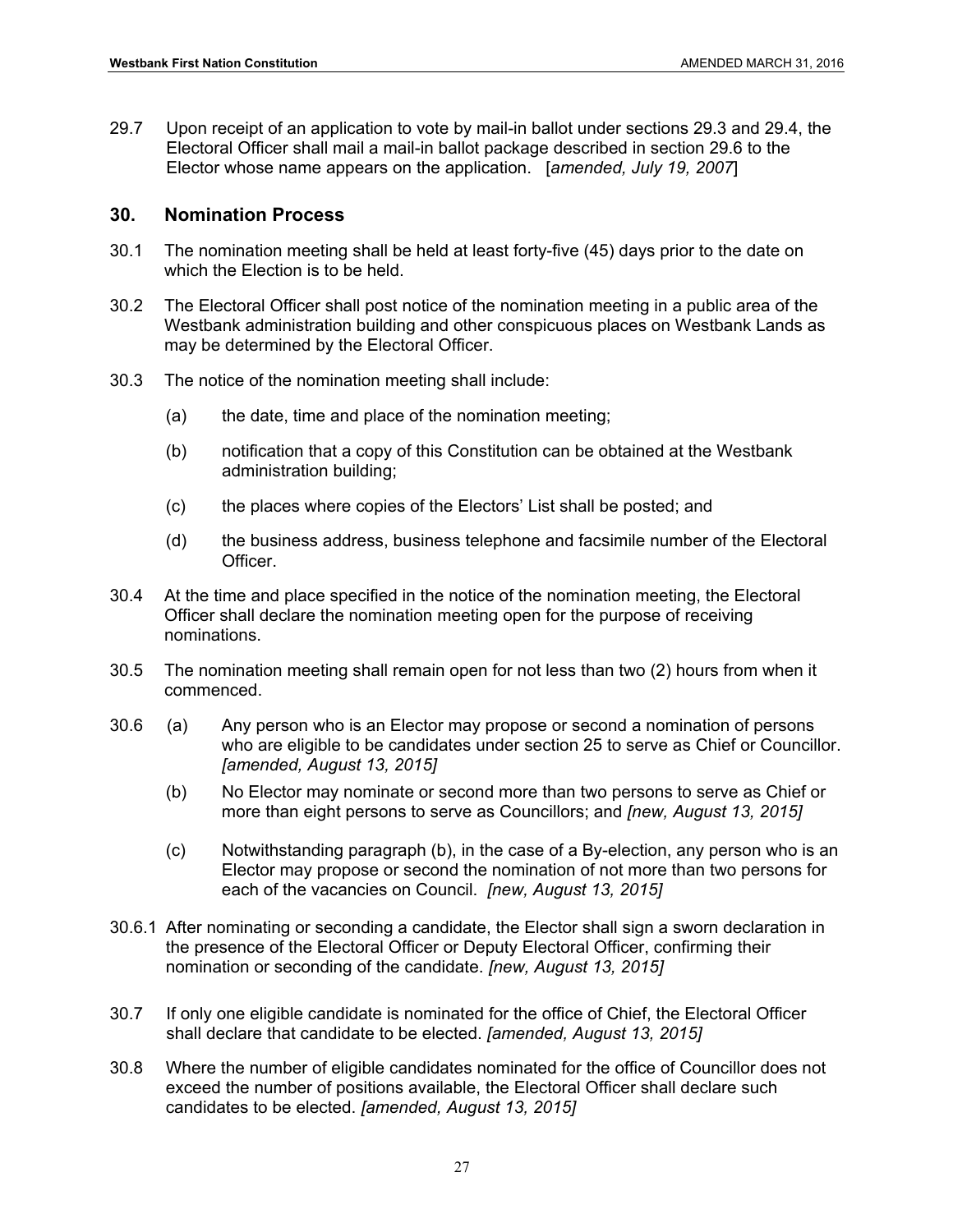29.7 Upon receipt of an application to vote by mail-in ballot under sections 29.3 and 29.4, the Electoral Officer shall mail a mail-in ballot package described in section 29.6 to the Elector whose name appears on the application. [*amended, July 19, 2007*]

## 30. Nomination Process

30.1 The nomination meeting shall be held at least forty-five (45) days prior to the date on which the Election is to be held.

30.2 The Electoral Officer shall post notice of the nomination meeting in a public area of the Westbank administration building and other conspicuous places on Westbank Lands as may be determined by the Electoral Officer.

30.3 The notice of the nomination meeting shall include:

(a) the date, time and place of the nomination meeting;

(b) notification that a copy of this Constitution can be obtained at the Westbank administration building;

(c) the places where copies of the Electors' List shall be posted; and

(d) the business address, business telephone and facsimile number of the Electoral Officer.

30.4 At the time and place specified in the notice of the nomination meeting, the Electoral Officer shall declare the nomination meeting open for the purpose of receiving nominations.

30.5 The nomination meeting shall remain open for not less than two (2) hours from when it commenced.

30.6 (a) Any person who is an Elector may propose or second a nomination of persons who are eligible to be candidates under section 25 to serve as Chief or Councillor. *[amended, August 13, 2015]*

(b) No Elector may nominate or second more than two persons to serve as Chief or more than eight persons to serve as Councillors; and *[new, August 13, 2015]*

(c) Notwithstanding paragraph (b), in the case of a By-election, any person who is an Elector may propose or second the nomination of not more than two persons for each of the vacancies on Council. *[new, August 13, 2015]*

30.6.1 After nominating or seconding a candidate, the Elector shall sign a sworn declaration in the presence of the Electoral Officer or Deputy Electoral Officer, confirming their nomination or seconding of the candidate. *[new, August 13, 2015]*

30.7 If only one eligible candidate is nominated for the office of Chief, the Electoral Officer shall declare that candidate to be elected. *[amended, August 13, 2015]*

30.8 Where the number of eligible candidates nominated for the office of Councillor does not exceed the number of positions available, the Electoral Officer shall declare such candidates to be elected. *[amended, August 13, 2015]*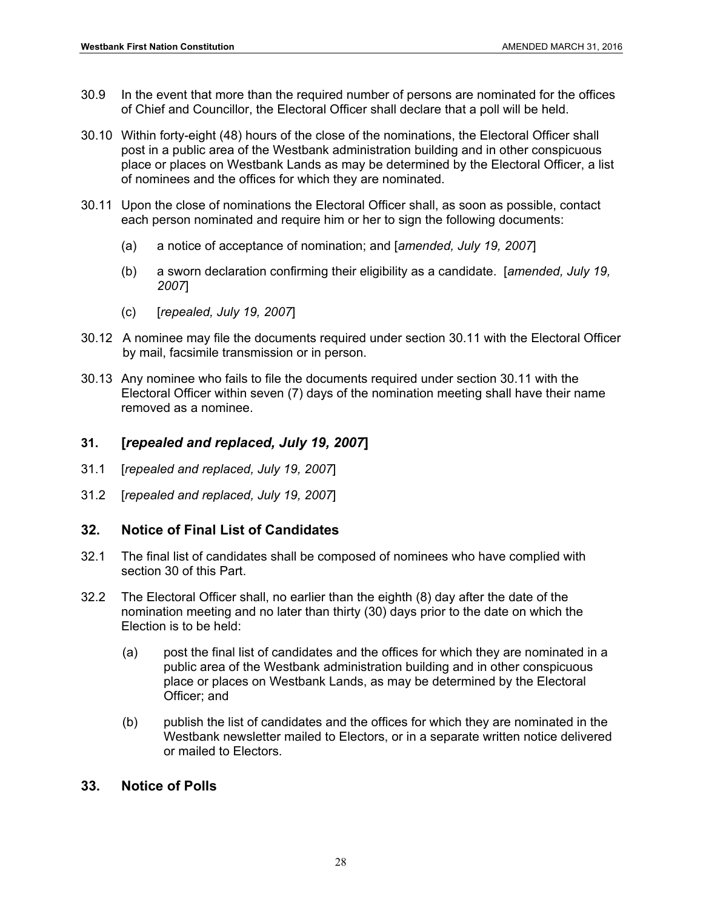30.9 In the event that more than the required number of persons are nominated for the offices of Chief and Councillor, the Electoral Officer shall declare that a poll will be held.

30.10 Within forty-eight (48) hours of the close of the nominations, the Electoral Officer shall post in a public area of the Westbank administration building and in other conspicuous place or places on Westbank Lands as may be determined by the Electoral Officer, a list of nominees and the offices for which they are nominated.

30.11 Upon the close of nominations the Electoral Officer shall, as soon as possible, contact each person nominated and require him or her to sign the following documents:

(a) a notice of acceptance of nomination; and [*amended, July 19, 2007*]

(b) a sworn declaration confirming their eligibility as a candidate. [*amended, July 19, 2007*]

(c) [*repealed, July 19, 2007*]

30.12 A nominee may file the documents required under section 30.11 with the Electoral Officer by mail, facsimile transmission or in person.

30.13 Any nominee who fails to file the documents required under section 30.11 with the Electoral Officer within seven (7) days of the nomination meeting shall have their name removed as a nominee.

## 31. [*repealed and replaced, July 19, 2007*]

31.1 [*repealed and replaced, July 19, 2007*]

31.2 [*repealed and replaced, July 19, 2007*]

## 32. Notice of Final List of Candidates

32.1 The final list of candidates shall be composed of nominees who have complied with section 30 of this Part.

32.2 The Electoral Officer shall, no earlier than the eighth (8) day after the date of the nomination meeting and no later than thirty (30) days prior to the date on which the Election is to be held:

(a) post the final list of candidates and the offices for which they are nominated in a public area of the Westbank administration building and in other conspicuous place or places on Westbank Lands, as may be determined by the Electoral Officer; and

(b) publish the list of candidates and the offices for which they are nominated in the Westbank newsletter mailed to Electors, or in a separate written notice delivered or mailed to Electors.

## 33. Notice of Polls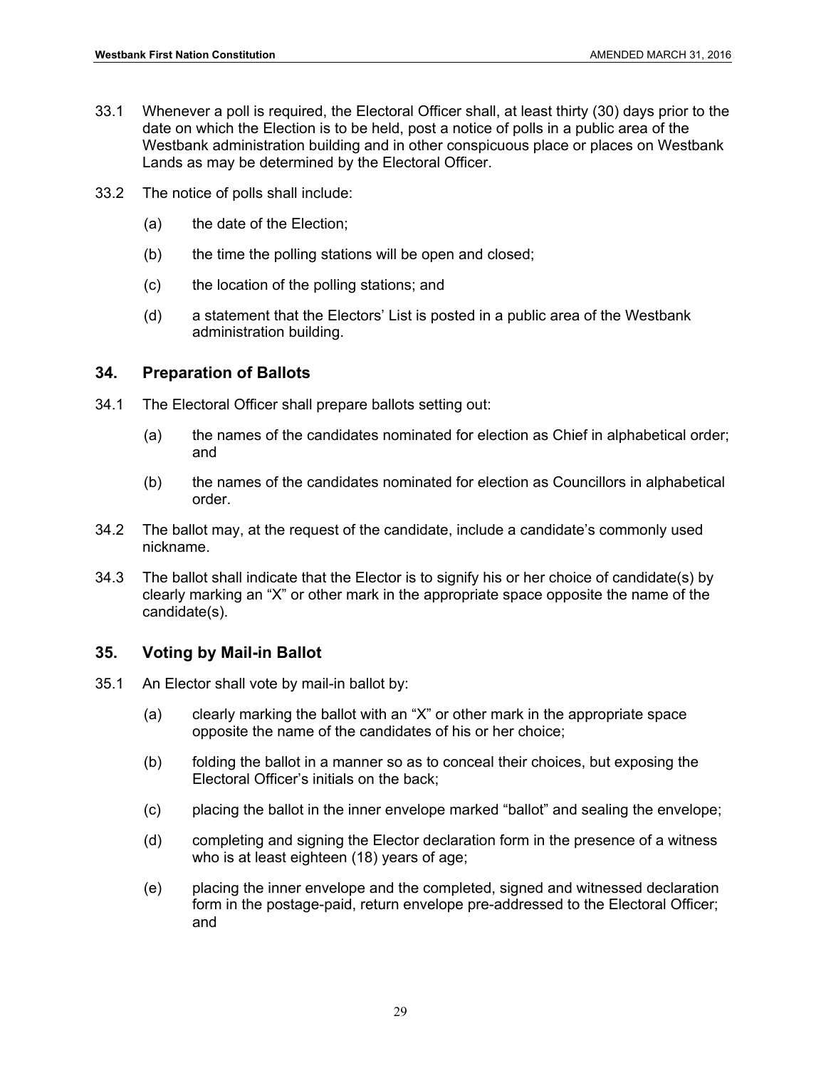33.1 Whenever a poll is required, the Electoral Officer shall, at least thirty (30) days prior to the date on which the Election is to be held, post a notice of polls in a public area of the Westbank administration building and in other conspicuous place or places on Westbank Lands as may be determined by the Electoral Officer.

33.2 The notice of polls shall include:

(a) the date of the Election;

(b) the time the polling stations will be open and closed;

(c) the location of the polling stations; and

(d) a statement that the Electors' List is posted in a public area of the Westbank administration building.

## 34. Preparation of Ballots

34.1 The Electoral Officer shall prepare ballots setting out:

(a) the names of the candidates nominated for election as Chief in alphabetical order; and

(b) the names of the candidates nominated for election as Councillors in alphabetical order.

34.2 The ballot may, at the request of the candidate, include a candidate's commonly used nickname.

34.3 The ballot shall indicate that the Elector is to signify his or her choice of candidate(s) by clearly marking an "X" or other mark in the appropriate space opposite the name of the candidate(s).

## 35. Voting by Mail-in Ballot

35.1 An Elector shall vote by mail-in ballot by:

(a) clearly marking the ballot with an "X" or other mark in the appropriate space opposite the name of the candidates of his or her choice;

(b) folding the ballot in a manner so as to conceal their choices, but exposing the Electoral Officer's initials on the back;

(c) placing the ballot in the inner envelope marked "ballot" and sealing the envelope;

(d) completing and signing the Elector declaration form in the presence of a witness who is at least eighteen (18) years of age;

(e) placing the inner envelope and the completed, signed and witnessed declaration form in the postage-paid, return envelope pre-addressed to the Electoral Officer; and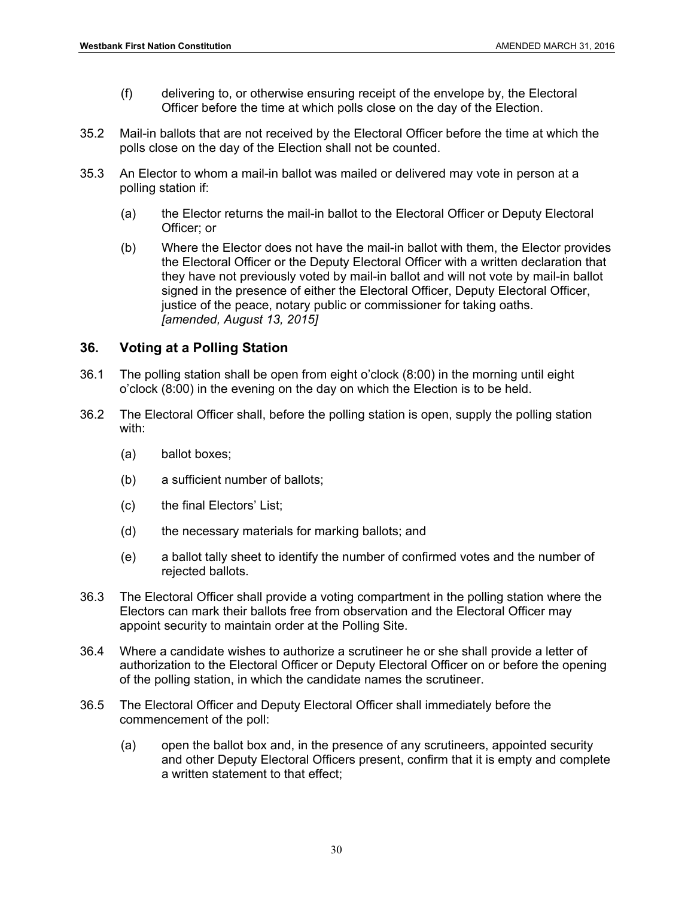(f) delivering to, or otherwise ensuring receipt of the envelope by, the Electoral Officer before the time at which polls close on the day of the Election.

35.2 Mail-in ballots that are not received by the Electoral Officer before the time at which the polls close on the day of the Election shall not be counted.

35.3 An Elector to whom a mail-in ballot was mailed or delivered may vote in person at a polling station if:

(a) the Elector returns the mail-in ballot to the Electoral Officer or Deputy Electoral Officer; or

(b) Where the Elector does not have the mail-in ballot with them, the Elector provides the Electoral Officer or the Deputy Electoral Officer with a written declaration that they have not previously voted by mail-in ballot and will not vote by mail-in ballot signed in the presence of either the Electoral Officer, Deputy Electoral Officer, justice of the peace, notary public or commissioner for taking oaths. *[amended, August 13, 2015]*

## 36. Voting at a Polling Station

36.1 The polling station shall be open from eight o'clock (8:00) in the morning until eight o'clock (8:00) in the evening on the day on which the Election is to be held.

36.2 The Electoral Officer shall, before the polling station is open, supply the polling station with:

(a) ballot boxes;

(b) a sufficient number of ballots;

(c) the final Electors' List;

(d) the necessary materials for marking ballots; and

(e) a ballot tally sheet to identify the number of confirmed votes and the number of rejected ballots.

36.3 The Electoral Officer shall provide a voting compartment in the polling station where the Electors can mark their ballots free from observation and the Electoral Officer may appoint security to maintain order at the Polling Site.

36.4 Where a candidate wishes to authorize a scrutineer he or she shall provide a letter of authorization to the Electoral Officer or Deputy Electoral Officer on or before the opening of the polling station, in which the candidate names the scrutineer.

36.5 The Electoral Officer and Deputy Electoral Officer shall immediately before the commencement of the poll:

(a) open the ballot box and, in the presence of any scrutineers, appointed security and other Deputy Electoral Officers present, confirm that it is empty and complete a written statement to that effect;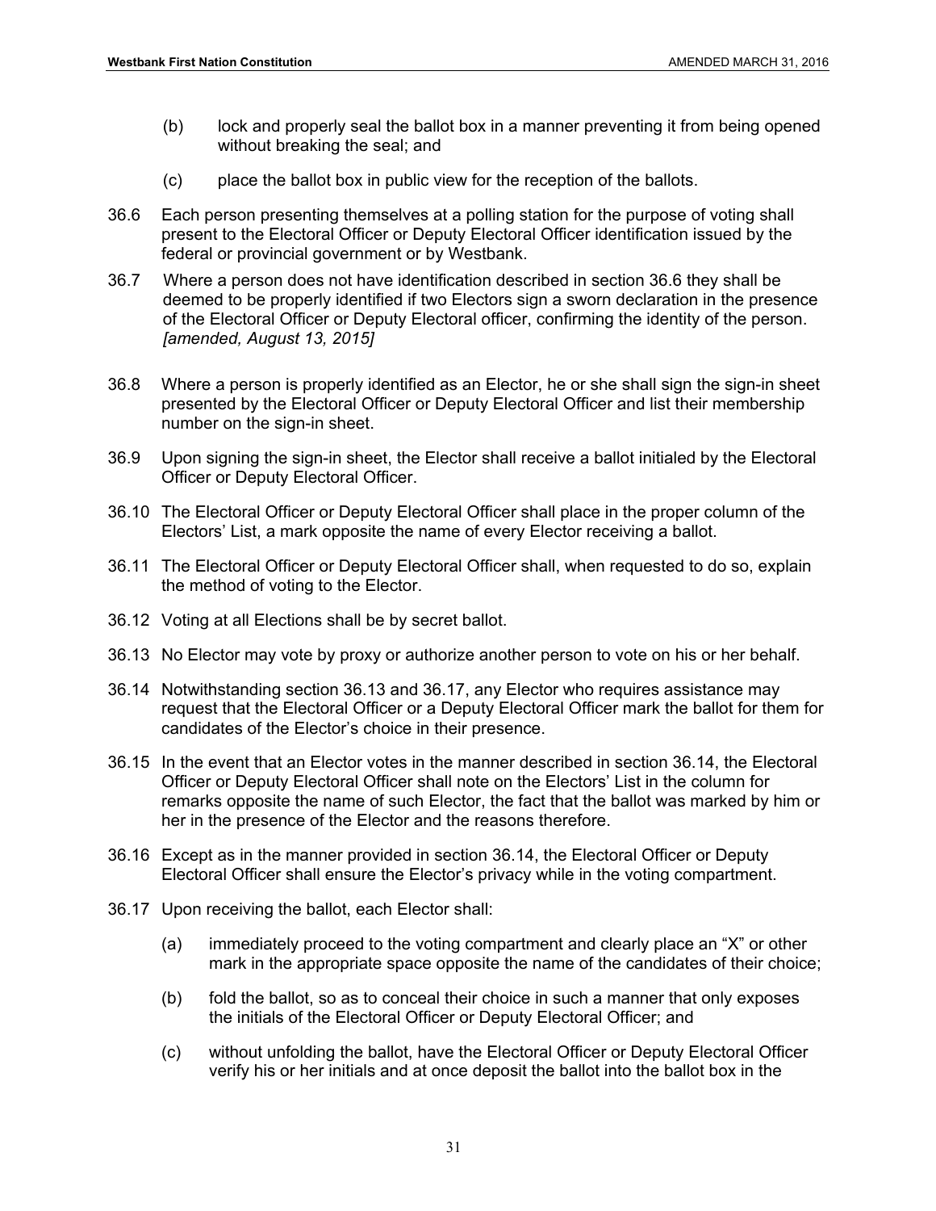(b) lock and properly seal the ballot box in a manner preventing it from being opened without breaking the seal; and

(c) place the ballot box in public view for the reception of the ballots.

36.6 Each person presenting themselves at a polling station for the purpose of voting shall present to the Electoral Officer or Deputy Electoral Officer identification issued by the federal or provincial government or by Westbank.

36.7 Where a person does not have identification described in section 36.6 they shall be deemed to be properly identified if two Electors sign a sworn declaration in the presence of the Electoral Officer or Deputy Electoral officer, confirming the identity of the person. *[amended, August 13, 2015]*

36.8 Where a person is properly identified as an Elector, he or she shall sign the sign-in sheet presented by the Electoral Officer or Deputy Electoral Officer and list their membership number on the sign-in sheet.

36.9 Upon signing the sign-in sheet, the Elector shall receive a ballot initialed by the Electoral Officer or Deputy Electoral Officer.

36.10 The Electoral Officer or Deputy Electoral Officer shall place in the proper column of the Electors' List, a mark opposite the name of every Elector receiving a ballot.

36.11 The Electoral Officer or Deputy Electoral Officer shall, when requested to do so, explain the method of voting to the Elector.

36.12 Voting at all Elections shall be by secret ballot.

36.13 No Elector may vote by proxy or authorize another person to vote on his or her behalf.

36.14 Notwithstanding section 36.13 and 36.17, any Elector who requires assistance may request that the Electoral Officer or a Deputy Electoral Officer mark the ballot for them for candidates of the Elector's choice in their presence.

36.15 In the event that an Elector votes in the manner described in section 36.14, the Electoral Officer or Deputy Electoral Officer shall note on the Electors' List in the column for remarks opposite the name of such Elector, the fact that the ballot was marked by him or her in the presence of the Elector and the reasons therefore.

36.16 Except as in the manner provided in section 36.14, the Electoral Officer or Deputy Electoral Officer shall ensure the Elector's privacy while in the voting compartment.

36.17 Upon receiving the ballot, each Elector shall:

(a) immediately proceed to the voting compartment and clearly place an "X" or other mark in the appropriate space opposite the name of the candidates of their choice;

(b) fold the ballot, so as to conceal their choice in such a manner that only exposes the initials of the Electoral Officer or Deputy Electoral Officer; and

(c) without unfolding the ballot, have the Electoral Officer or Deputy Electoral Officer verify his or her initials and at once deposit the ballot into the ballot box in the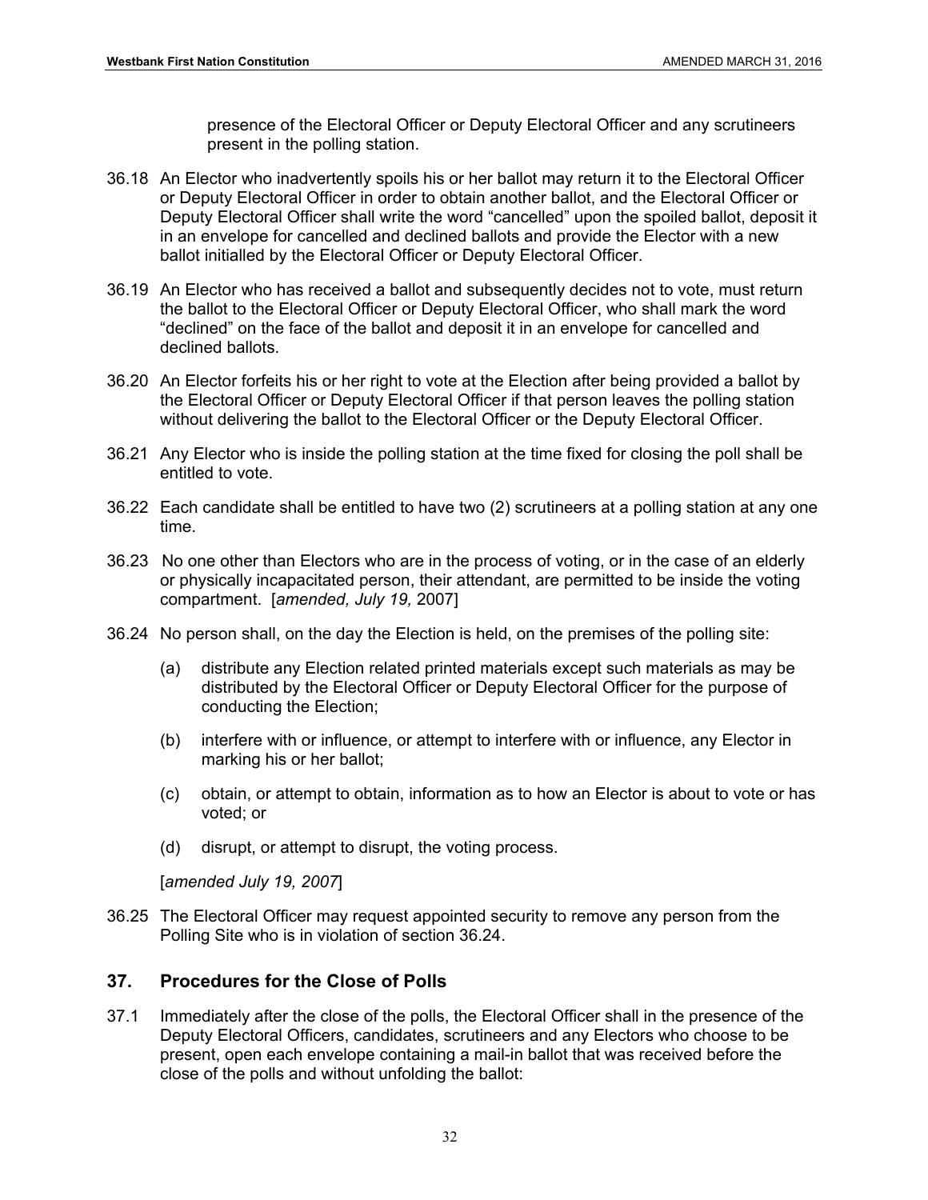presence of the Electoral Officer or Deputy Electoral Officer and any scrutineers present in the polling station.

36.18 An Elector who inadvertently spoils his or her ballot may return it to the Electoral Officer or Deputy Electoral Officer in order to obtain another ballot, and the Electoral Officer or Deputy Electoral Officer shall write the word "cancelled" upon the spoiled ballot, deposit it in an envelope for cancelled and declined ballots and provide the Elector with a new ballot initialled by the Electoral Officer or Deputy Electoral Officer.

36.19 An Elector who has received a ballot and subsequently decides not to vote, must return the ballot to the Electoral Officer or Deputy Electoral Officer, who shall mark the word "declined" on the face of the ballot and deposit it in an envelope for cancelled and declined ballots.

36.20 An Elector forfeits his or her right to vote at the Election after being provided a ballot by the Electoral Officer or Deputy Electoral Officer if that person leaves the polling station without delivering the ballot to the Electoral Officer or the Deputy Electoral Officer.

36.21 Any Elector who is inside the polling station at the time fixed for closing the poll shall be entitled to vote.

36.22 Each candidate shall be entitled to have two (2) scrutineers at a polling station at any one time.

36.23 No one other than Electors who are in the process of voting, or in the case of an elderly or physically incapacitated person, their attendant, are permitted to be inside the voting compartment. [*amended, July 19,* 2007]

36.24 No person shall, on the day the Election is held, on the premises of the polling site:

(a) distribute any Election related printed materials except such materials as may be distributed by the Electoral Officer or Deputy Electoral Officer for the purpose of conducting the Election;

(b) interfere with or influence, or attempt to interfere with or influence, any Elector in marking his or her ballot;

(c) obtain, or attempt to obtain, information as to how an Elector is about to vote or has voted; or

(d) disrupt, or attempt to disrupt, the voting process.

[*amended July 19, 2007*]

36.25 The Electoral Officer may request appointed security to remove any person from the Polling Site who is in violation of section 36.24.

## 37. Procedures for the Close of Polls

37.1 Immediately after the close of the polls, the Electoral Officer shall in the presence of the Deputy Electoral Officers, candidates, scrutineers and any Electors who choose to be present, open each envelope containing a mail-in ballot that was received before the close of the polls and without unfolding the ballot: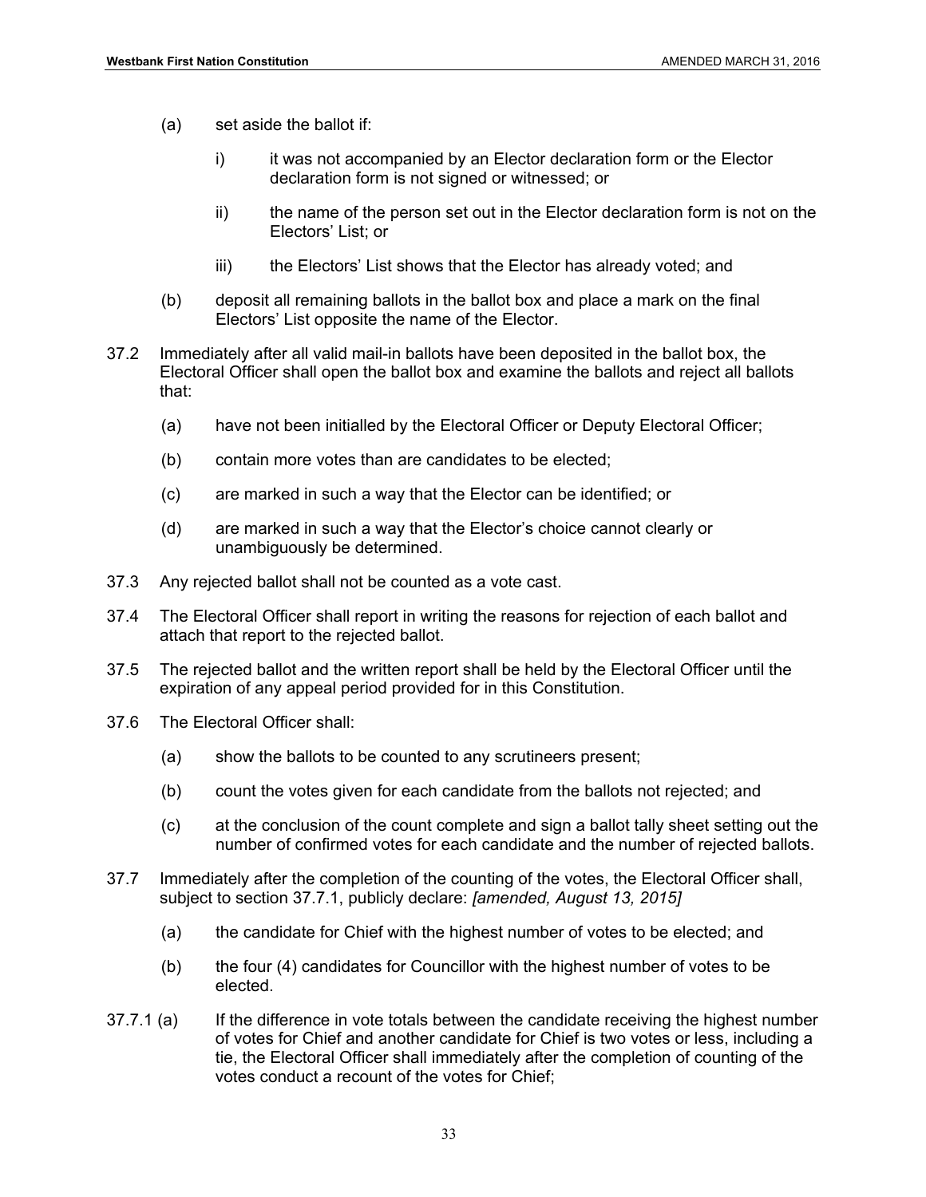(a) set aside the ballot if:

  i) it was not accompanied by an Elector declaration form or the Elector declaration form is not signed or witnessed; or

  ii) the name of the person set out in the Elector declaration form is not on the Electors' List; or

  iii) the Electors' List shows that the Elector has already voted; and

(b) deposit all remaining ballots in the ballot box and place a mark on the final Electors' List opposite the name of the Elector.

37.2 Immediately after all valid mail-in ballots have been deposited in the ballot box, the Electoral Officer shall open the ballot box and examine the ballots and reject all ballots that:

  (a) have not been initialled by the Electoral Officer or Deputy Electoral Officer;

  (b) contain more votes than are candidates to be elected;

  (c) are marked in such a way that the Elector can be identified; or

  (d) are marked in such a way that the Elector's choice cannot clearly or unambiguously be determined.

37.3 Any rejected ballot shall not be counted as a vote cast.

37.4 The Electoral Officer shall report in writing the reasons for rejection of each ballot and attach that report to the rejected ballot.

37.5 The rejected ballot and the written report shall be held by the Electoral Officer until the expiration of any appeal period provided for in this Constitution.

37.6 The Electoral Officer shall:

  (a) show the ballots to be counted to any scrutineers present;

  (b) count the votes given for each candidate from the ballots not rejected; and

  (c) at the conclusion of the count complete and sign a ballot tally sheet setting out the number of confirmed votes for each candidate and the number of rejected ballots.

37.7 Immediately after the completion of the counting of the votes, the Electoral Officer shall, subject to section 37.7.1, publicly declare: *[amended, August 13, 2015]*

  (a) the candidate for Chief with the highest number of votes to be elected; and

  (b) the four (4) candidates for Councillor with the highest number of votes to be elected.

37.7.1 (a) If the difference in vote totals between the candidate receiving the highest number of votes for Chief and another candidate for Chief is two votes or less, including a tie, the Electoral Officer shall immediately after the completion of counting of the votes conduct a recount of the votes for Chief;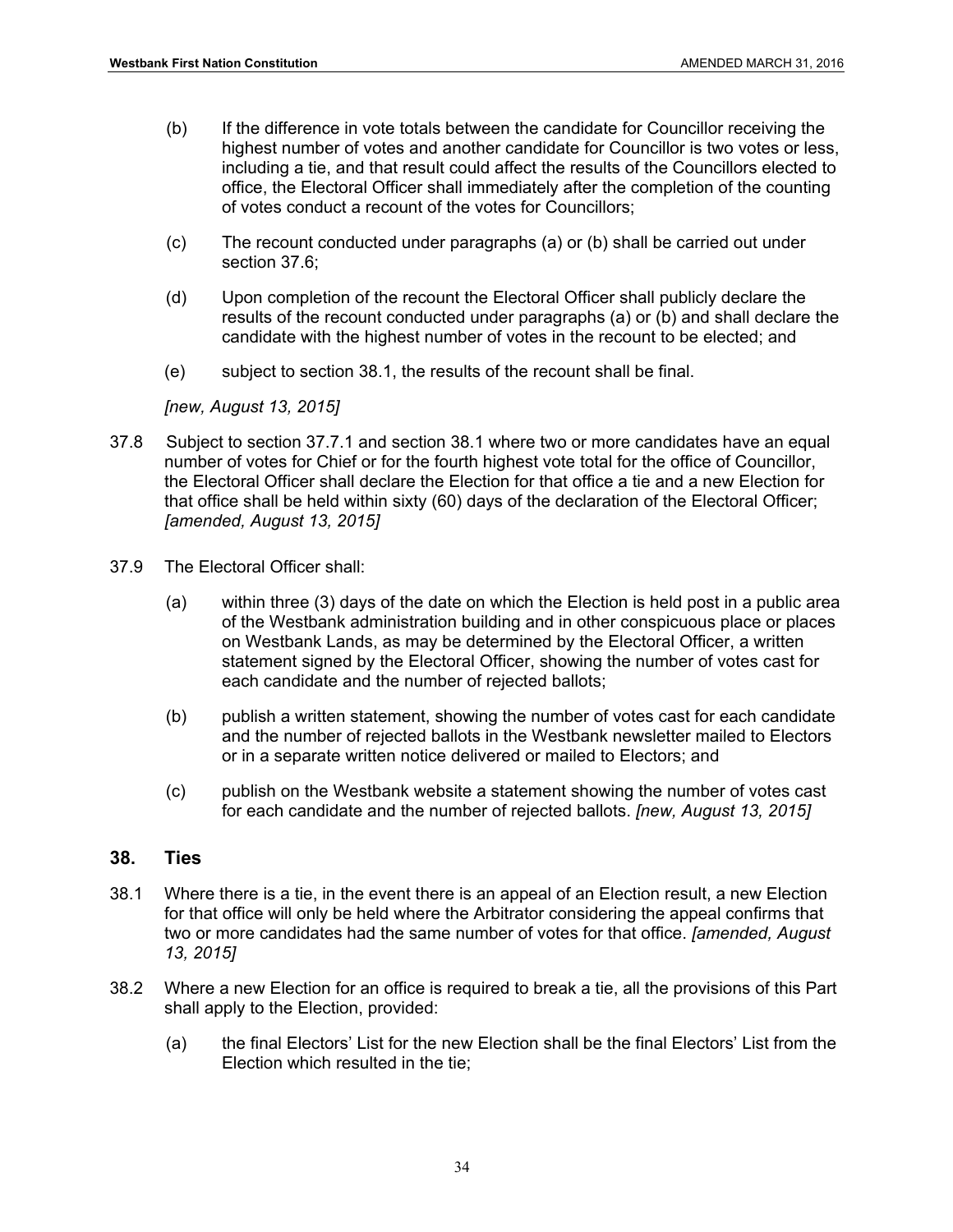(b) If the difference in vote totals between the candidate for Councillor receiving the highest number of votes and another candidate for Councillor is two votes or less, including a tie, and that result could affect the results of the Councillors elected to office, the Electoral Officer shall immediately after the completion of the counting of votes conduct a recount of the votes for Councillors;

(c) The recount conducted under paragraphs (a) or (b) shall be carried out under section 37.6;

(d) Upon completion of the recount the Electoral Officer shall publicly declare the results of the recount conducted under paragraphs (a) or (b) and shall declare the candidate with the highest number of votes in the recount to be elected; and

(e) subject to section 38.1, the results of the recount shall be final.

*[new, August 13, 2015]*

37.8 Subject to section 37.7.1 and section 38.1 where two or more candidates have an equal number of votes for Chief or for the fourth highest vote total for the office of Councillor, the Electoral Officer shall declare the Election for that office a tie and a new Election for that office shall be held within sixty (60) days of the declaration of the Electoral Officer; *[amended, August 13, 2015]*

37.9 The Electoral Officer shall:

(a) within three (3) days of the date on which the Election is held post in a public area of the Westbank administration building and in other conspicuous place or places on Westbank Lands, as may be determined by the Electoral Officer, a written statement signed by the Electoral Officer, showing the number of votes cast for each candidate and the number of rejected ballots;

(b) publish a written statement, showing the number of votes cast for each candidate and the number of rejected ballots in the Westbank newsletter mailed to Electors or in a separate written notice delivered or mailed to Electors; and

(c) publish on the Westbank website a statement showing the number of votes cast for each candidate and the number of rejected ballots. *[new, August 13, 2015]*

## 38. Ties

38.1 Where there is a tie, in the event there is an appeal of an Election result, a new Election for that office will only be held where the Arbitrator considering the appeal confirms that two or more candidates had the same number of votes for that office. *[amended, August 13, 2015]*

38.2 Where a new Election for an office is required to break a tie, all the provisions of this Part shall apply to the Election, provided:

(a) the final Electors' List for the new Election shall be the final Electors' List from the Election which resulted in the tie;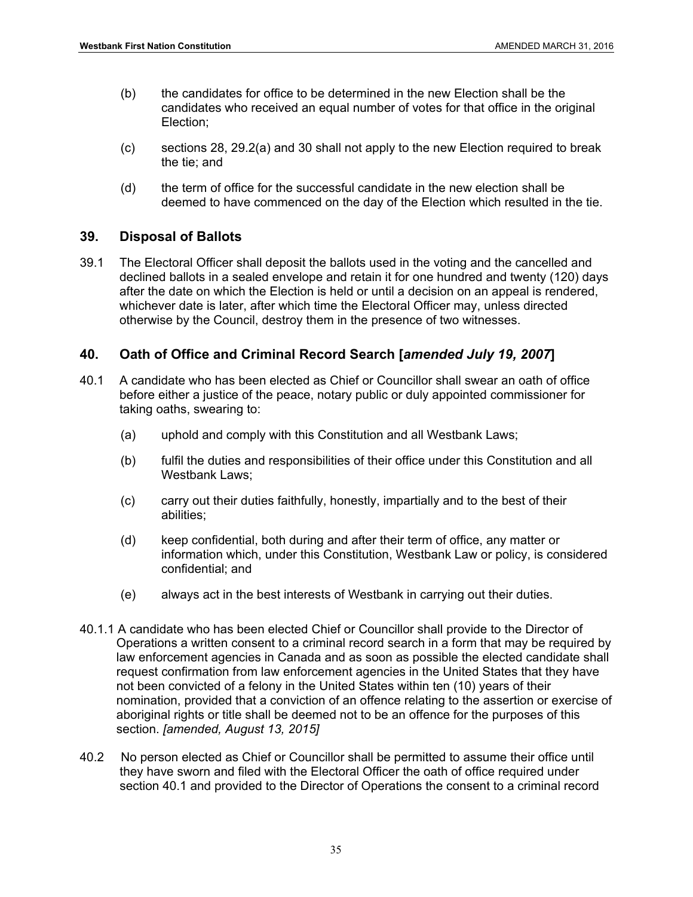(b) the candidates for office to be determined in the new Election shall be the candidates who received an equal number of votes for that office in the original Election;

(c) sections 28, 29.2(a) and 30 shall not apply to the new Election required to break the tie; and

(d) the term of office for the successful candidate in the new election shall be deemed to have commenced on the day of the Election which resulted in the tie.

## 39. Disposal of Ballots

39.1 The Electoral Officer shall deposit the ballots used in the voting and the cancelled and declined ballots in a sealed envelope and retain it for one hundred and twenty (120) days after the date on which the Election is held or until a decision on an appeal is rendered, whichever date is later, after which time the Electoral Officer may, unless directed otherwise by the Council, destroy them in the presence of two witnesses.

## 40. Oath of Office and Criminal Record Search [*amended July 19, 2007*]

40.1 A candidate who has been elected as Chief or Councillor shall swear an oath of office before either a justice of the peace, notary public or duly appointed commissioner for taking oaths, swearing to:

(a) uphold and comply with this Constitution and all Westbank Laws;

(b) fulfil the duties and responsibilities of their office under this Constitution and all Westbank Laws;

(c) carry out their duties faithfully, honestly, impartially and to the best of their abilities;

(d) keep confidential, both during and after their term of office, any matter or information which, under this Constitution, Westbank Law or policy, is considered confidential; and

(e) always act in the best interests of Westbank in carrying out their duties.

40.1.1 A candidate who has been elected Chief or Councillor shall provide to the Director of Operations a written consent to a criminal record search in a form that may be required by law enforcement agencies in Canada and as soon as possible the elected candidate shall request confirmation from law enforcement agencies in the United States that they have not been convicted of a felony in the United States within ten (10) years of their nomination, provided that a conviction of an offence relating to the assertion or exercise of aboriginal rights or title shall be deemed not to be an offence for the purposes of this section. *[amended, August 13, 2015]*

40.2 No person elected as Chief or Councillor shall be permitted to assume their office until they have sworn and filed with the Electoral Officer the oath of office required under section 40.1 and provided to the Director of Operations the consent to a criminal record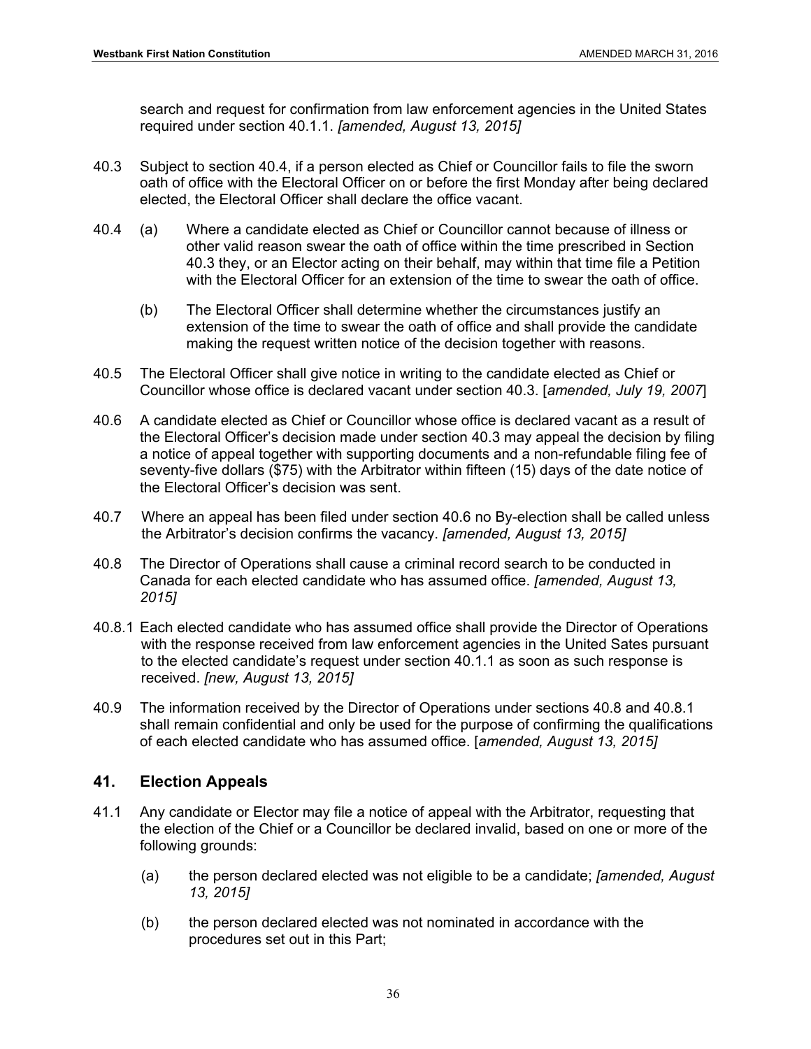search and request for confirmation from law enforcement agencies in the United States required under section 40.1.1. *[amended, August 13, 2015]*

40.3 Subject to section 40.4, if a person elected as Chief or Councillor fails to file the sworn oath of office with the Electoral Officer on or before the first Monday after being declared elected, the Electoral Officer shall declare the office vacant.

40.4 (a) Where a candidate elected as Chief or Councillor cannot because of illness or other valid reason swear the oath of office within the time prescribed in Section 40.3 they, or an Elector acting on their behalf, may within that time file a Petition with the Electoral Officer for an extension of the time to swear the oath of office.

(b) The Electoral Officer shall determine whether the circumstances justify an extension of the time to swear the oath of office and shall provide the candidate making the request written notice of the decision together with reasons.

40.5 The Electoral Officer shall give notice in writing to the candidate elected as Chief or Councillor whose office is declared vacant under section 40.3. [*amended, July 19, 2007*]

40.6 A candidate elected as Chief or Councillor whose office is declared vacant as a result of the Electoral Officer's decision made under section 40.3 may appeal the decision by filing a notice of appeal together with supporting documents and a non-refundable filing fee of seventy-five dollars ($75) with the Arbitrator within fifteen (15) days of the date notice of the Electoral Officer's decision was sent.

40.7 Where an appeal has been filed under section 40.6 no By-election shall be called unless the Arbitrator's decision confirms the vacancy. *[amended, August 13, 2015]*

40.8 The Director of Operations shall cause a criminal record search to be conducted in Canada for each elected candidate who has assumed office. *[amended, August 13, 2015]*

40.8.1 Each elected candidate who has assumed office shall provide the Director of Operations with the response received from law enforcement agencies in the United Sates pursuant to the elected candidate's request under section 40.1.1 as soon as such response is received. *[new, August 13, 2015]*

40.9 The information received by the Director of Operations under sections 40.8 and 40.8.1 shall remain confidential and only be used for the purpose of confirming the qualifications of each elected candidate who has assumed office. [*amended, August 13, 2015]*

## 41. Election Appeals

41.1 Any candidate or Elector may file a notice of appeal with the Arbitrator, requesting that the election of the Chief or a Councillor be declared invalid, based on one or more of the following grounds:

(a) the person declared elected was not eligible to be a candidate; *[amended, August 13, 2015]*

(b) the person declared elected was not nominated in accordance with the procedures set out in this Part;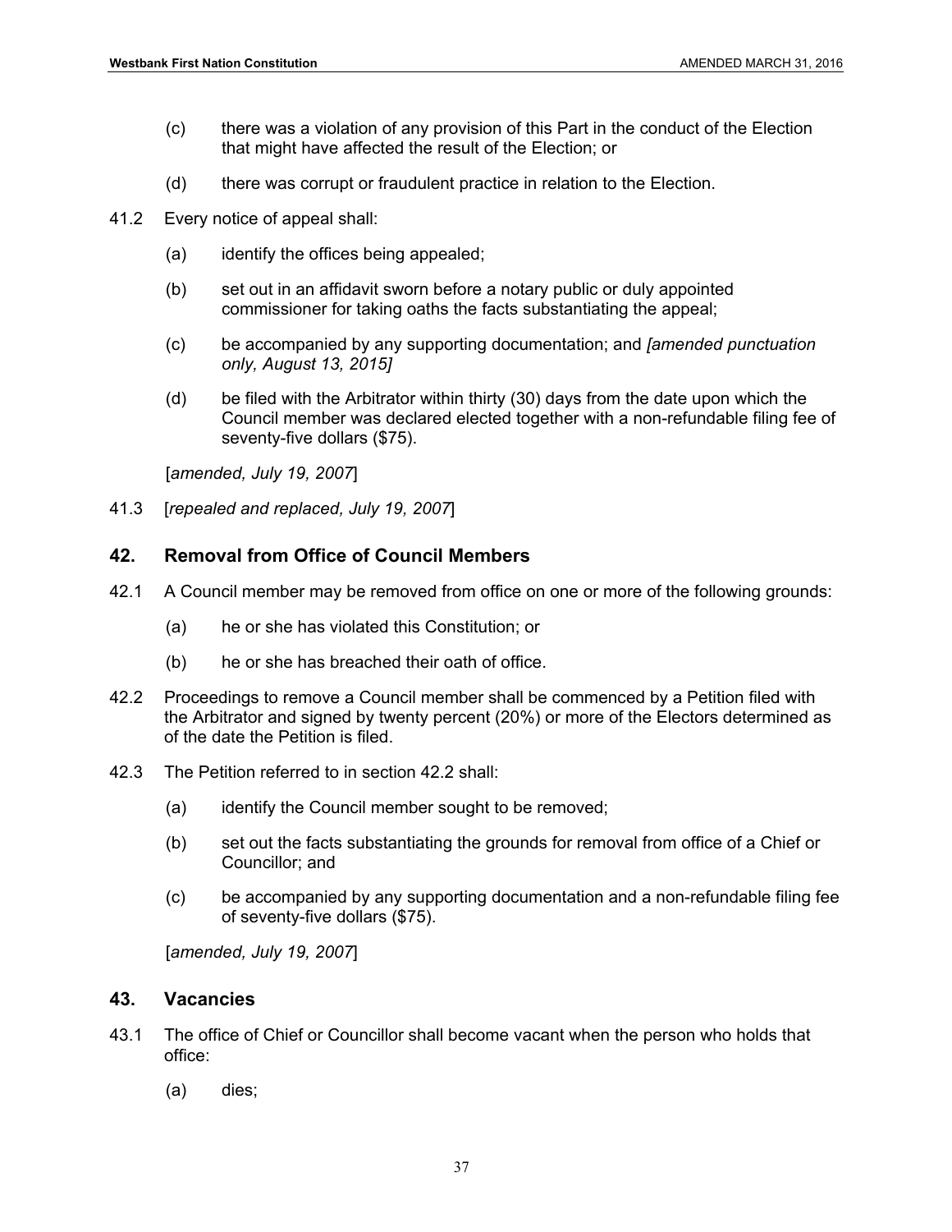(c) there was a violation of any provision of this Part in the conduct of the Election that might have affected the result of the Election; or

(d) there was corrupt or fraudulent practice in relation to the Election.

41.2 Every notice of appeal shall:

(a) identify the offices being appealed;

(b) set out in an affidavit sworn before a notary public or duly appointed commissioner for taking oaths the facts substantiating the appeal;

(c) be accompanied by any supporting documentation; and *[amended punctuation only, August 13, 2015]*

(d) be filed with the Arbitrator within thirty (30) days from the date upon which the Council member was declared elected together with a non-refundable filing fee of seventy-five dollars ($75).

[*amended, July 19, 2007*]

41.3 [*repealed and replaced, July 19, 2007*]

## 42. Removal from Office of Council Members

42.1 A Council member may be removed from office on one or more of the following grounds:

(a) he or she has violated this Constitution; or

(b) he or she has breached their oath of office.

42.2 Proceedings to remove a Council member shall be commenced by a Petition filed with the Arbitrator and signed by twenty percent (20%) or more of the Electors determined as of the date the Petition is filed.

42.3 The Petition referred to in section 42.2 shall:

(a) identify the Council member sought to be removed;

(b) set out the facts substantiating the grounds for removal from office of a Chief or Councillor; and

(c) be accompanied by any supporting documentation and a non-refundable filing fee of seventy-five dollars ($75).

[*amended, July 19, 2007*]

## 43. Vacancies

43.1 The office of Chief or Councillor shall become vacant when the person who holds that office:

(a) dies;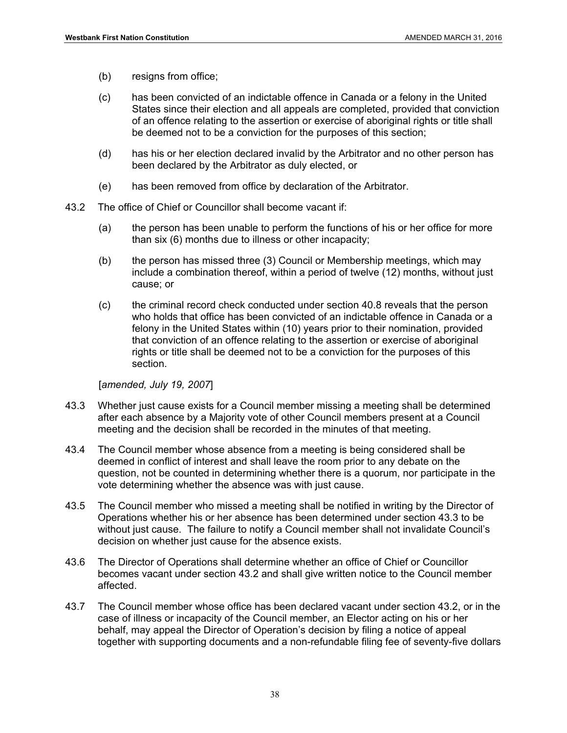(b) resigns from office;

(c) has been convicted of an indictable offence in Canada or a felony in the United States since their election and all appeals are completed, provided that conviction of an offence relating to the assertion or exercise of aboriginal rights or title shall be deemed not to be a conviction for the purposes of this section;

(d) has his or her election declared invalid by the Arbitrator and no other person has been declared by the Arbitrator as duly elected, or

(e) has been removed from office by declaration of the Arbitrator.

43.2 The office of Chief or Councillor shall become vacant if:

(a) the person has been unable to perform the functions of his or her office for more than six (6) months due to illness or other incapacity;

(b) the person has missed three (3) Council or Membership meetings, which may include a combination thereof, within a period of twelve (12) months, without just cause; or

(c) the criminal record check conducted under section 40.8 reveals that the person who holds that office has been convicted of an indictable offence in Canada or a felony in the United States within (10) years prior to their nomination, provided that conviction of an offence relating to the assertion or exercise of aboriginal rights or title shall be deemed not to be a conviction for the purposes of this section.

[*amended, July 19, 2007*]

43.3 Whether just cause exists for a Council member missing a meeting shall be determined after each absence by a Majority vote of other Council members present at a Council meeting and the decision shall be recorded in the minutes of that meeting.

43.4 The Council member whose absence from a meeting is being considered shall be deemed in conflict of interest and shall leave the room prior to any debate on the question, not be counted in determining whether there is a quorum, nor participate in the vote determining whether the absence was with just cause.

43.5 The Council member who missed a meeting shall be notified in writing by the Director of Operations whether his or her absence has been determined under section 43.3 to be without just cause. The failure to notify a Council member shall not invalidate Council's decision on whether just cause for the absence exists.

43.6 The Director of Operations shall determine whether an office of Chief or Councillor becomes vacant under section 43.2 and shall give written notice to the Council member affected.

43.7 The Council member whose office has been declared vacant under section 43.2, or in the case of illness or incapacity of the Council member, an Elector acting on his or her behalf, may appeal the Director of Operation's decision by filing a notice of appeal together with supporting documents and a non-refundable filing fee of seventy-five dollars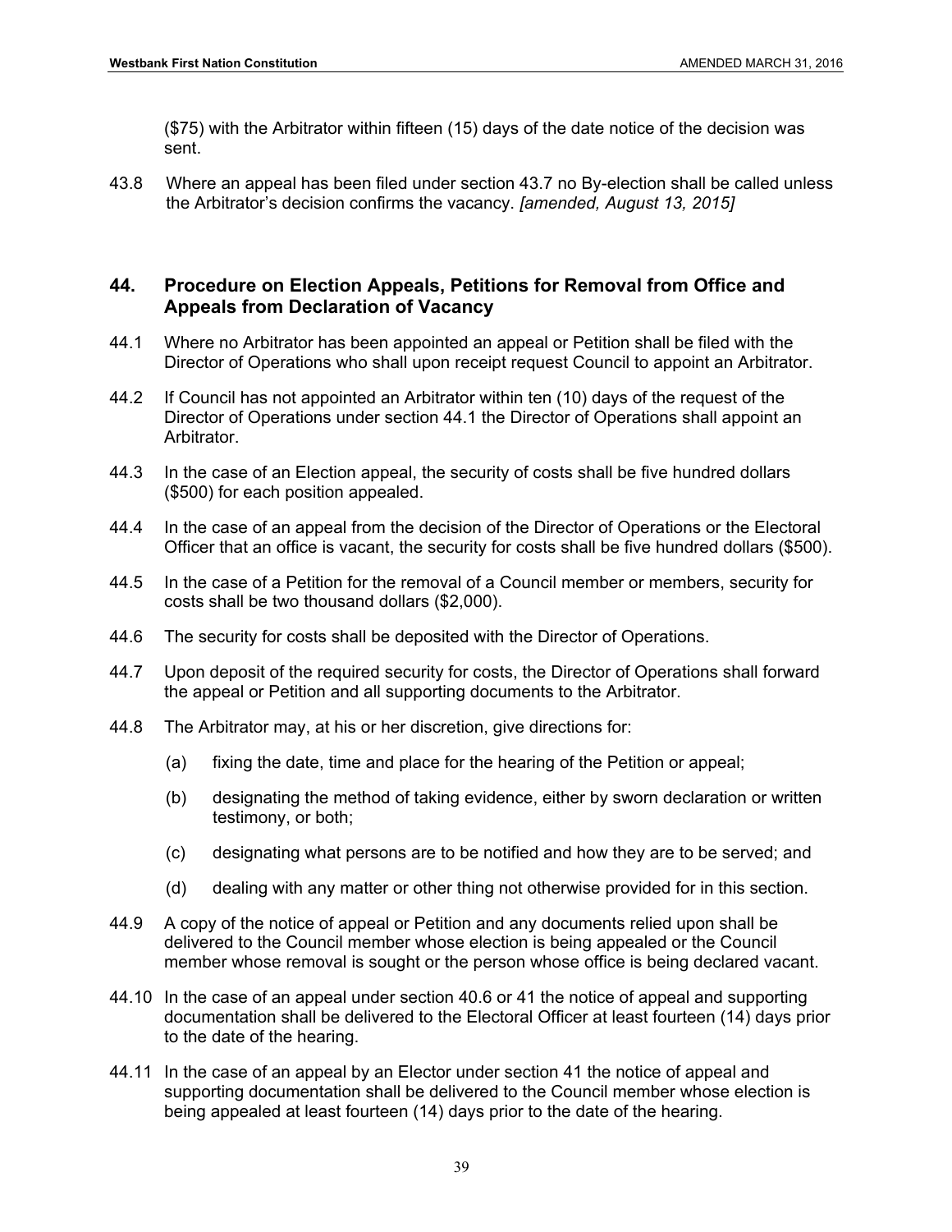($75) with the Arbitrator within fifteen (15) days of the date notice of the decision was sent.

43.8 Where an appeal has been filed under section 43.7 no By-election shall be called unless the Arbitrator's decision confirms the vacancy. *[amended, August 13, 2015]*

## 44. Procedure on Election Appeals, Petitions for Removal from Office and Appeals from Declaration of Vacancy

44.1 Where no Arbitrator has been appointed an appeal or Petition shall be filed with the Director of Operations who shall upon receipt request Council to appoint an Arbitrator.

44.2 If Council has not appointed an Arbitrator within ten (10) days of the request of the Director of Operations under section 44.1 the Director of Operations shall appoint an Arbitrator.

44.3 In the case of an Election appeal, the security of costs shall be five hundred dollars ($500) for each position appealed.

44.4 In the case of an appeal from the decision of the Director of Operations or the Electoral Officer that an office is vacant, the security for costs shall be five hundred dollars ($500).

44.5 In the case of a Petition for the removal of a Council member or members, security for costs shall be two thousand dollars ($2,000).

44.6 The security for costs shall be deposited with the Director of Operations.

44.7 Upon deposit of the required security for costs, the Director of Operations shall forward the appeal or Petition and all supporting documents to the Arbitrator.

44.8 The Arbitrator may, at his or her discretion, give directions for:

- (a) fixing the date, time and place for the hearing of the Petition or appeal;
- (b) designating the method of taking evidence, either by sworn declaration or written testimony, or both;
- (c) designating what persons are to be notified and how they are to be served; and
- (d) dealing with any matter or other thing not otherwise provided for in this section.

44.9 A copy of the notice of appeal or Petition and any documents relied upon shall be delivered to the Council member whose election is being appealed or the Council member whose removal is sought or the person whose office is being declared vacant.

44.10 In the case of an appeal under section 40.6 or 41 the notice of appeal and supporting documentation shall be delivered to the Electoral Officer at least fourteen (14) days prior to the date of the hearing.

44.11 In the case of an appeal by an Elector under section 41 the notice of appeal and supporting documentation shall be delivered to the Council member whose election is being appealed at least fourteen (14) days prior to the date of the hearing.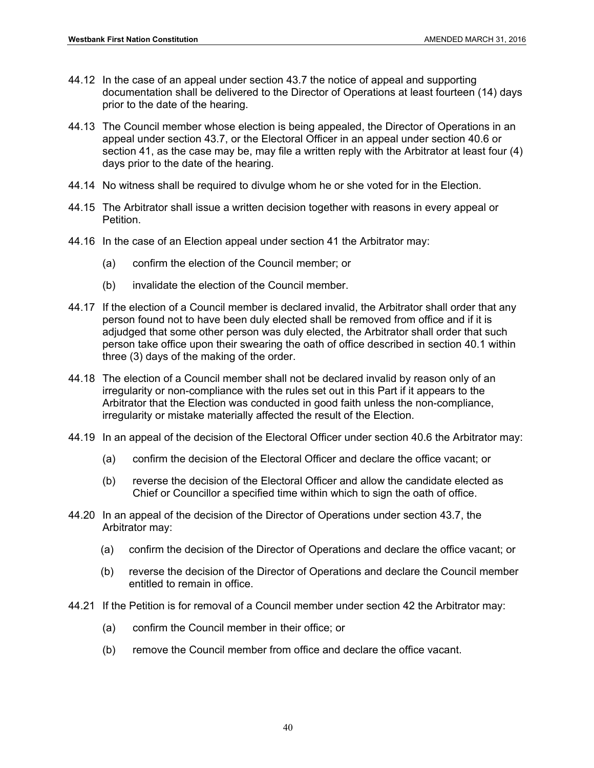44.12 In the case of an appeal under section 43.7 the notice of appeal and supporting documentation shall be delivered to the Director of Operations at least fourteen (14) days prior to the date of the hearing.

44.13 The Council member whose election is being appealed, the Director of Operations in an appeal under section 43.7, or the Electoral Officer in an appeal under section 40.6 or section 41, as the case may be, may file a written reply with the Arbitrator at least four (4) days prior to the date of the hearing.

44.14 No witness shall be required to divulge whom he or she voted for in the Election.

44.15 The Arbitrator shall issue a written decision together with reasons in every appeal or Petition.

44.16 In the case of an Election appeal under section 41 the Arbitrator may:

(a) confirm the election of the Council member; or

(b) invalidate the election of the Council member.

44.17 If the election of a Council member is declared invalid, the Arbitrator shall order that any person found not to have been duly elected shall be removed from office and if it is adjudged that some other person was duly elected, the Arbitrator shall order that such person take office upon their swearing the oath of office described in section 40.1 within three (3) days of the making of the order.

44.18 The election of a Council member shall not be declared invalid by reason only of an irregularity or non-compliance with the rules set out in this Part if it appears to the Arbitrator that the Election was conducted in good faith unless the non-compliance, irregularity or mistake materially affected the result of the Election.

44.19 In an appeal of the decision of the Electoral Officer under section 40.6 the Arbitrator may:

(a) confirm the decision of the Electoral Officer and declare the office vacant; or

(b) reverse the decision of the Electoral Officer and allow the candidate elected as Chief or Councillor a specified time within which to sign the oath of office.

44.20 In an appeal of the decision of the Director of Operations under section 43.7, the Arbitrator may:

(a) confirm the decision of the Director of Operations and declare the office vacant; or

(b) reverse the decision of the Director of Operations and declare the Council member entitled to remain in office.

44.21 If the Petition is for removal of a Council member under section 42 the Arbitrator may:

(a) confirm the Council member in their office; or

(b) remove the Council member from office and declare the office vacant.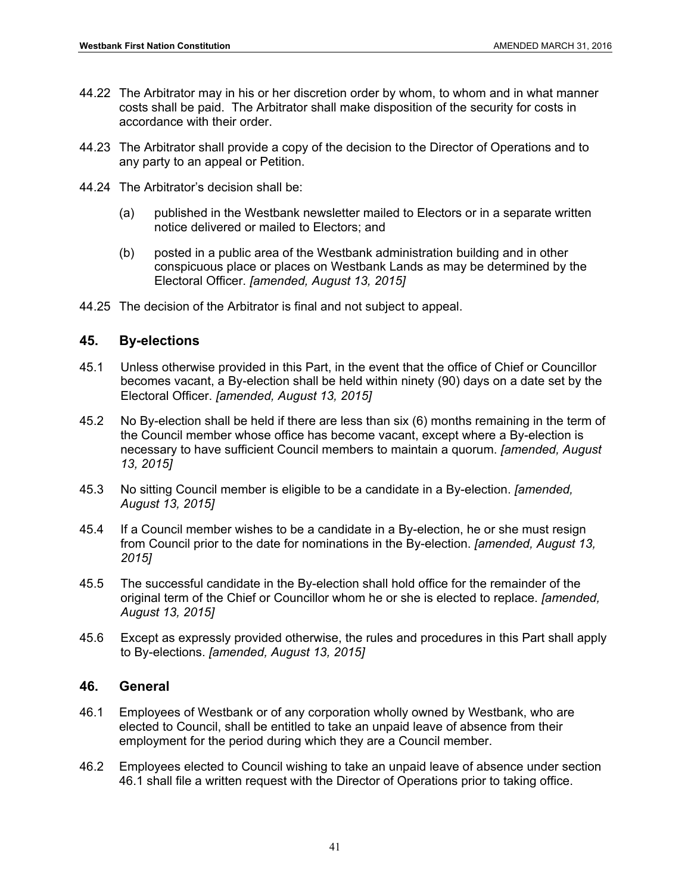44.22 The Arbitrator may in his or her discretion order by whom, to whom and in what manner costs shall be paid. The Arbitrator shall make disposition of the security for costs in accordance with their order.

44.23 The Arbitrator shall provide a copy of the decision to the Director of Operations and to any party to an appeal or Petition.

44.24 The Arbitrator's decision shall be:

(a) published in the Westbank newsletter mailed to Electors or in a separate written notice delivered or mailed to Electors; and

(b) posted in a public area of the Westbank administration building and in other conspicuous place or places on Westbank Lands as may be determined by the Electoral Officer. *[amended, August 13, 2015]*

44.25 The decision of the Arbitrator is final and not subject to appeal.

## 45. By-elections

45.1 Unless otherwise provided in this Part, in the event that the office of Chief or Councillor becomes vacant, a By-election shall be held within ninety (90) days on a date set by the Electoral Officer. *[amended, August 13, 2015]*

45.2 No By-election shall be held if there are less than six (6) months remaining in the term of the Council member whose office has become vacant, except where a By-election is necessary to have sufficient Council members to maintain a quorum. *[amended, August 13, 2015]*

45.3 No sitting Council member is eligible to be a candidate in a By-election. *[amended, August 13, 2015]*

45.4 If a Council member wishes to be a candidate in a By-election, he or she must resign from Council prior to the date for nominations in the By-election. *[amended, August 13, 2015]*

45.5 The successful candidate in the By-election shall hold office for the remainder of the original term of the Chief or Councillor whom he or she is elected to replace. *[amended, August 13, 2015]*

45.6 Except as expressly provided otherwise, the rules and procedures in this Part shall apply to By-elections. *[amended, August 13, 2015]*

## 46. General

46.1 Employees of Westbank or of any corporation wholly owned by Westbank, who are elected to Council, shall be entitled to take an unpaid leave of absence from their employment for the period during which they are a Council member.

46.2 Employees elected to Council wishing to take an unpaid leave of absence under section 46.1 shall file a written request with the Director of Operations prior to taking office.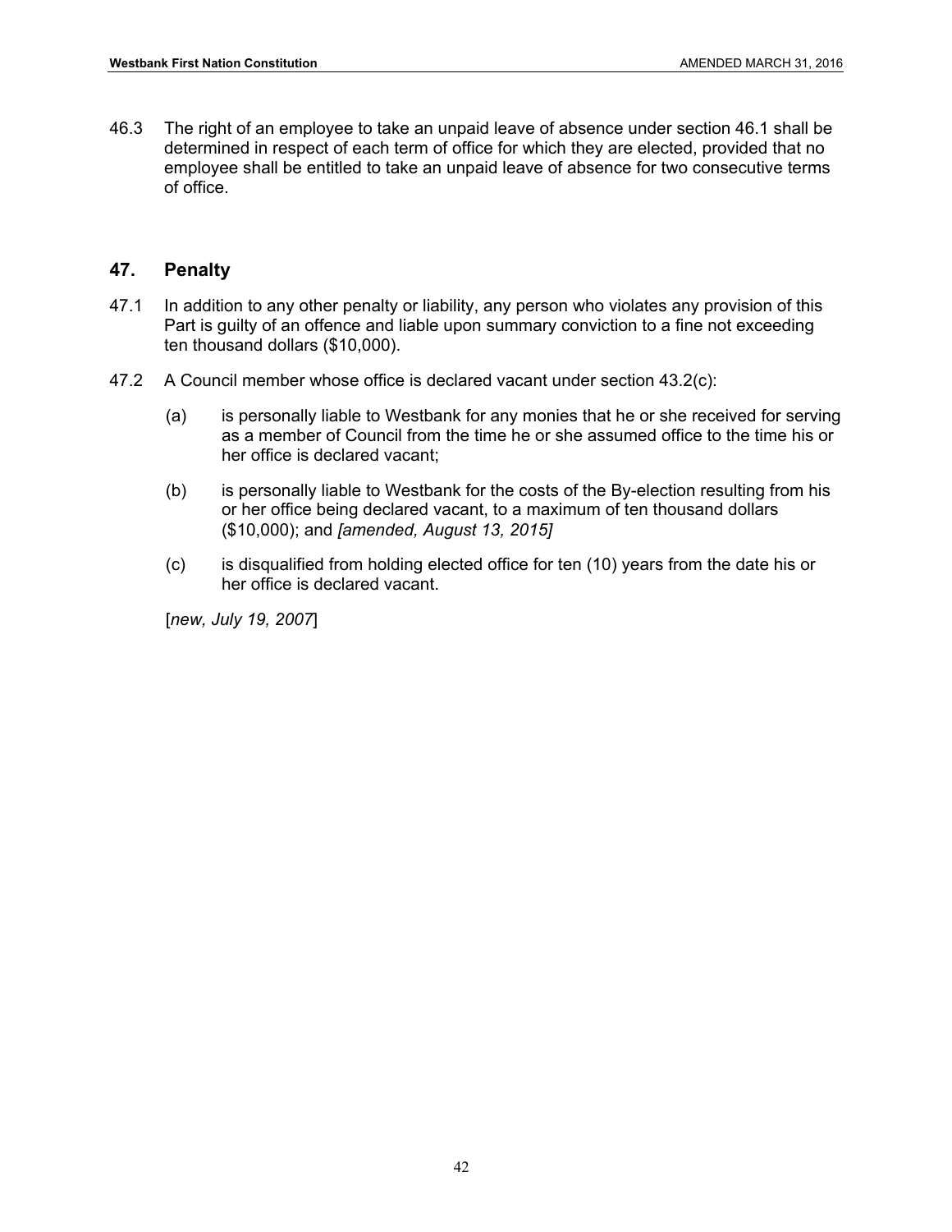46.3 The right of an employee to take an unpaid leave of absence under section 46.1 shall be determined in respect of each term of office for which they are elected, provided that no employee shall be entitled to take an unpaid leave of absence for two consecutive terms of office.

## 47. Penalty

47.1 In addition to any other penalty or liability, any person who violates any provision of this Part is guilty of an offence and liable upon summary conviction to a fine not exceeding ten thousand dollars ($10,000).

47.2 A Council member whose office is declared vacant under section 43.2(c):

(a) is personally liable to Westbank for any monies that he or she received for serving as a member of Council from the time he or she assumed office to the time his or her office is declared vacant;

(b) is personally liable to Westbank for the costs of the By-election resulting from his or her office being declared vacant, to a maximum of ten thousand dollars ($10,000); and *[amended, August 13, 2015]*

(c) is disqualified from holding elected office for ten (10) years from the date his or her office is declared vacant.

[*new, July 19, 2007*]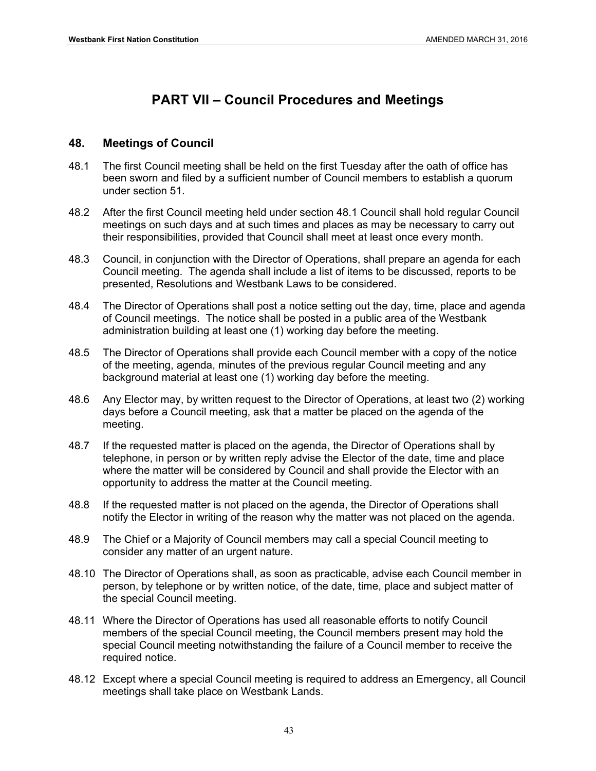# PART VII – Council Procedures and Meetings

## 48. Meetings of Council

48.1 The first Council meeting shall be held on the first Tuesday after the oath of office has been sworn and filed by a sufficient number of Council members to establish a quorum under section 51.

48.2 After the first Council meeting held under section 48.1 Council shall hold regular Council meetings on such days and at such times and places as may be necessary to carry out their responsibilities, provided that Council shall meet at least once every month.

48.3 Council, in conjunction with the Director of Operations, shall prepare an agenda for each Council meeting. The agenda shall include a list of items to be discussed, reports to be presented, Resolutions and Westbank Laws to be considered.

48.4 The Director of Operations shall post a notice setting out the day, time, place and agenda of Council meetings. The notice shall be posted in a public area of the Westbank administration building at least one (1) working day before the meeting.

48.5 The Director of Operations shall provide each Council member with a copy of the notice of the meeting, agenda, minutes of the previous regular Council meeting and any background material at least one (1) working day before the meeting.

48.6 Any Elector may, by written request to the Director of Operations, at least two (2) working days before a Council meeting, ask that a matter be placed on the agenda of the meeting.

48.7 If the requested matter is placed on the agenda, the Director of Operations shall by telephone, in person or by written reply advise the Elector of the date, time and place where the matter will be considered by Council and shall provide the Elector with an opportunity to address the matter at the Council meeting.

48.8 If the requested matter is not placed on the agenda, the Director of Operations shall notify the Elector in writing of the reason why the matter was not placed on the agenda.

48.9 The Chief or a Majority of Council members may call a special Council meeting to consider any matter of an urgent nature.

48.10 The Director of Operations shall, as soon as practicable, advise each Council member in person, by telephone or by written notice, of the date, time, place and subject matter of the special Council meeting.

48.11 Where the Director of Operations has used all reasonable efforts to notify Council members of the special Council meeting, the Council members present may hold the special Council meeting notwithstanding the failure of a Council member to receive the required notice.

48.12 Except where a special Council meeting is required to address an Emergency, all Council meetings shall take place on Westbank Lands.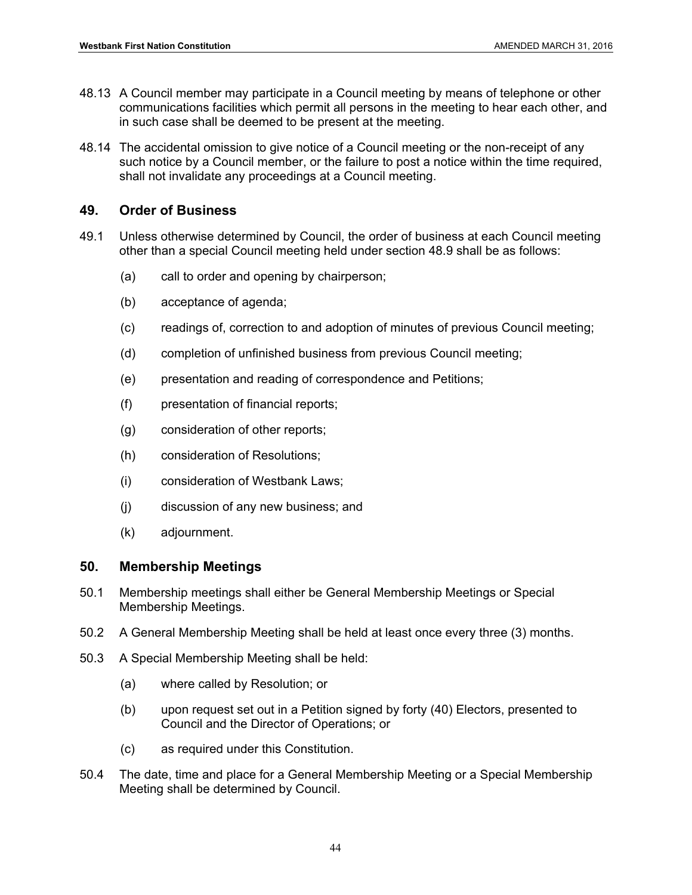48.13 A Council member may participate in a Council meeting by means of telephone or other communications facilities which permit all persons in the meeting to hear each other, and in such case shall be deemed to be present at the meeting.

48.14 The accidental omission to give notice of a Council meeting or the non-receipt of any such notice by a Council member, or the failure to post a notice within the time required, shall not invalidate any proceedings at a Council meeting.

## 49. Order of Business

49.1 Unless otherwise determined by Council, the order of business at each Council meeting other than a special Council meeting held under section 48.9 shall be as follows:

(a) call to order and opening by chairperson;

(b) acceptance of agenda;

(c) readings of, correction to and adoption of minutes of previous Council meeting;

(d) completion of unfinished business from previous Council meeting;

(e) presentation and reading of correspondence and Petitions;

(f) presentation of financial reports;

(g) consideration of other reports;

(h) consideration of Resolutions;

(i) consideration of Westbank Laws;

(j) discussion of any new business; and

(k) adjournment.

## 50. Membership Meetings

50.1 Membership meetings shall either be General Membership Meetings or Special Membership Meetings.

50.2 A General Membership Meeting shall be held at least once every three (3) months.

50.3 A Special Membership Meeting shall be held:

(a) where called by Resolution; or

(b) upon request set out in a Petition signed by forty (40) Electors, presented to Council and the Director of Operations; or

(c) as required under this Constitution.

50.4 The date, time and place for a General Membership Meeting or a Special Membership Meeting shall be determined by Council.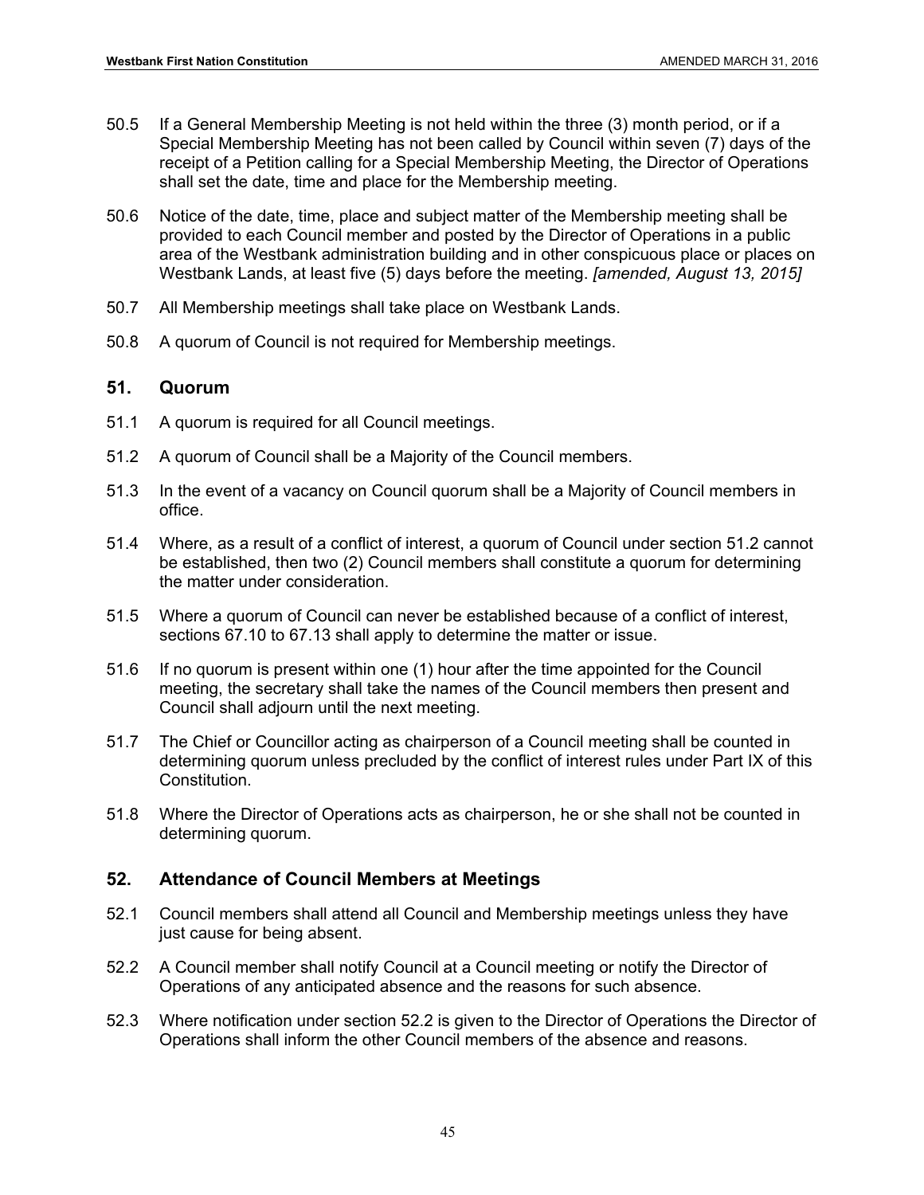50.5 If a General Membership Meeting is not held within the three (3) month period, or if a Special Membership Meeting has not been called by Council within seven (7) days of the receipt of a Petition calling for a Special Membership Meeting, the Director of Operations shall set the date, time and place for the Membership meeting.

50.6 Notice of the date, time, place and subject matter of the Membership meeting shall be provided to each Council member and posted by the Director of Operations in a public area of the Westbank administration building and in other conspicuous place or places on Westbank Lands, at least five (5) days before the meeting. *[amended, August 13, 2015]*

50.7 All Membership meetings shall take place on Westbank Lands.

50.8 A quorum of Council is not required for Membership meetings.

## 51. Quorum

51.1 A quorum is required for all Council meetings.

51.2 A quorum of Council shall be a Majority of the Council members.

51.3 In the event of a vacancy on Council quorum shall be a Majority of Council members in office.

51.4 Where, as a result of a conflict of interest, a quorum of Council under section 51.2 cannot be established, then two (2) Council members shall constitute a quorum for determining the matter under consideration.

51.5 Where a quorum of Council can never be established because of a conflict of interest, sections 67.10 to 67.13 shall apply to determine the matter or issue.

51.6 If no quorum is present within one (1) hour after the time appointed for the Council meeting, the secretary shall take the names of the Council members then present and Council shall adjourn until the next meeting.

51.7 The Chief or Councillor acting as chairperson of a Council meeting shall be counted in determining quorum unless precluded by the conflict of interest rules under Part IX of this Constitution.

51.8 Where the Director of Operations acts as chairperson, he or she shall not be counted in determining quorum.

## 52. Attendance of Council Members at Meetings

52.1 Council members shall attend all Council and Membership meetings unless they have just cause for being absent.

52.2 A Council member shall notify Council at a Council meeting or notify the Director of Operations of any anticipated absence and the reasons for such absence.

52.3 Where notification under section 52.2 is given to the Director of Operations the Director of Operations shall inform the other Council members of the absence and reasons.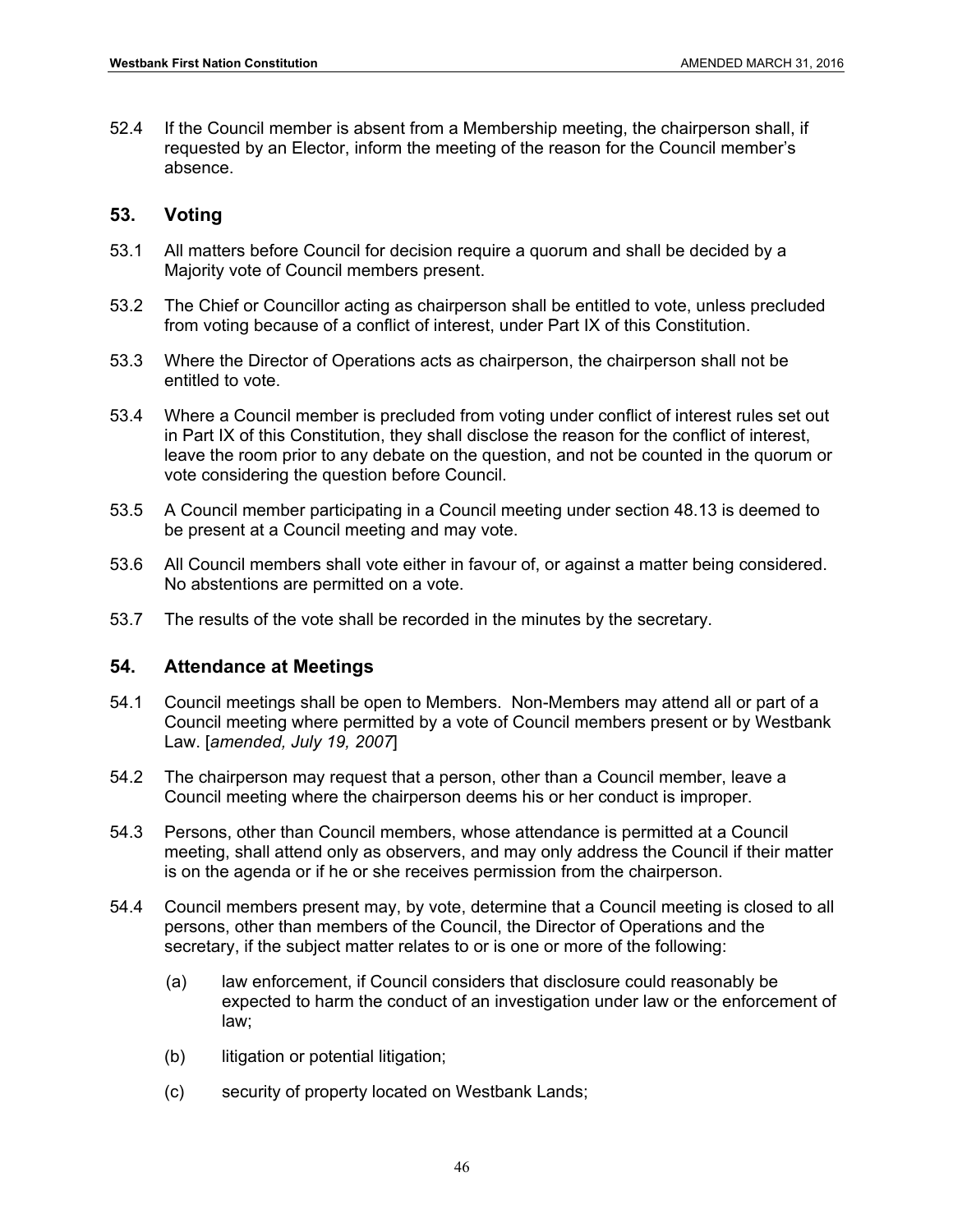52.4 If the Council member is absent from a Membership meeting, the chairperson shall, if requested by an Elector, inform the meeting of the reason for the Council member's absence.

## 53. Voting

53.1 All matters before Council for decision require a quorum and shall be decided by a Majority vote of Council members present.

53.2 The Chief or Councillor acting as chairperson shall be entitled to vote, unless precluded from voting because of a conflict of interest, under Part IX of this Constitution.

53.3 Where the Director of Operations acts as chairperson, the chairperson shall not be entitled to vote.

53.4 Where a Council member is precluded from voting under conflict of interest rules set out in Part IX of this Constitution, they shall disclose the reason for the conflict of interest, leave the room prior to any debate on the question, and not be counted in the quorum or vote considering the question before Council.

53.5 A Council member participating in a Council meeting under section 48.13 is deemed to be present at a Council meeting and may vote.

53.6 All Council members shall vote either in favour of, or against a matter being considered. No abstentions are permitted on a vote.

53.7 The results of the vote shall be recorded in the minutes by the secretary.

## 54. Attendance at Meetings

54.1 Council meetings shall be open to Members. Non-Members may attend all or part of a Council meeting where permitted by a vote of Council members present or by Westbank Law. [*amended, July 19, 2007*]

54.2 The chairperson may request that a person, other than a Council member, leave a Council meeting where the chairperson deems his or her conduct is improper.

54.3 Persons, other than Council members, whose attendance is permitted at a Council meeting, shall attend only as observers, and may only address the Council if their matter is on the agenda or if he or she receives permission from the chairperson.

54.4 Council members present may, by vote, determine that a Council meeting is closed to all persons, other than members of the Council, the Director of Operations and the secretary, if the subject matter relates to or is one or more of the following:

(a) law enforcement, if Council considers that disclosure could reasonably be expected to harm the conduct of an investigation under law or the enforcement of law;

(b) litigation or potential litigation;

(c) security of property located on Westbank Lands;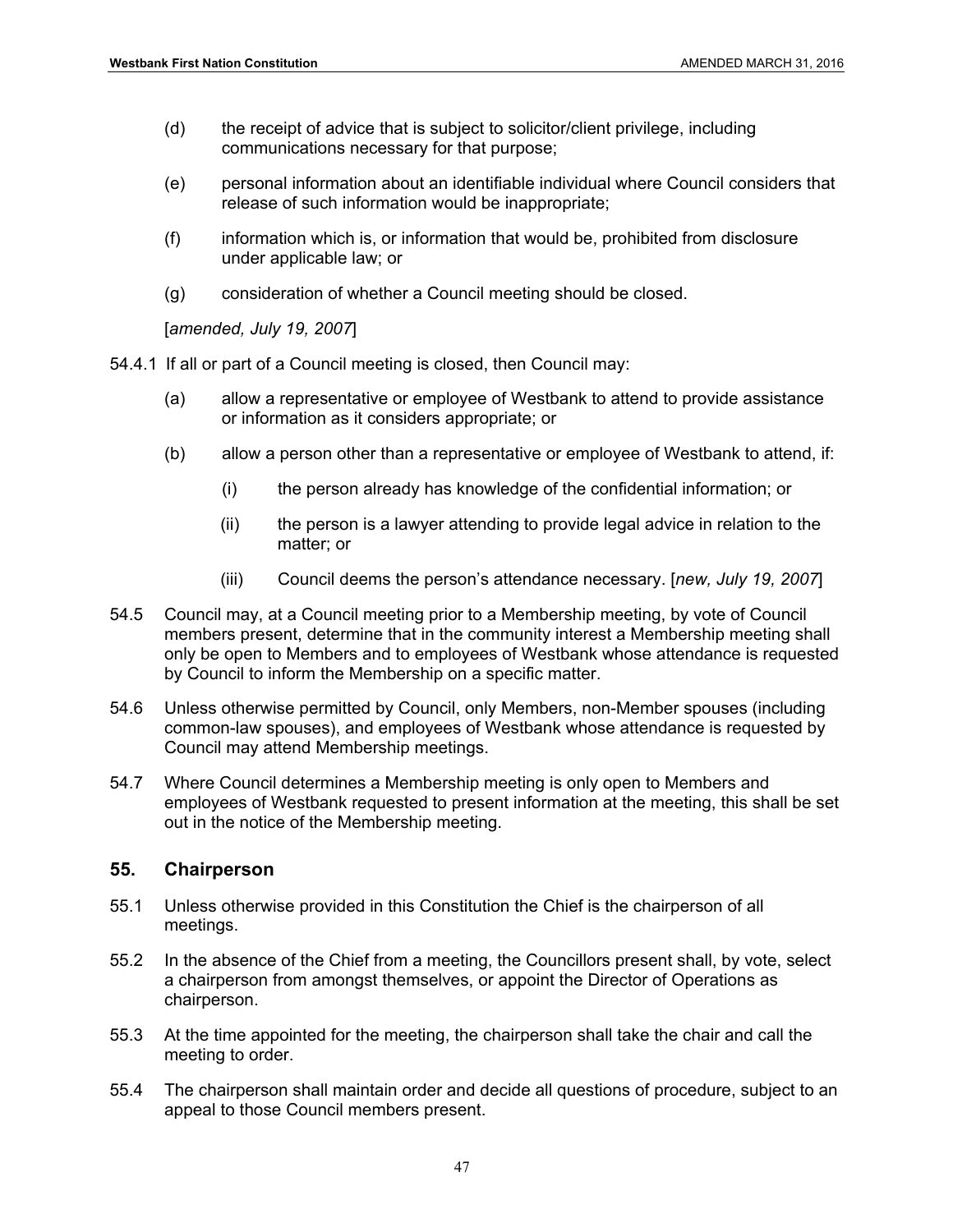(d) the receipt of advice that is subject to solicitor/client privilege, including communications necessary for that purpose;

(e) personal information about an identifiable individual where Council considers that release of such information would be inappropriate;

(f) information which is, or information that would be, prohibited from disclosure under applicable law; or

(g) consideration of whether a Council meeting should be closed.

[*amended, July 19, 2007*]

54.4.1 If all or part of a Council meeting is closed, then Council may:

(a) allow a representative or employee of Westbank to attend to provide assistance or information as it considers appropriate; or

(b) allow a person other than a representative or employee of Westbank to attend, if:

(i) the person already has knowledge of the confidential information; or

(ii) the person is a lawyer attending to provide legal advice in relation to the matter; or

(iii) Council deems the person's attendance necessary. [*new, July 19, 2007*]

54.5 Council may, at a Council meeting prior to a Membership meeting, by vote of Council members present, determine that in the community interest a Membership meeting shall only be open to Members and to employees of Westbank whose attendance is requested by Council to inform the Membership on a specific matter.

54.6 Unless otherwise permitted by Council, only Members, non-Member spouses (including common-law spouses), and employees of Westbank whose attendance is requested by Council may attend Membership meetings.

54.7 Where Council determines a Membership meeting is only open to Members and employees of Westbank requested to present information at the meeting, this shall be set out in the notice of the Membership meeting.

## 55. Chairperson

55.1 Unless otherwise provided in this Constitution the Chief is the chairperson of all meetings.

55.2 In the absence of the Chief from a meeting, the Councillors present shall, by vote, select a chairperson from amongst themselves, or appoint the Director of Operations as chairperson.

55.3 At the time appointed for the meeting, the chairperson shall take the chair and call the meeting to order.

55.4 The chairperson shall maintain order and decide all questions of procedure, subject to an appeal to those Council members present.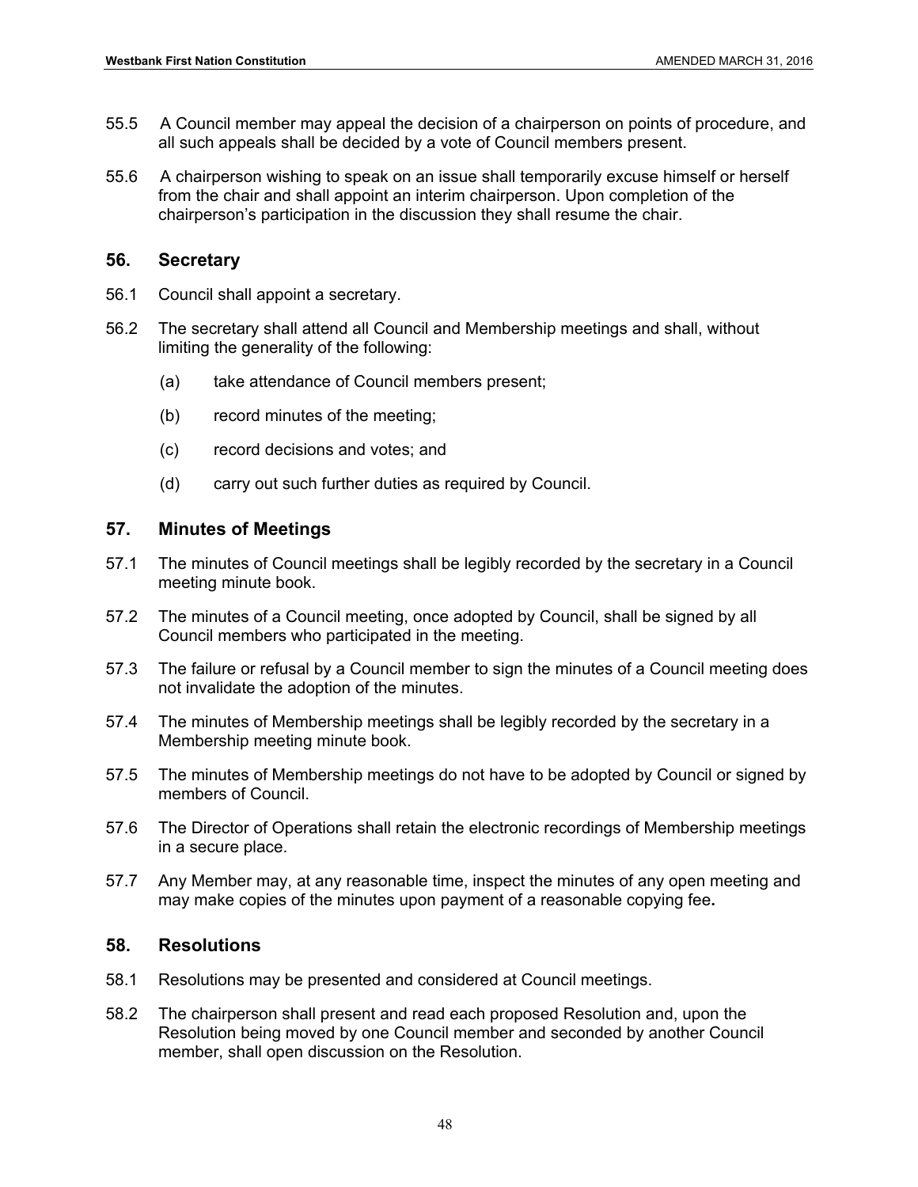55.5 A Council member may appeal the decision of a chairperson on points of procedure, and all such appeals shall be decided by a vote of Council members present.

55.6 A chairperson wishing to speak on an issue shall temporarily excuse himself or herself from the chair and shall appoint an interim chairperson. Upon completion of the chairperson's participation in the discussion they shall resume the chair.

## 56. Secretary

56.1 Council shall appoint a secretary.

56.2 The secretary shall attend all Council and Membership meetings and shall, without limiting the generality of the following:

(a) take attendance of Council members present;

(b) record minutes of the meeting;

(c) record decisions and votes; and

(d) carry out such further duties as required by Council.

## 57. Minutes of Meetings

57.1 The minutes of Council meetings shall be legibly recorded by the secretary in a Council meeting minute book.

57.2 The minutes of a Council meeting, once adopted by Council, shall be signed by all Council members who participated in the meeting.

57.3 The failure or refusal by a Council member to sign the minutes of a Council meeting does not invalidate the adoption of the minutes.

57.4 The minutes of Membership meetings shall be legibly recorded by the secretary in a Membership meeting minute book.

57.5 The minutes of Membership meetings do not have to be adopted by Council or signed by members of Council.

57.6 The Director of Operations shall retain the electronic recordings of Membership meetings in a secure place.

57.7 Any Member may, at any reasonable time, inspect the minutes of any open meeting and may make copies of the minutes upon payment of a reasonable copying fee**.**

## 58. Resolutions

58.1 Resolutions may be presented and considered at Council meetings.

58.2 The chairperson shall present and read each proposed Resolution and, upon the Resolution being moved by one Council member and seconded by another Council member, shall open discussion on the Resolution.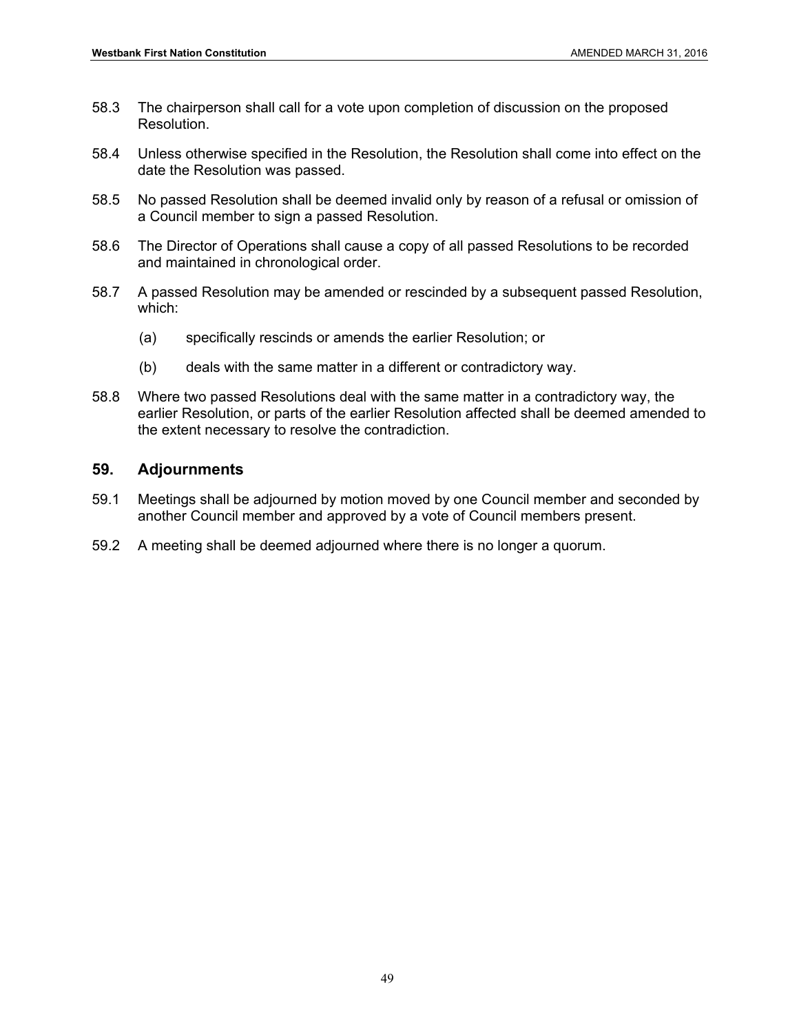58.3 The chairperson shall call for a vote upon completion of discussion on the proposed Resolution.

58.4 Unless otherwise specified in the Resolution, the Resolution shall come into effect on the date the Resolution was passed.

58.5 No passed Resolution shall be deemed invalid only by reason of a refusal or omission of a Council member to sign a passed Resolution.

58.6 The Director of Operations shall cause a copy of all passed Resolutions to be recorded and maintained in chronological order.

58.7 A passed Resolution may be amended or rescinded by a subsequent passed Resolution, which:

(a) specifically rescinds or amends the earlier Resolution; or

(b) deals with the same matter in a different or contradictory way.

58.8 Where two passed Resolutions deal with the same matter in a contradictory way, the earlier Resolution, or parts of the earlier Resolution affected shall be deemed amended to the extent necessary to resolve the contradiction.

## 59. Adjournments

59.1 Meetings shall be adjourned by motion moved by one Council member and seconded by another Council member and approved by a vote of Council members present.

59.2 A meeting shall be deemed adjourned where there is no longer a quorum.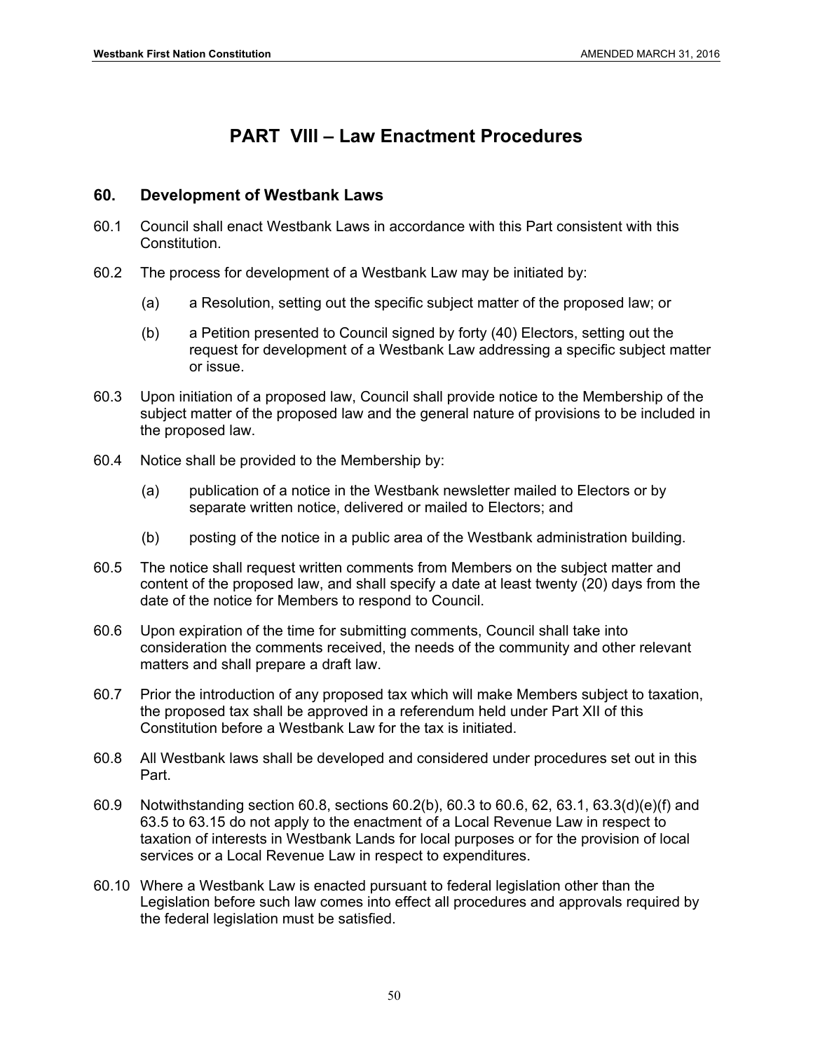# PART VIII – Law Enactment Procedures

## 60. Development of Westbank Laws

60.1 Council shall enact Westbank Laws in accordance with this Part consistent with this Constitution.

60.2 The process for development of a Westbank Law may be initiated by:

(a) a Resolution, setting out the specific subject matter of the proposed law; or

(b) a Petition presented to Council signed by forty (40) Electors, setting out the request for development of a Westbank Law addressing a specific subject matter or issue.

60.3 Upon initiation of a proposed law, Council shall provide notice to the Membership of the subject matter of the proposed law and the general nature of provisions to be included in the proposed law.

60.4 Notice shall be provided to the Membership by:

(a) publication of a notice in the Westbank newsletter mailed to Electors or by separate written notice, delivered or mailed to Electors; and

(b) posting of the notice in a public area of the Westbank administration building.

60.5 The notice shall request written comments from Members on the subject matter and content of the proposed law, and shall specify a date at least twenty (20) days from the date of the notice for Members to respond to Council.

60.6 Upon expiration of the time for submitting comments, Council shall take into consideration the comments received, the needs of the community and other relevant matters and shall prepare a draft law.

60.7 Prior the introduction of any proposed tax which will make Members subject to taxation, the proposed tax shall be approved in a referendum held under Part XII of this Constitution before a Westbank Law for the tax is initiated.

60.8 All Westbank laws shall be developed and considered under procedures set out in this Part.

60.9 Notwithstanding section 60.8, sections 60.2(b), 60.3 to 60.6, 62, 63.1, 63.3(d)(e)(f) and 63.5 to 63.15 do not apply to the enactment of a Local Revenue Law in respect to taxation of interests in Westbank Lands for local purposes or for the provision of local services or a Local Revenue Law in respect to expenditures.

60.10 Where a Westbank Law is enacted pursuant to federal legislation other than the Legislation before such law comes into effect all procedures and approvals required by the federal legislation must be satisfied.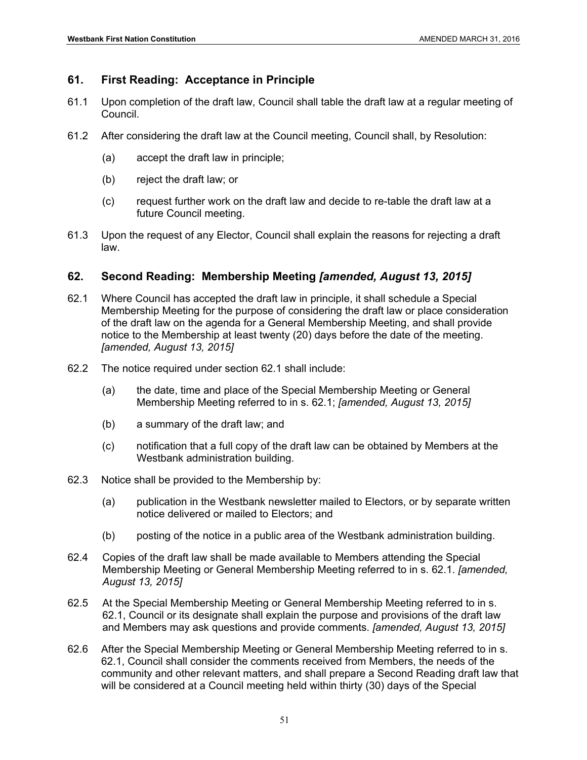## 61. First Reading: Acceptance in Principle

61.1 Upon completion of the draft law, Council shall table the draft law at a regular meeting of Council.

61.2 After considering the draft law at the Council meeting, Council shall, by Resolution:

(a) accept the draft law in principle;

(b) reject the draft law; or

(c) request further work on the draft law and decide to re-table the draft law at a future Council meeting.

61.3 Upon the request of any Elector, Council shall explain the reasons for rejecting a draft law.

## 62. Second Reading: Membership Meeting *[amended, August 13, 2015]*

62.1 Where Council has accepted the draft law in principle, it shall schedule a Special Membership Meeting for the purpose of considering the draft law or place consideration of the draft law on the agenda for a General Membership Meeting, and shall provide notice to the Membership at least twenty (20) days before the date of the meeting. *[amended, August 13, 2015]*

62.2 The notice required under section 62.1 shall include:

(a) the date, time and place of the Special Membership Meeting or General Membership Meeting referred to in s. 62.1; *[amended, August 13, 2015]*

(b) a summary of the draft law; and

(c) notification that a full copy of the draft law can be obtained by Members at the Westbank administration building.

62.3 Notice shall be provided to the Membership by:

(a) publication in the Westbank newsletter mailed to Electors, or by separate written notice delivered or mailed to Electors; and

(b) posting of the notice in a public area of the Westbank administration building.

62.4 Copies of the draft law shall be made available to Members attending the Special Membership Meeting or General Membership Meeting referred to in s. 62.1. *[amended, August 13, 2015]*

62.5 At the Special Membership Meeting or General Membership Meeting referred to in s. 62.1, Council or its designate shall explain the purpose and provisions of the draft law and Members may ask questions and provide comments. *[amended, August 13, 2015]*

62.6 After the Special Membership Meeting or General Membership Meeting referred to in s. 62.1, Council shall consider the comments received from Members, the needs of the community and other relevant matters, and shall prepare a Second Reading draft law that will be considered at a Council meeting held within thirty (30) days of the Special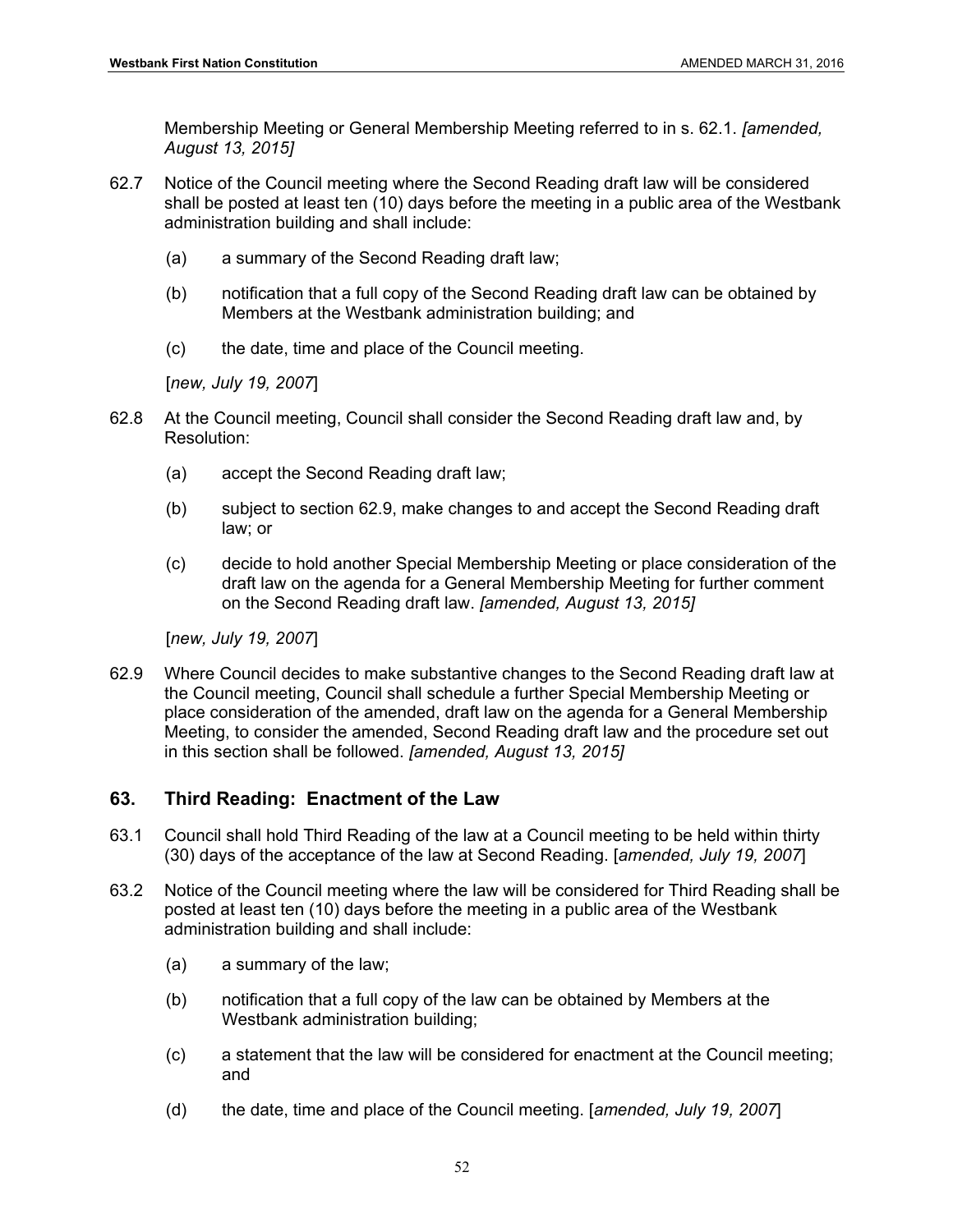Membership Meeting or General Membership Meeting referred to in s. 62.1. *[amended, August 13, 2015]*

62.7 Notice of the Council meeting where the Second Reading draft law will be considered shall be posted at least ten (10) days before the meeting in a public area of the Westbank administration building and shall include:

(a) a summary of the Second Reading draft law;

(b) notification that a full copy of the Second Reading draft law can be obtained by Members at the Westbank administration building; and

(c) the date, time and place of the Council meeting.

[*new, July 19, 2007*]

62.8 At the Council meeting, Council shall consider the Second Reading draft law and, by Resolution:

(a) accept the Second Reading draft law;

(b) subject to section 62.9, make changes to and accept the Second Reading draft law; or

(c) decide to hold another Special Membership Meeting or place consideration of the draft law on the agenda for a General Membership Meeting for further comment on the Second Reading draft law. *[amended, August 13, 2015]*

[*new, July 19, 2007*]

62.9 Where Council decides to make substantive changes to the Second Reading draft law at the Council meeting, Council shall schedule a further Special Membership Meeting or place consideration of the amended, draft law on the agenda for a General Membership Meeting, to consider the amended, Second Reading draft law and the procedure set out in this section shall be followed. *[amended, August 13, 2015]*

## 63. Third Reading: Enactment of the Law

63.1 Council shall hold Third Reading of the law at a Council meeting to be held within thirty (30) days of the acceptance of the law at Second Reading. [*amended, July 19, 2007*]

63.2 Notice of the Council meeting where the law will be considered for Third Reading shall be posted at least ten (10) days before the meeting in a public area of the Westbank administration building and shall include:

(a) a summary of the law;

(b) notification that a full copy of the law can be obtained by Members at the Westbank administration building;

(c) a statement that the law will be considered for enactment at the Council meeting; and

(d) the date, time and place of the Council meeting. [*amended, July 19, 2007*]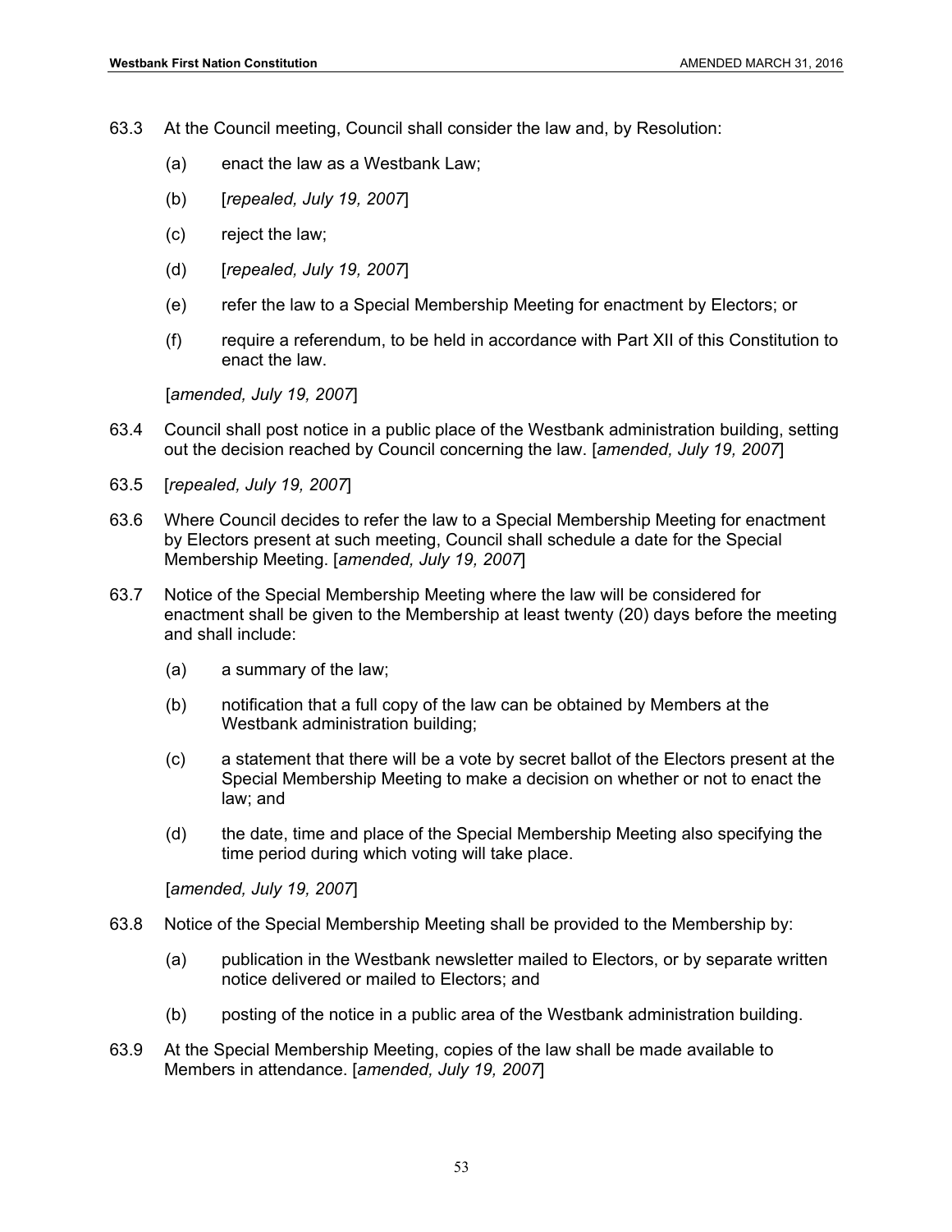63.3 At the Council meeting, Council shall consider the law and, by Resolution:

(a) enact the law as a Westbank Law;

(b) [*repealed, July 19, 2007*]

(c) reject the law;

(d) [*repealed, July 19, 2007*]

(e) refer the law to a Special Membership Meeting for enactment by Electors; or

(f) require a referendum, to be held in accordance with Part XII of this Constitution to enact the law.

[*amended, July 19, 2007*]

63.4 Council shall post notice in a public place of the Westbank administration building, setting out the decision reached by Council concerning the law. [*amended, July 19, 2007*]

63.5 [*repealed, July 19, 2007*]

63.6 Where Council decides to refer the law to a Special Membership Meeting for enactment by Electors present at such meeting, Council shall schedule a date for the Special Membership Meeting. [*amended, July 19, 2007*]

63.7 Notice of the Special Membership Meeting where the law will be considered for enactment shall be given to the Membership at least twenty (20) days before the meeting and shall include:

(a) a summary of the law;

(b) notification that a full copy of the law can be obtained by Members at the Westbank administration building;

(c) a statement that there will be a vote by secret ballot of the Electors present at the Special Membership Meeting to make a decision on whether or not to enact the law; and

(d) the date, time and place of the Special Membership Meeting also specifying the time period during which voting will take place.

[*amended, July 19, 2007*]

63.8 Notice of the Special Membership Meeting shall be provided to the Membership by:

(a) publication in the Westbank newsletter mailed to Electors, or by separate written notice delivered or mailed to Electors; and

(b) posting of the notice in a public area of the Westbank administration building.

63.9 At the Special Membership Meeting, copies of the law shall be made available to Members in attendance. [*amended, July 19, 2007*]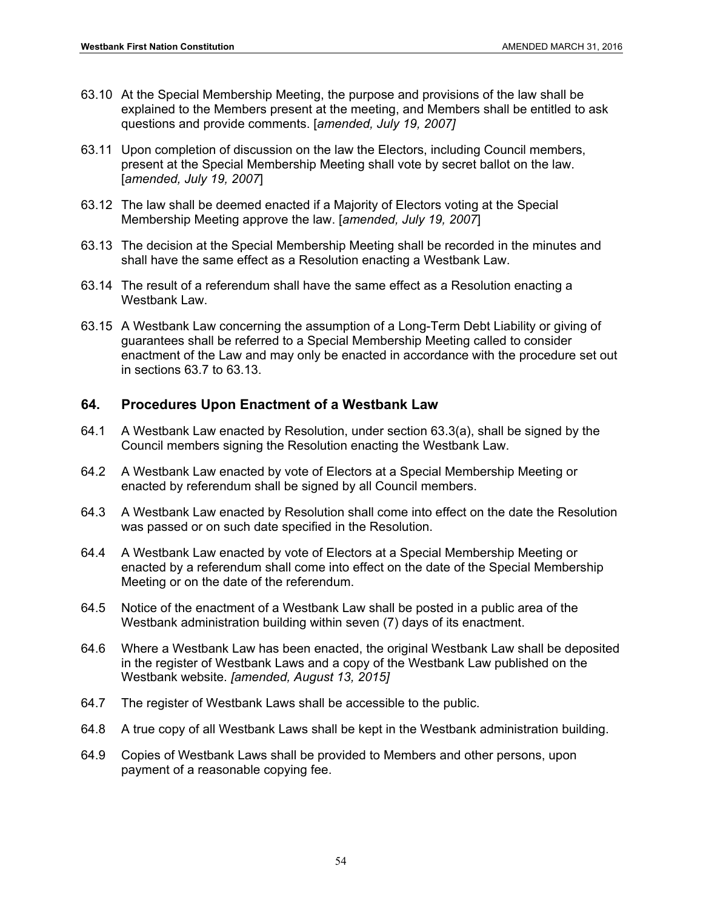63.10 At the Special Membership Meeting, the purpose and provisions of the law shall be explained to the Members present at the meeting, and Members shall be entitled to ask questions and provide comments. [*amended, July 19, 2007]*

63.11 Upon completion of discussion on the law the Electors, including Council members, present at the Special Membership Meeting shall vote by secret ballot on the law. [*amended, July 19, 2007*]

63.12 The law shall be deemed enacted if a Majority of Electors voting at the Special Membership Meeting approve the law. [*amended, July 19, 2007*]

63.13 The decision at the Special Membership Meeting shall be recorded in the minutes and shall have the same effect as a Resolution enacting a Westbank Law.

63.14 The result of a referendum shall have the same effect as a Resolution enacting a Westbank Law.

63.15 A Westbank Law concerning the assumption of a Long-Term Debt Liability or giving of guarantees shall be referred to a Special Membership Meeting called to consider enactment of the Law and may only be enacted in accordance with the procedure set out in sections 63.7 to 63.13.

## 64. Procedures Upon Enactment of a Westbank Law

64.1 A Westbank Law enacted by Resolution, under section 63.3(a), shall be signed by the Council members signing the Resolution enacting the Westbank Law.

64.2 A Westbank Law enacted by vote of Electors at a Special Membership Meeting or enacted by referendum shall be signed by all Council members.

64.3 A Westbank Law enacted by Resolution shall come into effect on the date the Resolution was passed or on such date specified in the Resolution.

64.4 A Westbank Law enacted by vote of Electors at a Special Membership Meeting or enacted by a referendum shall come into effect on the date of the Special Membership Meeting or on the date of the referendum.

64.5 Notice of the enactment of a Westbank Law shall be posted in a public area of the Westbank administration building within seven (7) days of its enactment.

64.6 Where a Westbank Law has been enacted, the original Westbank Law shall be deposited in the register of Westbank Laws and a copy of the Westbank Law published on the Westbank website. *[amended, August 13, 2015]*

64.7 The register of Westbank Laws shall be accessible to the public.

64.8 A true copy of all Westbank Laws shall be kept in the Westbank administration building.

64.9 Copies of Westbank Laws shall be provided to Members and other persons, upon payment of a reasonable copying fee.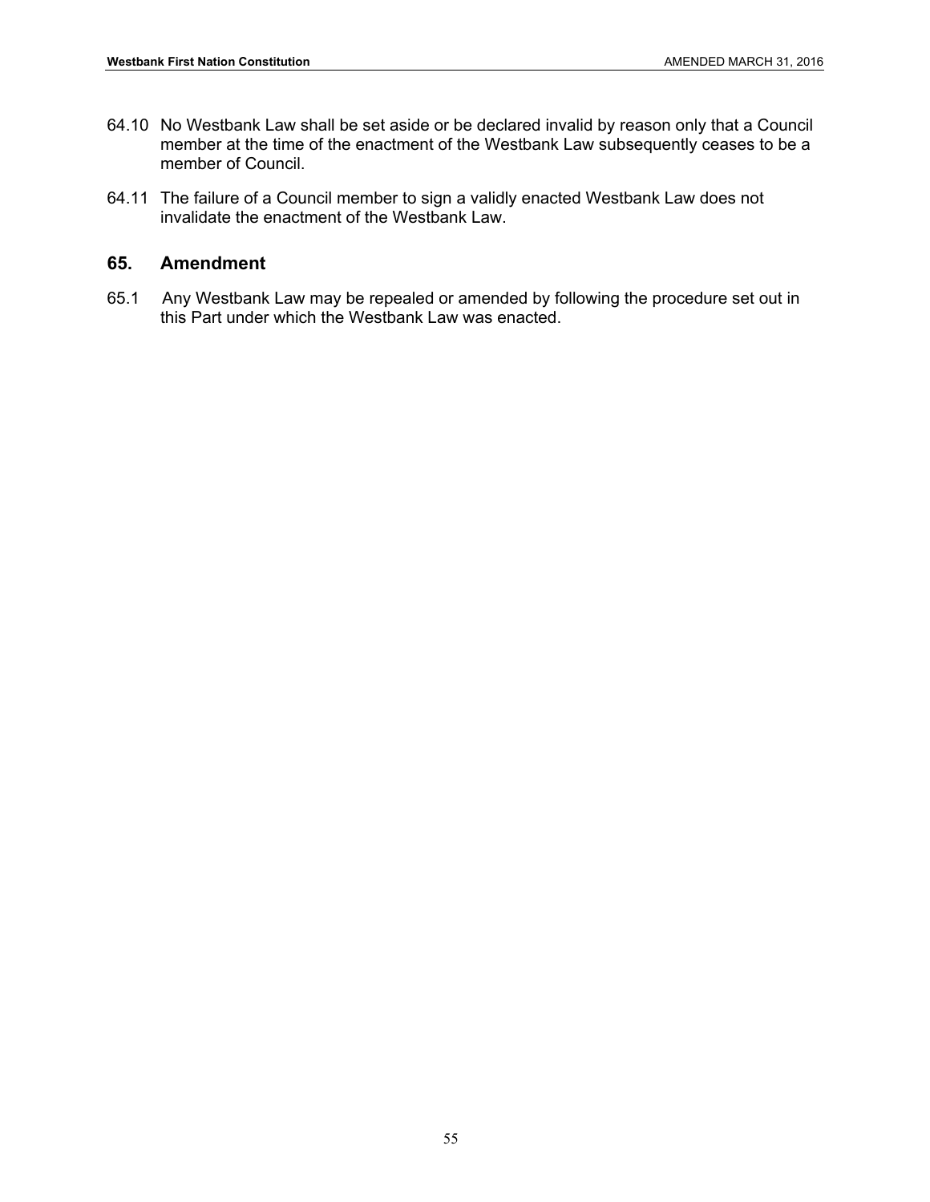64.10 No Westbank Law shall be set aside or be declared invalid by reason only that a Council member at the time of the enactment of the Westbank Law subsequently ceases to be a member of Council.

64.11 The failure of a Council member to sign a validly enacted Westbank Law does not invalidate the enactment of the Westbank Law.

## 65. Amendment

65.1 Any Westbank Law may be repealed or amended by following the procedure set out in this Part under which the Westbank Law was enacted.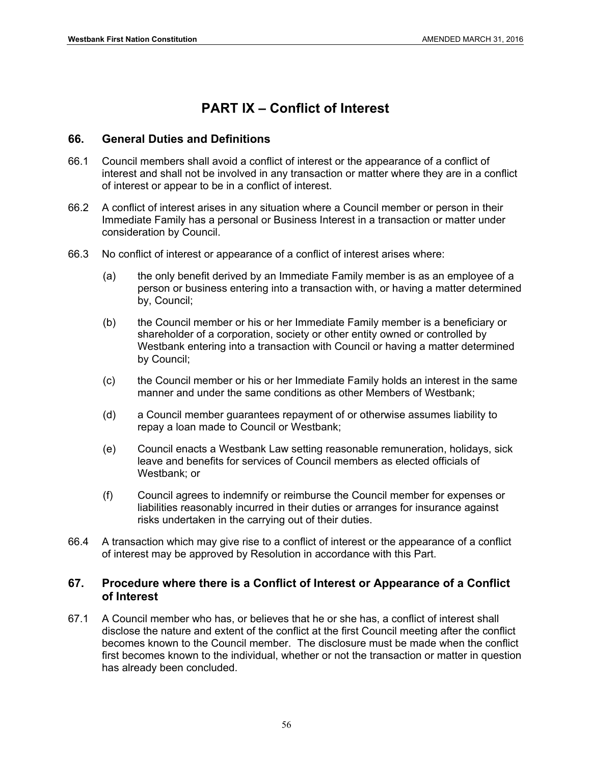# PART IX – Conflict of Interest

## 66. General Duties and Definitions

66.1 Council members shall avoid a conflict of interest or the appearance of a conflict of interest and shall not be involved in any transaction or matter where they are in a conflict of interest or appear to be in a conflict of interest.

66.2 A conflict of interest arises in any situation where a Council member or person in their Immediate Family has a personal or Business Interest in a transaction or matter under consideration by Council.

66.3 No conflict of interest or appearance of a conflict of interest arises where:

(a) the only benefit derived by an Immediate Family member is as an employee of a person or business entering into a transaction with, or having a matter determined by, Council;

(b) the Council member or his or her Immediate Family member is a beneficiary or shareholder of a corporation, society or other entity owned or controlled by Westbank entering into a transaction with Council or having a matter determined by Council;

(c) the Council member or his or her Immediate Family holds an interest in the same manner and under the same conditions as other Members of Westbank;

(d) a Council member guarantees repayment of or otherwise assumes liability to repay a loan made to Council or Westbank;

(e) Council enacts a Westbank Law setting reasonable remuneration, holidays, sick leave and benefits for services of Council members as elected officials of Westbank; or

(f) Council agrees to indemnify or reimburse the Council member for expenses or liabilities reasonably incurred in their duties or arranges for insurance against risks undertaken in the carrying out of their duties.

66.4 A transaction which may give rise to a conflict of interest or the appearance of a conflict of interest may be approved by Resolution in accordance with this Part.

## 67. Procedure where there is a Conflict of Interest or Appearance of a Conflict of Interest

67.1 A Council member who has, or believes that he or she has, a conflict of interest shall disclose the nature and extent of the conflict at the first Council meeting after the conflict becomes known to the Council member. The disclosure must be made when the conflict first becomes known to the individual, whether or not the transaction or matter in question has already been concluded.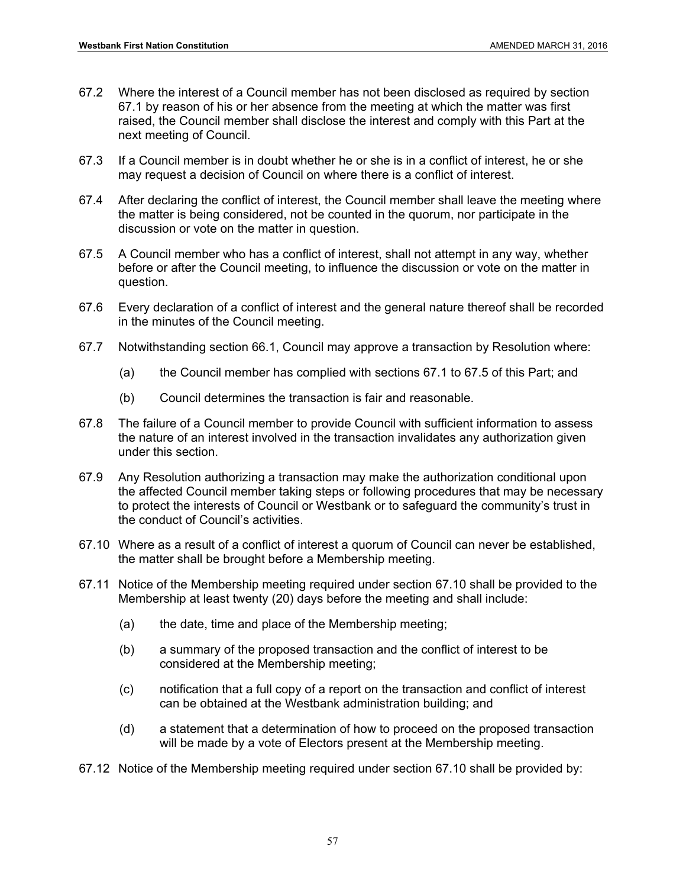67.2 Where the interest of a Council member has not been disclosed as required by section 67.1 by reason of his or her absence from the meeting at which the matter was first raised, the Council member shall disclose the interest and comply with this Part at the next meeting of Council.

67.3 If a Council member is in doubt whether he or she is in a conflict of interest, he or she may request a decision of Council on where there is a conflict of interest.

67.4 After declaring the conflict of interest, the Council member shall leave the meeting where the matter is being considered, not be counted in the quorum, nor participate in the discussion or vote on the matter in question.

67.5 A Council member who has a conflict of interest, shall not attempt in any way, whether before or after the Council meeting, to influence the discussion or vote on the matter in question.

67.6 Every declaration of a conflict of interest and the general nature thereof shall be recorded in the minutes of the Council meeting.

67.7 Notwithstanding section 66.1, Council may approve a transaction by Resolution where:

(a) the Council member has complied with sections 67.1 to 67.5 of this Part; and

(b) Council determines the transaction is fair and reasonable.

67.8 The failure of a Council member to provide Council with sufficient information to assess the nature of an interest involved in the transaction invalidates any authorization given under this section.

67.9 Any Resolution authorizing a transaction may make the authorization conditional upon the affected Council member taking steps or following procedures that may be necessary to protect the interests of Council or Westbank or to safeguard the community's trust in the conduct of Council's activities.

67.10 Where as a result of a conflict of interest a quorum of Council can never be established, the matter shall be brought before a Membership meeting.

67.11 Notice of the Membership meeting required under section 67.10 shall be provided to the Membership at least twenty (20) days before the meeting and shall include:

(a) the date, time and place of the Membership meeting;

(b) a summary of the proposed transaction and the conflict of interest to be considered at the Membership meeting;

(c) notification that a full copy of a report on the transaction and conflict of interest can be obtained at the Westbank administration building; and

(d) a statement that a determination of how to proceed on the proposed transaction will be made by a vote of Electors present at the Membership meeting.

67.12 Notice of the Membership meeting required under section 67.10 shall be provided by: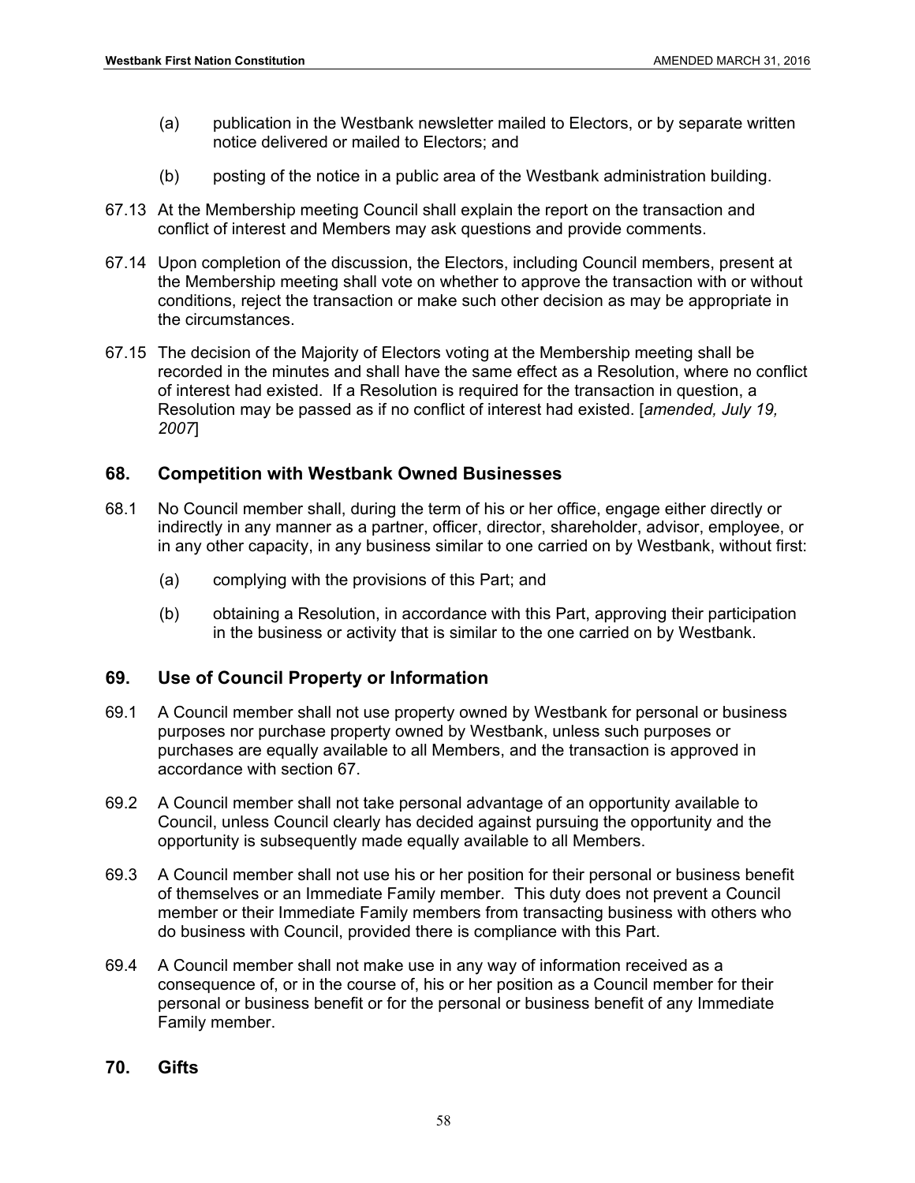(a) publication in the Westbank newsletter mailed to Electors, or by separate written notice delivered or mailed to Electors; and

(b) posting of the notice in a public area of the Westbank administration building.

67.13 At the Membership meeting Council shall explain the report on the transaction and conflict of interest and Members may ask questions and provide comments.

67.14 Upon completion of the discussion, the Electors, including Council members, present at the Membership meeting shall vote on whether to approve the transaction with or without conditions, reject the transaction or make such other decision as may be appropriate in the circumstances.

67.15 The decision of the Majority of Electors voting at the Membership meeting shall be recorded in the minutes and shall have the same effect as a Resolution, where no conflict of interest had existed. If a Resolution is required for the transaction in question, a Resolution may be passed as if no conflict of interest had existed. [*amended, July 19, 2007*]

## 68. Competition with Westbank Owned Businesses

68.1 No Council member shall, during the term of his or her office, engage either directly or indirectly in any manner as a partner, officer, director, shareholder, advisor, employee, or in any other capacity, in any business similar to one carried on by Westbank, without first:

(a) complying with the provisions of this Part; and

(b) obtaining a Resolution, in accordance with this Part, approving their participation in the business or activity that is similar to the one carried on by Westbank.

## 69. Use of Council Property or Information

69.1 A Council member shall not use property owned by Westbank for personal or business purposes nor purchase property owned by Westbank, unless such purposes or purchases are equally available to all Members, and the transaction is approved in accordance with section 67.

69.2 A Council member shall not take personal advantage of an opportunity available to Council, unless Council clearly has decided against pursuing the opportunity and the opportunity is subsequently made equally available to all Members.

69.3 A Council member shall not use his or her position for their personal or business benefit of themselves or an Immediate Family member. This duty does not prevent a Council member or their Immediate Family members from transacting business with others who do business with Council, provided there is compliance with this Part.

69.4 A Council member shall not make use in any way of information received as a consequence of, or in the course of, his or her position as a Council member for their personal or business benefit or for the personal or business benefit of any Immediate Family member.

## 70. Gifts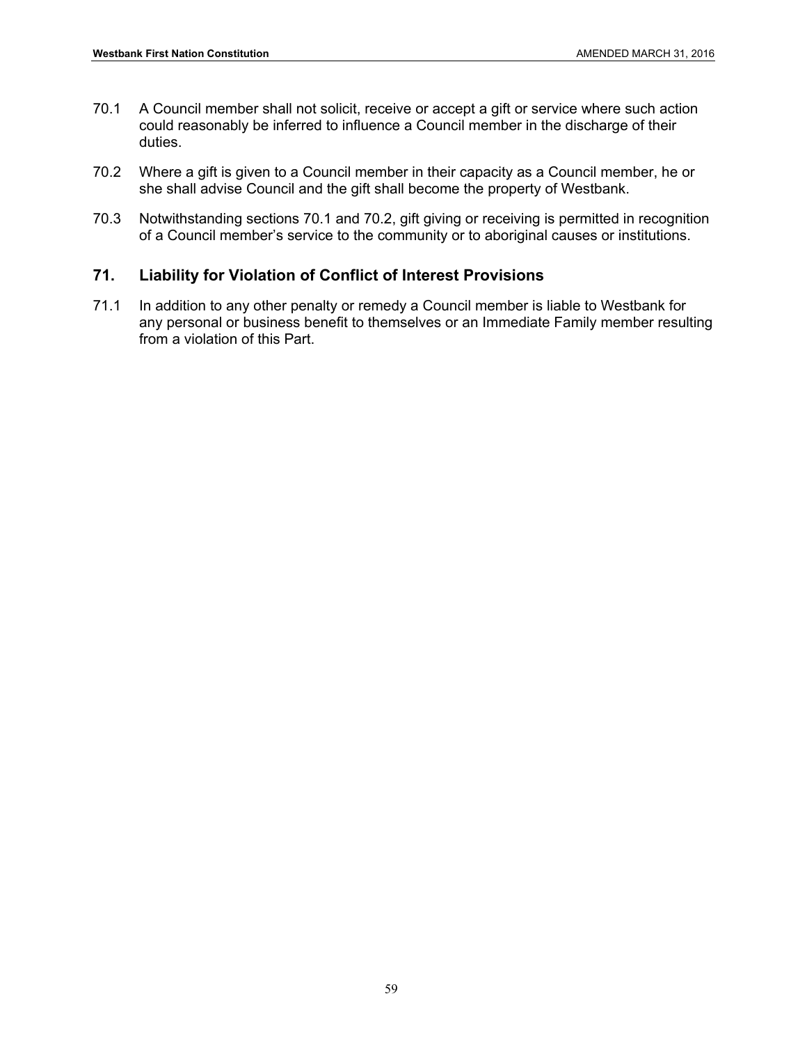70.1 A Council member shall not solicit, receive or accept a gift or service where such action could reasonably be inferred to influence a Council member in the discharge of their duties.

70.2 Where a gift is given to a Council member in their capacity as a Council member, he or she shall advise Council and the gift shall become the property of Westbank.

70.3 Notwithstanding sections 70.1 and 70.2, gift giving or receiving is permitted in recognition of a Council member's service to the community or to aboriginal causes or institutions.

## 71. Liability for Violation of Conflict of Interest Provisions

71.1 In addition to any other penalty or remedy a Council member is liable to Westbank for any personal or business benefit to themselves or an Immediate Family member resulting from a violation of this Part.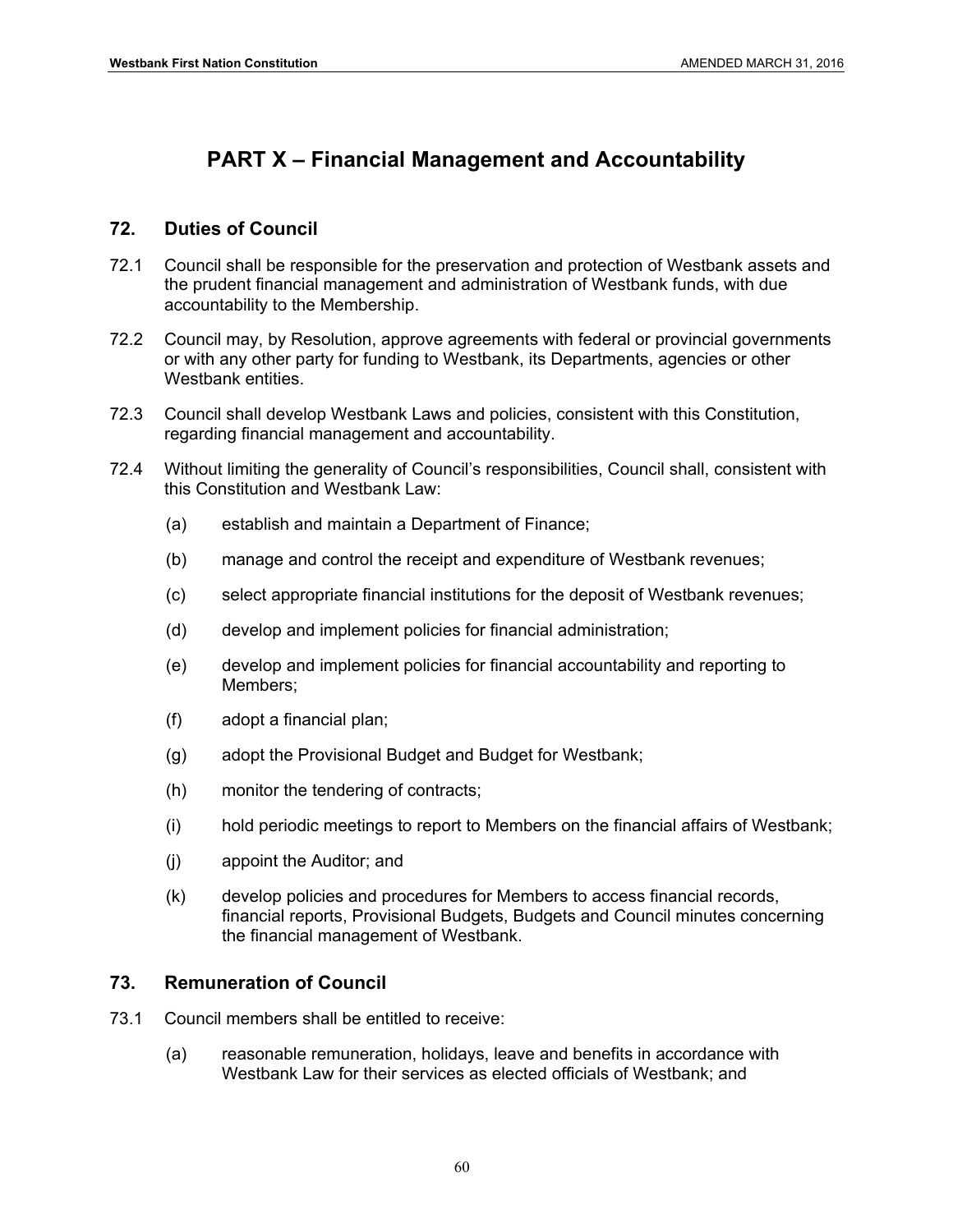# PART X – Financial Management and Accountability

## 72. Duties of Council

72.1 Council shall be responsible for the preservation and protection of Westbank assets and the prudent financial management and administration of Westbank funds, with due accountability to the Membership.

72.2 Council may, by Resolution, approve agreements with federal or provincial governments or with any other party for funding to Westbank, its Departments, agencies or other Westbank entities.

72.3 Council shall develop Westbank Laws and policies, consistent with this Constitution, regarding financial management and accountability.

72.4 Without limiting the generality of Council's responsibilities, Council shall, consistent with this Constitution and Westbank Law:

(a) establish and maintain a Department of Finance;

(b) manage and control the receipt and expenditure of Westbank revenues;

(c) select appropriate financial institutions for the deposit of Westbank revenues;

(d) develop and implement policies for financial administration;

(e) develop and implement policies for financial accountability and reporting to Members;

(f) adopt a financial plan;

(g) adopt the Provisional Budget and Budget for Westbank;

(h) monitor the tendering of contracts;

(i) hold periodic meetings to report to Members on the financial affairs of Westbank;

(j) appoint the Auditor; and

(k) develop policies and procedures for Members to access financial records, financial reports, Provisional Budgets, Budgets and Council minutes concerning the financial management of Westbank.

## 73. Remuneration of Council

73.1 Council members shall be entitled to receive:

(a) reasonable remuneration, holidays, leave and benefits in accordance with Westbank Law for their services as elected officials of Westbank; and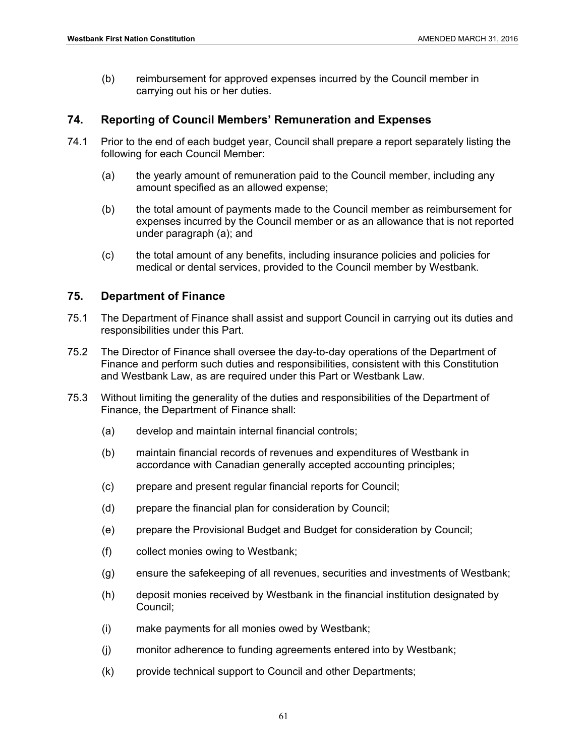(b) reimbursement for approved expenses incurred by the Council member in carrying out his or her duties.

## 74. Reporting of Council Members' Remuneration and Expenses

74.1 Prior to the end of each budget year, Council shall prepare a report separately listing the following for each Council Member:

(a) the yearly amount of remuneration paid to the Council member, including any amount specified as an allowed expense;

(b) the total amount of payments made to the Council member as reimbursement for expenses incurred by the Council member or as an allowance that is not reported under paragraph (a); and

(c) the total amount of any benefits, including insurance policies and policies for medical or dental services, provided to the Council member by Westbank.

## 75. Department of Finance

75.1 The Department of Finance shall assist and support Council in carrying out its duties and responsibilities under this Part.

75.2 The Director of Finance shall oversee the day-to-day operations of the Department of Finance and perform such duties and responsibilities, consistent with this Constitution and Westbank Law, as are required under this Part or Westbank Law.

75.3 Without limiting the generality of the duties and responsibilities of the Department of Finance, the Department of Finance shall:

(a) develop and maintain internal financial controls;

(b) maintain financial records of revenues and expenditures of Westbank in accordance with Canadian generally accepted accounting principles;

(c) prepare and present regular financial reports for Council;

(d) prepare the financial plan for consideration by Council;

(e) prepare the Provisional Budget and Budget for consideration by Council;

(f) collect monies owing to Westbank;

(g) ensure the safekeeping of all revenues, securities and investments of Westbank;

(h) deposit monies received by Westbank in the financial institution designated by Council;

(i) make payments for all monies owed by Westbank;

(j) monitor adherence to funding agreements entered into by Westbank;

(k) provide technical support to Council and other Departments;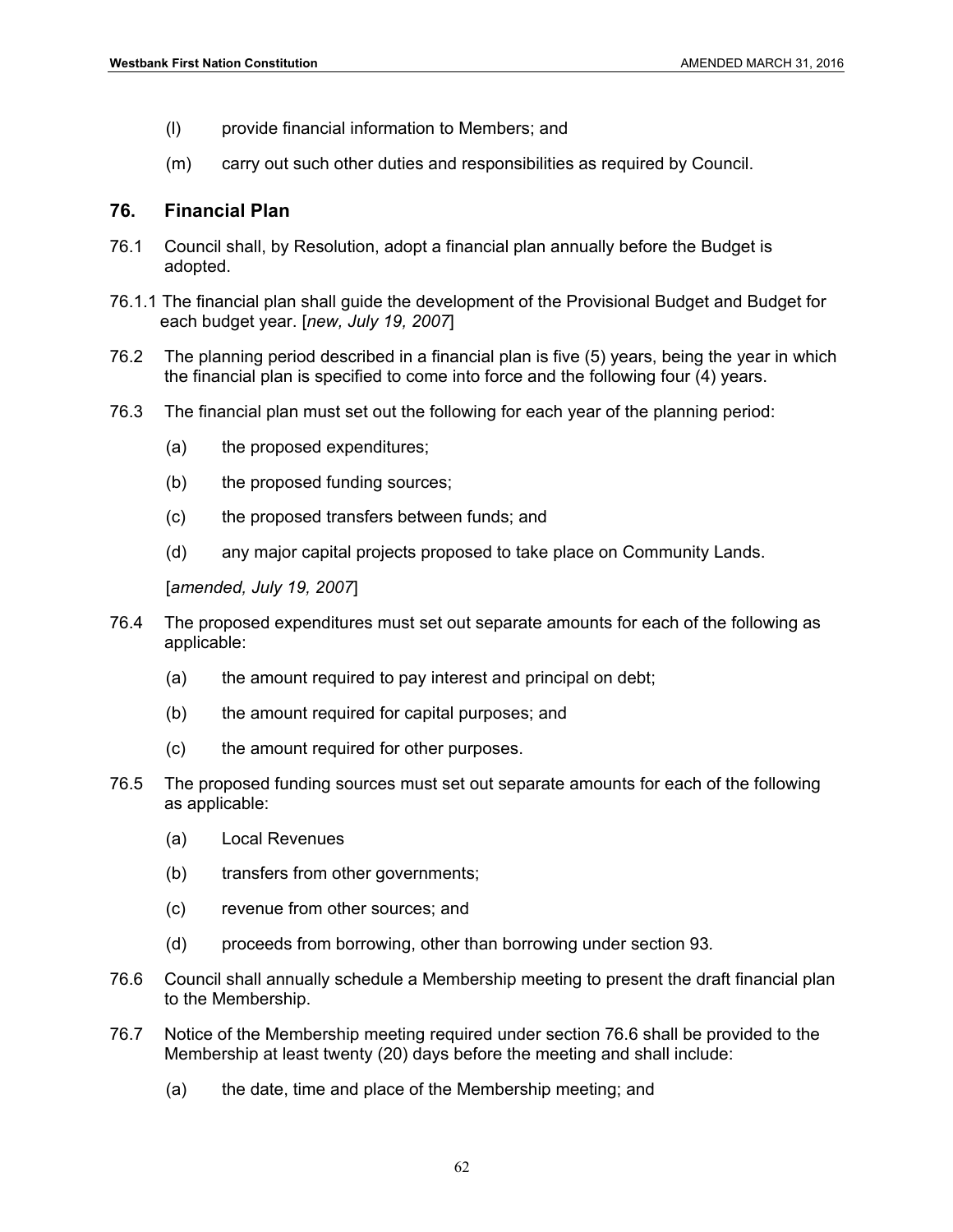(l) provide financial information to Members; and

(m) carry out such other duties and responsibilities as required by Council.

## 76. Financial Plan

76.1 Council shall, by Resolution, adopt a financial plan annually before the Budget is adopted.

76.1.1 The financial plan shall guide the development of the Provisional Budget and Budget for each budget year. [*new, July 19, 2007*]

76.2 The planning period described in a financial plan is five (5) years, being the year in which the financial plan is specified to come into force and the following four (4) years.

76.3 The financial plan must set out the following for each year of the planning period:

(a) the proposed expenditures;

(b) the proposed funding sources;

(c) the proposed transfers between funds; and

(d) any major capital projects proposed to take place on Community Lands.

[*amended, July 19, 2007*]

76.4 The proposed expenditures must set out separate amounts for each of the following as applicable:

(a) the amount required to pay interest and principal on debt;

(b) the amount required for capital purposes; and

(c) the amount required for other purposes.

76.5 The proposed funding sources must set out separate amounts for each of the following as applicable:

(a) Local Revenues

(b) transfers from other governments;

(c) revenue from other sources; and

(d) proceeds from borrowing, other than borrowing under section 93.

76.6 Council shall annually schedule a Membership meeting to present the draft financial plan to the Membership.

76.7 Notice of the Membership meeting required under section 76.6 shall be provided to the Membership at least twenty (20) days before the meeting and shall include:

(a) the date, time and place of the Membership meeting; and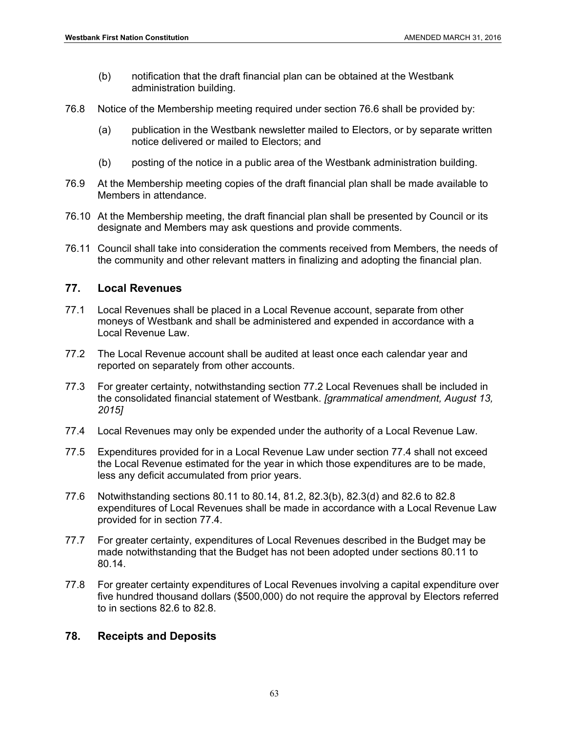(b) notification that the draft financial plan can be obtained at the Westbank administration building.

76.8 Notice of the Membership meeting required under section 76.6 shall be provided by:

(a) publication in the Westbank newsletter mailed to Electors, or by separate written notice delivered or mailed to Electors; and

(b) posting of the notice in a public area of the Westbank administration building.

76.9 At the Membership meeting copies of the draft financial plan shall be made available to Members in attendance.

76.10 At the Membership meeting, the draft financial plan shall be presented by Council or its designate and Members may ask questions and provide comments.

76.11 Council shall take into consideration the comments received from Members, the needs of the community and other relevant matters in finalizing and adopting the financial plan.

## 77. Local Revenues

77.1 Local Revenues shall be placed in a Local Revenue account, separate from other moneys of Westbank and shall be administered and expended in accordance with a Local Revenue Law.

77.2 The Local Revenue account shall be audited at least once each calendar year and reported on separately from other accounts.

77.3 For greater certainty, notwithstanding section 77.2 Local Revenues shall be included in the consolidated financial statement of Westbank. *[grammatical amendment, August 13, 2015]*

77.4 Local Revenues may only be expended under the authority of a Local Revenue Law.

77.5 Expenditures provided for in a Local Revenue Law under section 77.4 shall not exceed the Local Revenue estimated for the year in which those expenditures are to be made, less any deficit accumulated from prior years.

77.6 Notwithstanding sections 80.11 to 80.14, 81.2, 82.3(b), 82.3(d) and 82.6 to 82.8 expenditures of Local Revenues shall be made in accordance with a Local Revenue Law provided for in section 77.4.

77.7 For greater certainty, expenditures of Local Revenues described in the Budget may be made notwithstanding that the Budget has not been adopted under sections 80.11 to 80.14.

77.8 For greater certainty expenditures of Local Revenues involving a capital expenditure over five hundred thousand dollars ($500,000) do not require the approval by Electors referred to in sections 82.6 to 82.8.

## 78. Receipts and Deposits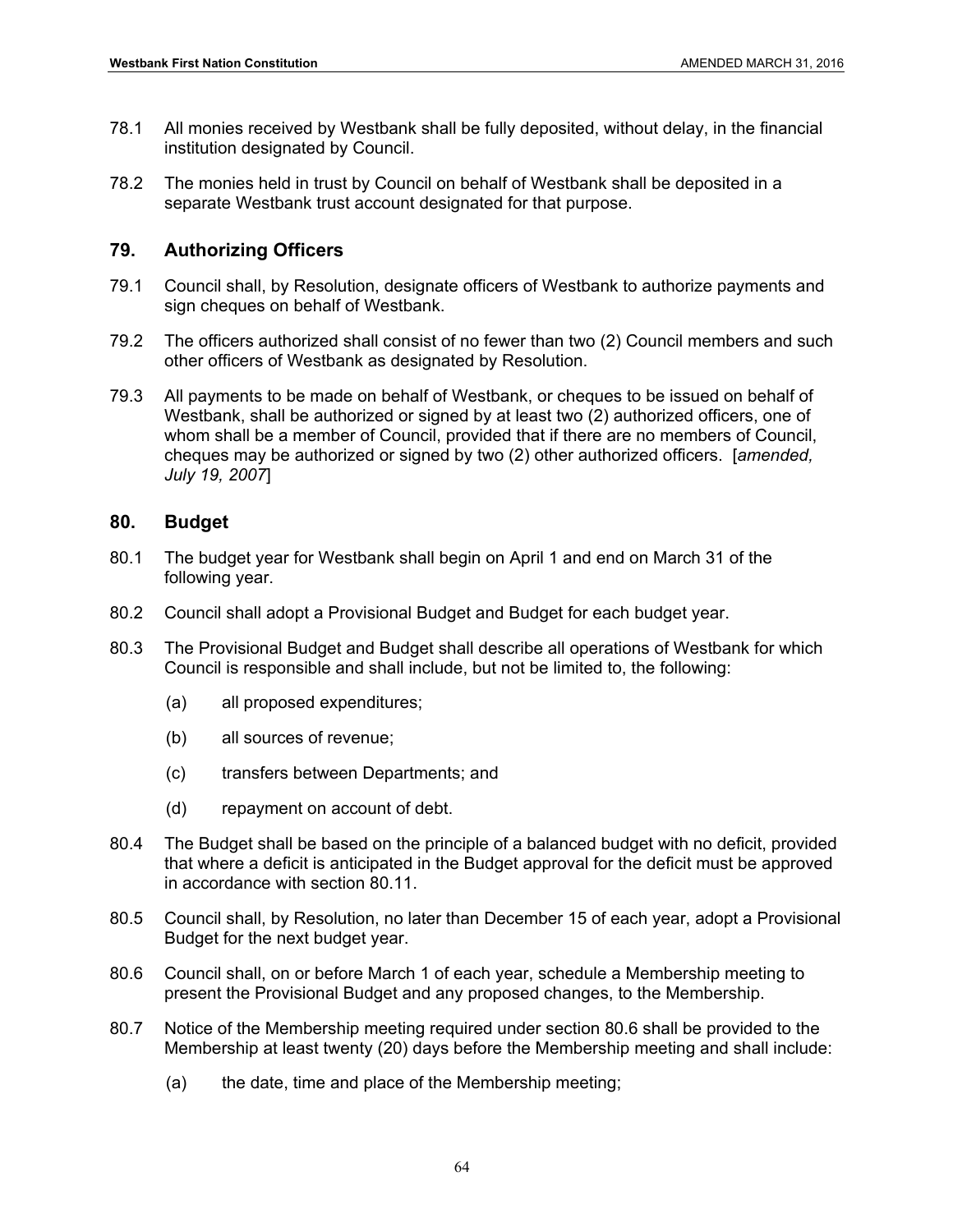78.1 All monies received by Westbank shall be fully deposited, without delay, in the financial institution designated by Council.

78.2 The monies held in trust by Council on behalf of Westbank shall be deposited in a separate Westbank trust account designated for that purpose.

## 79. Authorizing Officers

79.1 Council shall, by Resolution, designate officers of Westbank to authorize payments and sign cheques on behalf of Westbank.

79.2 The officers authorized shall consist of no fewer than two (2) Council members and such other officers of Westbank as designated by Resolution.

79.3 All payments to be made on behalf of Westbank, or cheques to be issued on behalf of Westbank, shall be authorized or signed by at least two (2) authorized officers, one of whom shall be a member of Council, provided that if there are no members of Council, cheques may be authorized or signed by two (2) other authorized officers. [*amended, July 19, 2007*]

## 80. Budget

80.1 The budget year for Westbank shall begin on April 1 and end on March 31 of the following year.

80.2 Council shall adopt a Provisional Budget and Budget for each budget year.

80.3 The Provisional Budget and Budget shall describe all operations of Westbank for which Council is responsible and shall include, but not be limited to, the following:

- (a) all proposed expenditures;
- (b) all sources of revenue;
- (c) transfers between Departments; and
- (d) repayment on account of debt.

80.4 The Budget shall be based on the principle of a balanced budget with no deficit, provided that where a deficit is anticipated in the Budget approval for the deficit must be approved in accordance with section 80.11.

80.5 Council shall, by Resolution, no later than December 15 of each year, adopt a Provisional Budget for the next budget year.

80.6 Council shall, on or before March 1 of each year, schedule a Membership meeting to present the Provisional Budget and any proposed changes, to the Membership.

80.7 Notice of the Membership meeting required under section 80.6 shall be provided to the Membership at least twenty (20) days before the Membership meeting and shall include:

- (a) the date, time and place of the Membership meeting;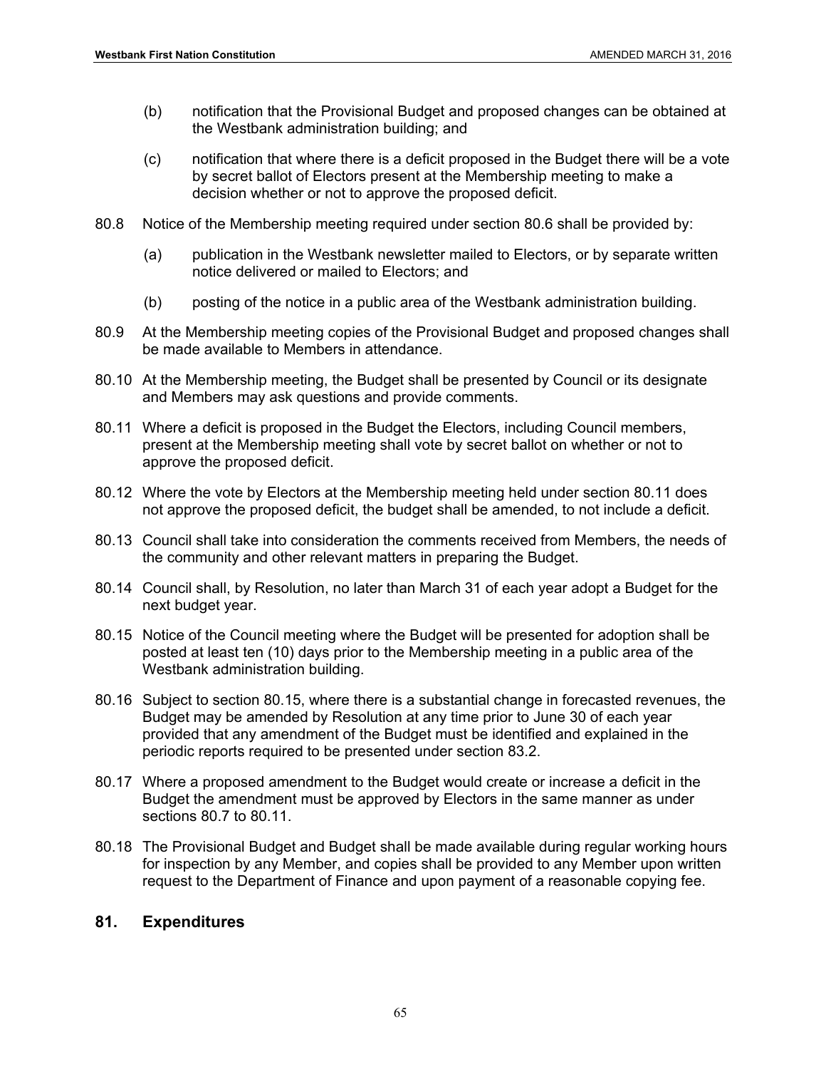(b) notification that the Provisional Budget and proposed changes can be obtained at the Westbank administration building; and

(c) notification that where there is a deficit proposed in the Budget there will be a vote by secret ballot of Electors present at the Membership meeting to make a decision whether or not to approve the proposed deficit.

80.8 Notice of the Membership meeting required under section 80.6 shall be provided by:

(a) publication in the Westbank newsletter mailed to Electors, or by separate written notice delivered or mailed to Electors; and

(b) posting of the notice in a public area of the Westbank administration building.

80.9 At the Membership meeting copies of the Provisional Budget and proposed changes shall be made available to Members in attendance.

80.10 At the Membership meeting, the Budget shall be presented by Council or its designate and Members may ask questions and provide comments.

80.11 Where a deficit is proposed in the Budget the Electors, including Council members, present at the Membership meeting shall vote by secret ballot on whether or not to approve the proposed deficit.

80.12 Where the vote by Electors at the Membership meeting held under section 80.11 does not approve the proposed deficit, the budget shall be amended, to not include a deficit.

80.13 Council shall take into consideration the comments received from Members, the needs of the community and other relevant matters in preparing the Budget.

80.14 Council shall, by Resolution, no later than March 31 of each year adopt a Budget for the next budget year.

80.15 Notice of the Council meeting where the Budget will be presented for adoption shall be posted at least ten (10) days prior to the Membership meeting in a public area of the Westbank administration building.

80.16 Subject to section 80.15, where there is a substantial change in forecasted revenues, the Budget may be amended by Resolution at any time prior to June 30 of each year provided that any amendment of the Budget must be identified and explained in the periodic reports required to be presented under section 83.2.

80.17 Where a proposed amendment to the Budget would create or increase a deficit in the Budget the amendment must be approved by Electors in the same manner as under sections 80.7 to 80.11.

80.18 The Provisional Budget and Budget shall be made available during regular working hours for inspection by any Member, and copies shall be provided to any Member upon written request to the Department of Finance and upon payment of a reasonable copying fee.

## 81. Expenditures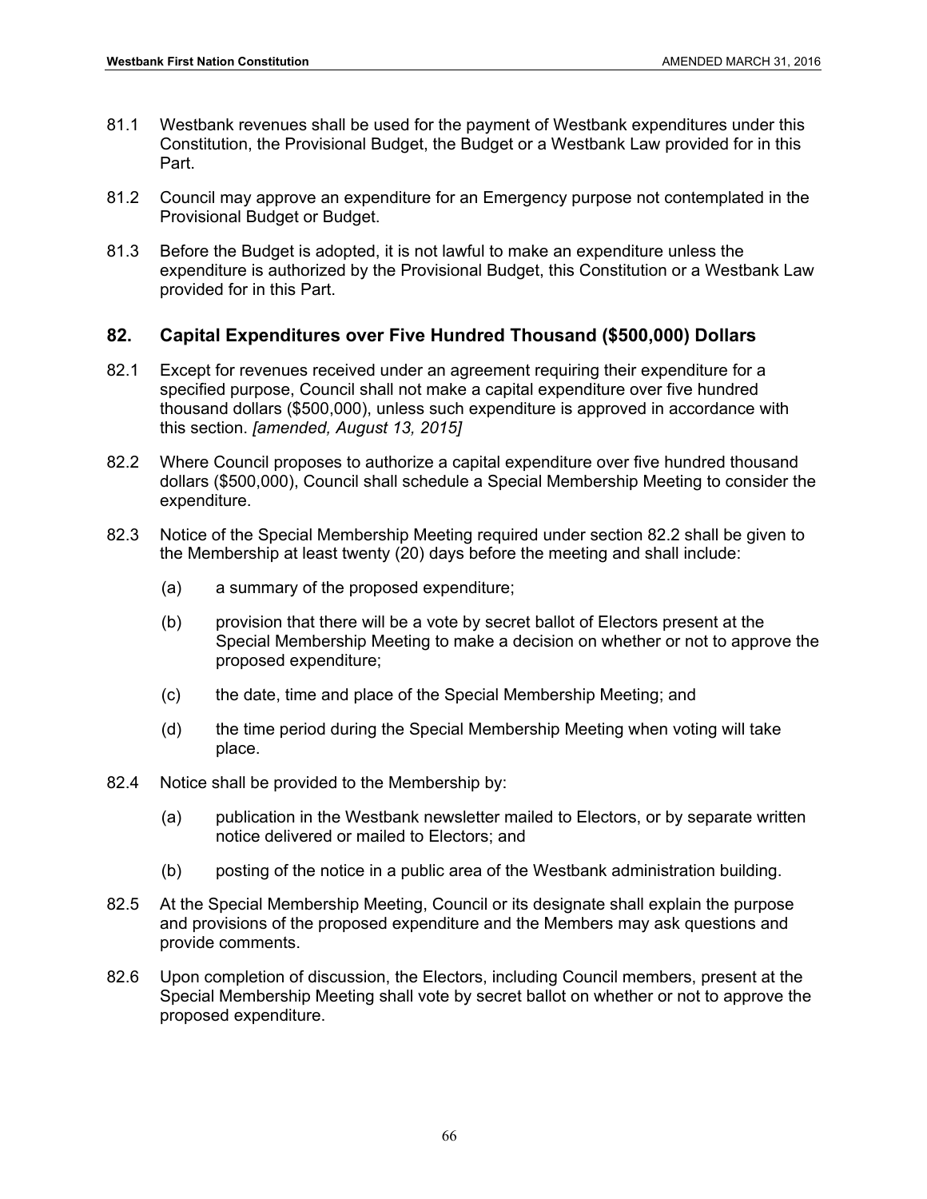81.1 Westbank revenues shall be used for the payment of Westbank expenditures under this Constitution, the Provisional Budget, the Budget or a Westbank Law provided for in this Part.

81.2 Council may approve an expenditure for an Emergency purpose not contemplated in the Provisional Budget or Budget.

81.3 Before the Budget is adopted, it is not lawful to make an expenditure unless the expenditure is authorized by the Provisional Budget, this Constitution or a Westbank Law provided for in this Part.

## 82. Capital Expenditures over Five Hundred Thousand ($500,000) Dollars

82.1 Except for revenues received under an agreement requiring their expenditure for a specified purpose, Council shall not make a capital expenditure over five hundred thousand dollars ($500,000), unless such expenditure is approved in accordance with this section. *[amended, August 13, 2015]*

82.2 Where Council proposes to authorize a capital expenditure over five hundred thousand dollars ($500,000), Council shall schedule a Special Membership Meeting to consider the expenditure.

82.3 Notice of the Special Membership Meeting required under section 82.2 shall be given to the Membership at least twenty (20) days before the meeting and shall include:

(a) a summary of the proposed expenditure;

(b) provision that there will be a vote by secret ballot of Electors present at the Special Membership Meeting to make a decision on whether or not to approve the proposed expenditure;

(c) the date, time and place of the Special Membership Meeting; and

(d) the time period during the Special Membership Meeting when voting will take place.

82.4 Notice shall be provided to the Membership by:

(a) publication in the Westbank newsletter mailed to Electors, or by separate written notice delivered or mailed to Electors; and

(b) posting of the notice in a public area of the Westbank administration building.

82.5 At the Special Membership Meeting, Council or its designate shall explain the purpose and provisions of the proposed expenditure and the Members may ask questions and provide comments.

82.6 Upon completion of discussion, the Electors, including Council members, present at the Special Membership Meeting shall vote by secret ballot on whether or not to approve the proposed expenditure.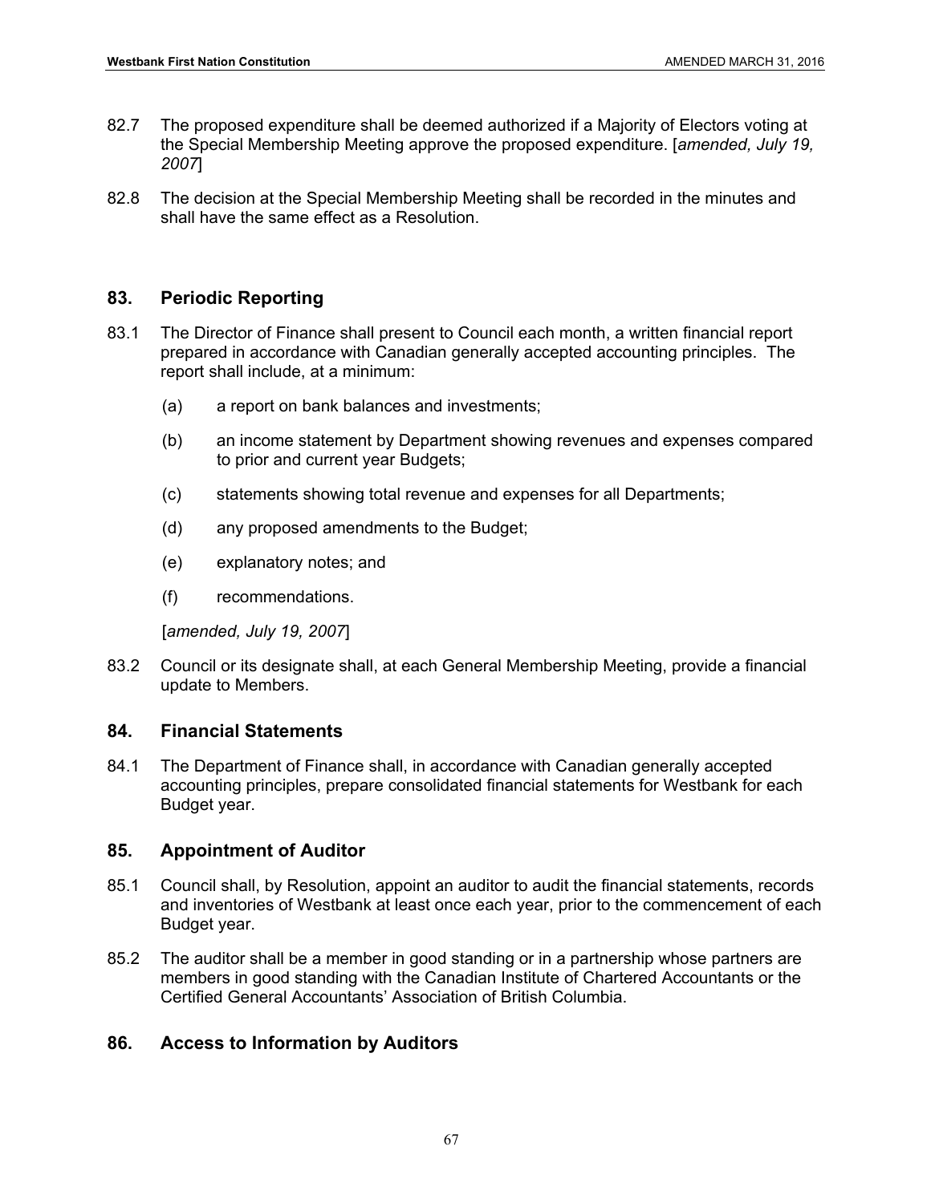82.7 The proposed expenditure shall be deemed authorized if a Majority of Electors voting at the Special Membership Meeting approve the proposed expenditure. [*amended, July 19, 2007*]

82.8 The decision at the Special Membership Meeting shall be recorded in the minutes and shall have the same effect as a Resolution.

## 83. Periodic Reporting

83.1 The Director of Finance shall present to Council each month, a written financial report prepared in accordance with Canadian generally accepted accounting principles. The report shall include, at a minimum:

(a) a report on bank balances and investments;

(b) an income statement by Department showing revenues and expenses compared to prior and current year Budgets;

(c) statements showing total revenue and expenses for all Departments;

(d) any proposed amendments to the Budget;

(e) explanatory notes; and

(f) recommendations.

[*amended, July 19, 2007*]

83.2 Council or its designate shall, at each General Membership Meeting, provide a financial update to Members.

## 84. Financial Statements

84.1 The Department of Finance shall, in accordance with Canadian generally accepted accounting principles, prepare consolidated financial statements for Westbank for each Budget year.

## 85. Appointment of Auditor

85.1 Council shall, by Resolution, appoint an auditor to audit the financial statements, records and inventories of Westbank at least once each year, prior to the commencement of each Budget year.

85.2 The auditor shall be a member in good standing or in a partnership whose partners are members in good standing with the Canadian Institute of Chartered Accountants or the Certified General Accountants' Association of British Columbia.

## 86. Access to Information by Auditors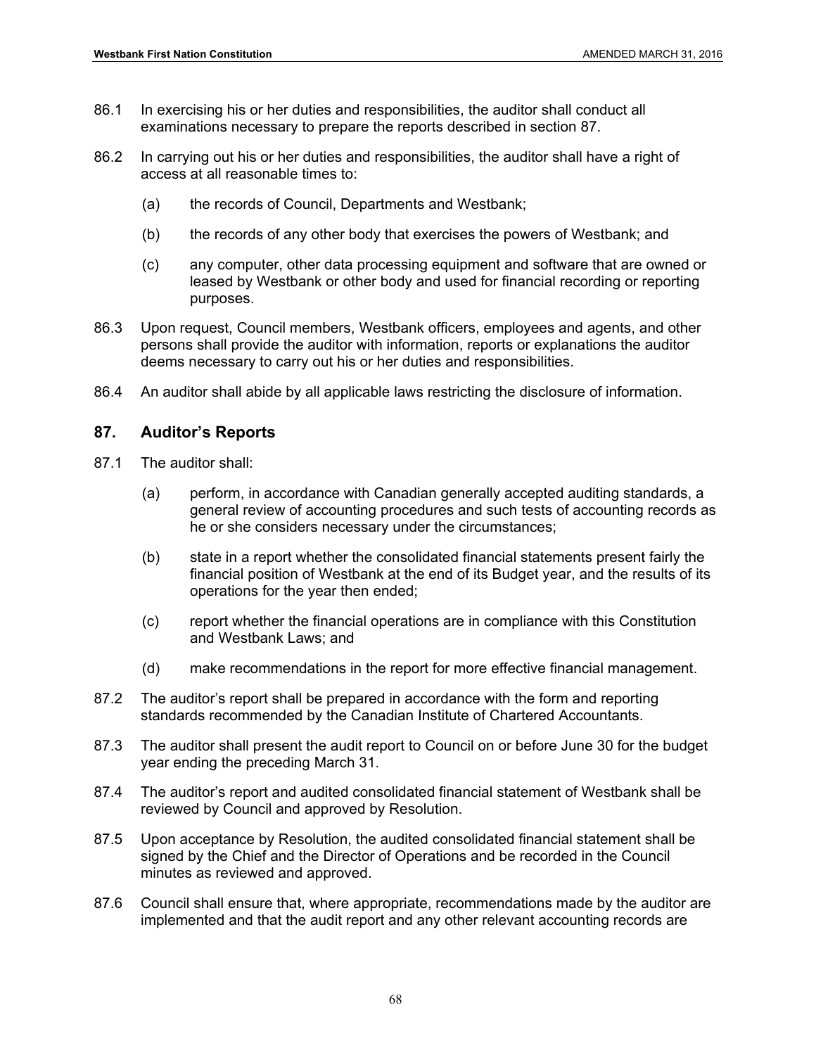86.1 In exercising his or her duties and responsibilities, the auditor shall conduct all examinations necessary to prepare the reports described in section 87.

86.2 In carrying out his or her duties and responsibilities, the auditor shall have a right of access at all reasonable times to:

(a) the records of Council, Departments and Westbank;

(b) the records of any other body that exercises the powers of Westbank; and

(c) any computer, other data processing equipment and software that are owned or leased by Westbank or other body and used for financial recording or reporting purposes.

86.3 Upon request, Council members, Westbank officers, employees and agents, and other persons shall provide the auditor with information, reports or explanations the auditor deems necessary to carry out his or her duties and responsibilities.

86.4 An auditor shall abide by all applicable laws restricting the disclosure of information.

## 87. Auditor's Reports

87.1 The auditor shall:

(a) perform, in accordance with Canadian generally accepted auditing standards, a general review of accounting procedures and such tests of accounting records as he or she considers necessary under the circumstances;

(b) state in a report whether the consolidated financial statements present fairly the financial position of Westbank at the end of its Budget year, and the results of its operations for the year then ended;

(c) report whether the financial operations are in compliance with this Constitution and Westbank Laws; and

(d) make recommendations in the report for more effective financial management.

87.2 The auditor's report shall be prepared in accordance with the form and reporting standards recommended by the Canadian Institute of Chartered Accountants.

87.3 The auditor shall present the audit report to Council on or before June 30 for the budget year ending the preceding March 31.

87.4 The auditor's report and audited consolidated financial statement of Westbank shall be reviewed by Council and approved by Resolution.

87.5 Upon acceptance by Resolution, the audited consolidated financial statement shall be signed by the Chief and the Director of Operations and be recorded in the Council minutes as reviewed and approved.

87.6 Council shall ensure that, where appropriate, recommendations made by the auditor are implemented and that the audit report and any other relevant accounting records are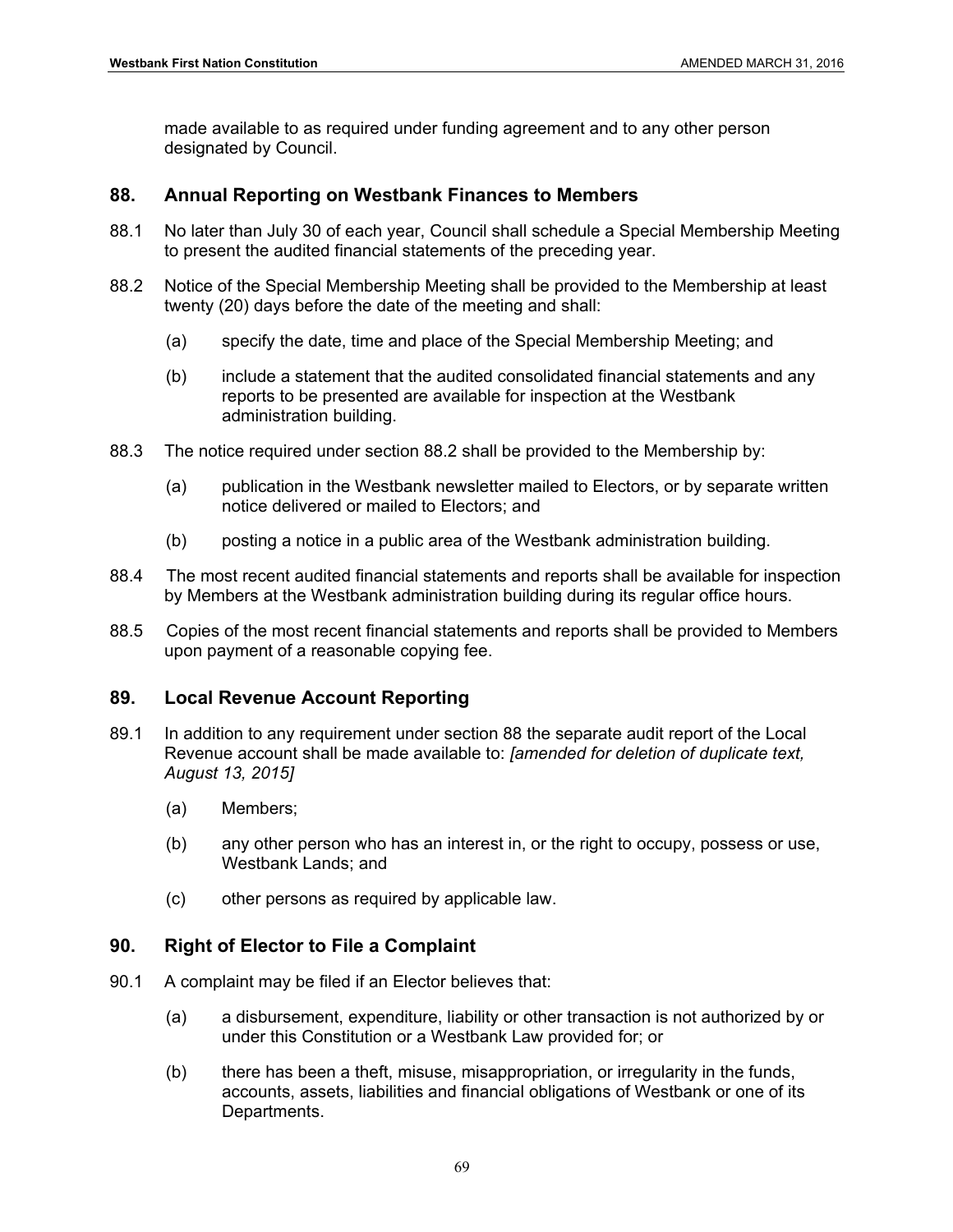made available to as required under funding agreement and to any other person designated by Council.

## 88. Annual Reporting on Westbank Finances to Members

88.1 No later than July 30 of each year, Council shall schedule a Special Membership Meeting to present the audited financial statements of the preceding year.

88.2 Notice of the Special Membership Meeting shall be provided to the Membership at least twenty (20) days before the date of the meeting and shall:

(a) specify the date, time and place of the Special Membership Meeting; and

(b) include a statement that the audited consolidated financial statements and any reports to be presented are available for inspection at the Westbank administration building.

88.3 The notice required under section 88.2 shall be provided to the Membership by:

(a) publication in the Westbank newsletter mailed to Electors, or by separate written notice delivered or mailed to Electors; and

(b) posting a notice in a public area of the Westbank administration building.

88.4 The most recent audited financial statements and reports shall be available for inspection by Members at the Westbank administration building during its regular office hours.

88.5 Copies of the most recent financial statements and reports shall be provided to Members upon payment of a reasonable copying fee.

## 89. Local Revenue Account Reporting

89.1 In addition to any requirement under section 88 the separate audit report of the Local Revenue account shall be made available to: *[amended for deletion of duplicate text, August 13, 2015]*

(a) Members;

(b) any other person who has an interest in, or the right to occupy, possess or use, Westbank Lands; and

(c) other persons as required by applicable law.

## 90. Right of Elector to File a Complaint

90.1 A complaint may be filed if an Elector believes that:

(a) a disbursement, expenditure, liability or other transaction is not authorized by or under this Constitution or a Westbank Law provided for; or

(b) there has been a theft, misuse, misappropriation, or irregularity in the funds, accounts, assets, liabilities and financial obligations of Westbank or one of its Departments.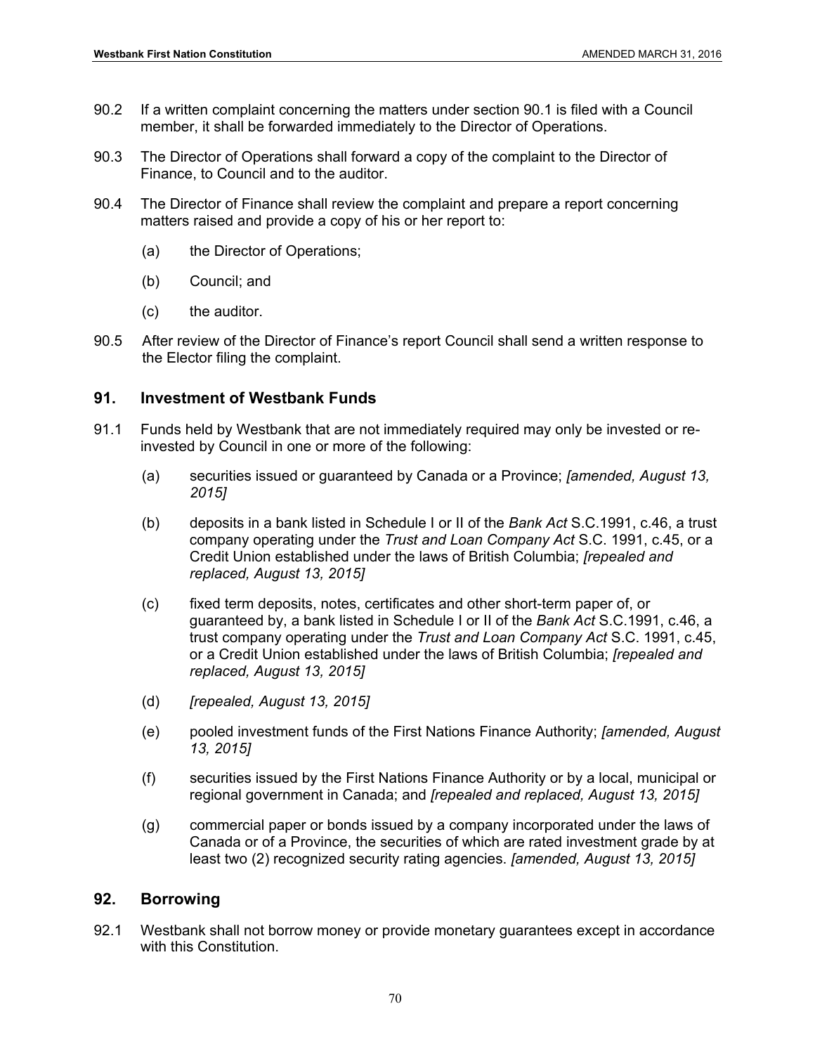90.2 If a written complaint concerning the matters under section 90.1 is filed with a Council member, it shall be forwarded immediately to the Director of Operations.

90.3 The Director of Operations shall forward a copy of the complaint to the Director of Finance, to Council and to the auditor.

90.4 The Director of Finance shall review the complaint and prepare a report concerning matters raised and provide a copy of his or her report to:

(a) the Director of Operations;

(b) Council; and

(c) the auditor.

90.5 After review of the Director of Finance's report Council shall send a written response to the Elector filing the complaint.

## 91. Investment of Westbank Funds

91.1 Funds held by Westbank that are not immediately required may only be invested or re-invested by Council in one or more of the following:

(a) securities issued or guaranteed by Canada or a Province; *[amended, August 13, 2015]*

(b) deposits in a bank listed in Schedule I or II of the *Bank Act* S.C.1991, c.46, a trust company operating under the *Trust and Loan Company Act* S.C. 1991, c.45, or a Credit Union established under the laws of British Columbia; *[repealed and replaced, August 13, 2015]*

(c) fixed term deposits, notes, certificates and other short-term paper of, or guaranteed by, a bank listed in Schedule I or II of the *Bank Act* S.C.1991, c.46, a trust company operating under the *Trust and Loan Company Act* S.C. 1991, c.45, or a Credit Union established under the laws of British Columbia; *[repealed and replaced, August 13, 2015]*

(d) *[repealed, August 13, 2015]*

(e) pooled investment funds of the First Nations Finance Authority; *[amended, August 13, 2015]*

(f) securities issued by the First Nations Finance Authority or by a local, municipal or regional government in Canada; and *[repealed and replaced, August 13, 2015]*

(g) commercial paper or bonds issued by a company incorporated under the laws of Canada or of a Province, the securities of which are rated investment grade by at least two (2) recognized security rating agencies. *[amended, August 13, 2015]*

## 92. Borrowing

92.1 Westbank shall not borrow money or provide monetary guarantees except in accordance with this Constitution.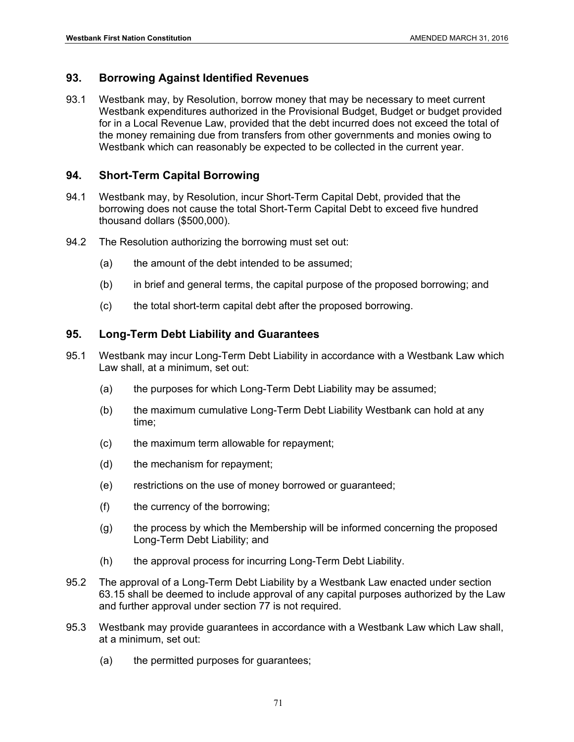## 93. Borrowing Against Identified Revenues

93.1 Westbank may, by Resolution, borrow money that may be necessary to meet current Westbank expenditures authorized in the Provisional Budget, Budget or budget provided for in a Local Revenue Law, provided that the debt incurred does not exceed the total of the money remaining due from transfers from other governments and monies owing to Westbank which can reasonably be expected to be collected in the current year.

## 94. Short-Term Capital Borrowing

94.1 Westbank may, by Resolution, incur Short-Term Capital Debt, provided that the borrowing does not cause the total Short-Term Capital Debt to exceed five hundred thousand dollars ($500,000).

94.2 The Resolution authorizing the borrowing must set out:

- (a) the amount of the debt intended to be assumed;
- (b) in brief and general terms, the capital purpose of the proposed borrowing; and
- (c) the total short-term capital debt after the proposed borrowing.

## 95. Long-Term Debt Liability and Guarantees

95.1 Westbank may incur Long-Term Debt Liability in accordance with a Westbank Law which Law shall, at a minimum, set out:

- (a) the purposes for which Long-Term Debt Liability may be assumed;
- (b) the maximum cumulative Long-Term Debt Liability Westbank can hold at any time;
- (c) the maximum term allowable for repayment;
- (d) the mechanism for repayment;
- (e) restrictions on the use of money borrowed or guaranteed;
- (f) the currency of the borrowing;
- (g) the process by which the Membership will be informed concerning the proposed Long-Term Debt Liability; and
- (h) the approval process for incurring Long-Term Debt Liability.

95.2 The approval of a Long-Term Debt Liability by a Westbank Law enacted under section 63.15 shall be deemed to include approval of any capital purposes authorized by the Law and further approval under section 77 is not required.

95.3 Westbank may provide guarantees in accordance with a Westbank Law which Law shall, at a minimum, set out:

- (a) the permitted purposes for guarantees;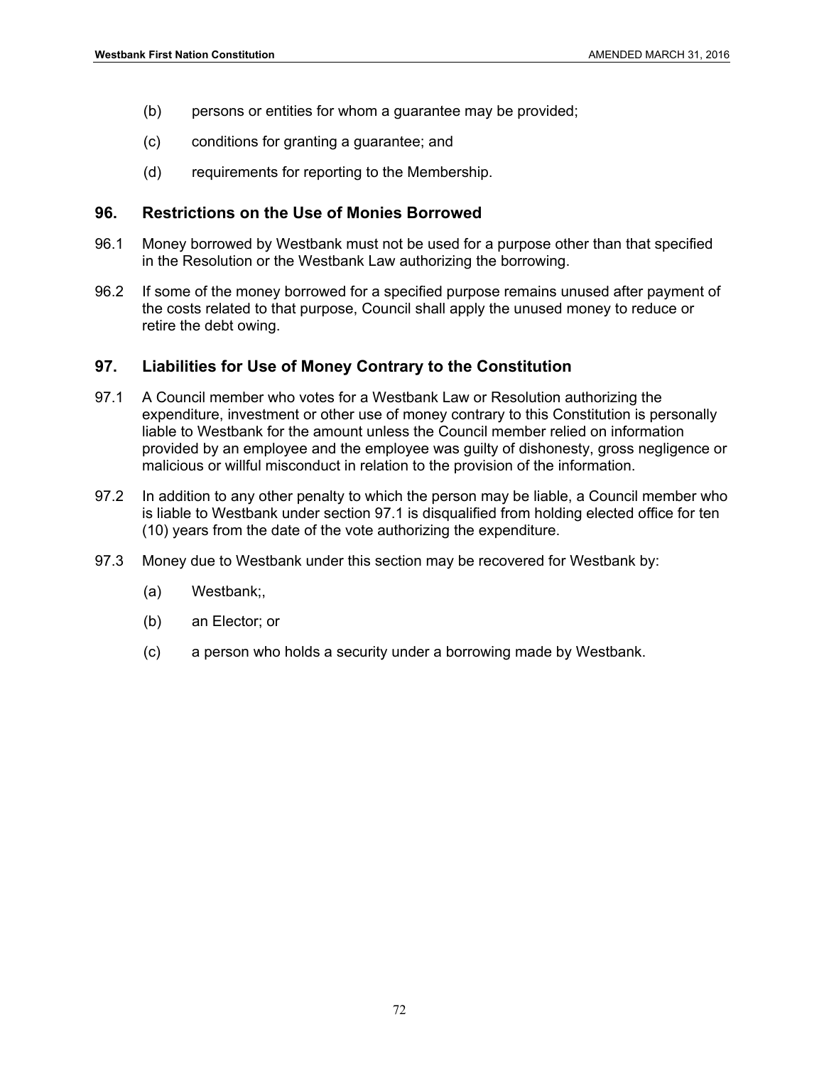(b) persons or entities for whom a guarantee may be provided;

(c) conditions for granting a guarantee; and

(d) requirements for reporting to the Membership.

## 96. Restrictions on the Use of Monies Borrowed

96.1 Money borrowed by Westbank must not be used for a purpose other than that specified in the Resolution or the Westbank Law authorizing the borrowing.

96.2 If some of the money borrowed for a specified purpose remains unused after payment of the costs related to that purpose, Council shall apply the unused money to reduce or retire the debt owing.

## 97. Liabilities for Use of Money Contrary to the Constitution

97.1 A Council member who votes for a Westbank Law or Resolution authorizing the expenditure, investment or other use of money contrary to this Constitution is personally liable to Westbank for the amount unless the Council member relied on information provided by an employee and the employee was guilty of dishonesty, gross negligence or malicious or willful misconduct in relation to the provision of the information.

97.2 In addition to any other penalty to which the person may be liable, a Council member who is liable to Westbank under section 97.1 is disqualified from holding elected office for ten (10) years from the date of the vote authorizing the expenditure.

97.3 Money due to Westbank under this section may be recovered for Westbank by:

(a) Westbank;,

(b) an Elector; or

(c) a person who holds a security under a borrowing made by Westbank.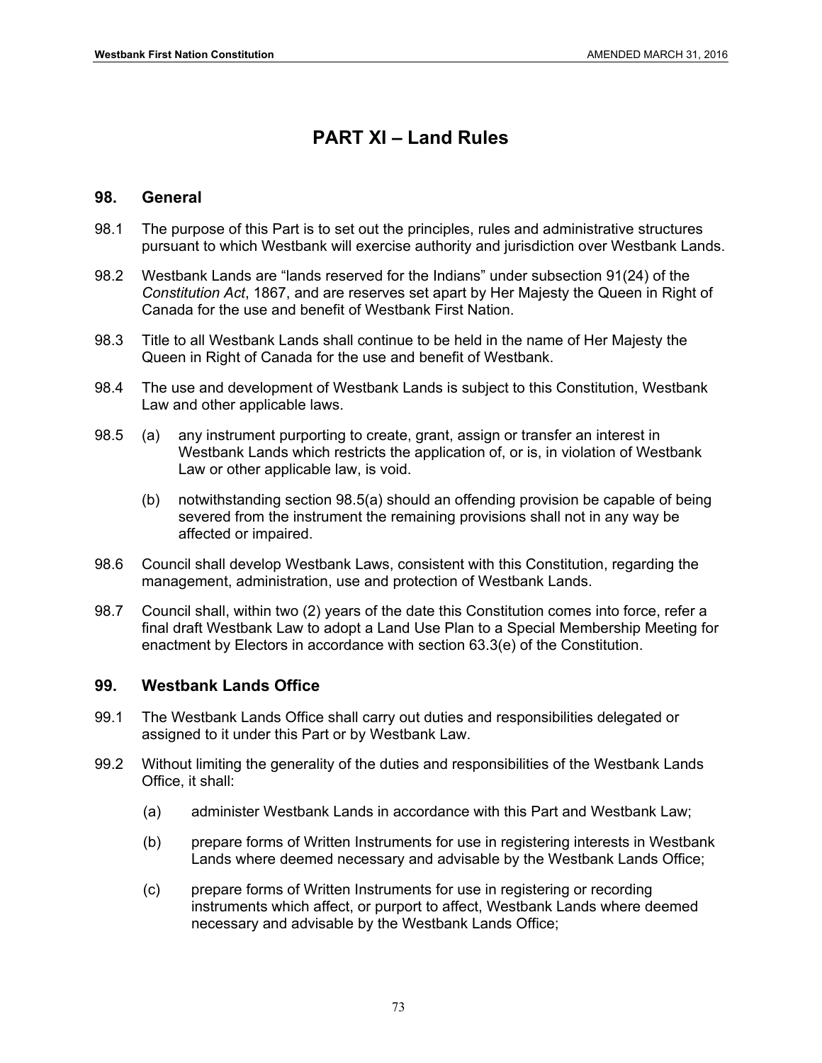# PART XI – Land Rules

## 98. General

98.1 The purpose of this Part is to set out the principles, rules and administrative structures pursuant to which Westbank will exercise authority and jurisdiction over Westbank Lands.

98.2 Westbank Lands are "lands reserved for the Indians" under subsection 91(24) of the *Constitution Act*, 1867, and are reserves set apart by Her Majesty the Queen in Right of Canada for the use and benefit of Westbank First Nation.

98.3 Title to all Westbank Lands shall continue to be held in the name of Her Majesty the Queen in Right of Canada for the use and benefit of Westbank.

98.4 The use and development of Westbank Lands is subject to this Constitution, Westbank Law and other applicable laws.

98.5 (a) any instrument purporting to create, grant, assign or transfer an interest in Westbank Lands which restricts the application of, or is, in violation of Westbank Law or other applicable law, is void.

(b) notwithstanding section 98.5(a) should an offending provision be capable of being severed from the instrument the remaining provisions shall not in any way be affected or impaired.

98.6 Council shall develop Westbank Laws, consistent with this Constitution, regarding the management, administration, use and protection of Westbank Lands.

98.7 Council shall, within two (2) years of the date this Constitution comes into force, refer a final draft Westbank Law to adopt a Land Use Plan to a Special Membership Meeting for enactment by Electors in accordance with section 63.3(e) of the Constitution.

## 99. Westbank Lands Office

99.1 The Westbank Lands Office shall carry out duties and responsibilities delegated or assigned to it under this Part or by Westbank Law.

99.2 Without limiting the generality of the duties and responsibilities of the Westbank Lands Office, it shall:

(a) administer Westbank Lands in accordance with this Part and Westbank Law;

(b) prepare forms of Written Instruments for use in registering interests in Westbank Lands where deemed necessary and advisable by the Westbank Lands Office;

(c) prepare forms of Written Instruments for use in registering or recording instruments which affect, or purport to affect, Westbank Lands where deemed necessary and advisable by the Westbank Lands Office;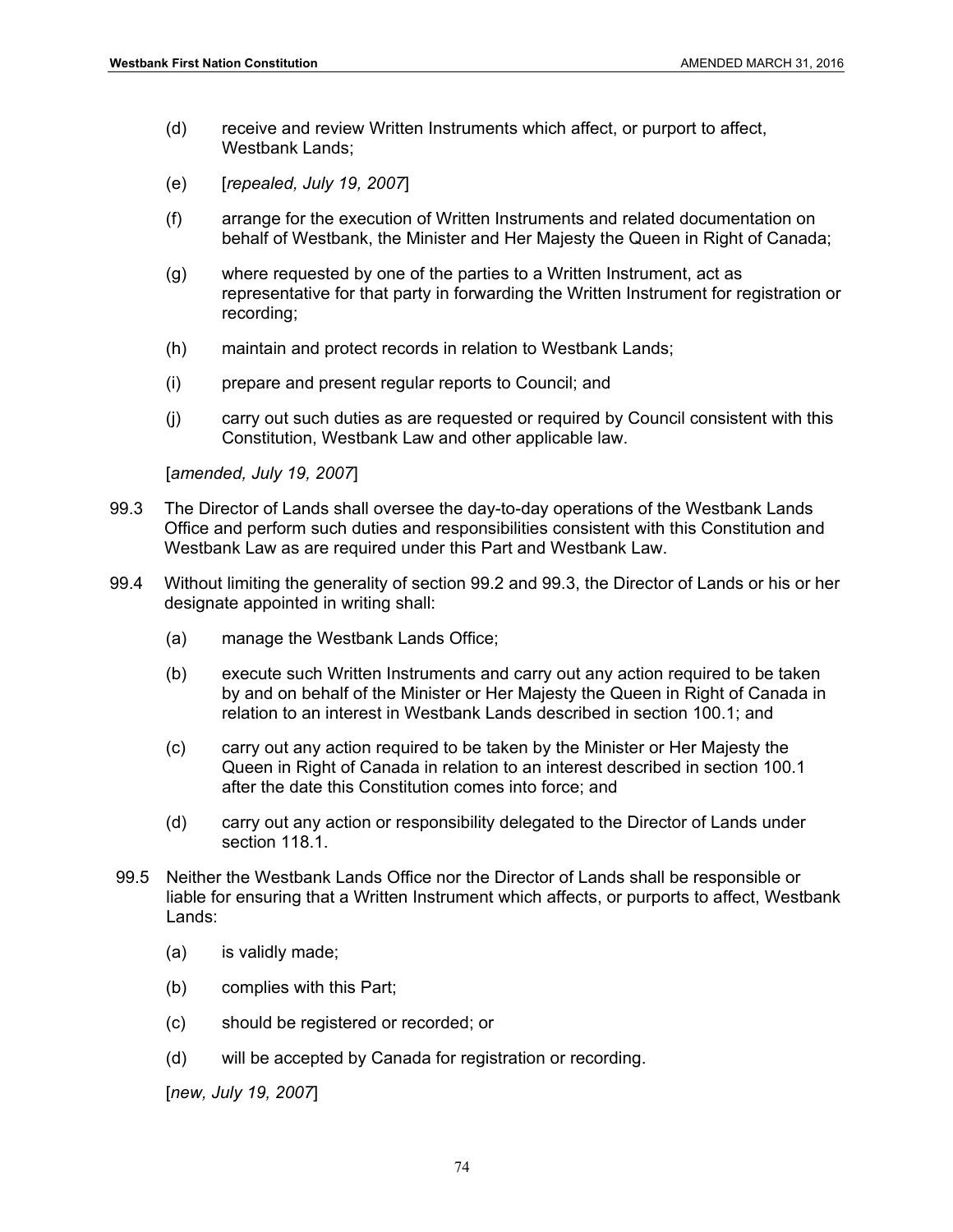(d) receive and review Written Instruments which affect, or purport to affect, Westbank Lands;

(e) [*repealed, July 19, 2007*]

(f) arrange for the execution of Written Instruments and related documentation on behalf of Westbank, the Minister and Her Majesty the Queen in Right of Canada;

(g) where requested by one of the parties to a Written Instrument, act as representative for that party in forwarding the Written Instrument for registration or recording;

(h) maintain and protect records in relation to Westbank Lands;

(i) prepare and present regular reports to Council; and

(j) carry out such duties as are requested or required by Council consistent with this Constitution, Westbank Law and other applicable law.

[*amended, July 19, 2007*]

99.3 The Director of Lands shall oversee the day-to-day operations of the Westbank Lands Office and perform such duties and responsibilities consistent with this Constitution and Westbank Law as are required under this Part and Westbank Law.

99.4 Without limiting the generality of section 99.2 and 99.3, the Director of Lands or his or her designate appointed in writing shall:

(a) manage the Westbank Lands Office;

(b) execute such Written Instruments and carry out any action required to be taken by and on behalf of the Minister or Her Majesty the Queen in Right of Canada in relation to an interest in Westbank Lands described in section 100.1; and

(c) carry out any action required to be taken by the Minister or Her Majesty the Queen in Right of Canada in relation to an interest described in section 100.1 after the date this Constitution comes into force; and

(d) carry out any action or responsibility delegated to the Director of Lands under section 118.1.

99.5 Neither the Westbank Lands Office nor the Director of Lands shall be responsible or liable for ensuring that a Written Instrument which affects, or purports to affect, Westbank Lands:

(a) is validly made;

(b) complies with this Part;

(c) should be registered or recorded; or

(d) will be accepted by Canada for registration or recording.

[*new, July 19, 2007*]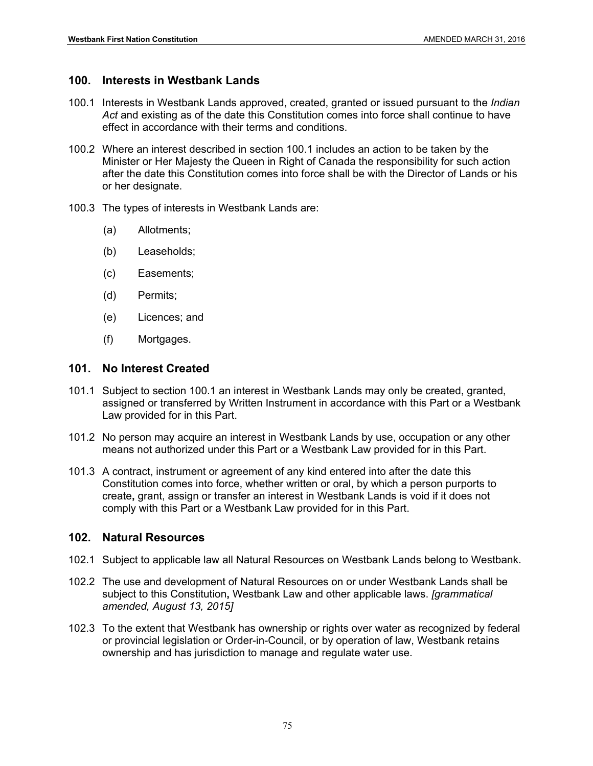## 100. Interests in Westbank Lands

100.1 Interests in Westbank Lands approved, created, granted or issued pursuant to the *Indian Act* and existing as of the date this Constitution comes into force shall continue to have effect in accordance with their terms and conditions.

100.2 Where an interest described in section 100.1 includes an action to be taken by the Minister or Her Majesty the Queen in Right of Canada the responsibility for such action after the date this Constitution comes into force shall be with the Director of Lands or his or her designate.

100.3 The types of interests in Westbank Lands are:

(a) Allotments;

(b) Leaseholds;

(c) Easements;

(d) Permits;

(e) Licences; and

(f) Mortgages.

## 101. No Interest Created

101.1 Subject to section 100.1 an interest in Westbank Lands may only be created, granted, assigned or transferred by Written Instrument in accordance with this Part or a Westbank Law provided for in this Part.

101.2 No person may acquire an interest in Westbank Lands by use, occupation or any other means not authorized under this Part or a Westbank Law provided for in this Part.

101.3 A contract, instrument or agreement of any kind entered into after the date this Constitution comes into force, whether written or oral, by which a person purports to create**,** grant, assign or transfer an interest in Westbank Lands is void if it does not comply with this Part or a Westbank Law provided for in this Part.

## 102. Natural Resources

102.1 Subject to applicable law all Natural Resources on Westbank Lands belong to Westbank.

102.2 The use and development of Natural Resources on or under Westbank Lands shall be subject to this Constitution**,** Westbank Law and other applicable laws. *[grammatical amended, August 13, 2015]*

102.3 To the extent that Westbank has ownership or rights over water as recognized by federal or provincial legislation or Order-in-Council, or by operation of law, Westbank retains ownership and has jurisdiction to manage and regulate water use.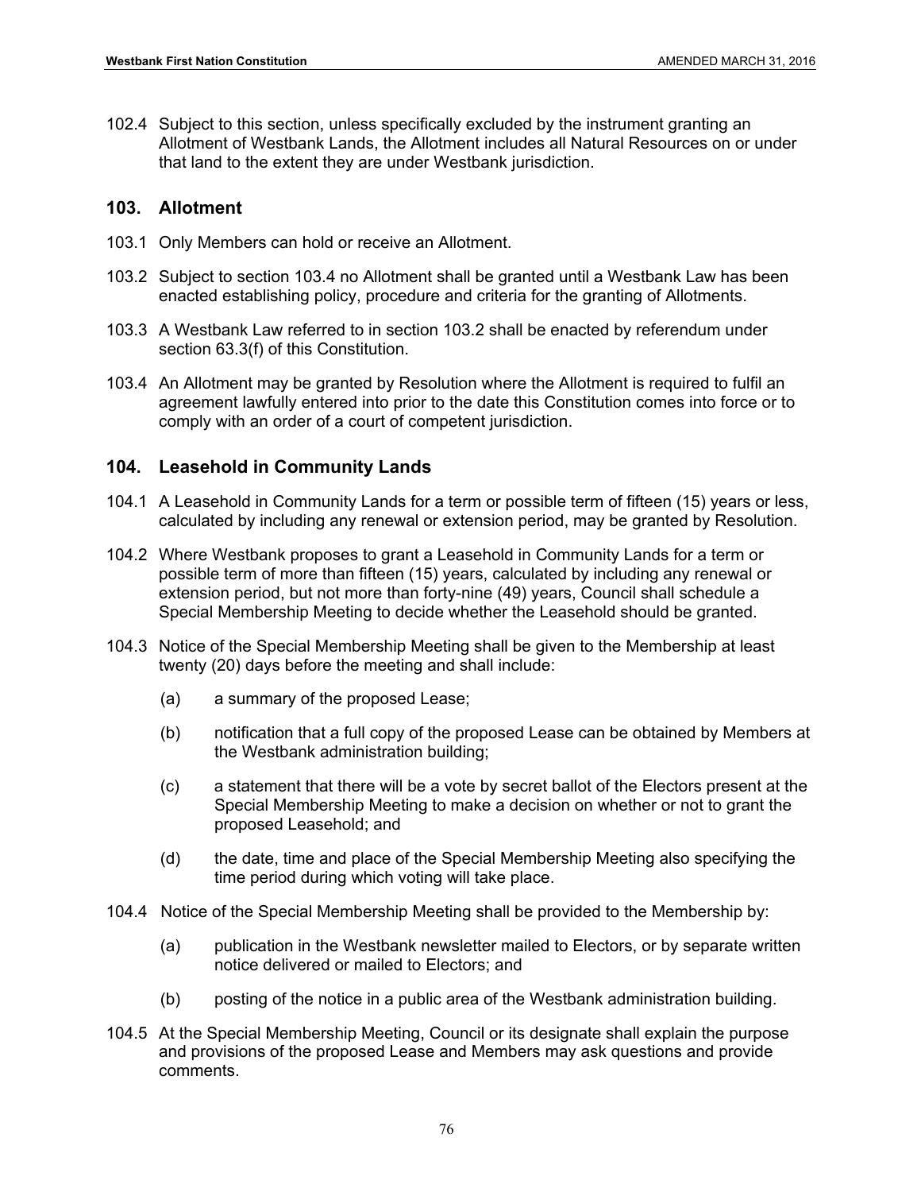102.4 Subject to this section, unless specifically excluded by the instrument granting an Allotment of Westbank Lands, the Allotment includes all Natural Resources on or under that land to the extent they are under Westbank jurisdiction.

## 103. Allotment

103.1 Only Members can hold or receive an Allotment.

103.2 Subject to section 103.4 no Allotment shall be granted until a Westbank Law has been enacted establishing policy, procedure and criteria for the granting of Allotments.

103.3 A Westbank Law referred to in section 103.2 shall be enacted by referendum under section 63.3(f) of this Constitution.

103.4 An Allotment may be granted by Resolution where the Allotment is required to fulfil an agreement lawfully entered into prior to the date this Constitution comes into force or to comply with an order of a court of competent jurisdiction.

## 104. Leasehold in Community Lands

104.1 A Leasehold in Community Lands for a term or possible term of fifteen (15) years or less, calculated by including any renewal or extension period, may be granted by Resolution.

104.2 Where Westbank proposes to grant a Leasehold in Community Lands for a term or possible term of more than fifteen (15) years, calculated by including any renewal or extension period, but not more than forty-nine (49) years, Council shall schedule a Special Membership Meeting to decide whether the Leasehold should be granted.

104.3 Notice of the Special Membership Meeting shall be given to the Membership at least twenty (20) days before the meeting and shall include:

(a) a summary of the proposed Lease;

(b) notification that a full copy of the proposed Lease can be obtained by Members at the Westbank administration building;

(c) a statement that there will be a vote by secret ballot of the Electors present at the Special Membership Meeting to make a decision on whether or not to grant the proposed Leasehold; and

(d) the date, time and place of the Special Membership Meeting also specifying the time period during which voting will take place.

104.4 Notice of the Special Membership Meeting shall be provided to the Membership by:

(a) publication in the Westbank newsletter mailed to Electors, or by separate written notice delivered or mailed to Electors; and

(b) posting of the notice in a public area of the Westbank administration building.

104.5 At the Special Membership Meeting, Council or its designate shall explain the purpose and provisions of the proposed Lease and Members may ask questions and provide comments.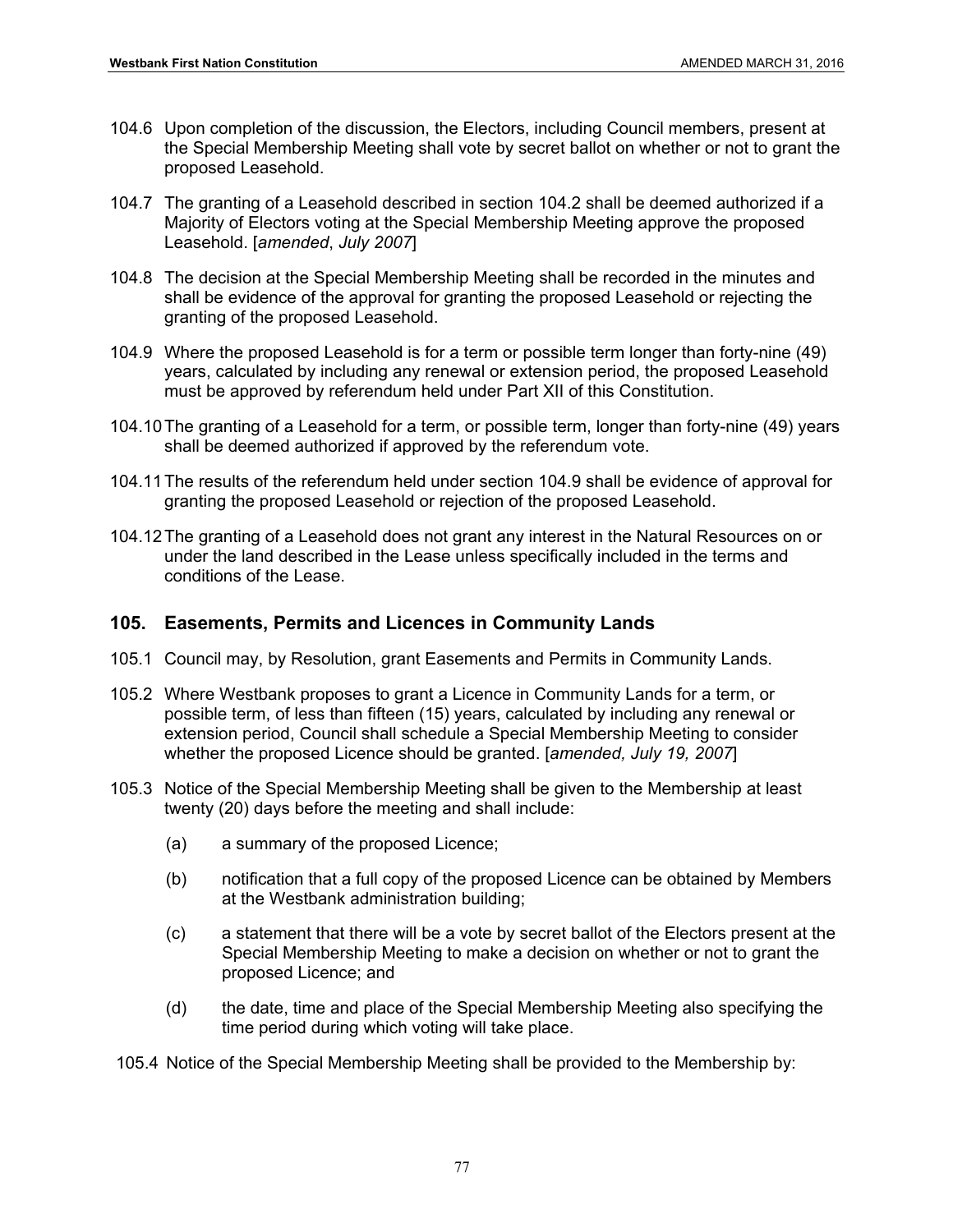104.6 Upon completion of the discussion, the Electors, including Council members, present at the Special Membership Meeting shall vote by secret ballot on whether or not to grant the proposed Leasehold.

104.7 The granting of a Leasehold described in section 104.2 shall be deemed authorized if a Majority of Electors voting at the Special Membership Meeting approve the proposed Leasehold. [*amended*, *July 2007*]

104.8 The decision at the Special Membership Meeting shall be recorded in the minutes and shall be evidence of the approval for granting the proposed Leasehold or rejecting the granting of the proposed Leasehold.

104.9 Where the proposed Leasehold is for a term or possible term longer than forty-nine (49) years, calculated by including any renewal or extension period, the proposed Leasehold must be approved by referendum held under Part XII of this Constitution.

104.10 The granting of a Leasehold for a term, or possible term, longer than forty-nine (49) years shall be deemed authorized if approved by the referendum vote.

104.11 The results of the referendum held under section 104.9 shall be evidence of approval for granting the proposed Leasehold or rejection of the proposed Leasehold.

104.12 The granting of a Leasehold does not grant any interest in the Natural Resources on or under the land described in the Lease unless specifically included in the terms and conditions of the Lease.

## 105. Easements, Permits and Licences in Community Lands

105.1 Council may, by Resolution, grant Easements and Permits in Community Lands.

105.2 Where Westbank proposes to grant a Licence in Community Lands for a term, or possible term, of less than fifteen (15) years, calculated by including any renewal or extension period, Council shall schedule a Special Membership Meeting to consider whether the proposed Licence should be granted. [*amended, July 19, 2007*]

105.3 Notice of the Special Membership Meeting shall be given to the Membership at least twenty (20) days before the meeting and shall include:

(a) a summary of the proposed Licence;

(b) notification that a full copy of the proposed Licence can be obtained by Members at the Westbank administration building;

(c) a statement that there will be a vote by secret ballot of the Electors present at the Special Membership Meeting to make a decision on whether or not to grant the proposed Licence; and

(d) the date, time and place of the Special Membership Meeting also specifying the time period during which voting will take place.

105.4 Notice of the Special Membership Meeting shall be provided to the Membership by: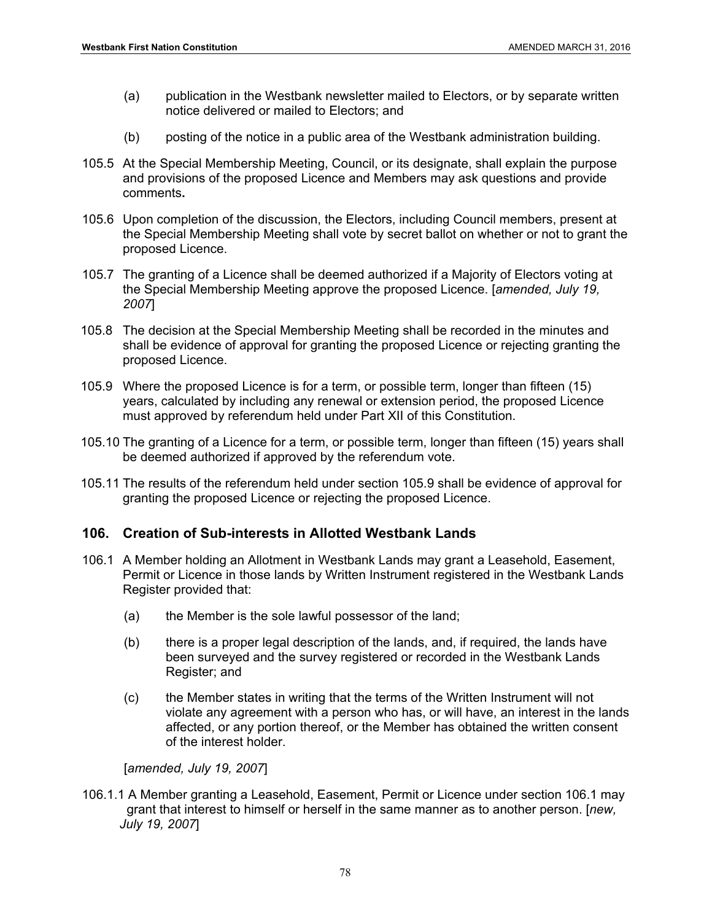(a) publication in the Westbank newsletter mailed to Electors, or by separate written notice delivered or mailed to Electors; and

(b) posting of the notice in a public area of the Westbank administration building.

105.5 At the Special Membership Meeting, Council, or its designate, shall explain the purpose and provisions of the proposed Licence and Members may ask questions and provide comments**.**

105.6 Upon completion of the discussion, the Electors, including Council members, present at the Special Membership Meeting shall vote by secret ballot on whether or not to grant the proposed Licence.

105.7 The granting of a Licence shall be deemed authorized if a Majority of Electors voting at the Special Membership Meeting approve the proposed Licence. [*amended, July 19, 2007*]

105.8 The decision at the Special Membership Meeting shall be recorded in the minutes and shall be evidence of approval for granting the proposed Licence or rejecting granting the proposed Licence.

105.9 Where the proposed Licence is for a term, or possible term, longer than fifteen (15) years, calculated by including any renewal or extension period, the proposed Licence must approved by referendum held under Part XII of this Constitution.

105.10 The granting of a Licence for a term, or possible term, longer than fifteen (15) years shall be deemed authorized if approved by the referendum vote.

105.11 The results of the referendum held under section 105.9 shall be evidence of approval for granting the proposed Licence or rejecting the proposed Licence.

## 106. Creation of Sub-interests in Allotted Westbank Lands

106.1 A Member holding an Allotment in Westbank Lands may grant a Leasehold, Easement, Permit or Licence in those lands by Written Instrument registered in the Westbank Lands Register provided that:

(a) the Member is the sole lawful possessor of the land;

(b) there is a proper legal description of the lands, and, if required, the lands have been surveyed and the survey registered or recorded in the Westbank Lands Register; and

(c) the Member states in writing that the terms of the Written Instrument will not violate any agreement with a person who has, or will have, an interest in the lands affected, or any portion thereof, or the Member has obtained the written consent of the interest holder.

[*amended, July 19, 2007*]

106.1.1 A Member granting a Leasehold, Easement, Permit or Licence under section 106.1 may grant that interest to himself or herself in the same manner as to another person. [*new, July 19, 2007*]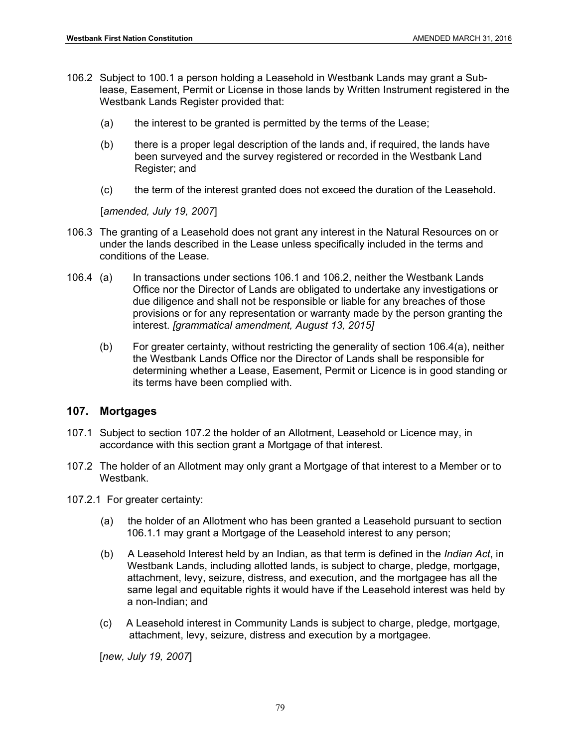106.2 Subject to 100.1 a person holding a Leasehold in Westbank Lands may grant a Sub-lease, Easement, Permit or License in those lands by Written Instrument registered in the Westbank Lands Register provided that:

(a) the interest to be granted is permitted by the terms of the Lease;

(b) there is a proper legal description of the lands and, if required, the lands have been surveyed and the survey registered or recorded in the Westbank Land Register; and

(c) the term of the interest granted does not exceed the duration of the Leasehold.

[*amended, July 19, 2007*]

106.3 The granting of a Leasehold does not grant any interest in the Natural Resources on or under the lands described in the Lease unless specifically included in the terms and conditions of the Lease.

106.4 (a) In transactions under sections 106.1 and 106.2, neither the Westbank Lands Office nor the Director of Lands are obligated to undertake any investigations or due diligence and shall not be responsible or liable for any breaches of those provisions or for any representation or warranty made by the person granting the interest. *[grammatical amendment, August 13, 2015]*

(b) For greater certainty, without restricting the generality of section 106.4(a), neither the Westbank Lands Office nor the Director of Lands shall be responsible for determining whether a Lease, Easement, Permit or Licence is in good standing or its terms have been complied with.

## 107. Mortgages

107.1 Subject to section 107.2 the holder of an Allotment, Leasehold or Licence may, in accordance with this section grant a Mortgage of that interest.

107.2 The holder of an Allotment may only grant a Mortgage of that interest to a Member or to Westbank.

107.2.1 For greater certainty:

(a) the holder of an Allotment who has been granted a Leasehold pursuant to section 106.1.1 may grant a Mortgage of the Leasehold interest to any person;

(b) A Leasehold Interest held by an Indian, as that term is defined in the *Indian Act*, in Westbank Lands, including allotted lands, is subject to charge, pledge, mortgage, attachment, levy, seizure, distress, and execution, and the mortgagee has all the same legal and equitable rights it would have if the Leasehold interest was held by a non-Indian; and

(c) A Leasehold interest in Community Lands is subject to charge, pledge, mortgage, attachment, levy, seizure, distress and execution by a mortgagee.

[*new, July 19, 2007*]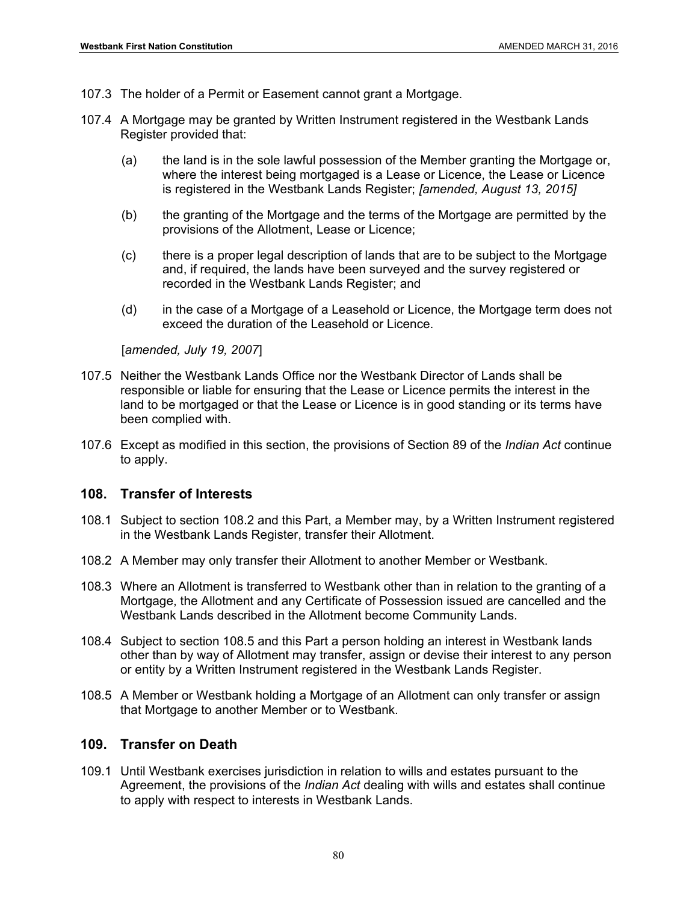107.3 The holder of a Permit or Easement cannot grant a Mortgage.

107.4 A Mortgage may be granted by Written Instrument registered in the Westbank Lands Register provided that:

(a) the land is in the sole lawful possession of the Member granting the Mortgage or, where the interest being mortgaged is a Lease or Licence, the Lease or Licence is registered in the Westbank Lands Register; *[amended, August 13, 2015]*

(b) the granting of the Mortgage and the terms of the Mortgage are permitted by the provisions of the Allotment, Lease or Licence;

(c) there is a proper legal description of lands that are to be subject to the Mortgage and, if required, the lands have been surveyed and the survey registered or recorded in the Westbank Lands Register; and

(d) in the case of a Mortgage of a Leasehold or Licence, the Mortgage term does not exceed the duration of the Leasehold or Licence.

[*amended, July 19, 2007*]

107.5 Neither the Westbank Lands Office nor the Westbank Director of Lands shall be responsible or liable for ensuring that the Lease or Licence permits the interest in the land to be mortgaged or that the Lease or Licence is in good standing or its terms have been complied with.

107.6 Except as modified in this section, the provisions of Section 89 of the *Indian Act* continue to apply.

## 108. Transfer of Interests

108.1 Subject to section 108.2 and this Part, a Member may, by a Written Instrument registered in the Westbank Lands Register, transfer their Allotment.

108.2 A Member may only transfer their Allotment to another Member or Westbank.

108.3 Where an Allotment is transferred to Westbank other than in relation to the granting of a Mortgage, the Allotment and any Certificate of Possession issued are cancelled and the Westbank Lands described in the Allotment become Community Lands.

108.4 Subject to section 108.5 and this Part a person holding an interest in Westbank lands other than by way of Allotment may transfer, assign or devise their interest to any person or entity by a Written Instrument registered in the Westbank Lands Register.

108.5 A Member or Westbank holding a Mortgage of an Allotment can only transfer or assign that Mortgage to another Member or to Westbank.

## 109. Transfer on Death

109.1 Until Westbank exercises jurisdiction in relation to wills and estates pursuant to the Agreement, the provisions of the *Indian Act* dealing with wills and estates shall continue to apply with respect to interests in Westbank Lands.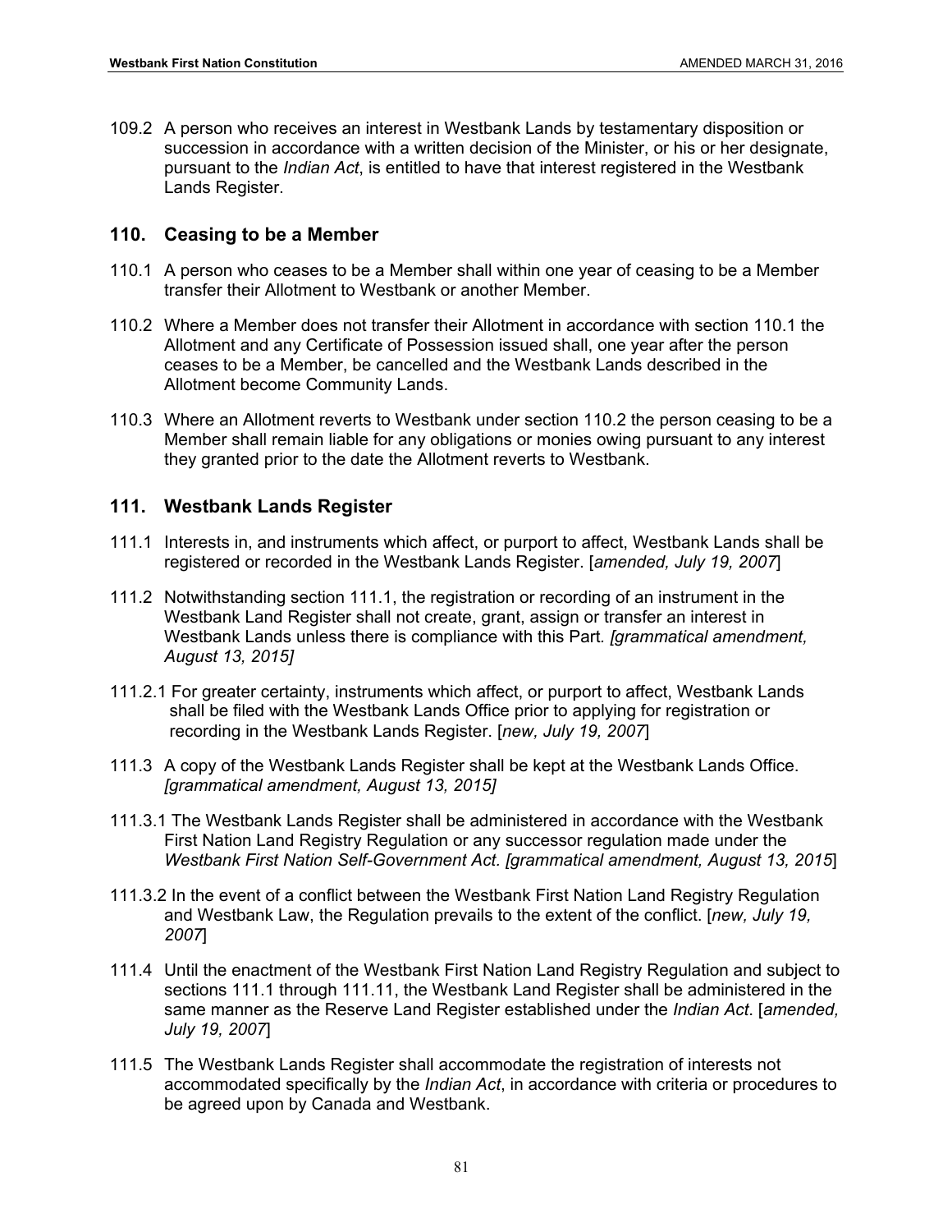109.2 A person who receives an interest in Westbank Lands by testamentary disposition or succession in accordance with a written decision of the Minister, or his or her designate, pursuant to the *Indian Act*, is entitled to have that interest registered in the Westbank Lands Register.

## 110. Ceasing to be a Member

110.1 A person who ceases to be a Member shall within one year of ceasing to be a Member transfer their Allotment to Westbank or another Member.

110.2 Where a Member does not transfer their Allotment in accordance with section 110.1 the Allotment and any Certificate of Possession issued shall, one year after the person ceases to be a Member, be cancelled and the Westbank Lands described in the Allotment become Community Lands.

110.3 Where an Allotment reverts to Westbank under section 110.2 the person ceasing to be a Member shall remain liable for any obligations or monies owing pursuant to any interest they granted prior to the date the Allotment reverts to Westbank.

## 111. Westbank Lands Register

111.1 Interests in, and instruments which affect, or purport to affect, Westbank Lands shall be registered or recorded in the Westbank Lands Register. [*amended, July 19, 2007*]

111.2 Notwithstanding section 111.1, the registration or recording of an instrument in the Westbank Land Register shall not create, grant, assign or transfer an interest in Westbank Lands unless there is compliance with this Part. *[grammatical amendment, August 13, 2015]*

111.2.1 For greater certainty, instruments which affect, or purport to affect, Westbank Lands shall be filed with the Westbank Lands Office prior to applying for registration or recording in the Westbank Lands Register. [*new, July 19, 2007*]

111.3 A copy of the Westbank Lands Register shall be kept at the Westbank Lands Office. *[grammatical amendment, August 13, 2015]*

111.3.1 The Westbank Lands Register shall be administered in accordance with the Westbank First Nation Land Registry Regulation or any successor regulation made under the *Westbank First Nation Self-Government Act. [grammatical amendment, August 13, 2015*]

111.3.2 In the event of a conflict between the Westbank First Nation Land Registry Regulation and Westbank Law, the Regulation prevails to the extent of the conflict. [*new, July 19, 2007*]

111.4 Until the enactment of the Westbank First Nation Land Registry Regulation and subject to sections 111.1 through 111.11, the Westbank Land Register shall be administered in the same manner as the Reserve Land Register established under the *Indian Act*. [*amended, July 19, 2007*]

111.5 The Westbank Lands Register shall accommodate the registration of interests not accommodated specifically by the *Indian Act*, in accordance with criteria or procedures to be agreed upon by Canada and Westbank.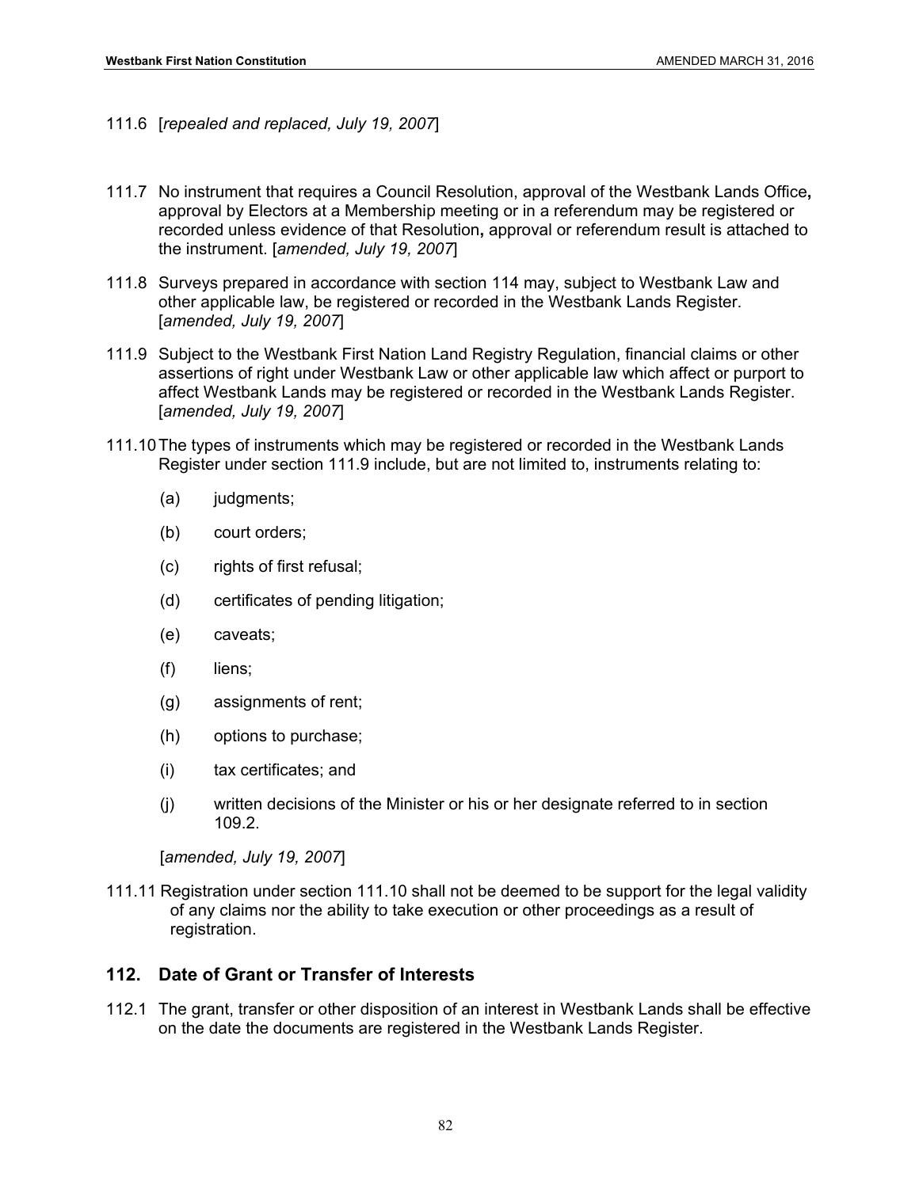111.6 [*repealed and replaced, July 19, 2007*]

111.7 No instrument that requires a Council Resolution, approval of the Westbank Lands Office**,** approval by Electors at a Membership meeting or in a referendum may be registered or recorded unless evidence of that Resolution**,** approval or referendum result is attached to the instrument. [*amended, July 19, 2007*]

111.8 Surveys prepared in accordance with section 114 may, subject to Westbank Law and other applicable law, be registered or recorded in the Westbank Lands Register. [*amended, July 19, 2007*]

111.9 Subject to the Westbank First Nation Land Registry Regulation, financial claims or other assertions of right under Westbank Law or other applicable law which affect or purport to affect Westbank Lands may be registered or recorded in the Westbank Lands Register. [*amended, July 19, 2007*]

111.10 The types of instruments which may be registered or recorded in the Westbank Lands Register under section 111.9 include, but are not limited to, instruments relating to:

- (a) judgments;
- (b) court orders;
- (c) rights of first refusal;
- (d) certificates of pending litigation;
- (e) caveats;
- (f) liens;
- (g) assignments of rent;
- (h) options to purchase;
- (i) tax certificates; and
- (j) written decisions of the Minister or his or her designate referred to in section 109.2.

[*amended, July 19, 2007*]

111.11 Registration under section 111.10 shall not be deemed to be support for the legal validity of any claims nor the ability to take execution or other proceedings as a result of registration.

## 112. Date of Grant or Transfer of Interests

112.1 The grant, transfer or other disposition of an interest in Westbank Lands shall be effective on the date the documents are registered in the Westbank Lands Register.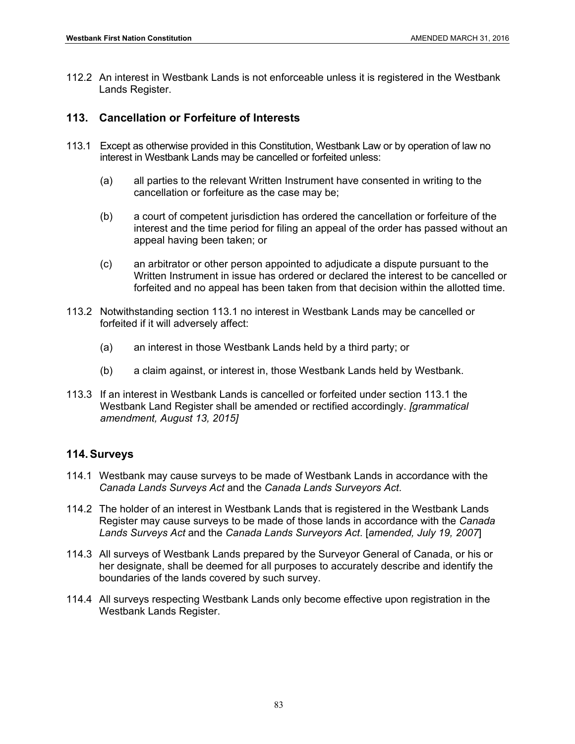112.2 An interest in Westbank Lands is not enforceable unless it is registered in the Westbank Lands Register.

## 113. Cancellation or Forfeiture of Interests

113.1 Except as otherwise provided in this Constitution, Westbank Law or by operation of law no interest in Westbank Lands may be cancelled or forfeited unless:

(a) all parties to the relevant Written Instrument have consented in writing to the cancellation or forfeiture as the case may be;

(b) a court of competent jurisdiction has ordered the cancellation or forfeiture of the interest and the time period for filing an appeal of the order has passed without an appeal having been taken; or

(c) an arbitrator or other person appointed to adjudicate a dispute pursuant to the Written Instrument in issue has ordered or declared the interest to be cancelled or forfeited and no appeal has been taken from that decision within the allotted time.

113.2 Notwithstanding section 113.1 no interest in Westbank Lands may be cancelled or forfeited if it will adversely affect:

(a) an interest in those Westbank Lands held by a third party; or

(b) a claim against, or interest in, those Westbank Lands held by Westbank.

113.3 If an interest in Westbank Lands is cancelled or forfeited under section 113.1 the Westbank Land Register shall be amended or rectified accordingly. *[grammatical amendment, August 13, 2015]*

## 114. Surveys

114.1 Westbank may cause surveys to be made of Westbank Lands in accordance with the *Canada Lands Surveys Act* and the *Canada Lands Surveyors Act*.

114.2 The holder of an interest in Westbank Lands that is registered in the Westbank Lands Register may cause surveys to be made of those lands in accordance with the *Canada Lands Surveys Act* and the *Canada Lands Surveyors Act*. [*amended, July 19, 2007*]

114.3 All surveys of Westbank Lands prepared by the Surveyor General of Canada, or his or her designate, shall be deemed for all purposes to accurately describe and identify the boundaries of the lands covered by such survey.

114.4 All surveys respecting Westbank Lands only become effective upon registration in the Westbank Lands Register.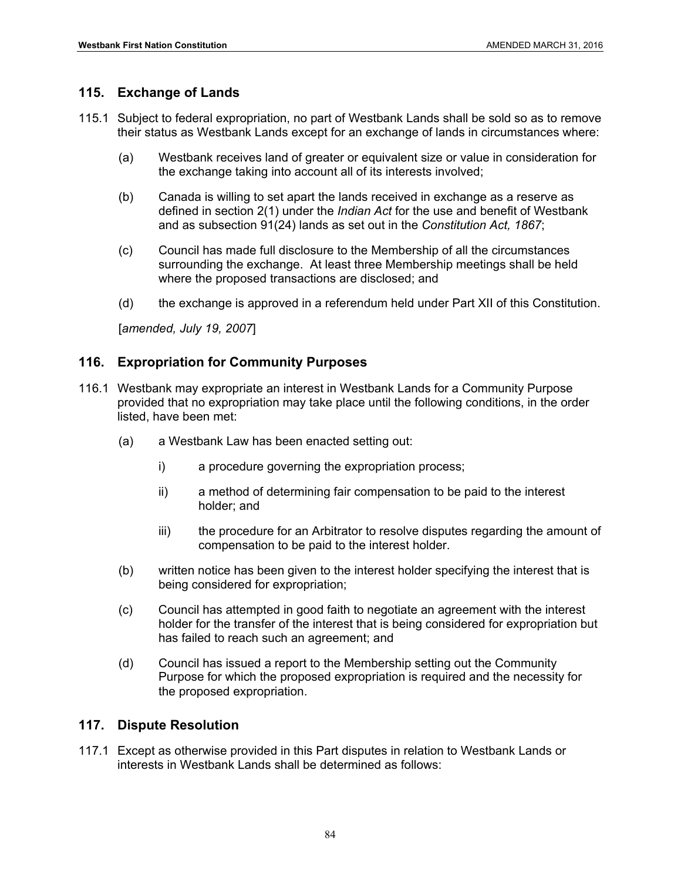## 115. Exchange of Lands

115.1 Subject to federal expropriation, no part of Westbank Lands shall be sold so as to remove their status as Westbank Lands except for an exchange of lands in circumstances where:

(a) Westbank receives land of greater or equivalent size or value in consideration for the exchange taking into account all of its interests involved;

(b) Canada is willing to set apart the lands received in exchange as a reserve as defined in section 2(1) under the *Indian Act* for the use and benefit of Westbank and as subsection 91(24) lands as set out in the *Constitution Act, 1867*;

(c) Council has made full disclosure to the Membership of all the circumstances surrounding the exchange. At least three Membership meetings shall be held where the proposed transactions are disclosed; and

(d) the exchange is approved in a referendum held under Part XII of this Constitution.

[*amended, July 19, 2007*]

## 116. Expropriation for Community Purposes

116.1 Westbank may expropriate an interest in Westbank Lands for a Community Purpose provided that no expropriation may take place until the following conditions, in the order listed, have been met:

(a) a Westbank Law has been enacted setting out:

i) a procedure governing the expropriation process;

ii) a method of determining fair compensation to be paid to the interest holder; and

iii) the procedure for an Arbitrator to resolve disputes regarding the amount of compensation to be paid to the interest holder.

(b) written notice has been given to the interest holder specifying the interest that is being considered for expropriation;

(c) Council has attempted in good faith to negotiate an agreement with the interest holder for the transfer of the interest that is being considered for expropriation but has failed to reach such an agreement; and

(d) Council has issued a report to the Membership setting out the Community Purpose for which the proposed expropriation is required and the necessity for the proposed expropriation.

## 117. Dispute Resolution

117.1 Except as otherwise provided in this Part disputes in relation to Westbank Lands or interests in Westbank Lands shall be determined as follows: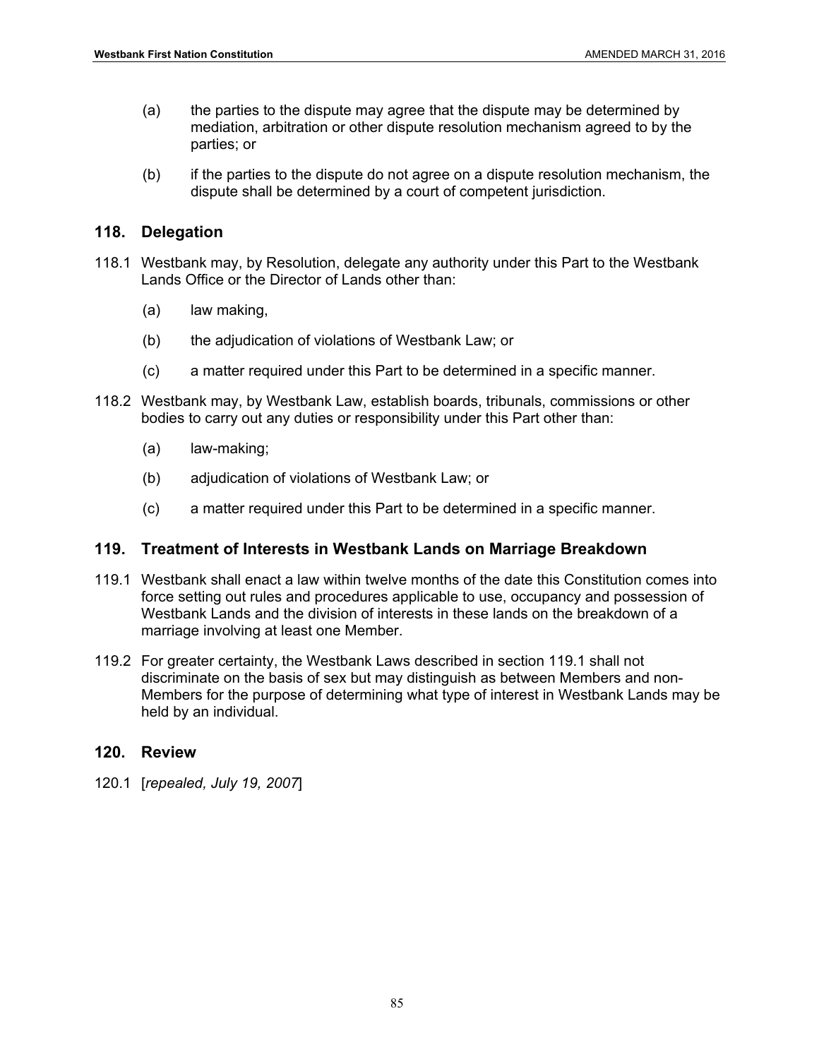(a) the parties to the dispute may agree that the dispute may be determined by mediation, arbitration or other dispute resolution mechanism agreed to by the parties; or

(b) if the parties to the dispute do not agree on a dispute resolution mechanism, the dispute shall be determined by a court of competent jurisdiction.

## 118. Delegation

118.1 Westbank may, by Resolution, delegate any authority under this Part to the Westbank Lands Office or the Director of Lands other than:

(a) law making,

(b) the adjudication of violations of Westbank Law; or

(c) a matter required under this Part to be determined in a specific manner.

118.2 Westbank may, by Westbank Law, establish boards, tribunals, commissions or other bodies to carry out any duties or responsibility under this Part other than:

(a) law-making;

(b) adjudication of violations of Westbank Law; or

(c) a matter required under this Part to be determined in a specific manner.

## 119. Treatment of Interests in Westbank Lands on Marriage Breakdown

119.1 Westbank shall enact a law within twelve months of the date this Constitution comes into force setting out rules and procedures applicable to use, occupancy and possession of Westbank Lands and the division of interests in these lands on the breakdown of a marriage involving at least one Member.

119.2 For greater certainty, the Westbank Laws described in section 119.1 shall not discriminate on the basis of sex but may distinguish as between Members and non-Members for the purpose of determining what type of interest in Westbank Lands may be held by an individual.

## 120. Review

120.1 [*repealed, July 19, 2007*]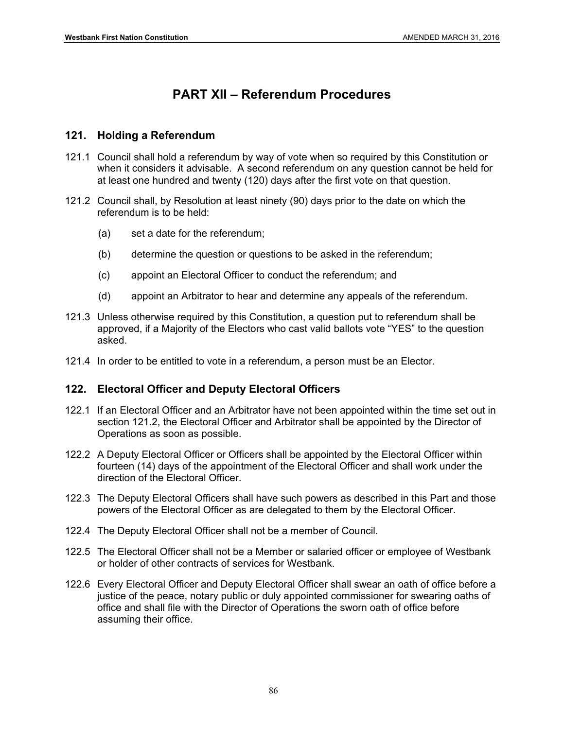# PART XII – Referendum Procedures

## 121. Holding a Referendum

121.1 Council shall hold a referendum by way of vote when so required by this Constitution or when it considers it advisable. A second referendum on any question cannot be held for at least one hundred and twenty (120) days after the first vote on that question.

121.2 Council shall, by Resolution at least ninety (90) days prior to the date on which the referendum is to be held:

(a) set a date for the referendum;

(b) determine the question or questions to be asked in the referendum;

(c) appoint an Electoral Officer to conduct the referendum; and

(d) appoint an Arbitrator to hear and determine any appeals of the referendum.

121.3 Unless otherwise required by this Constitution, a question put to referendum shall be approved, if a Majority of the Electors who cast valid ballots vote "YES" to the question asked.

121.4 In order to be entitled to vote in a referendum, a person must be an Elector.

## 122. Electoral Officer and Deputy Electoral Officers

122.1 If an Electoral Officer and an Arbitrator have not been appointed within the time set out in section 121.2, the Electoral Officer and Arbitrator shall be appointed by the Director of Operations as soon as possible.

122.2 A Deputy Electoral Officer or Officers shall be appointed by the Electoral Officer within fourteen (14) days of the appointment of the Electoral Officer and shall work under the direction of the Electoral Officer.

122.3 The Deputy Electoral Officers shall have such powers as described in this Part and those powers of the Electoral Officer as are delegated to them by the Electoral Officer.

122.4 The Deputy Electoral Officer shall not be a member of Council.

122.5 The Electoral Officer shall not be a Member or salaried officer or employee of Westbank or holder of other contracts of services for Westbank.

122.6 Every Electoral Officer and Deputy Electoral Officer shall swear an oath of office before a justice of the peace, notary public or duly appointed commissioner for swearing oaths of office and shall file with the Director of Operations the sworn oath of office before assuming their office.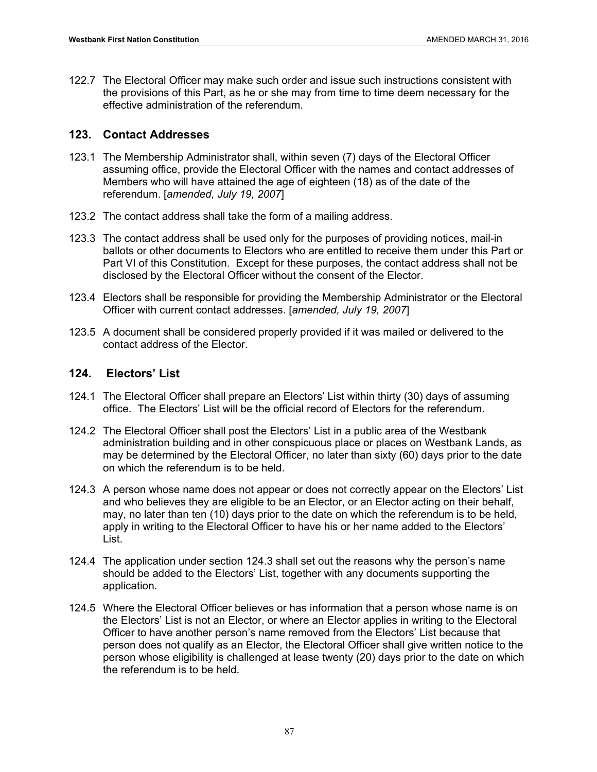122.7 The Electoral Officer may make such order and issue such instructions consistent with the provisions of this Part, as he or she may from time to time deem necessary for the effective administration of the referendum.

## 123. Contact Addresses

123.1 The Membership Administrator shall, within seven (7) days of the Electoral Officer assuming office, provide the Electoral Officer with the names and contact addresses of Members who will have attained the age of eighteen (18) as of the date of the referendum. [*amended, July 19, 2007*]

123.2 The contact address shall take the form of a mailing address.

123.3 The contact address shall be used only for the purposes of providing notices, mail-in ballots or other documents to Electors who are entitled to receive them under this Part or Part VI of this Constitution. Except for these purposes, the contact address shall not be disclosed by the Electoral Officer without the consent of the Elector.

123.4 Electors shall be responsible for providing the Membership Administrator or the Electoral Officer with current contact addresses. [*amended, July 19, 2007*]

123.5 A document shall be considered properly provided if it was mailed or delivered to the contact address of the Elector.

## 124. Electors' List

124.1 The Electoral Officer shall prepare an Electors' List within thirty (30) days of assuming office. The Electors' List will be the official record of Electors for the referendum.

124.2 The Electoral Officer shall post the Electors' List in a public area of the Westbank administration building and in other conspicuous place or places on Westbank Lands, as may be determined by the Electoral Officer, no later than sixty (60) days prior to the date on which the referendum is to be held.

124.3 A person whose name does not appear or does not correctly appear on the Electors' List and who believes they are eligible to be an Elector, or an Elector acting on their behalf, may, no later than ten (10) days prior to the date on which the referendum is to be held, apply in writing to the Electoral Officer to have his or her name added to the Electors' List.

124.4 The application under section 124.3 shall set out the reasons why the person's name should be added to the Electors' List, together with any documents supporting the application.

124.5 Where the Electoral Officer believes or has information that a person whose name is on the Electors' List is not an Elector, or where an Elector applies in writing to the Electoral Officer to have another person's name removed from the Electors' List because that person does not qualify as an Elector, the Electoral Officer shall give written notice to the person whose eligibility is challenged at lease twenty (20) days prior to the date on which the referendum is to be held.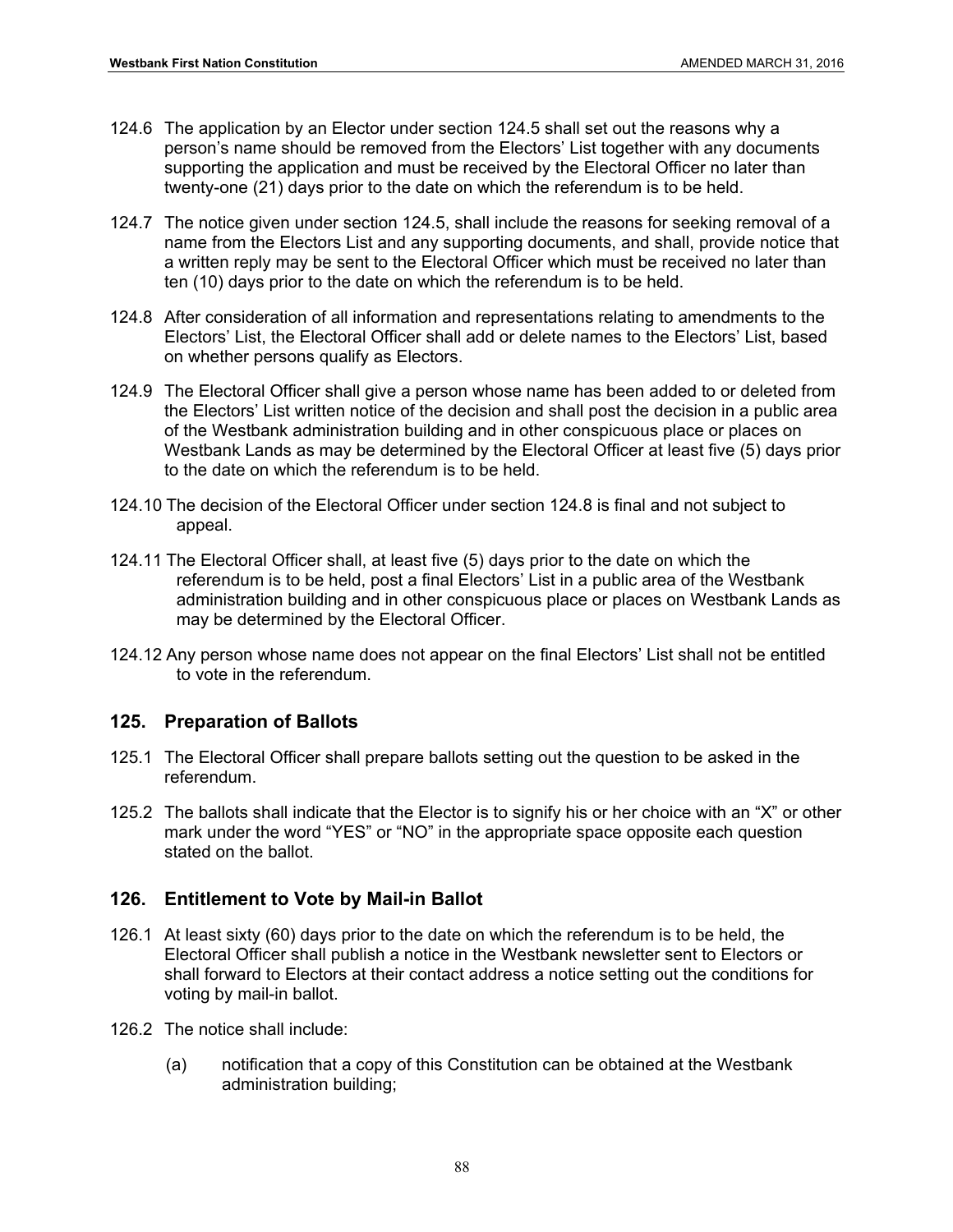124.6 The application by an Elector under section 124.5 shall set out the reasons why a person's name should be removed from the Electors' List together with any documents supporting the application and must be received by the Electoral Officer no later than twenty-one (21) days prior to the date on which the referendum is to be held.

124.7 The notice given under section 124.5, shall include the reasons for seeking removal of a name from the Electors List and any supporting documents, and shall, provide notice that a written reply may be sent to the Electoral Officer which must be received no later than ten (10) days prior to the date on which the referendum is to be held.

124.8 After consideration of all information and representations relating to amendments to the Electors' List, the Electoral Officer shall add or delete names to the Electors' List, based on whether persons qualify as Electors.

124.9 The Electoral Officer shall give a person whose name has been added to or deleted from the Electors' List written notice of the decision and shall post the decision in a public area of the Westbank administration building and in other conspicuous place or places on Westbank Lands as may be determined by the Electoral Officer at least five (5) days prior to the date on which the referendum is to be held.

124.10 The decision of the Electoral Officer under section 124.8 is final and not subject to appeal.

124.11 The Electoral Officer shall, at least five (5) days prior to the date on which the referendum is to be held, post a final Electors' List in a public area of the Westbank administration building and in other conspicuous place or places on Westbank Lands as may be determined by the Electoral Officer.

124.12 Any person whose name does not appear on the final Electors' List shall not be entitled to vote in the referendum.

## 125. Preparation of Ballots

125.1 The Electoral Officer shall prepare ballots setting out the question to be asked in the referendum.

125.2 The ballots shall indicate that the Elector is to signify his or her choice with an "X" or other mark under the word "YES" or "NO" in the appropriate space opposite each question stated on the ballot.

## 126. Entitlement to Vote by Mail-in Ballot

126.1 At least sixty (60) days prior to the date on which the referendum is to be held, the Electoral Officer shall publish a notice in the Westbank newsletter sent to Electors or shall forward to Electors at their contact address a notice setting out the conditions for voting by mail-in ballot.

126.2 The notice shall include:

(a) notification that a copy of this Constitution can be obtained at the Westbank administration building;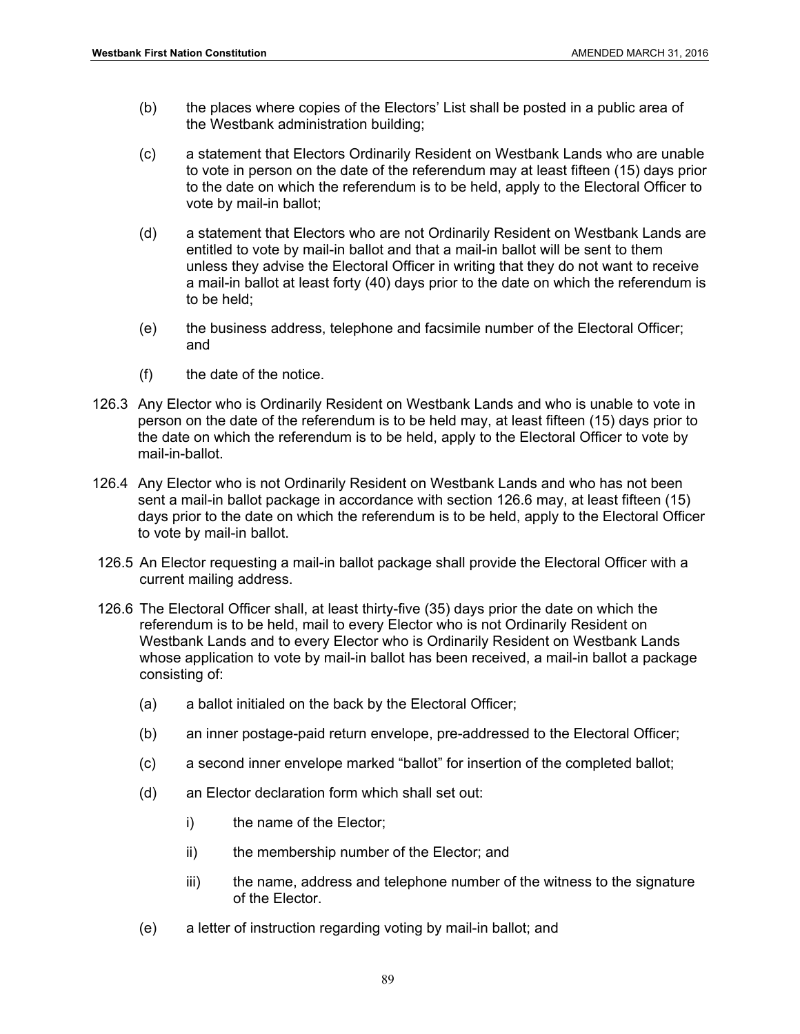(b) the places where copies of the Electors' List shall be posted in a public area of the Westbank administration building;

(c) a statement that Electors Ordinarily Resident on Westbank Lands who are unable to vote in person on the date of the referendum may at least fifteen (15) days prior to the date on which the referendum is to be held, apply to the Electoral Officer to vote by mail-in ballot;

(d) a statement that Electors who are not Ordinarily Resident on Westbank Lands are entitled to vote by mail-in ballot and that a mail-in ballot will be sent to them unless they advise the Electoral Officer in writing that they do not want to receive a mail-in ballot at least forty (40) days prior to the date on which the referendum is to be held;

(e) the business address, telephone and facsimile number of the Electoral Officer; and

(f) the date of the notice.

126.3 Any Elector who is Ordinarily Resident on Westbank Lands and who is unable to vote in person on the date of the referendum is to be held may, at least fifteen (15) days prior to the date on which the referendum is to be held, apply to the Electoral Officer to vote by mail-in-ballot.

126.4 Any Elector who is not Ordinarily Resident on Westbank Lands and who has not been sent a mail-in ballot package in accordance with section 126.6 may, at least fifteen (15) days prior to the date on which the referendum is to be held, apply to the Electoral Officer to vote by mail-in ballot.

126.5 An Elector requesting a mail-in ballot package shall provide the Electoral Officer with a current mailing address.

126.6 The Electoral Officer shall, at least thirty-five (35) days prior the date on which the referendum is to be held, mail to every Elector who is not Ordinarily Resident on Westbank Lands and to every Elector who is Ordinarily Resident on Westbank Lands whose application to vote by mail-in ballot has been received, a mail-in ballot a package consisting of:

(a) a ballot initialed on the back by the Electoral Officer;

(b) an inner postage-paid return envelope, pre-addressed to the Electoral Officer;

(c) a second inner envelope marked "ballot" for insertion of the completed ballot;

(d) an Elector declaration form which shall set out:

i) the name of the Elector;

ii) the membership number of the Elector; and

iii) the name, address and telephone number of the witness to the signature of the Elector.

(e) a letter of instruction regarding voting by mail-in ballot; and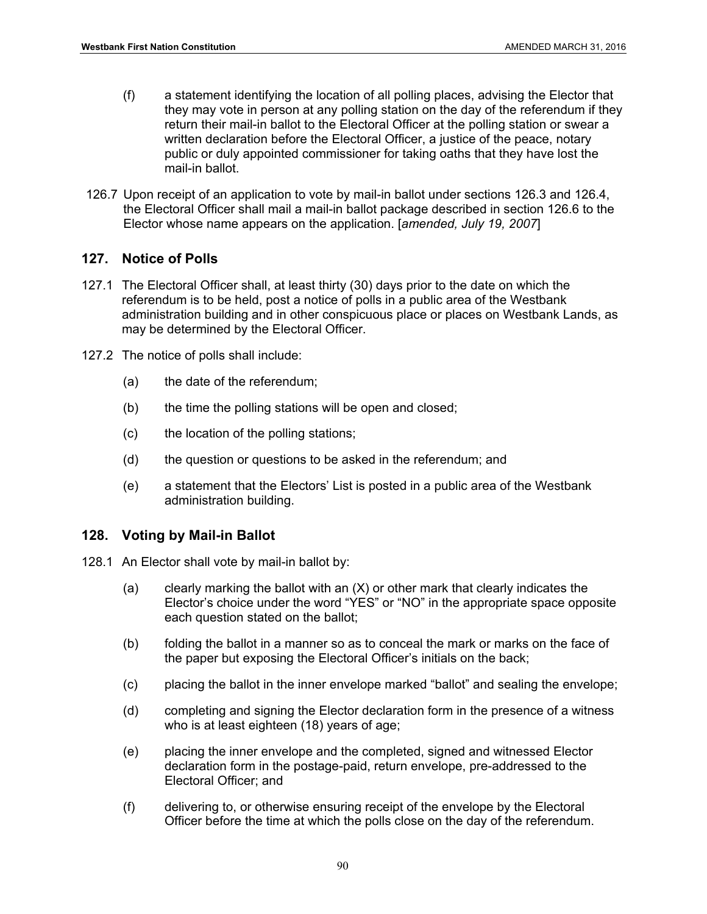(f) a statement identifying the location of all polling places, advising the Elector that they may vote in person at any polling station on the day of the referendum if they return their mail-in ballot to the Electoral Officer at the polling station or swear a written declaration before the Electoral Officer, a justice of the peace, notary public or duly appointed commissioner for taking oaths that they have lost the mail-in ballot.

126.7 Upon receipt of an application to vote by mail-in ballot under sections 126.3 and 126.4, the Electoral Officer shall mail a mail-in ballot package described in section 126.6 to the Elector whose name appears on the application. [*amended, July 19, 2007*]

## 127. Notice of Polls

127.1 The Electoral Officer shall, at least thirty (30) days prior to the date on which the referendum is to be held, post a notice of polls in a public area of the Westbank administration building and in other conspicuous place or places on Westbank Lands, as may be determined by the Electoral Officer.

127.2 The notice of polls shall include:

(a) the date of the referendum;

(b) the time the polling stations will be open and closed;

(c) the location of the polling stations;

(d) the question or questions to be asked in the referendum; and

(e) a statement that the Electors' List is posted in a public area of the Westbank administration building.

## 128. Voting by Mail-in Ballot

128.1 An Elector shall vote by mail-in ballot by:

(a) clearly marking the ballot with an (X) or other mark that clearly indicates the Elector's choice under the word "YES" or "NO" in the appropriate space opposite each question stated on the ballot;

(b) folding the ballot in a manner so as to conceal the mark or marks on the face of the paper but exposing the Electoral Officer's initials on the back;

(c) placing the ballot in the inner envelope marked "ballot" and sealing the envelope;

(d) completing and signing the Elector declaration form in the presence of a witness who is at least eighteen (18) years of age;

(e) placing the inner envelope and the completed, signed and witnessed Elector declaration form in the postage-paid, return envelope, pre-addressed to the Electoral Officer; and

(f) delivering to, or otherwise ensuring receipt of the envelope by the Electoral Officer before the time at which the polls close on the day of the referendum.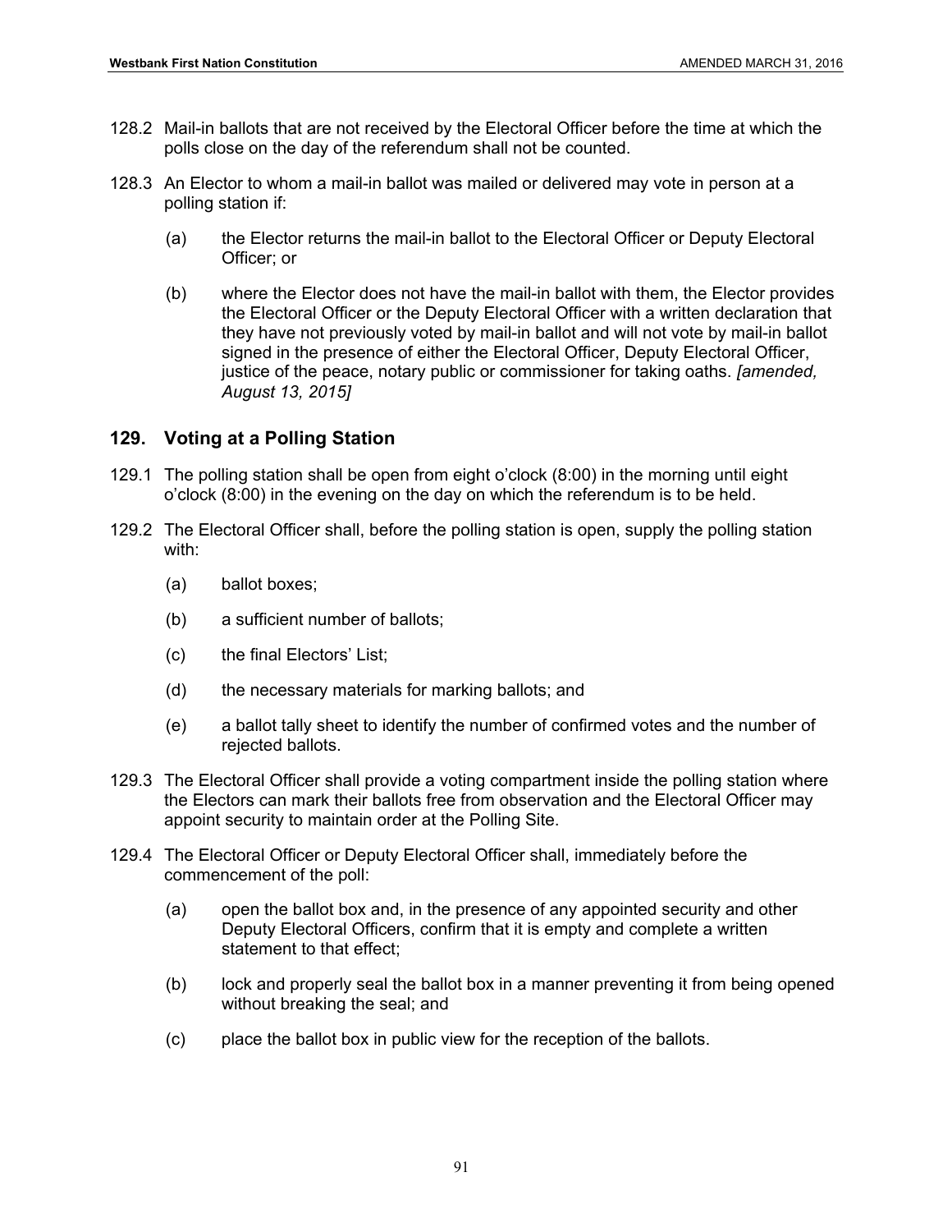128.2 Mail-in ballots that are not received by the Electoral Officer before the time at which the polls close on the day of the referendum shall not be counted.

128.3 An Elector to whom a mail-in ballot was mailed or delivered may vote in person at a polling station if:

(a) the Elector returns the mail-in ballot to the Electoral Officer or Deputy Electoral Officer; or

(b) where the Elector does not have the mail-in ballot with them, the Elector provides the Electoral Officer or the Deputy Electoral Officer with a written declaration that they have not previously voted by mail-in ballot and will not vote by mail-in ballot signed in the presence of either the Electoral Officer, Deputy Electoral Officer, justice of the peace, notary public or commissioner for taking oaths. *[amended, August 13, 2015]*

## 129. Voting at a Polling Station

129.1 The polling station shall be open from eight o'clock (8:00) in the morning until eight o'clock (8:00) in the evening on the day on which the referendum is to be held.

129.2 The Electoral Officer shall, before the polling station is open, supply the polling station with:

(a) ballot boxes;

(b) a sufficient number of ballots;

(c) the final Electors' List;

(d) the necessary materials for marking ballots; and

(e) a ballot tally sheet to identify the number of confirmed votes and the number of rejected ballots.

129.3 The Electoral Officer shall provide a voting compartment inside the polling station where the Electors can mark their ballots free from observation and the Electoral Officer may appoint security to maintain order at the Polling Site.

129.4 The Electoral Officer or Deputy Electoral Officer shall, immediately before the commencement of the poll:

(a) open the ballot box and, in the presence of any appointed security and other Deputy Electoral Officers, confirm that it is empty and complete a written statement to that effect;

(b) lock and properly seal the ballot box in a manner preventing it from being opened without breaking the seal; and

(c) place the ballot box in public view for the reception of the ballots.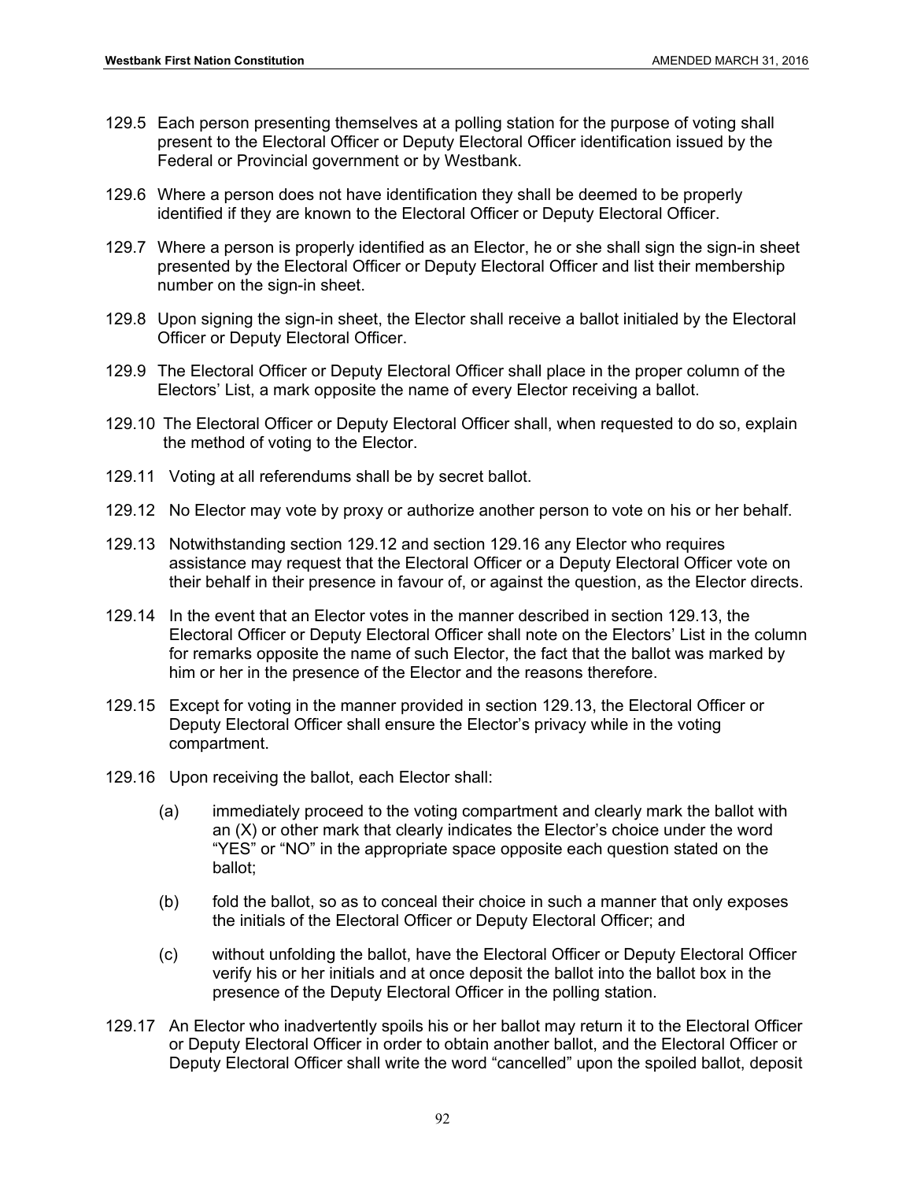129.5 Each person presenting themselves at a polling station for the purpose of voting shall present to the Electoral Officer or Deputy Electoral Officer identification issued by the Federal or Provincial government or by Westbank.

129.6 Where a person does not have identification they shall be deemed to be properly identified if they are known to the Electoral Officer or Deputy Electoral Officer.

129.7 Where a person is properly identified as an Elector, he or she shall sign the sign-in sheet presented by the Electoral Officer or Deputy Electoral Officer and list their membership number on the sign-in sheet.

129.8 Upon signing the sign-in sheet, the Elector shall receive a ballot initialed by the Electoral Officer or Deputy Electoral Officer.

129.9 The Electoral Officer or Deputy Electoral Officer shall place in the proper column of the Electors' List, a mark opposite the name of every Elector receiving a ballot.

129.10 The Electoral Officer or Deputy Electoral Officer shall, when requested to do so, explain the method of voting to the Elector.

129.11 Voting at all referendums shall be by secret ballot.

129.12 No Elector may vote by proxy or authorize another person to vote on his or her behalf.

129.13 Notwithstanding section 129.12 and section 129.16 any Elector who requires assistance may request that the Electoral Officer or a Deputy Electoral Officer vote on their behalf in their presence in favour of, or against the question, as the Elector directs.

129.14 In the event that an Elector votes in the manner described in section 129.13, the Electoral Officer or Deputy Electoral Officer shall note on the Electors' List in the column for remarks opposite the name of such Elector, the fact that the ballot was marked by him or her in the presence of the Elector and the reasons therefore.

129.15 Except for voting in the manner provided in section 129.13, the Electoral Officer or Deputy Electoral Officer shall ensure the Elector's privacy while in the voting compartment.

129.16 Upon receiving the ballot, each Elector shall:

(a) immediately proceed to the voting compartment and clearly mark the ballot with an (X) or other mark that clearly indicates the Elector's choice under the word "YES" or "NO" in the appropriate space opposite each question stated on the ballot;

(b) fold the ballot, so as to conceal their choice in such a manner that only exposes the initials of the Electoral Officer or Deputy Electoral Officer; and

(c) without unfolding the ballot, have the Electoral Officer or Deputy Electoral Officer verify his or her initials and at once deposit the ballot into the ballot box in the presence of the Deputy Electoral Officer in the polling station.

129.17 An Elector who inadvertently spoils his or her ballot may return it to the Electoral Officer or Deputy Electoral Officer in order to obtain another ballot, and the Electoral Officer or Deputy Electoral Officer shall write the word "cancelled" upon the spoiled ballot, deposit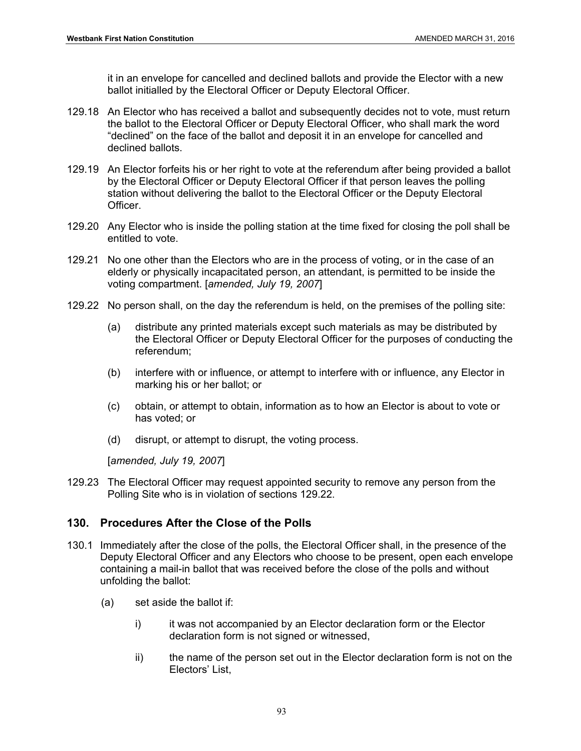it in an envelope for cancelled and declined ballots and provide the Elector with a new ballot initialled by the Electoral Officer or Deputy Electoral Officer.

129.18 An Elector who has received a ballot and subsequently decides not to vote, must return the ballot to the Electoral Officer or Deputy Electoral Officer, who shall mark the word “declined” on the face of the ballot and deposit it in an envelope for cancelled and declined ballots.

129.19 An Elector forfeits his or her right to vote at the referendum after being provided a ballot by the Electoral Officer or Deputy Electoral Officer if that person leaves the polling station without delivering the ballot to the Electoral Officer or the Deputy Electoral Officer.

129.20 Any Elector who is inside the polling station at the time fixed for closing the poll shall be entitled to vote.

129.21 No one other than the Electors who are in the process of voting, or in the case of an elderly or physically incapacitated person, an attendant, is permitted to be inside the voting compartment. [*amended, July 19, 2007*]

129.22 No person shall, on the day the referendum is held, on the premises of the polling site:

(a) distribute any printed materials except such materials as may be distributed by the Electoral Officer or Deputy Electoral Officer for the purposes of conducting the referendum;

(b) interfere with or influence, or attempt to interfere with or influence, any Elector in marking his or her ballot; or

(c) obtain, or attempt to obtain, information as to how an Elector is about to vote or has voted; or

(d) disrupt, or attempt to disrupt, the voting process.

[*amended, July 19, 2007*]

129.23 The Electoral Officer may request appointed security to remove any person from the Polling Site who is in violation of sections 129.22.

## 130. Procedures After the Close of the Polls

130.1 Immediately after the close of the polls, the Electoral Officer shall, in the presence of the Deputy Electoral Officer and any Electors who choose to be present, open each envelope containing a mail-in ballot that was received before the close of the polls and without unfolding the ballot:

(a) set aside the ballot if:

i) it was not accompanied by an Elector declaration form or the Elector declaration form is not signed or witnessed,

ii) the name of the person set out in the Elector declaration form is not on the Electors' List,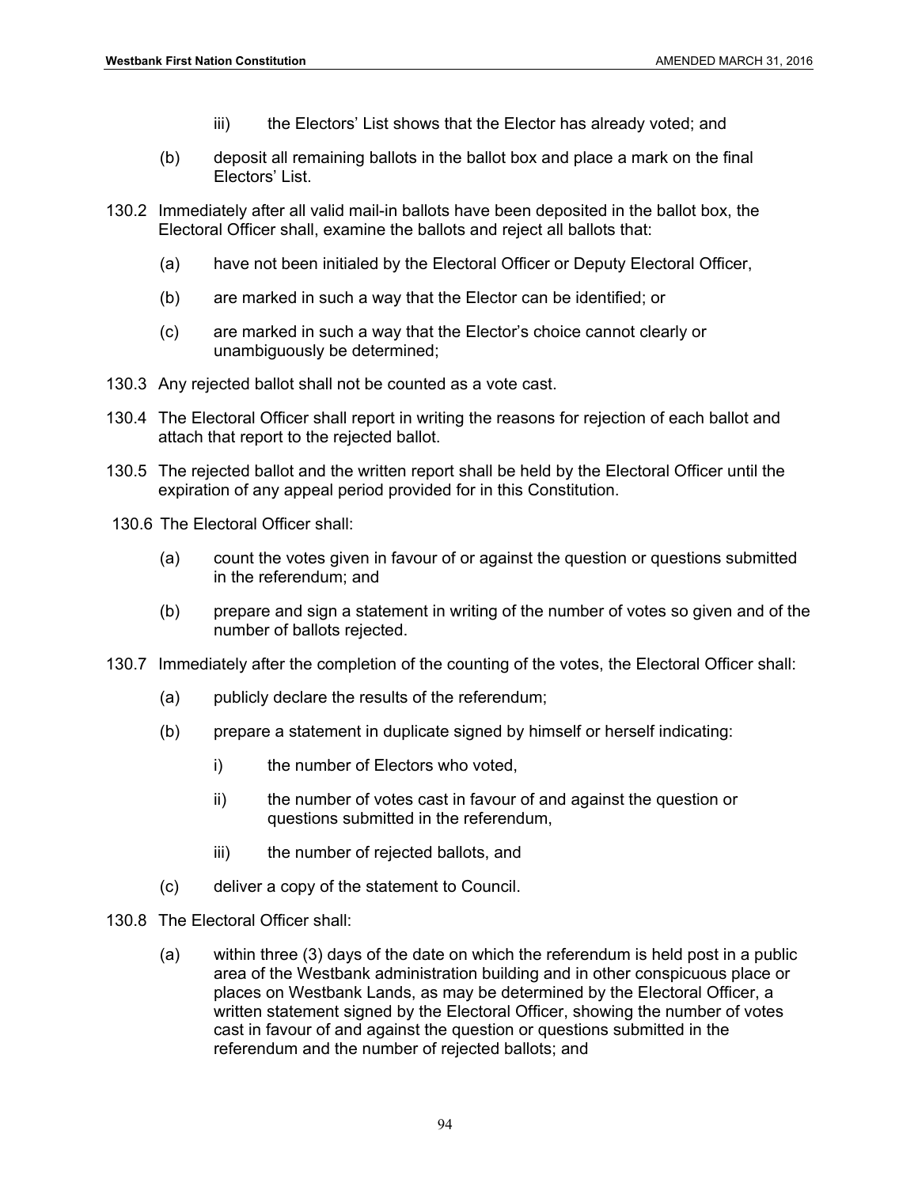iii) the Electors' List shows that the Elector has already voted; and

(b) deposit all remaining ballots in the ballot box and place a mark on the final Electors' List.

130.2 Immediately after all valid mail-in ballots have been deposited in the ballot box, the Electoral Officer shall, examine the ballots and reject all ballots that:

(a) have not been initialed by the Electoral Officer or Deputy Electoral Officer,

(b) are marked in such a way that the Elector can be identified; or

(c) are marked in such a way that the Elector's choice cannot clearly or unambiguously be determined;

130.3 Any rejected ballot shall not be counted as a vote cast.

130.4 The Electoral Officer shall report in writing the reasons for rejection of each ballot and attach that report to the rejected ballot.

130.5 The rejected ballot and the written report shall be held by the Electoral Officer until the expiration of any appeal period provided for in this Constitution.

130.6 The Electoral Officer shall:

(a) count the votes given in favour of or against the question or questions submitted in the referendum; and

(b) prepare and sign a statement in writing of the number of votes so given and of the number of ballots rejected.

130.7 Immediately after the completion of the counting of the votes, the Electoral Officer shall:

(a) publicly declare the results of the referendum;

(b) prepare a statement in duplicate signed by himself or herself indicating:

i) the number of Electors who voted,

ii) the number of votes cast in favour of and against the question or questions submitted in the referendum,

iii) the number of rejected ballots, and

(c) deliver a copy of the statement to Council.

130.8 The Electoral Officer shall:

(a) within three (3) days of the date on which the referendum is held post in a public area of the Westbank administration building and in other conspicuous place or places on Westbank Lands, as may be determined by the Electoral Officer, a written statement signed by the Electoral Officer, showing the number of votes cast in favour of and against the question or questions submitted in the referendum and the number of rejected ballots; and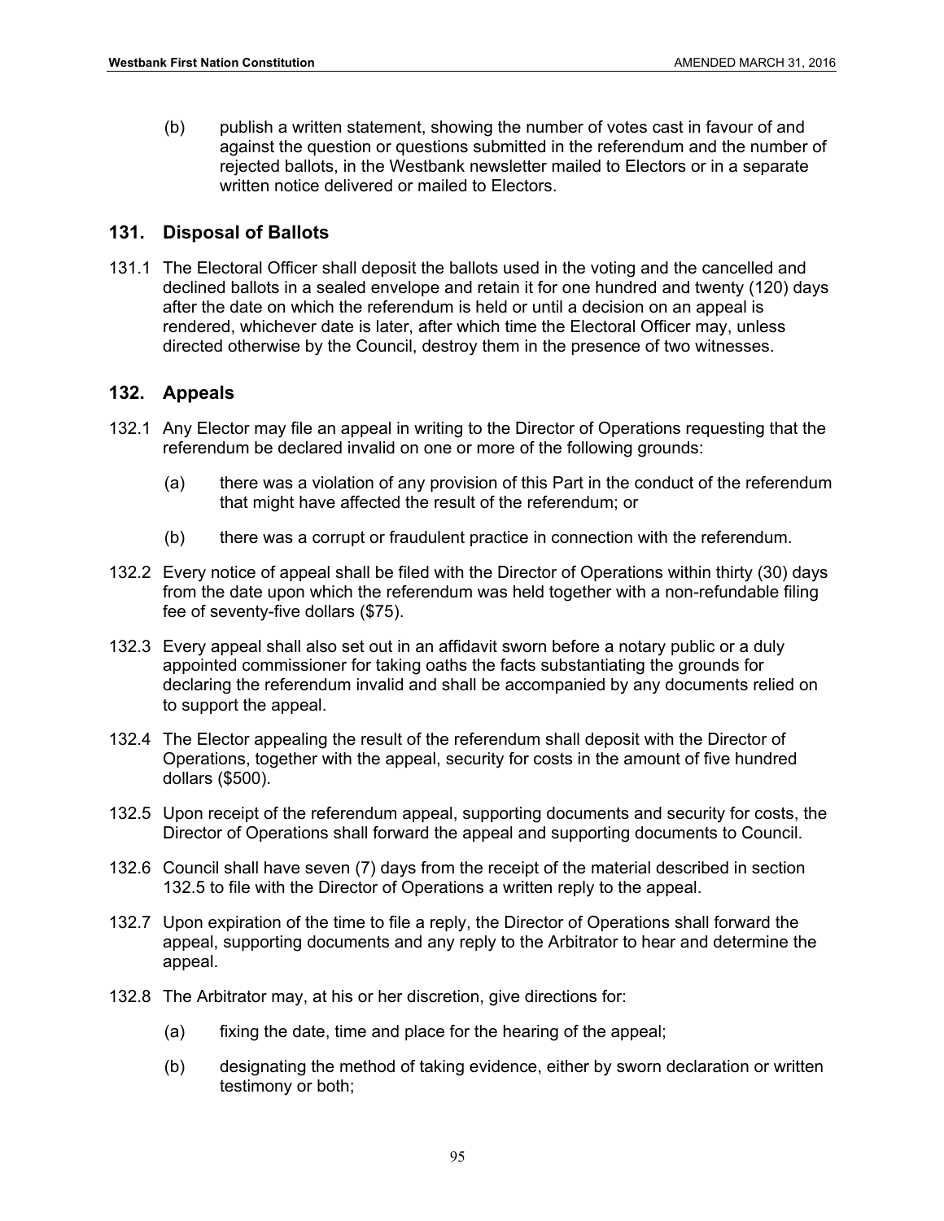(b) publish a written statement, showing the number of votes cast in favour of and against the question or questions submitted in the referendum and the number of rejected ballots, in the Westbank newsletter mailed to Electors or in a separate written notice delivered or mailed to Electors.

## 131. Disposal of Ballots

131.1 The Electoral Officer shall deposit the ballots used in the voting and the cancelled and declined ballots in a sealed envelope and retain it for one hundred and twenty (120) days after the date on which the referendum is held or until a decision on an appeal is rendered, whichever date is later, after which time the Electoral Officer may, unless directed otherwise by the Council, destroy them in the presence of two witnesses.

## 132. Appeals

132.1 Any Elector may file an appeal in writing to the Director of Operations requesting that the referendum be declared invalid on one or more of the following grounds:

(a) there was a violation of any provision of this Part in the conduct of the referendum that might have affected the result of the referendum; or

(b) there was a corrupt or fraudulent practice in connection with the referendum.

132.2 Every notice of appeal shall be filed with the Director of Operations within thirty (30) days from the date upon which the referendum was held together with a non-refundable filing fee of seventy-five dollars ($75).

132.3 Every appeal shall also set out in an affidavit sworn before a notary public or a duly appointed commissioner for taking oaths the facts substantiating the grounds for declaring the referendum invalid and shall be accompanied by any documents relied on to support the appeal.

132.4 The Elector appealing the result of the referendum shall deposit with the Director of Operations, together with the appeal, security for costs in the amount of five hundred dollars ($500).

132.5 Upon receipt of the referendum appeal, supporting documents and security for costs, the Director of Operations shall forward the appeal and supporting documents to Council.

132.6 Council shall have seven (7) days from the receipt of the material described in section 132.5 to file with the Director of Operations a written reply to the appeal.

132.7 Upon expiration of the time to file a reply, the Director of Operations shall forward the appeal, supporting documents and any reply to the Arbitrator to hear and determine the appeal.

132.8 The Arbitrator may, at his or her discretion, give directions for:

(a) fixing the date, time and place for the hearing of the appeal;

(b) designating the method of taking evidence, either by sworn declaration or written testimony or both;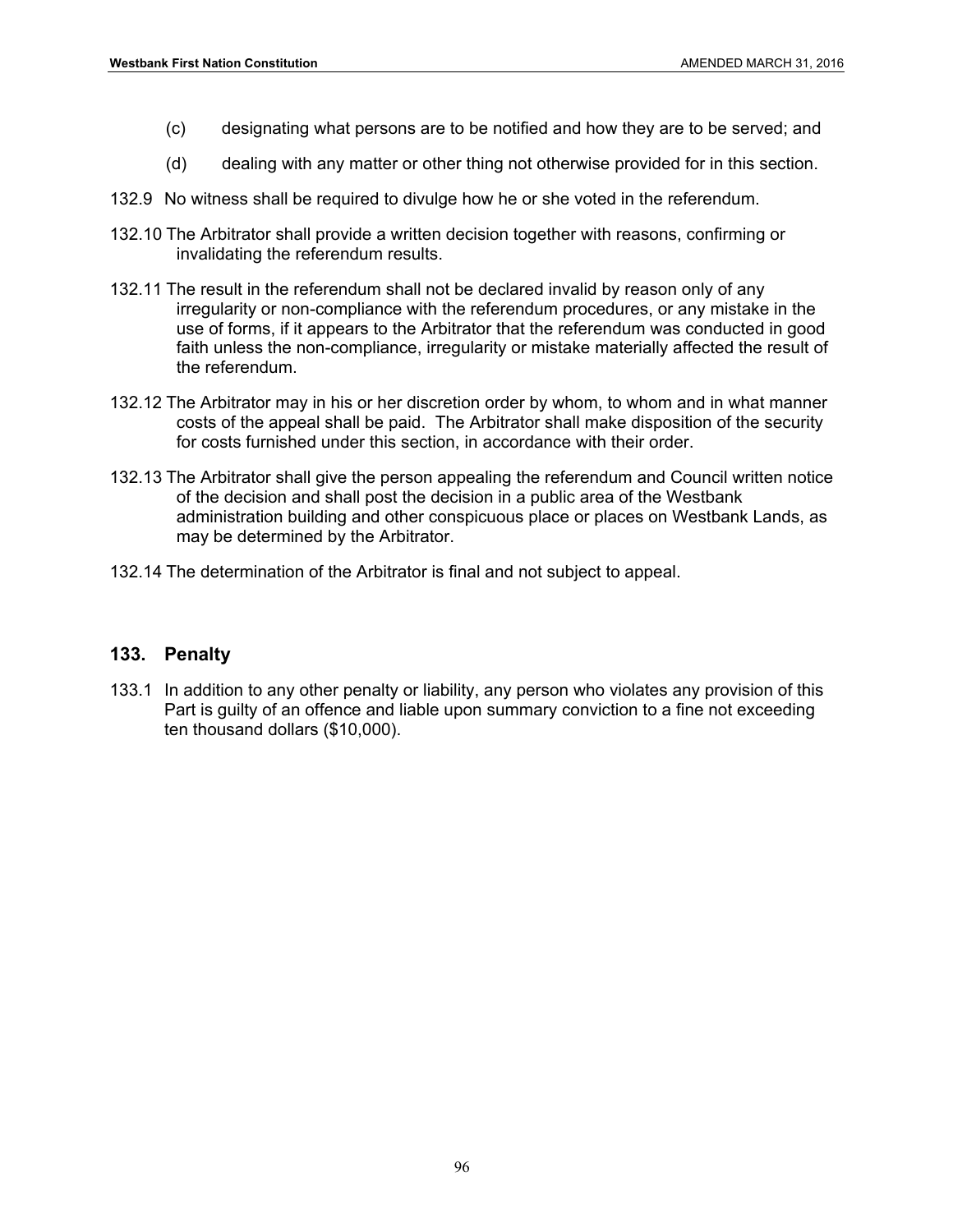(c) designating what persons are to be notified and how they are to be served; and

(d) dealing with any matter or other thing not otherwise provided for in this section.

132.9 No witness shall be required to divulge how he or she voted in the referendum.

132.10 The Arbitrator shall provide a written decision together with reasons, confirming or invalidating the referendum results.

132.11 The result in the referendum shall not be declared invalid by reason only of any irregularity or non-compliance with the referendum procedures, or any mistake in the use of forms, if it appears to the Arbitrator that the referendum was conducted in good faith unless the non-compliance, irregularity or mistake materially affected the result of the referendum.

132.12 The Arbitrator may in his or her discretion order by whom, to whom and in what manner costs of the appeal shall be paid. The Arbitrator shall make disposition of the security for costs furnished under this section, in accordance with their order.

132.13 The Arbitrator shall give the person appealing the referendum and Council written notice of the decision and shall post the decision in a public area of the Westbank administration building and other conspicuous place or places on Westbank Lands, as may be determined by the Arbitrator.

132.14 The determination of the Arbitrator is final and not subject to appeal.

## 133. Penalty

133.1 In addition to any other penalty or liability, any person who violates any provision of this Part is guilty of an offence and liable upon summary conviction to a fine not exceeding ten thousand dollars ($10,000).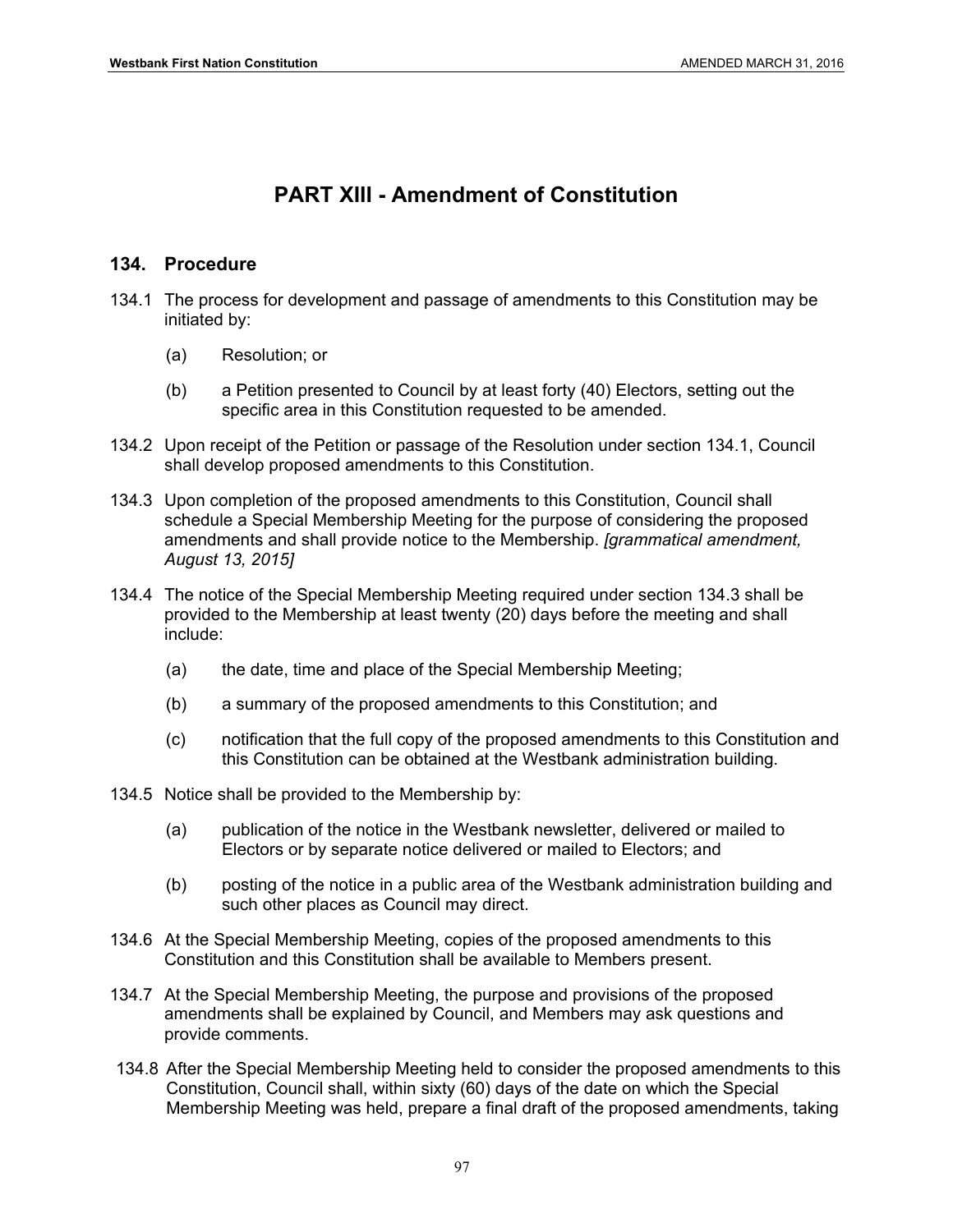# PART XIII - Amendment of Constitution

## 134. Procedure

134.1 The process for development and passage of amendments to this Constitution may be initiated by:

(a) Resolution; or

(b) a Petition presented to Council by at least forty (40) Electors, setting out the specific area in this Constitution requested to be amended.

134.2 Upon receipt of the Petition or passage of the Resolution under section 134.1, Council shall develop proposed amendments to this Constitution.

134.3 Upon completion of the proposed amendments to this Constitution, Council shall schedule a Special Membership Meeting for the purpose of considering the proposed amendments and shall provide notice to the Membership. *[grammatical amendment, August 13, 2015]*

134.4 The notice of the Special Membership Meeting required under section 134.3 shall be provided to the Membership at least twenty (20) days before the meeting and shall include:

(a) the date, time and place of the Special Membership Meeting;

(b) a summary of the proposed amendments to this Constitution; and

(c) notification that the full copy of the proposed amendments to this Constitution and this Constitution can be obtained at the Westbank administration building.

134.5 Notice shall be provided to the Membership by:

(a) publication of the notice in the Westbank newsletter, delivered or mailed to Electors or by separate notice delivered or mailed to Electors; and

(b) posting of the notice in a public area of the Westbank administration building and such other places as Council may direct.

134.6 At the Special Membership Meeting, copies of the proposed amendments to this Constitution and this Constitution shall be available to Members present.

134.7 At the Special Membership Meeting, the purpose and provisions of the proposed amendments shall be explained by Council, and Members may ask questions and provide comments.

134.8 After the Special Membership Meeting held to consider the proposed amendments to this Constitution, Council shall, within sixty (60) days of the date on which the Special Membership Meeting was held, prepare a final draft of the proposed amendments, taking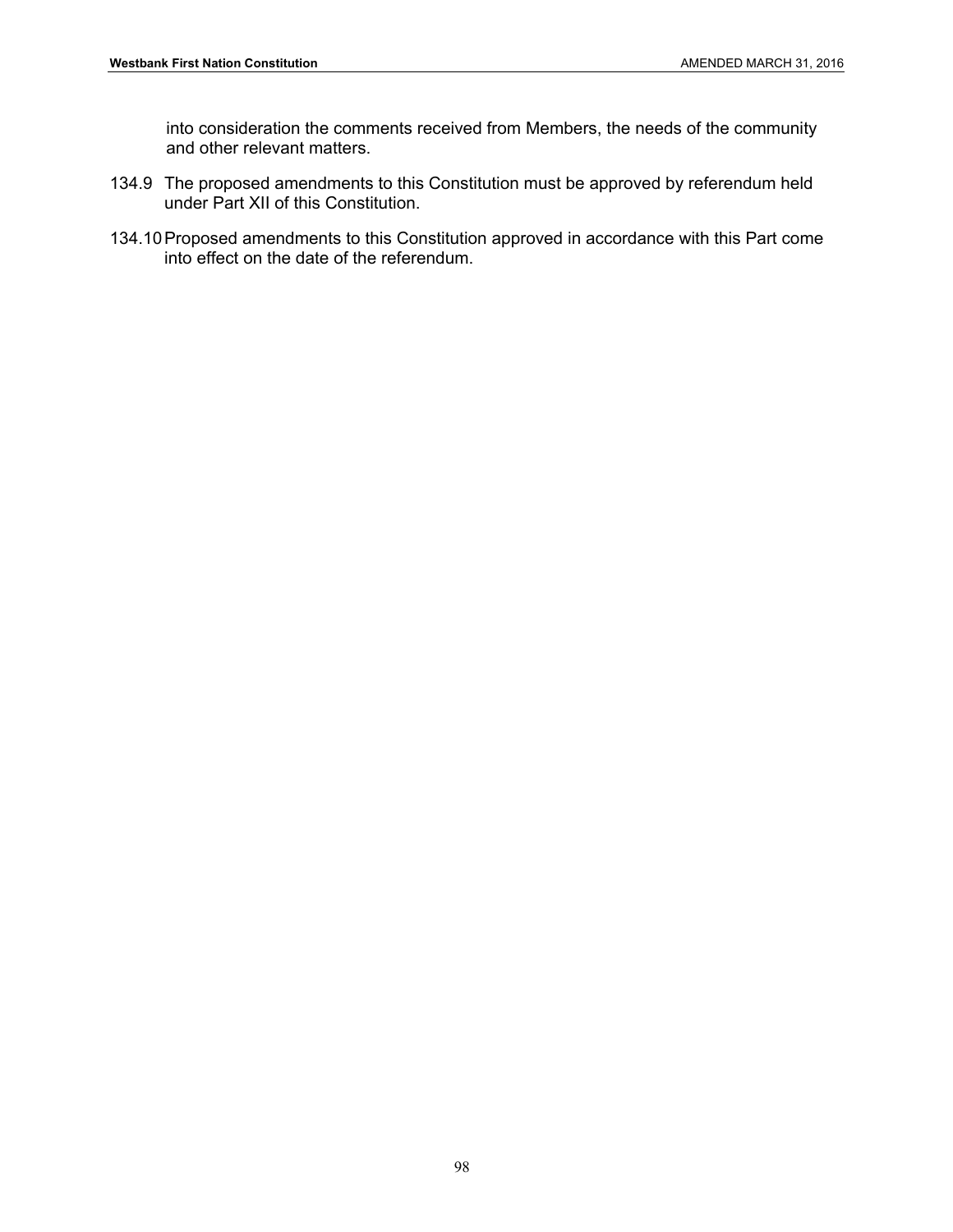into consideration the comments received from Members, the needs of the community and other relevant matters.

134.9 The proposed amendments to this Constitution must be approved by referendum held under Part XII of this Constitution.

134.10 Proposed amendments to this Constitution approved in accordance with this Part come into effect on the date of the referendum.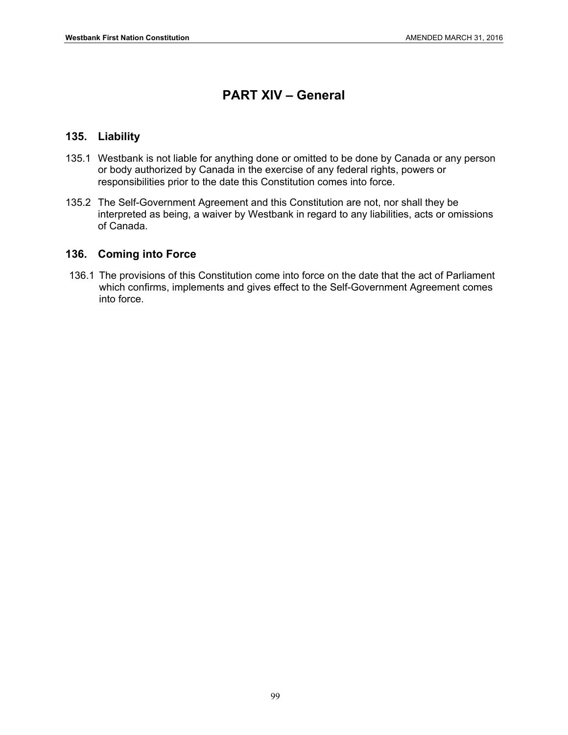# PART XIV – General

## 135. Liability

135.1 Westbank is not liable for anything done or omitted to be done by Canada or any person or body authorized by Canada in the exercise of any federal rights, powers or responsibilities prior to the date this Constitution comes into force.

135.2 The Self-Government Agreement and this Constitution are not, nor shall they be interpreted as being, a waiver by Westbank in regard to any liabilities, acts or omissions of Canada.

## 136. Coming into Force

136.1 The provisions of this Constitution come into force on the date that the act of Parliament which confirms, implements and gives effect to the Self-Government Agreement comes into force.